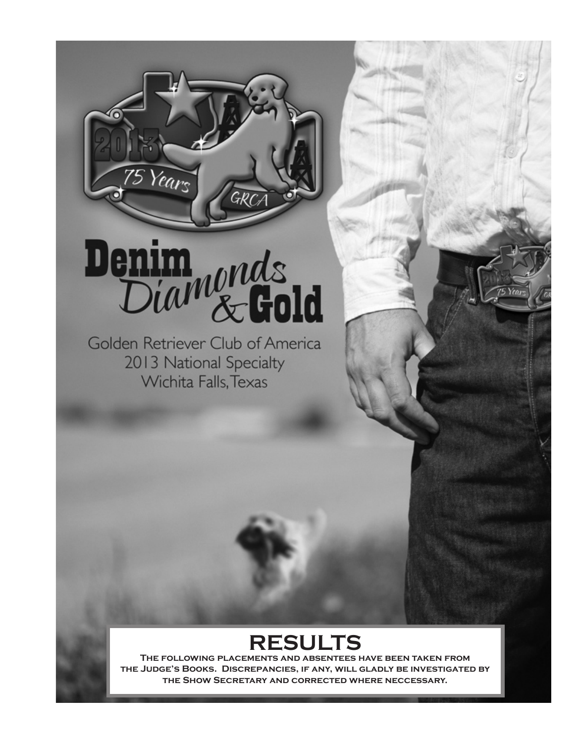2013

75 Years

GRCA

# Denim Diamonds & Gold

Golden Retriever Club of America
2013 National Specialty
Wichita Falls, Texas

## RESULTS

**The following placements and absentees have been taken from the Judge's Books. Discrepancies, if any, will gladly be investigated by the Show Secretary and corrected where neccessary.**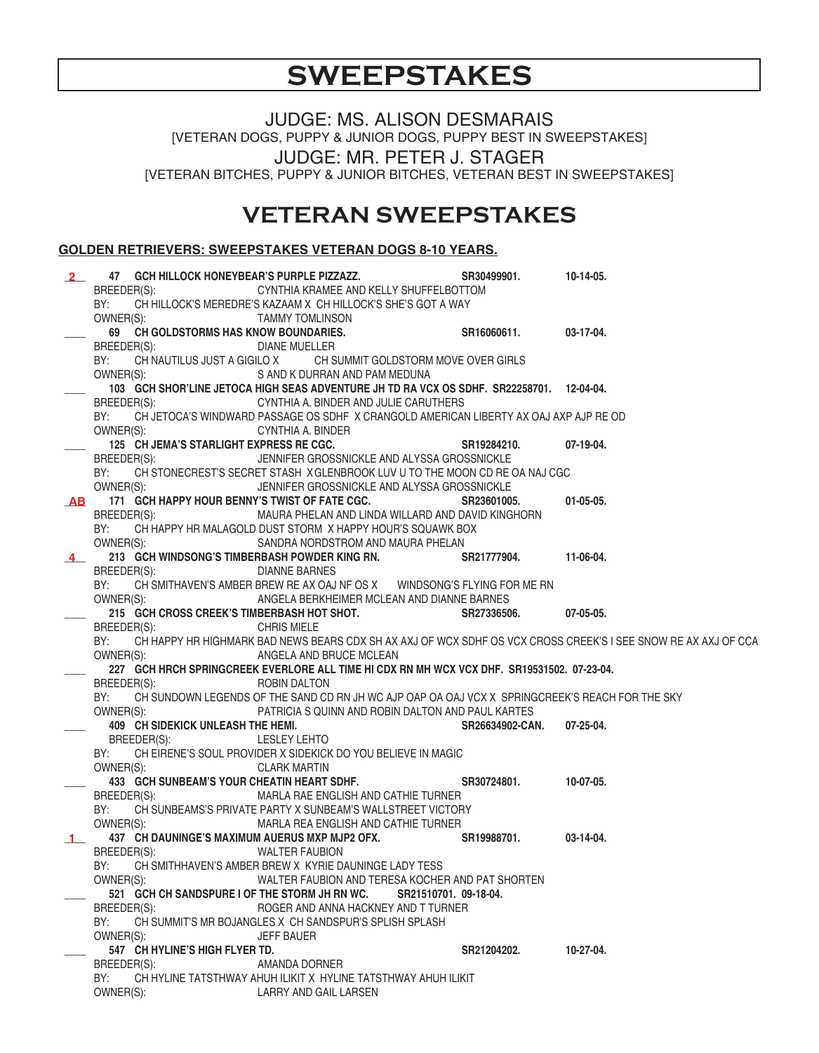# SWEEPSTAKES

JUDGE: MS. ALISON DESMARAIS
[VETERAN DOGS, PUPPY & JUNIOR DOGS, PUPPY BEST IN SWEEPSTAKES]

JUDGE: MR. PETER J. STAGER
[VETERAN BITCHES, PUPPY & JUNIOR BITCHES, VETERAN BEST IN SWEEPSTAKES]

# VETERAN SWEEPSTAKES

**GOLDEN RETRIEVERS: SWEEPSTAKES VETERAN DOGS 8-10 YEARS.**

**2** **47 GCH HILLOCK HONEYBEAR'S PURPLE PIZZAZZ.** **SR30499901.** **10-14-05.**
BREEDER(S): CYNTHIA KRAMEE AND KELLY SHUFFELBOTTOM
BY: CH HILLOCK'S MEREDRE'S KAZAAM X CH HILLOCK'S SHE'S GOT A WAY
OWNER(S): TAMMY TOMLINSON

___ **69 CH GOLDSTORMS HAS KNOW BOUNDARIES.** **SR16060611.** **03-17-04.**
BREEDER(S): DIANE MUELLER
BY: CH NAUTILUS JUST A GIGILO X CH SUMMIT GOLDSTORM MOVE OVER GIRLS
OWNER(S): S AND K DURRAN AND PAM MEDUNA

___ **103 GCH SHOR'LINE JETOCA HIGH SEAS ADVENTURE JH TD RA VCX OS SDHF.** **SR22258701.** **12-04-04.**
BREEDER(S): CYNTHIA A. BINDER AND JULIE CARUTHERS
BY: CH JETOCA'S WINDWARD PASSAGE OS SDHF X CRANGOLD AMERICAN LIBERTY AX OAJ AXP AJP RE OD
OWNER(S): CYNTHIA A. BINDER

___ **125 CH JEMA'S STARLIGHT EXPRESS RE CGC.** **SR19284210.** **07-19-04.**
BREEDER(S): JENNIFER GROSSNICKLE AND ALYSSA GROSSNICKLE
BY: CH STONECREST'S SECRET STASH X GLENBROOK LUV U TO THE MOON CD RE OA NAJ CGC
OWNER(S): JENNIFER GROSSNICKLE AND ALYSSA GROSSNICKLE

**AB** **171 GCH HAPPY HOUR BENNY'S TWIST OF FATE CGC.** **SR23601005.** **01-05-05.**
BREEDER(S): MAURA PHELAN AND LINDA WILLARD AND DAVID KINGHORN
BY: CH HAPPY HR MALAGOLD DUST STORM X HAPPY HOUR'S SQUAWK BOX
OWNER(S): SANDRA NORDSTROM AND MAURA PHELAN

**4** **213 GCH WINDSONG'S TIMBERBASH POWDER KING RN.** **SR21777904.** **11-06-04.**
BREEDER(S): DIANNE BARNES
BY: CH SMITHAVEN'S AMBER BREW RE AX OAJ NF OS X WINDSONG'S FLYING FOR ME RN
OWNER(S): ANGELA BERKHEIMER MCLEAN AND DIANNE BARNES

___ **215 GCH CROSS CREEK'S TIMBERBASH HOT SHOT.** **SR27336506.** **07-05-05.**
BREEDER(S): CHRIS MIELE
BY: CH HAPPY HR HIGHMARK BAD NEWS BEARS CDX SH AX AXJ OF WCX SDHF OS VCX CROSS CREEK'S I SEE SNOW RE AX AXJ OF CCA
OWNER(S): ANGELA AND BRUCE MCLEAN

___ **227 GCH HRCH SPRINGCREEK EVERLORE ALL TIME HI CDX RN MH WCX VCX DHF.** **SR19531502.** **07-23-04.**
BREEDER(S): ROBIN DALTON
BY: CH SUNDOWN LEGENDS OF THE SAND CD RN JH WC AJP OAP OA OAJ VCX X SPRINGCREEK'S REACH FOR THE SKY
OWNER(S): PATRICIA S QUINN AND ROBIN DALTON AND PAUL KARTES

___ **409 CH SIDEKICK UNLEASH THE HEMI.** **SR26634902-CAN.** **07-25-04.**
BREEDER(S): LESLEY LEHTO
BY: CH EIRENE'S SOUL PROVIDER X SIDEKICK DO YOU BELIEVE IN MAGIC
OWNER(S): CLARK MARTIN

___ **433 GCH SUNBEAM'S YOUR CHEATIN HEART SDHF.** **SR30724801.** **10-07-05.**
BREEDER(S): MARLA RAE ENGLISH AND CATHIE TURNER
BY: CH SUNBEAMS'S PRIVATE PARTY X SUNBEAM'S WALLSTREET VICTORY
OWNER(S): MARLA REA ENGLISH AND CATHIE TURNER

**1** **437 CH DAUNINGE'S MAXIMUM AUERUS MXP MJP2 OFX.** **SR19988701.** **03-14-04.**
BREEDER(S): WALTER FAUBION
BY: CH SMITHHAVEN'S AMBER BREW X KYRIE DAUNINGE LADY TESS
OWNER(S): WALTER FAUBION AND TERESA KOCHER AND PAT SHORTEN

___ **521 GCH CH SANDSPURE I OF THE STORM JH RN WC.** **SR21510701.** **09-18-04.**
BREEDER(S): ROGER AND ANNA HACKNEY AND T TURNER
BY: CH SUMMIT'S MR BOJANGLES X CH SANDSPUR'S SPLISH SPLASH
OWNER(S): JEFF BAUER

___ **547 CH HYLINE'S HIGH FLYER TD.** **SR21204202.** **10-27-04.**
BREEDER(S): AMANDA DORNER
BY: CH HYLINE TATSTHWAY AHUH ILIKIT X HYLINE TATSTHWAY AHUH ILIKIT
OWNER(S): LARRY AND GAIL LARSEN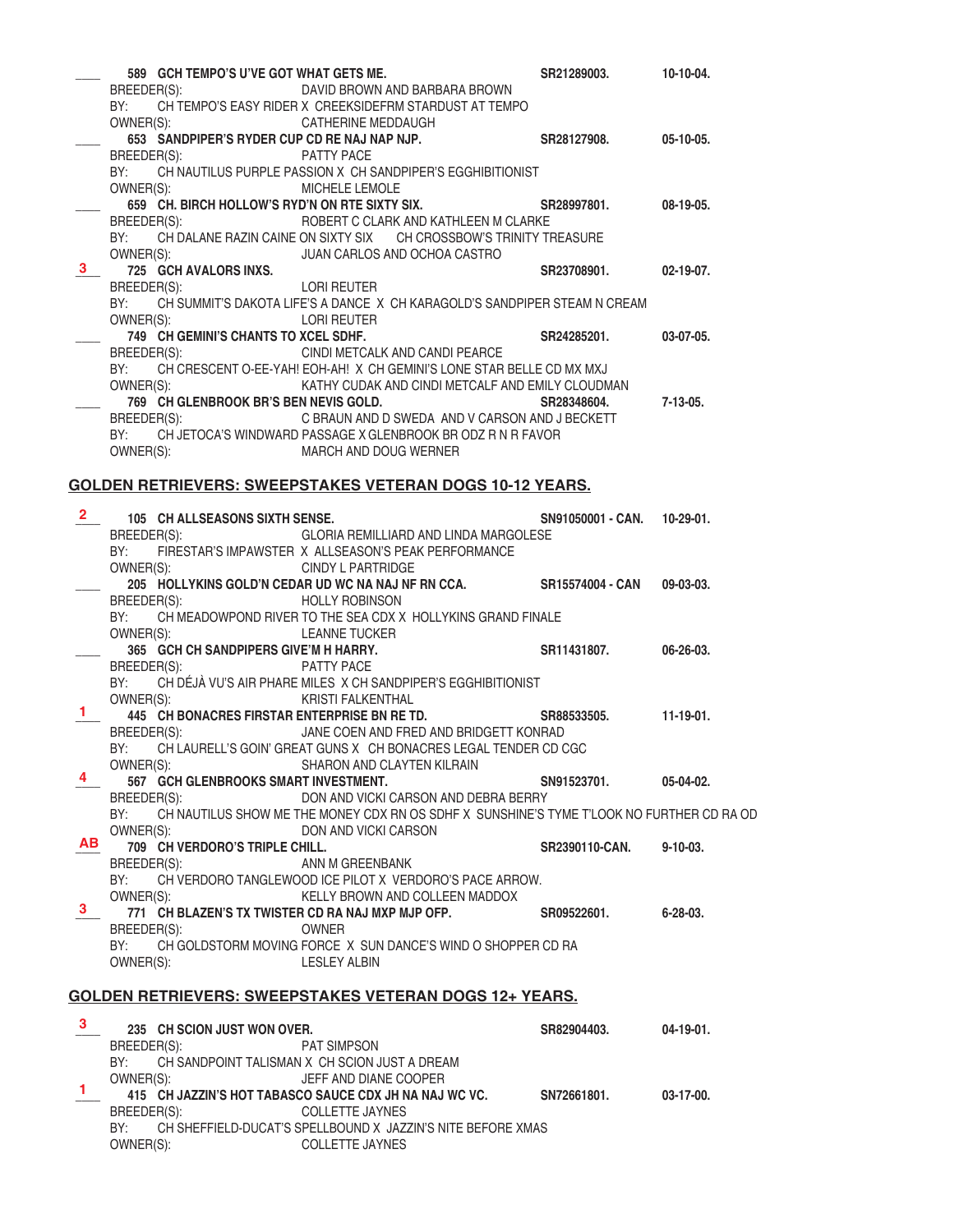___ **589 GCH TEMPO'S U'VE GOT WHAT GETS ME.** **SR21289003.** **10-10-04.**
BREEDER(S): DAVID BROWN AND BARBARA BROWN
BY: CH TEMPO'S EASY RIDER X CREEKSIDEFRM STARDUST AT TEMPO
OWNER(S): CATHERINE MEDDAUGH

___ **653 SANDPIPER'S RYDER CUP CD RE NAJ NAP NJP.** **SR28127908.** **05-10-05.**
BREEDER(S): PATTY PACE
BY: CH NAUTILUS PURPLE PASSION X CH SANDPIPER'S EGGHIBITIONIST
OWNER(S): MICHELE LEMOLE

___ **659 CH. BIRCH HOLLOW'S RYD'N ON RTE SIXTY SIX.** **SR28997801.** **08-19-05.**
BREEDER(S): ROBERT C CLARK AND KATHLEEN M CLARKE
BY: CH DALANE RAZIN CAINE ON SIXTY SIX CH CROSSBOW'S TRINITY TREASURE
OWNER(S): JUAN CARLOS AND OCHOA CASTRO

3 **725 GCH AVALORS INXS.** **SR23708901.** **02-19-07.**
BREEDER(S): LORI REUTER
BY: CH SUMMIT'S DAKOTA LIFE'S A DANCE X CH KARAGOLD'S SANDPIPER STEAM N CREAM
OWNER(S): LORI REUTER

___ **749 CH GEMINI'S CHANTS TO XCEL SDHF.** **SR24285201.** **03-07-05.**
BREEDER(S): CINDI METCALK AND CANDI PEARCE
BY: CH CRESCENT O-EE-YAH! EOH-AH! X CH GEMINI'S LONE STAR BELLE CD MX MXJ
OWNER(S): KATHY CUDAK AND CINDI METCALF AND EMILY CLOUDMAN

___ **769 CH GLENBROOK BR'S BEN NEVIS GOLD.** **SR28348604.** **7-13-05.**
BREEDER(S): C BRAUN AND D SWEDA AND V CARSON AND J BECKETT
BY: CH JETOCA'S WINDWARD PASSAGE X GLENBROOK BR ODZ R N R FAVOR
OWNER(S): MARCH AND DOUG WERNER

## GOLDEN RETRIEVERS: SWEEPSTAKES VETERAN DOGS 10-12 YEARS.

2 **105 CH ALLSEASONS SIXTH SENSE.** **SN91050001 - CAN.** **10-29-01.**
BREEDER(S): GLORIA REMILLIARD AND LINDA MARGOLESE
BY: FIRESTAR'S IMPAWSTER X ALLSEASON'S PEAK PERFORMANCE
OWNER(S): CINDY L PARTRIDGE

___ **205 HOLLYKINS GOLD'N CEDAR UD WC NA NAJ NF RN CCA.** **SR15574004 - CAN** **09-03-03.**
BREEDER(S): HOLLY ROBINSON
BY: CH MEADOWPOND RIVER TO THE SEA CDX X HOLLYKINS GRAND FINALE
OWNER(S): LEANNE TUCKER

___ **365 GCH CH SANDPIPERS GIVE'M H HARRY.** **SR11431807.** **06-26-03.**
BREEDER(S): PATTY PACE
BY: CH DÉJÀ VU'S AIR PHARE MILES X CH SANDPIPER'S EGGHIBITIONIST
OWNER(S): KRISTI FALKENTHAL

1 **445 CH BONACRES FIRSTAR ENTERPRISE BN RE TD.** **SR88533505.** **11-19-01.**
BREEDER(S): JANE COEN AND FRED AND BRIDGETT KONRAD
BY: CH LAURELL'S GOIN' GREAT GUNS X CH BONACRES LEGAL TENDER CD CGC
OWNER(S): SHARON AND CLAYTEN KILRAIN

4 **567 GCH GLENBROOKS SMART INVESTMENT.** **SN91523701.** **05-04-02.**
BREEDER(S): DON AND VICKI CARSON AND DEBRA BERRY
BY: CH NAUTILUS SHOW ME THE MONEY CDX RN OS SDHF X SUNSHINE'S TYME T'LOOK NO FURTHER CD RA OD
OWNER(S): DON AND VICKI CARSON

AB **709 CH VERDORO'S TRIPLE CHILL.** **SR2390110-CAN.** **9-10-03.**
BREEDER(S): ANN M GREENBANK
BY: CH VERDORO TANGLEWOOD ICE PILOT X VERDORO'S PACE ARROW.
OWNER(S): KELLY BROWN AND COLLEEN MADDOX

3 **771 CH BLAZEN'S TX TWISTER CD RA NAJ MXP MJP OFP.** **SR09522601.** **6-28-03.**
BREEDER(S): OWNER
BY: CH GOLDSTORM MOVING FORCE X SUN DANCE'S WIND O SHOPPER CD RA
OWNER(S): LESLEY ALBIN

## GOLDEN RETRIEVERS: SWEEPSTAKES VETERAN DOGS 12+ YEARS.

3 **235 CH SCION JUST WON OVER.** **SR82904403.** **04-19-01.**
BREEDER(S): PAT SIMPSON
BY: CH SANDPOINT TALISMAN X CH SCION JUST A DREAM
OWNER(S): JEFF AND DIANE COOPER

1 **415 CH JAZZIN'S HOT TABASCO SAUCE CDX JH NA NAJ WC VC.** **SN72661801.** **03-17-00.**
BREEDER(S): COLLETTE JAYNES
BY: CH SHEFFIELD-DUCAT'S SPELLBOUND X JAZZIN'S NITE BEFORE XMAS
OWNER(S): COLLETTE JAYNES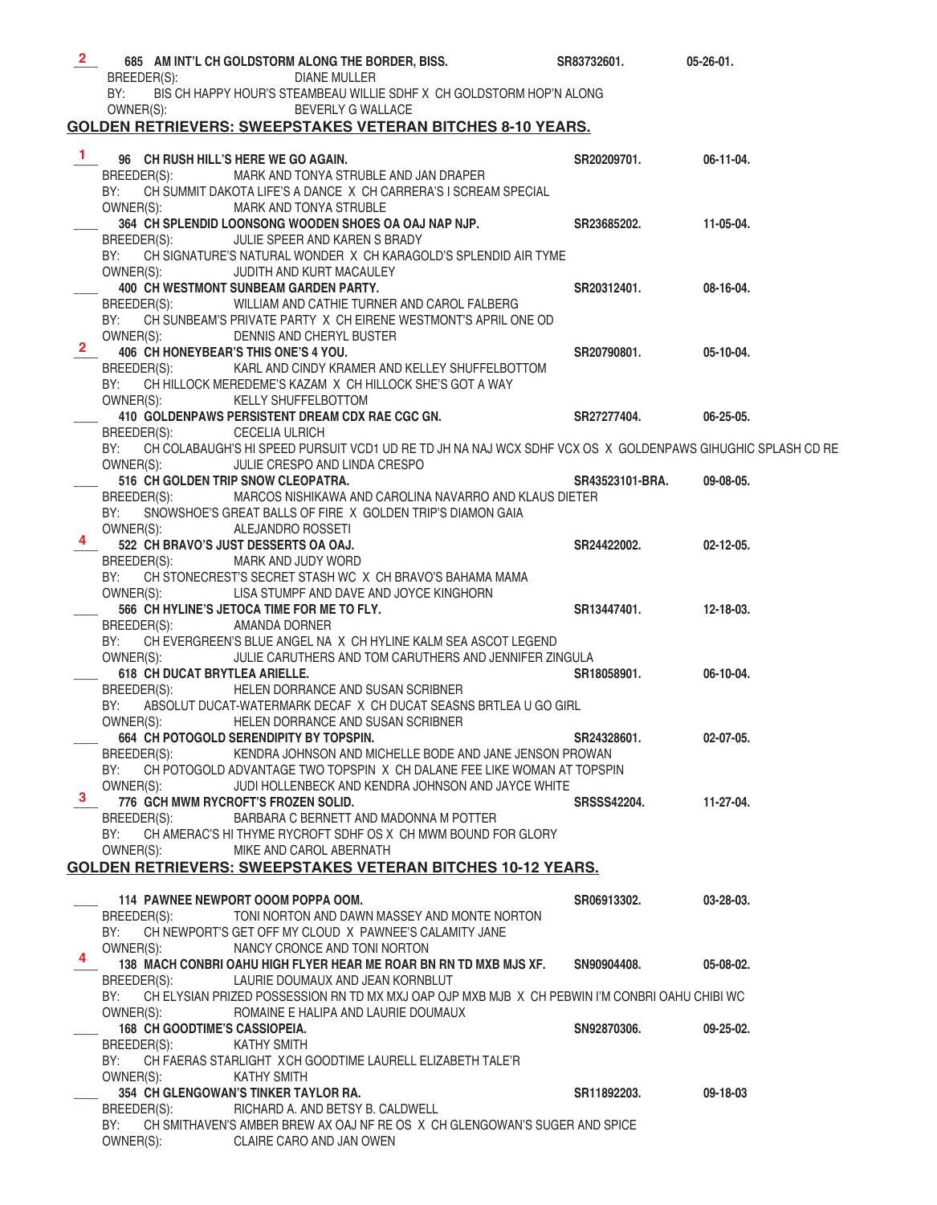**2** 685 **AM INT'L CH GOLDSTORM ALONG THE BORDER, BISS.** SR83732601. 05-26-01.
BREEDER(S): DIANE MULLER
BY: BIS CH HAPPY HOUR'S STEAMBEAU WILLIE SDHF X CH GOLDSTORM HOP'N ALONG
OWNER(S): BEVERLY G WALLACE

## GOLDEN RETRIEVERS: SWEEPSTAKES VETERAN BITCHES 8-10 YEARS.

**1** 96 **CH RUSH HILL'S HERE WE GO AGAIN.** SR20209701. 06-11-04.
BREEDER(S): MARK AND TONYA STRUBLE AND JAN DRAPER
BY: CH SUMMIT DAKOTA LIFE'S A DANCE X CH CARRERA'S I SCREAM SPECIAL
OWNER(S): MARK AND TONYA STRUBLE

___ 364 **CH SPLENDID LOONSONG WOODEN SHOES OA OAJ NAP NJP.** SR23685202. 11-05-04.
BREEDER(S): JULIE SPEER AND KAREN S BRADY
BY: CH SIGNATURE'S NATURAL WONDER X CH KARAGOLD'S SPLENDID AIR TYME
OWNER(S): JUDITH AND KURT MACAULEY

___ 400 **CH WESTMONT SUNBEAM GARDEN PARTY.** SR20312401. 08-16-04.
BREEDER(S): WILLIAM AND CATHIE TURNER AND CAROL FALBERG
BY: CH SUNBEAM'S PRIVATE PARTY X CH EIRENE WESTMONT'S APRIL ONE OD
OWNER(S): DENNIS AND CHERYL BUSTER

**2** 406 **CH HONEYBEAR'S THIS ONE'S 4 YOU.** SR20790801. 05-10-04.
BREEDER(S): KARL AND CINDY KRAMER AND KELLEY SHUFFELBOTTOM
BY: CH HILLOCK MEREDEME'S KAZAM X CH HILLOCK SHE'S GOT A WAY
OWNER(S): KELLY SHUFFELBOTTOM

___ 410 **GOLDENPAWS PERSISTENT DREAM CDX RAE CGC GN.** SR27277404. 06-25-05.
BREEDER(S): CECELIA ULRICH
BY: CH COLABAUGH'S HI SPEED PURSUIT VCD1 UD RE TD JH NA NAJ WCX SDHF VCX OS X GOLDENPAWS GIHUGHIC SPLASH CD RE
OWNER(S): JULIE CRESPO AND LINDA CRESPO

___ 516 **CH GOLDEN TRIP SNOW CLEOPATRA.** SR43523101-BRA. 09-08-05.
BREEDER(S): MARCOS NISHIKAWA AND CAROLINA NAVARRO AND KLAUS DIETER
BY: SNOWSHOE'S GREAT BALLS OF FIRE X GOLDEN TRIP'S DIAMON GAIA
OWNER(S): ALEJANDRO ROSSETI

**4** 522 **CH BRAVO'S JUST DESSERTS OA OAJ.** SR24422002. 02-12-05.
BREEDER(S): MARK AND JUDY WORD
BY: CH STONECREST'S SECRET STASH WC X CH BRAVO'S BAHAMA MAMA
OWNER(S): LISA STUMPF AND DAVE AND JOYCE KINGHORN

___ 566 **CH HYLINE'S JETOCA TIME FOR ME TO FLY.** SR13447401. 12-18-03.
BREEDER(S): AMANDA DORNER
BY: CH EVERGREEN'S BLUE ANGEL NA X CH HYLINE KALM SEA ASCOT LEGEND
OWNER(S): JULIE CARUTHERS AND TOM CARUTHERS AND JENNIFER ZINGULA

___ 618 **CH DUCAT BRYTLEA ARIELLE.** SR18058901. 06-10-04.
BREEDER(S): HELEN DORRANCE AND SUSAN SCRIBNER
BY: ABSOLUT DUCAT-WATERMARK DECAF X CH DUCAT SEASNS BRTLEA U GO GIRL
OWNER(S): HELEN DORRANCE AND SUSAN SCRIBNER

___ 664 **CH POTOGOLD SERENDIPITY BY TOPSPIN.** SR24328601. 02-07-05.
BREEDER(S): KENDRA JOHNSON AND MICHELLE BODE AND JANE JENSON PROWAN
BY: CH POTOGOLD ADVANTAGE TWO TOPSPIN X CH DALANE FEE LIKE WOMAN AT TOPSPIN
OWNER(S): JUDI HOLLENBECK AND KENDRA JOHNSON AND JAYCE WHITE

**3** 776 **GCH MWM RYCROFT'S FROZEN SOLID.** SRSSS42204. 11-27-04.
BREEDER(S): BARBARA C BERNETT AND MADONNA M POTTER
BY: CH AMERAC'S HI THYME RYCROFT SDHF OS X CH MWM BOUND FOR GLORY
OWNER(S): MIKE AND CAROL ABERNATH

## GOLDEN RETRIEVERS: SWEEPSTAKES VETERAN BITCHES 10-12 YEARS.

___ 114 **PAWNEE NEWPORT OOOM POPPA OOM.** SR06913302. 03-28-03.
BREEDER(S): TONI NORTON AND DAWN MASSEY AND MONTE NORTON
BY: CH NEWPORT'S GET OFF MY CLOUD X PAWNEE'S CALAMITY JANE
OWNER(S): NANCY CRONCE AND TONI NORTON

**4** 138 **MACH CONBRI OAHU HIGH FLYER HEAR ME ROAR BN RN TD MXB MJS XF.** SN90904408. 05-08-02.
BREEDER(S): LAURIE DOUMAUX AND JEAN KORNBLUT
BY: CH ELYSIAN PRIZED POSSESSION RN TD MX MXJ OAP OJP MXB MJB X CH PEBWIN I'M CONBRI OAHU CHIBI WC
OWNER(S): ROMAINE E HALIPA AND LAURIE DOUMAUX

___ 168 **CH GOODTIME'S CASSIOPEIA.** SN92870306. 09-25-02.
BREEDER(S): KATHY SMITH
BY: CH FAERAS STARLIGHT XCH GOODTIME LAURELL ELIZABETH TALE'R
OWNER(S): KATHY SMITH

___ 354 **CH GLENGOWAN'S TINKER TAYLOR RA.** SR11892203. 09-18-03
BREEDER(S): RICHARD A. AND BETSY B. CALDWELL
BY: CH SMITHAVEN'S AMBER BREW AX OAJ NF RE OS X CH GLENGOWAN'S SUGER AND SPICE
OWNER(S): CLAIRE CARO AND JAN OWEN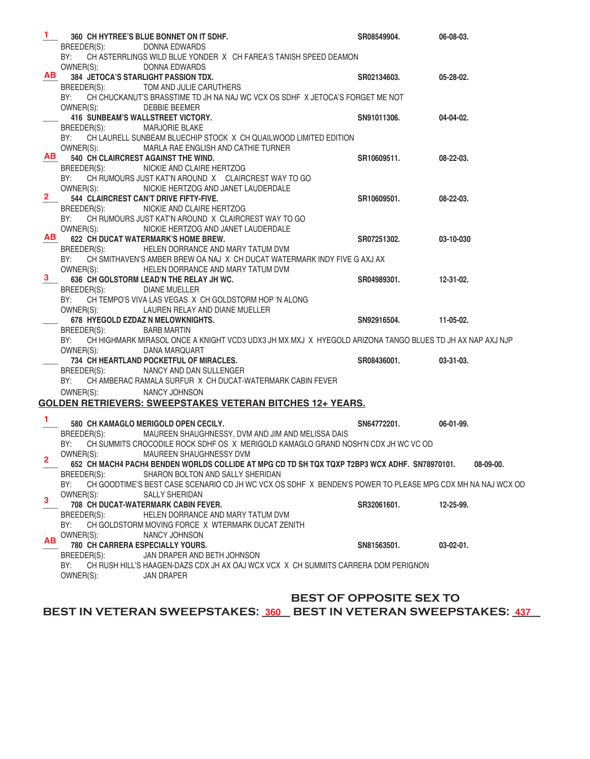**1** 360 **CH HYTREE'S BLUE BONNET ON IT SDHF.** SR08549904. 06-08-03.
BREEDER(S): DONNA EDWARDS
BY: CH ASTERRLINGS WILD BLUE YONDER X CH FAREA'S TANISH SPEED DEAMON
OWNER(S): DONNA EDWARDS

**AB** 384 **JETOCA'S STARLIGHT PASSION TDX.** SR02134603. 05-28-02.
BREEDER(S): TOM AND JULIE CARUTHERS
BY: CH CHUCKANUT'S BRASSTIME TD JH NA NAJ WC VCX OS SDHF X JETOCA'S FORGET ME NOT
OWNER(S): DEBBIE BEEMER

\_\_\_ 416 **SUNBEAM'S WALLSTREET VICTORY.** SN91011306. 04-04-02.
BREEDER(S): MARJORIE BLAKE
BY: CH LAURELL SUNBEAM BLUECHIP STOCK X CH QUAILWOOD LIMITED EDITION
OWNER(S): MARLA RAE ENGLISH AND CATHIE TURNER

**AB** 540 **CH CLAIRCREST AGAINST THE WIND.** SR10609511. 08-22-03.
BREEDER(S): NICKIE AND CLAIRE HERTZOG
BY: CH RUMOURS JUST KAT'N AROUND X CLAIRCREST WAY TO GO
OWNER(S): NICKIE HERTZOG AND JANET LAUDERDALE

**2** 544 **CLAIRCREST CAN'T DRIVE FIFTY-FIVE.** SR10609501. 08-22-03.
BREEDER(S): NICKIE AND CLAIRE HERTZOG
BY: CH RUMOURS JUST KAT'N AROUND X CLAIRCREST WAY TO GO
OWNER(S): NICKIE HERTZOG AND JANET LAUDERDALE

**AB** 622 **CH DUCAT WATERMARK'S HOME BREW.** SR07251302. 03-10-030
BREEDER(S): HELEN DORRANCE AND MARY TATUM DVM
BY: CH SMITHAVEN'S AMBER BREW OA NAJ X CH DUCAT WATERMARK INDY FIVE G AXJ AX
OWNER(S): HELEN DORRANCE AND MARY TATUM DVM

**3** 636 **CH GOLSTORM LEAD'N THE RELAY JH WC.** SR04989301. 12-31-02.
BREEDER(S): DIANE MUELLER
BY: CH TEMPO'S VIVA LAS VEGAS X CH GOLDSTORM HOP 'N ALONG
OWNER(S): LAUREN RELAY AND DIANE MUELLER

\_\_\_ 678 **HYEGOLD EZDAZ N MELOWKNIGHTS.** SN92916504. 11-05-02.
BREEDER(S): BARB MARTIN
BY: CH HIGHMARK MIRASOL ONCE A KNIGHT VCD3 UDX3 JH MX MXJ X HYEGOLD ARIZONA TANGO BLUES TD JH AX NAP AXJ NJP
OWNER(S): DANA MARQUART

\_\_\_ 734 **CH HEARTLAND POCKETFUL OF MIRACLES.** SR08436001. 03-31-03.
BREEDER(S): NANCY AND DAN SULLENGER
BY: CH AMBERAC RAMALA SURFUR X CH DUCAT-WATERMARK CABIN FEVER
OWNER(S): NANCY JOHNSON

## GOLDEN RETRIEVERS: SWEEPSTAKES VETERAN BITCHES 12+ YEARS.

**1** 580 **CH KAMAGLO MERIGOLD OPEN CECILY.** SN64772201. 06-01-99.
BREEDER(S): MAUREEN SHAUGHNESSY, DVM AND JIM AND MELISSA DAIS
BY: CH SUMMITS CROCODILE ROCK SDHF OS X MERIGOLD KAMAGLO GRAND NOSH'N CDX JH WC VC OD
OWNER(S): MAUREEN SHAUGHNESSY DVM

**2** 652 **CH MACH4 PACH4 BENDEN WORLDS COLLIDE AT MPG CD TD SH TQX TQXP T2BP3 WCX ADHF.** SN78970101. 08-09-00.
BREEDER(S): SHARON BOLTON AND SALLY SHERIDAN
BY: CH GOODTIME'S BEST CASE SCENARIO CD JH WC VCX OS SDHF X BENDEN'S POWER TO PLEASE MPG CDX MH NA NAJ WCX OD
OWNER(S): SALLY SHERIDAN

**3** 708 **CH DUCAT-WATERMARK CABIN FEVER.** SR32061601. 12-25-99.
BREEDER(S): HELEN DORRANCE AND MARY TATUM DVM
BY: CH GOLDSTORM MOVING FORCE X WTERMARK DUCAT ZENITH
OWNER(S): NANCY JOHNSON

**AB** 780 **CH CARRERA ESPECIALLY YOURS.** SN81563501. 03-02-01.
BREEDER(S): JAN DRAPER AND BETH JOHNSON
BY: CH RUSH HILL'S HAAGEN-DAZS CDX JH AX OAJ WCX VCX X CH SUMMITS CARRERA DOM PERIGNON
OWNER(S): JAN DRAPER

**BEST IN VETERAN SWEEPSTAKES: 360**

**BEST OF OPPOSITE SEX TO BEST IN VETERAN SWEEPSTAKES: 437**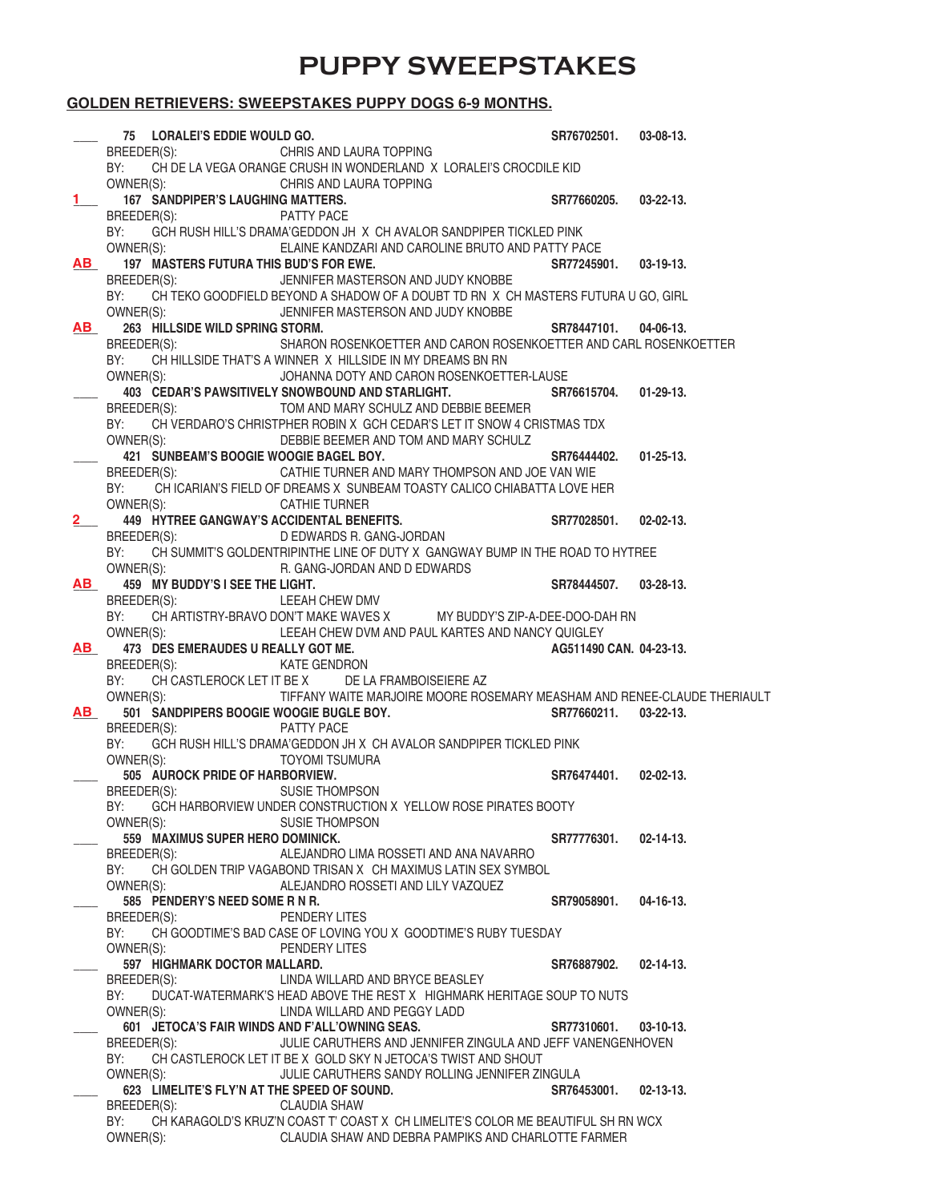# PUPPY SWEEPSTAKES

## GOLDEN RETRIEVERS: SWEEPSTAKES PUPPY DOGS 6-9 MONTHS.

\_\_\_\_ **75 LORALEI'S EDDIE WOULD GO.** **SR76702501. 03-08-13.**
BREEDER(S): CHRIS AND LAURA TOPPING
BY: CH DE LA VEGA ORANGE CRUSH IN WONDERLAND X LORALEI'S CROCDILE KID
OWNER(S): CHRIS AND LAURA TOPPING

**1** **167 SANDPIPER'S LAUGHING MATTERS.** **SR77660205. 03-22-13.**
BREEDER(S): PATTY PACE
BY: GCH RUSH HILL'S DRAMA'GEDDON JH X CH AVALOR SANDPIPER TICKLED PINK
OWNER(S): ELAINE KANDZARI AND CAROLINE BRUTO AND PATTY PACE

**AB** **197 MASTERS FUTURA THIS BUD'S FOR EWE.** **SR77245901. 03-19-13.**
BREEDER(S): JENNIFER MASTERSON AND JUDY KNOBBE
BY: CH TEKO GOODFIELD BEYOND A SHADOW OF A DOUBT TD RN X CH MASTERS FUTURA U GO, GIRL
OWNER(S): JENNIFER MASTERSON AND JUDY KNOBBE

**AB** **263 HILLSIDE WILD SPRING STORM.** **SR78447101. 04-06-13.**
BREEDER(S): SHARON ROSENKOETTER AND CARON ROSENKOETTER AND CARL ROSENKOETTER
BY: CH HILLSIDE THAT'S A WINNER X HILLSIDE IN MY DREAMS BN RN
OWNER(S): JOHANNA DOTY AND CARON ROSENKOETTER-LAUSE

\_\_\_\_ **403 CEDAR'S PAWSITIVELY SNOWBOUND AND STARLIGHT.** **SR76615704. 01-29-13.**
BREEDER(S): TOM AND MARY SCHULZ AND DEBBIE BEEMER
BY: CH VERDARO'S CHRISTPHER ROBIN X GCH CEDAR'S LET IT SNOW 4 CRISTMAS TDX
OWNER(S): DEBBIE BEEMER AND TOM AND MARY SCHULZ

\_\_\_\_ **421 SUNBEAM'S BOOGIE WOOGIE BAGEL BOY.** **SR76444402. 01-25-13.**
BREEDER(S): CATHIE TURNER AND MARY THOMPSON AND JOE VAN WIE
BY: CH ICARIAN'S FIELD OF DREAMS X SUNBEAM TOASTY CALICO CHIABATTA LOVE HER
OWNER(S): CATHIE TURNER

**2** **449 HYTREE GANGWAY'S ACCIDENTAL BENEFITS.** **SR77028501. 02-02-13.**
BREEDER(S): D EDWARDS R. GANG-JORDAN
BY: CH SUMMIT'S GOLDENTRIPINTHE LINE OF DUTY X GANGWAY BUMP IN THE ROAD TO HYTREE
OWNER(S): R. GANG-JORDAN AND D EDWARDS

**AB** **459 MY BUDDY'S I SEE THE LIGHT.** **SR78444507. 03-28-13.**
BREEDER(S): LEEAH CHEW DMV
BY: CH ARTISTRY-BRAVO DON'T MAKE WAVES X MY BUDDY'S ZIP-A-DEE-DOO-DAH RN
OWNER(S): LEEAH CHEW DVM AND PAUL KARTES AND NANCY QUIGLEY

**AB** **473 DES EMERAUDES U REALLY GOT ME.** **AG511490 CAN. 04-23-13.**
BREEDER(S): KATE GENDRON
BY: CH CASTLEROCK LET IT BE X DE LA FRAMBOISEIERE AZ
OWNER(S): TIFFANY WAITE MARJOIRE MOORE ROSEMARY MEASHAM AND RENEE-CLAUDE THERIAULT

**AB** **501 SANDPIPERS BOOGIE WOOGIE BUGLE BOY.** **SR77660211. 03-22-13.**
BREEDER(S): PATTY PACE
BY: GCH RUSH HILL'S DRAMA'GEDDON JH X CH AVALOR SANDPIPER TICKLED PINK
OWNER(S): TOYOMI TSUMURA

\_\_\_\_ **505 AUROCK PRIDE OF HARBORVIEW.** **SR76474401. 02-02-13.**
BREEDER(S): SUSIE THOMPSON
BY: GCH HARBORVIEW UNDER CONSTRUCTION X YELLOW ROSE PIRATES BOOTY
OWNER(S): SUSIE THOMPSON

\_\_\_\_ **559 MAXIMUS SUPER HERO DOMINICK.** **SR77776301. 02-14-13.**
BREEDER(S): ALEJANDRO LIMA ROSSETI AND ANA NAVARRO
BY: CH GOLDEN TRIP VAGABOND TRISAN X CH MAXIMUS LATIN SEX SYMBOL
OWNER(S): ALEJANDRO ROSSETI AND LILY VAZQUEZ

\_\_\_\_ **585 PENDERY'S NEED SOME R N R.** **SR79058901. 04-16-13.**
BREEDER(S): PENDERY LITES
BY: CH GOODTIME'S BAD CASE OF LOVING YOU X GOODTIME'S RUBY TUESDAY
OWNER(S): PENDERY LITES

\_\_\_\_ **597 HIGHMARK DOCTOR MALLARD.** **SR76887902. 02-14-13.**
BREEDER(S): LINDA WILLARD AND BRYCE BEASLEY
BY: DUCAT-WATERMARK'S HEAD ABOVE THE REST X HIGHMARK HERITAGE SOUP TO NUTS
OWNER(S): LINDA WILLARD AND PEGGY LADD

\_\_\_\_ **601 JETOCA'S FAIR WINDS AND F'ALL'OWNING SEAS.** **SR77310601. 03-10-13.**
BREEDER(S): JULIE CARUTHERS AND JENNIFER ZINGULA AND JEFF VANENGENHOVEN
BY: CH CASTLEROCK LET IT BE X GOLD SKY N JETOCA'S TWIST AND SHOUT
OWNER(S): JULIE CARUTHERS SANDY ROLLING JENNIFER ZINGULA

\_\_\_\_ **623 LIMELITE'S FLY'N AT THE SPEED OF SOUND.** **SR76453001. 02-13-13.**
BREEDER(S): CLAUDIA SHAW
BY: CH KARAGOLD'S KRUZ'N COAST T' COAST X CH LIMELITE'S COLOR ME BEAUTIFUL SH RN WCX
OWNER(S): CLAUDIA SHAW AND DEBRA PAMPIKS AND CHARLOTTE FARMER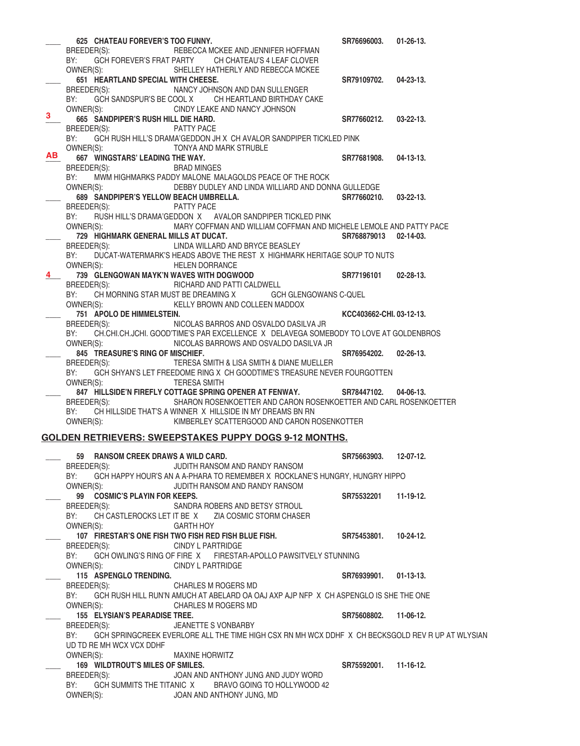____ **625 CHATEAU FOREVER'S TOO FUNNY.** **SR76696003. 01-26-13.**
BREEDER(S): REBECCA MCKEE AND JENNIFER HOFFMAN
BY: GCH FOREVER'S FRAT PARTY CH CHATEAU'S 4 LEAF CLOVER
OWNER(S): SHELLEY HATHERLY AND REBECCA MCKEE

____ **651 HEARTLAND SPECIAL WITH CHEESE.** **SR79109702. 04-23-13.**
BREEDER(S): NANCY JOHNSON AND DAN SULLENGER
BY: GCH SANDSPUR'S BE COOL X CH HEARTLAND BIRTHDAY CAKE
OWNER(S): CINDY LEAKE AND NANCY JOHNSON

3 **665 SANDPIPER'S RUSH HILL DIE HARD.** **SR77660212. 03-22-13.**
BREEDER(S): PATTY PACE
BY: GCH RUSH HILL'S DRAMA'GEDDON JH X CH AVALOR SANDPIPER TICKLED PINK
OWNER(S): TONYA AND MARK STRUBLE

AB **667 WINGSTARS' LEADING THE WAY.** **SR77681908. 04-13-13.**
BREEDER(S): BRAD MINGES
BY: MWM HIGHMARKS PADDY MALONE MALAGOLDS PEACE OF THE ROCK
OWNER(S): DEBBY DUDLEY AND LINDA WILLIARD AND DONNA GULLEDGE

____ **689 SANDPIPER'S YELLOW BEACH UMBRELLA.** **SR77660210. 03-22-13.**
BREEDER(S): PATTY PACE
BY: RUSH HILL'S DRAMA'GEDDON X AVALOR SANDPIPER TICKLED PINK
OWNER(S): MARY COFFMAN AND WILLIAM COFFMAN AND MICHELE LEMOLE AND PATTY PACE

____ **729 HIGHMARK GENERAL MILLS AT DUCAT.** **SR768879013 02-14-03.**
BREEDER(S): LINDA WILLARD AND BRYCE BEASLEY
BY: DUCAT-WATERMARK'S HEADS ABOVE THE REST X HIGHMARK HERITAGE SOUP TO NUTS
OWNER(S): HELEN DORRANCE

4 **739 GLENGOWAN MAYK'N WAVES WITH DOGWOOD** **SR77196101 02-28-13.**
BREEDER(S): RICHARD AND PATTI CALDWELL
BY: CH MORNING STAR MUST BE DREAMING X GCH GLENGOWANS C-QUEL
OWNER(S): KELLY BROWN AND COLLEEN MADDOX

____ **751 APOLO DE HIMMELSTEIN.** **KCC403662-CHI. 03-12-13.**
BREEDER(S): NICOLAS BARROS AND OSVALDO DASILVA JR
BY: CH.CHI.CH.JCHI. GOOD'TIME'S PAR EXCELLENCE X DELAVEGA SOMEBODY TO LOVE AT GOLDENBROS
OWNER(S): NICOLAS BARROWS AND OSVALDO DASILVA JR

____ **845 TREASURE'S RING OF MISCHIEF.** **SR76954202. 02-26-13.**
BREEDER(S): TERESA SMITH & LISA SMITH & DIANE MUELLER
BY: GCH SHYAN'S LET FREEDOME RING X CH GOODTIME'S TREASURE NEVER FOURGOTTEN
OWNER(S): TERESA SMITH

____ **847 HILLSIDE'N FIREFLY COTTAGE SPRING OPENER AT FENWAY.** **SR78447102. 04-06-13.**
BREEDER(S): SHARON ROSENKOETTER AND CARON ROSENKOETTER AND CARL ROSENKOETTER
BY: CH HILLSIDE THAT'S A WINNER X HILLSIDE IN MY DREAMS BN RN
OWNER(S): KIMBERLEY SCATTERGOOD AND CARON ROSENKOTTER

## GOLDEN RETRIEVERS: SWEEPSTAKES PUPPY DOGS 9-12 MONTHS.

____ **59 RANSOM CREEK DRAWS A WILD CARD.** **SR75663903. 12-07-12.**
BREEDER(S): JUDITH RANSOM AND RANDY RANSOM
BY: GCH HAPPY HOUR'S AN A A-PHARA TO REMEMBER X ROCKLANE'S HUNGRY, HUNGRY HIPPO
OWNER(S): JUDITH RANSOM AND RANDY RANSOM

____ **99 COSMIC'S PLAYIN FOR KEEPS.** **SR75532201 11-19-12.**
BREEDER(S): SANDRA ROBERS AND BETSY STROUL
BY: CH CASTLEROCKS LET IT BE X ZIA COSMIC STORM CHASER
OWNER(S): GARTH HOY

____ **107 FIRESTAR'S ONE FISH TWO FISH RED FISH BLUE FISH.** **SR75453801. 10-24-12.**
BREEDER(S): CINDY L PARTRIDGE
BY: GCH OWLING'S RING OF FIRE X FIRESTAR-APOLLO PAWSITVELY STUNNING
OWNER(S): CINDY L PARTRIDGE

____ **115 ASPENGLO TRENDING.** **SR76939901. 01-13-13.**
BREEDER(S): CHARLES M ROGERS MD
BY: GCH RUSH HILL RUN'N AMUCH AT ABELARD OA OAJ AXP AJP NFP X CH ASPENGLO IS SHE THE ONE
OWNER(S): CHARLES M ROGERS MD

____ **155 ELYSIAN'S PEARADISE TREE.** **SR75608802. 11-06-12.**
BREEDER(S): JEANETTE S VONBARBY
BY: GCH SPRINGCREEK EVERLORE ALL THE TIME HIGH CSX RN MH WCX DDHF X CH BECKSGOLD REV R UP AT WLYSIAN UD TD RE MH WCX VCX DDHF
OWNER(S): MAXINE HORWITZ

____ **169 WILDTROUT'S MILES OF SMILES.** **SR75592001. 11-16-12.**
BREEDER(S): JOAN AND ANTHONY JUNG AND JUDY WORD
BY: GCH SUMMITS THE TITANIC X BRAVO GOING TO HOLLYWOOD 42
OWNER(S): JOAN AND ANTHONY JUNG, MD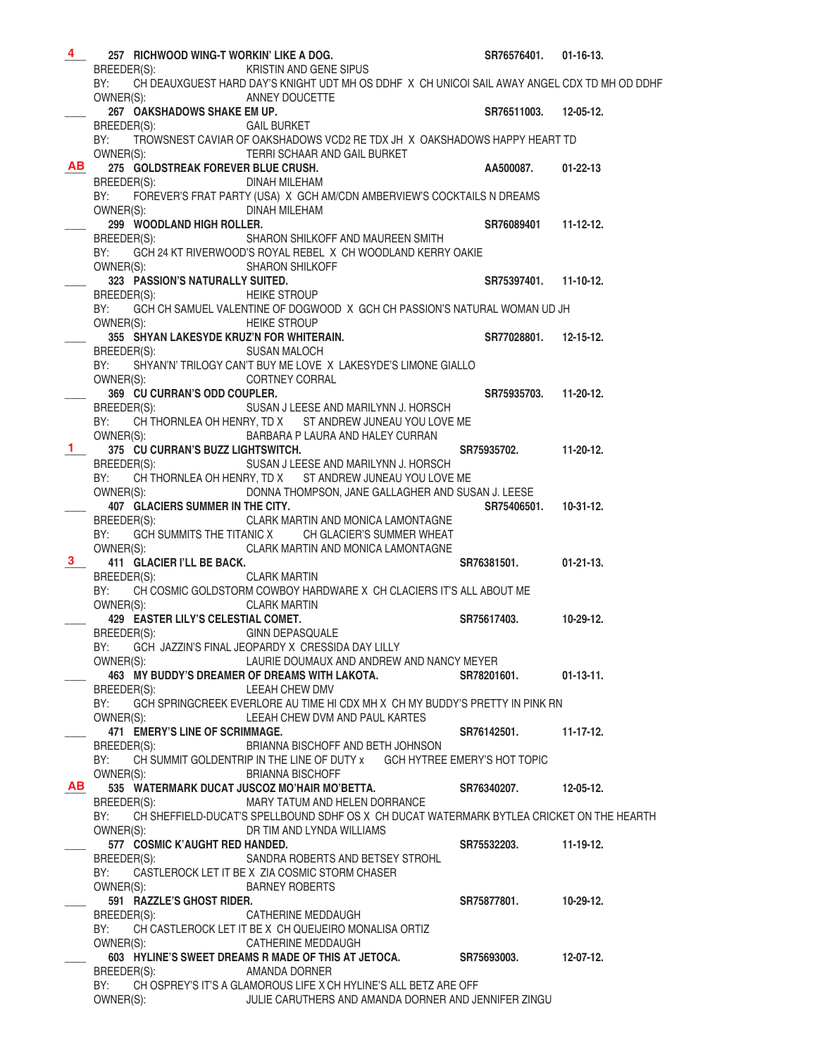**4** 257 **RICHWOOD WING-T WORKIN' LIKE A DOG.** SR76576401. 01-16-13.
BREEDER(S): KRISTIN AND GENE SIPUS
BY: CH DEAUXGUEST HARD DAY'S KNIGHT UDT MH OS DDHF X CH UNICOI SAIL AWAY ANGEL CDX TD MH OD DDHF
OWNER(S): ANNEY DOUCETTE

___ 267 **OAKSHADOWS SHAKE EM UP.** SR76511003. 12-05-12.
BREEDER(S): GAIL BURKET
BY: TROWSNEST CAVIAR OF OAKSHADOWS VCD2 RE TDX JH X OAKSHADOWS HAPPY HEART TD
OWNER(S): TERRI SCHAAR AND GAIL BURKET

**AB** 275 **GOLDSTREAK FOREVER BLUE CRUSH.** AA500087. 01-22-13
BREEDER(S): DINAH MILEHAM
BY: FOREVER'S FRAT PARTY (USA) X GCH AM/CDN AMBERVIEW'S COCKTAILS N DREAMS
OWNER(S): DINAH MILEHAM

___ 299 **WOODLAND HIGH ROLLER.** SR76089401 11-12-12.
BREEDER(S): SHARON SHILKOFF AND MAUREEN SMITH
BY: GCH 24 KT RIVERWOOD'S ROYAL REBEL X CH WOODLAND KERRY OAKIE
OWNER(S): SHARON SHILKOFF

___ 323 **PASSION'S NATURALLY SUITED.** SR75397401. 11-10-12.
BREEDER(S): HEIKE STROUP
BY: GCH CH SAMUEL VALENTINE OF DOGWOOD X GCH CH PASSION'S NATURAL WOMAN UD JH
OWNER(S): HEIKE STROUP

___ 355 **SHYAN LAKESYDE KRUZ'N FOR WHITERAIN.** SR77028801. 12-15-12.
BREEDER(S): SUSAN MALOCH
BY: SHYAN'N' TRILOGY CAN'T BUY ME LOVE X LAKESYDE'S LIMONE GIALLO
OWNER(S): CORTNEY CORRAL

___ 369 **CU CURRAN'S ODD COUPLER.** SR75935703. 11-20-12.
BREEDER(S): SUSAN J LEESE AND MARILYNN J. HORSCH
BY: CH THORNLEA OH HENRY, TD X ST ANDREW JUNEAU YOU LOVE ME
OWNER(S): BARBARA P LAURA AND HALEY CURRAN

**1** 375 **CU CURRAN'S BUZZ LIGHTSWITCH.** SR75935702. 11-20-12.
BREEDER(S): SUSAN J LEESE AND MARILYNN J. HORSCH
BY: CH THORNLEA OH HENRY, TD X ST ANDREW JUNEAU YOU LOVE ME
OWNER(S): DONNA THOMPSON, JANE GALLAGHER AND SUSAN J. LEESE

___ 407 **GLACIERS SUMMER IN THE CITY.** SR75406501. 10-31-12.
BREEDER(S): CLARK MARTIN AND MONICA LAMONTAGNE
BY: GCH SUMMITS THE TITANIC X CH GLACIER'S SUMMER WHEAT
OWNER(S): CLARK MARTIN AND MONICA LAMONTAGNE

**3** 411 **GLACIER I'LL BE BACK.** SR76381501. 01-21-13.
BREEDER(S): CLARK MARTIN
BY: CH COSMIC GOLDSTORM COWBOY HARDWARE X CH CLACIERS IT'S ALL ABOUT ME
OWNER(S): CLARK MARTIN

___ 429 **EASTER LILY'S CELESTIAL COMET.** SR75617403. 10-29-12.
BREEDER(S): GINN DEPASQUALE
BY: GCH JAZZIN'S FINAL JEOPARDY X CRESSIDA DAY LILLY
OWNER(S): LAURIE DOUMAUX AND ANDREW AND NANCY MEYER

___ 463 **MY BUDDY'S DREAMER OF DREAMS WITH LAKOTA.** SR78201601. 01-13-11.
BREEDER(S): LEEAH CHEW DMV
BY: GCH SPRINGCREEK EVERLORE AU TIME HI CDX MH X CH MY BUDDY'S PRETTY IN PINK RN
OWNER(S): LEEAH CHEW DVM AND PAUL KARTES

___ 471 **EMERY'S LINE OF SCRIMMAGE.** SR76142501. 11-17-12.
BREEDER(S): BRIANNA BISCHOFF AND BETH JOHNSON
BY: CH SUMMIT GOLDENTRIP IN THE LINE OF DUTY x GCH HYTREE EMERY'S HOT TOPIC
OWNER(S): BRIANNA BISCHOFF

**AB** 535 **WATERMARK DUCAT JUSCOZ MO'HAIR MO'BETTA.** SR76340207. 12-05-12.
BREEDER(S): MARY TATUM AND HELEN DORRANCE
BY: CH SHEFFIELD-DUCAT'S SPELLBOUND SDHF OS X CH DUCAT WATERMARK BYTLEA CRICKET ON THE HEARTH
OWNER(S): DR TIM AND LYNDA WILLIAMS

___ 577 **COSMIC K'AUGHT RED HANDED.** SR75532203. 11-19-12.
BREEDER(S): SANDRA ROBERTS AND BETSEY STROHL
BY: CASTLEROCK LET IT BE X ZIA COSMIC STORM CHASER
OWNER(S): BARNEY ROBERTS

___ 591 **RAZZLE'S GHOST RIDER.** SR75877801. 10-29-12.
BREEDER(S): CATHERINE MEDDAUGH
BY: CH CASTLEROCK LET IT BE X CH QUEIJEIRO MONALISA ORTIZ
OWNER(S): CATHERINE MEDDAUGH

___ 603 **HYLINE'S SWEET DREAMS R MADE OF THIS AT JETOCA.** SR75693003. 12-07-12.
BREEDER(S): AMANDA DORNER
BY: CH OSPREY'S IT'S A GLAMOROUS LIFE X CH HYLINE'S ALL BETZ ARE OFF
OWNER(S): JULIE CARUTHERS AND AMANDA DORNER AND JENNIFER ZINGU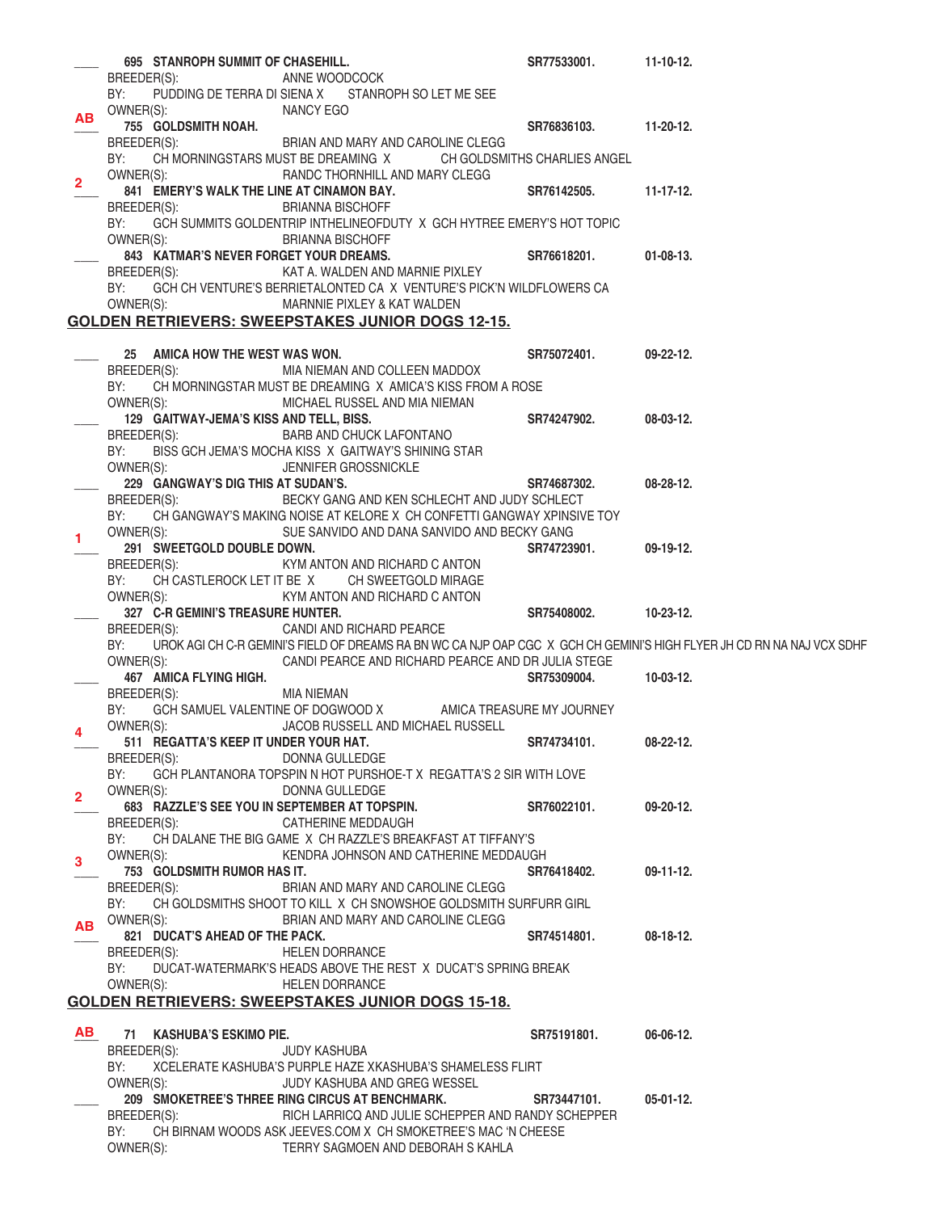____ **695 STANROPH SUMMIT OF CHASEHILL.** **SR77533001.** **11-10-12.**
BREEDER(S): ANNE WOODCOCK
BY: PUDDING DE TERRA DI SIENA X STANROPH SO LET ME SEE
OWNER(S): NANCY EGO

AB **755 GOLDSMITH NOAH.** **SR76836103.** **11-20-12.**
BREEDER(S): BRIAN AND MARY AND CAROLINE CLEGG
BY: CH MORNINGSTARS MUST BE DREAMING X CH GOLDSMITHS CHARLIES ANGEL
OWNER(S): RANDC THORNHILL AND MARY CLEGG

2 **841 EMERY'S WALK THE LINE AT CINAMON BAY.** **SR76142505.** **11-17-12.**
BREEDER(S): BRIANNA BISCHOFF
BY: GCH SUMMITS GOLDENTRIP INTHELINEOFDUTY X GCH HYTREE EMERY'S HOT TOPIC
OWNER(S): BRIANNA BISCHOFF

____ **843 KATMAR'S NEVER FORGET YOUR DREAMS.** **SR76618201.** **01-08-13.**
BREEDER(S): KAT A. WALDEN AND MARNIE PIXLEY
BY: GCH CH VENTURE'S BERRIETALONTED CA X VENTURE'S PICK'N WILDFLOWERS CA
OWNER(S): MARNNIE PIXLEY & KAT WALDEN

## GOLDEN RETRIEVERS: SWEEPSTAKES JUNIOR DOGS 12-15.

____ **25 AMICA HOW THE WEST WAS WON.** **SR75072401.** **09-22-12.**
BREEDER(S): MIA NIEMAN AND COLLEEN MADDOX
BY: CH MORNINGSTAR MUST BE DREAMING X AMICA'S KISS FROM A ROSE
OWNER(S): MICHAEL RUSSEL AND MIA NIEMAN

____ **129 GAITWAY-JEMA'S KISS AND TELL, BISS.** **SR74247902.** **08-03-12.**
BREEDER(S): BARB AND CHUCK LAFONTANO
BY: BISS GCH JEMA'S MOCHA KISS X GAITWAY'S SHINING STAR
OWNER(S): JENNIFER GROSSNICKLE

____ **229 GANGWAY'S DIG THIS AT SUDAN'S.** **SR74687302.** **08-28-12.**
BREEDER(S): BECKY GANG AND KEN SCHLECHT AND JUDY SCHLECT
BY: CH GANGWAY'S MAKING NOISE AT KELORE X CH CONFETTI GANGWAY XPINSIVE TOY
OWNER(S): SUE SANVIDO AND DANA SANVIDO AND BECKY GANG

1 **291 SWEETGOLD DOUBLE DOWN.** **SR74723901.** **09-19-12.**
BREEDER(S): KYM ANTON AND RICHARD C ANTON
BY: CH CASTLEROCK LET IT BE X CH SWEETGOLD MIRAGE
OWNER(S): KYM ANTON AND RICHARD C ANTON

____ **327 C-R GEMINI'S TREASURE HUNTER.** **SR75408002.** **10-23-12.**
BREEDER(S): CANDI AND RICHARD PEARCE
BY: UROK AGI CH C-R GEMINI'S FIELD OF DREAMS RA BN WC CA NJP OAP CGC X GCH CH GEMINI'S HIGH FLYER JH CD RN NA NAJ VCX SDHF
OWNER(S): CANDI PEARCE AND RICHARD PEARCE AND DR JULIA STEGE

____ **467 AMICA FLYING HIGH.** **SR75309004.** **10-03-12.**
BREEDER(S): MIA NIEMAN
BY: GCH SAMUEL VALENTINE OF DOGWOOD X AMICA TREASURE MY JOURNEY
OWNER(S): JACOB RUSSELL AND MICHAEL RUSSELL

4 **511 REGATTA'S KEEP IT UNDER YOUR HAT.** **SR74734101.** **08-22-12.**
BREEDER(S): DONNA GULLEDGE
BY: GCH PLANTANORA TOPSPIN N HOT PURSHOE-T X REGATTA'S 2 SIR WITH LOVE
OWNER(S): DONNA GULLEDGE

2 **683 RAZZLE'S SEE YOU IN SEPTEMBER AT TOPSPIN.** **SR76022101.** **09-20-12.**
BREEDER(S): CATHERINE MEDDAUGH
BY: CH DALANE THE BIG GAME X CH RAZZLE'S BREAKFAST AT TIFFANY'S
OWNER(S): KENDRA JOHNSON AND CATHERINE MEDDAUGH

3 **753 GOLDSMITH RUMOR HAS IT.** **SR76418402.** **09-11-12.**
BREEDER(S): BRIAN AND MARY AND CAROLINE CLEGG
BY: CH GOLDSMITHS SHOOT TO KILL X CH SNOWSHOE GOLDSMITH SURFURR GIRL
OWNER(S): BRIAN AND MARY AND CAROLINE CLEGG

AB **821 DUCAT'S AHEAD OF THE PACK.** **SR74514801.** **08-18-12.**
BREEDER(S): HELEN DORRANCE
BY: DUCAT-WATERMARK'S HEADS ABOVE THE REST X DUCAT'S SPRING BREAK
OWNER(S): HELEN DORRANCE

## GOLDEN RETRIEVERS: SWEEPSTAKES JUNIOR DOGS 15-18.

AB **71 KASHUBA'S ESKIMO PIE.** **SR75191801.** **06-06-12.**
BREEDER(S): JUDY KASHUBA
BY: XCELERATE KASHUBA'S PURPLE HAZE XKASHUBA'S SHAMELESS FLIRT
OWNER(S): JUDY KASHUBA AND GREG WESSEL

____ **209 SMOKETREE'S THREE RING CIRCUS AT BENCHMARK.** **SR73447101.** **05-01-12.**
BREEDER(S): RICH LARRICQ AND JULIE SCHEPPER AND RANDY SCHEPPER
BY: CH BIRNAM WOODS ASK JEEVES.COM X CH SMOKETREE'S MAC 'N CHEESE
OWNER(S): TERRY SAGMOEN AND DEBORAH S KAHLA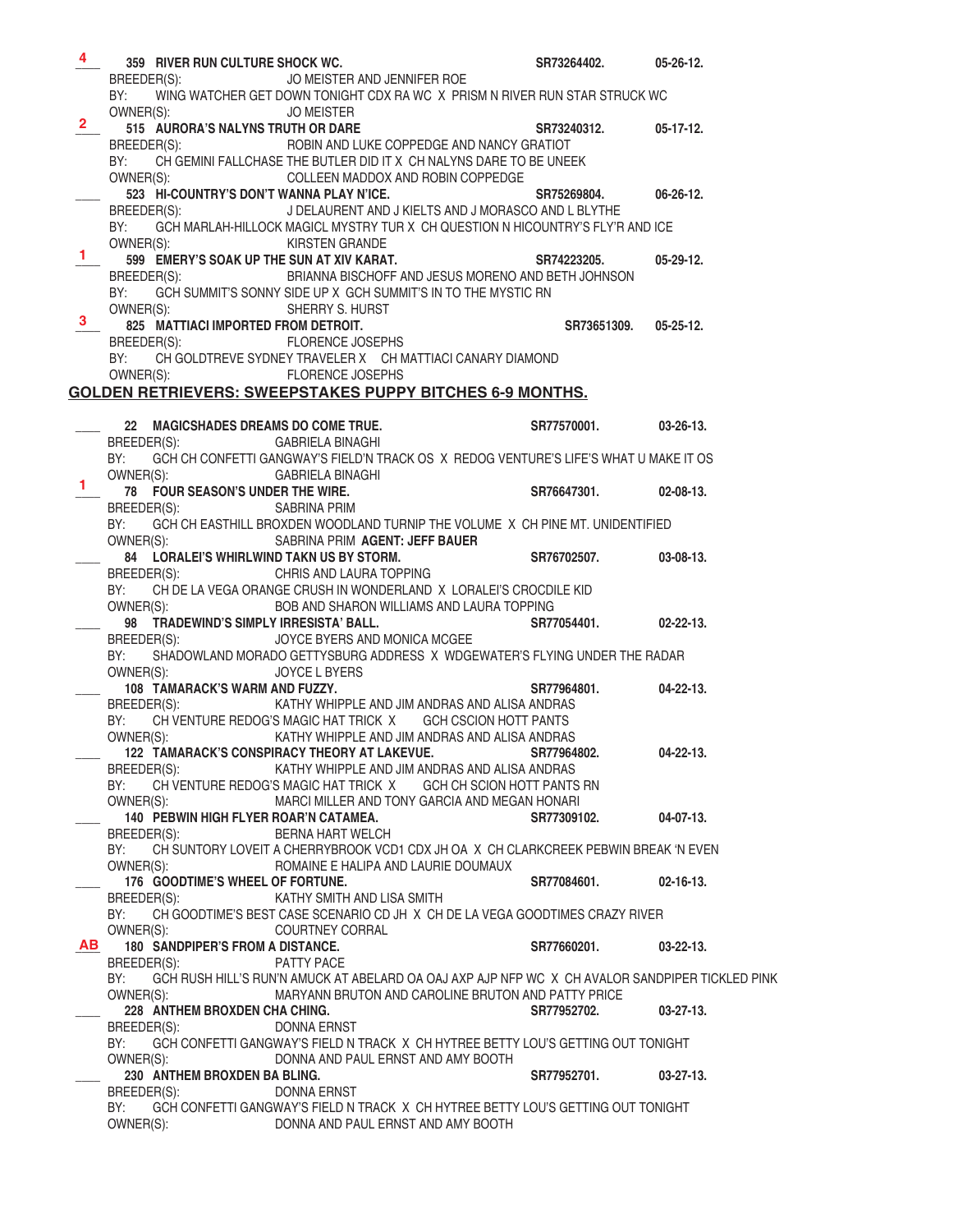**4** 359 **RIVER RUN CULTURE SHOCK WC.** SR73264402. 05-26-12.
BREEDER(S): JO MEISTER AND JENNIFER ROE
BY: WING WATCHER GET DOWN TONIGHT CDX RA WC X PRISM N RIVER RUN STAR STRUCK WC
OWNER(S): JO MEISTER

**2** 515 **AURORA'S NALYNS TRUTH OR DARE** SR73240312. 05-17-12.
BREEDER(S): ROBIN AND LUKE COPPEDGE AND NANCY GRATIOT
BY: CH GEMINI FALLCHASE THE BUTLER DID IT X CH NALYNS DARE TO BE UNEEK
OWNER(S): COLLEEN MADDOX AND ROBIN COPPEDGE

\_\_\_\_ 523 **HI-COUNTRY'S DON'T WANNA PLAY N'ICE.** SR75269804. 06-26-12.
BREEDER(S): J DELAURENT AND J KIELTS AND J MORASCO AND L BLYTHE
BY: GCH MARLAH-HILLOCK MAGICL MYSTRY TUR X CH QUESTION N HICOUNTRY'S FLY'R AND ICE
OWNER(S): KIRSTEN GRANDE

**1** 599 **EMERY'S SOAK UP THE SUN AT XIV KARAT.** SR74223205. 05-29-12.
BREEDER(S): BRIANNA BISCHOFF AND JESUS MORENO AND BETH JOHNSON
BY: GCH SUMMIT'S SONNY SIDE UP X GCH SUMMIT'S IN TO THE MYSTIC RN
OWNER(S): SHERRY S. HURST

**3** 825 **MATTIACI IMPORTED FROM DETROIT.** SR73651309. 05-25-12.
BREEDER(S): FLORENCE JOSEPHS
BY: CH GOLDTREVE SYDNEY TRAVELER X CH MATTIACI CANARY DIAMOND
OWNER(S): FLORENCE JOSEPHS

## GOLDEN RETRIEVERS: SWEEPSTAKES PUPPY BITCHES 6-9 MONTHS.

\_\_\_\_ 22 **MAGICSHADES DREAMS DO COME TRUE.** SR77570001. 03-26-13.
BREEDER(S): GABRIELA BINAGHI
BY: GCH CH CONFETTI GANGWAY'S FIELD'N TRACK OS X REDOG VENTURE'S LIFE'S WHAT U MAKE IT OS
OWNER(S): GABRIELA BINAGHI

**1** 78 **FOUR SEASON'S UNDER THE WIRE.** SR76647301. 02-08-13.
BREEDER(S): SABRINA PRIM
BY: GCH CH EASTHILL BROXDEN WOODLAND TURNIP THE VOLUME X CH PINE MT. UNIDENTIFIED
OWNER(S): SABRINA PRIM **AGENT: JEFF BAUER**

\_\_\_\_ 84 **LORALEI'S WHIRLWIND TAKN US BY STORM.** SR76702507. 03-08-13.
BREEDER(S): CHRIS AND LAURA TOPPING
BY: CH DE LA VEGA ORANGE CRUSH IN WONDERLAND X LORALEI'S CROCDILE KID
OWNER(S): BOB AND SHARON WILLIAMS AND LAURA TOPPING

\_\_\_\_ 98 **TRADEWIND'S SIMPLY IRRESISTA' BALL.** SR77054401. 02-22-13.
BREEDER(S): JOYCE BYERS AND MONICA MCGEE
BY: SHADOWLAND MORADO GETTYSBURG ADDRESS X WDGEWATER'S FLYING UNDER THE RADAR
OWNER(S): JOYCE L BYERS

\_\_\_\_ 108 **TAMARACK'S WARM AND FUZZY.** SR77964801. 04-22-13.
BREEDER(S): KATHY WHIPPLE AND JIM ANDRAS AND ALISA ANDRAS
BY: CH VENTURE REDOG'S MAGIC HAT TRICK X GCH CSCION HOTT PANTS
OWNER(S): KATHY WHIPPLE AND JIM ANDRAS AND ALISA ANDRAS

\_\_\_\_ 122 **TAMARACK'S CONSPIRACY THEORY AT LAKEVUE.** SR77964802. 04-22-13.
BREEDER(S): KATHY WHIPPLE AND JIM ANDRAS AND ALISA ANDRAS
BY: CH VENTURE REDOG'S MAGIC HAT TRICK X GCH CH SCION HOTT PANTS RN
OWNER(S): MARCI MILLER AND TONY GARCIA AND MEGAN HONARI

\_\_\_\_ 140 **PEBWIN HIGH FLYER ROAR'N CATAMEA.** SR77309102. 04-07-13.
BREEDER(S): BERNA HART WELCH
BY: CH SUNTORY LOVEIT A CHERRYBROOK VCD1 CDX JH OA X CH CLARKCREEK PEBWIN BREAK 'N EVEN
OWNER(S): ROMAINE E HALIPA AND LAURIE DOUMAUX

\_\_\_\_ 176 **GOODTIME'S WHEEL OF FORTUNE.** SR77084601. 02-16-13.
BREEDER(S): KATHY SMITH AND LISA SMITH
BY: CH GOODTIME'S BEST CASE SCENARIO CD JH X CH DE LA VEGA GOODTIMES CRAZY RIVER
OWNER(S): COURTNEY CORRAL

**AB** 180 **SANDPIPER'S FROM A DISTANCE.** SR77660201. 03-22-13.
BREEDER(S): PATTY PACE
BY: GCH RUSH HILL'S RUN'N AMUCK AT ABELARD OA OAJ AXP AJP NFP WC X CH AVALOR SANDPIPER TICKLED PINK
OWNER(S): MARYANN BRUTON AND CAROLINE BRUTON AND PATTY PRICE

\_\_\_\_ 228 **ANTHEM BROXDEN CHA CHING.** SR77952702. 03-27-13.
BREEDER(S): DONNA ERNST
BY: GCH CONFETTI GANGWAY'S FIELD N TRACK X CH HYTREE BETTY LOU'S GETTING OUT TONIGHT
OWNER(S): DONNA AND PAUL ERNST AND AMY BOOTH

\_\_\_\_ 230 **ANTHEM BROXDEN BA BLING.** SR77952701. 03-27-13.
BREEDER(S): DONNA ERNST
BY: GCH CONFETTI GANGWAY'S FIELD N TRACK X CH HYTREE BETTY LOU'S GETTING OUT TONIGHT
OWNER(S): DONNA AND PAUL ERNST AND AMY BOOTH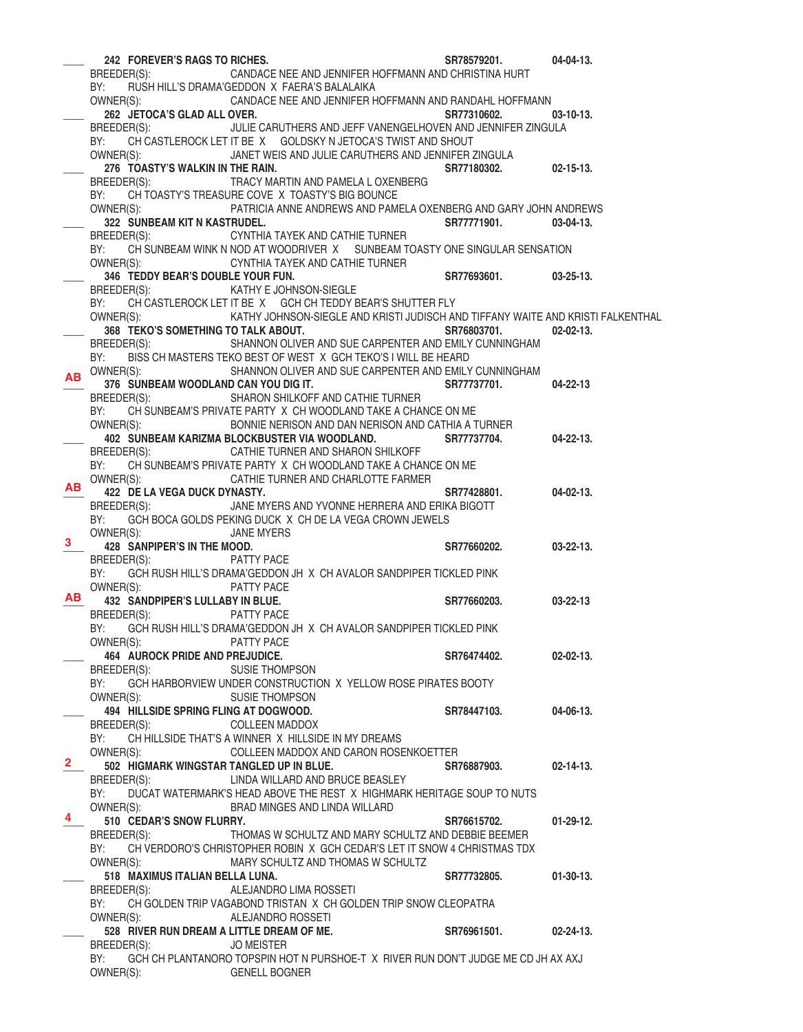\_\_\_\_ **242 FOREVER'S RAGS TO RICHES.** SR78579201. 04-04-13.
BREEDER(S): CANDACE NEE AND JENNIFER HOFFMANN AND CHRISTINA HURT
BY: RUSH HILL'S DRAMA'GEDDON X FAERA'S BALALAIKA
OWNER(S): CANDACE NEE AND JENNIFER HOFFMANN AND RANDAHL HOFFMANN

\_\_\_\_ **262 JETOCA'S GLAD ALL OVER.** SR77310602. 03-10-13.
BREEDER(S): JULIE CARUTHERS AND JEFF VANENGELHOVEN AND JENNIFER ZINGULA
BY: CH CASTLEROCK LET IT BE X GOLDSKY N JETOCA'S TWIST AND SHOUT
OWNER(S): JANET WEIS AND JULIE CARUTHERS AND JENNIFER ZINGULA

\_\_\_\_ **276 TOASTY'S WALKIN IN THE RAIN.** SR77180302. 02-15-13.
BREEDER(S): TRACY MARTIN AND PAMELA L OXENBERG
BY: CH TOASTY'S TREASURE COVE X TOASTY'S BIG BOUNCE
OWNER(S): PATRICIA ANNE ANDREWS AND PAMELA OXENBERG AND GARY JOHN ANDREWS

\_\_\_\_ **322 SUNBEAM KIT N KASTRUDEL.** SR77771901. 03-04-13.
BREEDER(S): CYNTHIA TAYEK AND CATHIE TURNER
BY: CH SUNBEAM WINK N NOD AT WOODRIVER X SUNBEAM TOASTY ONE SINGULAR SENSATION
OWNER(S): CYNTHIA TAYEK AND CATHIE TURNER

\_\_\_\_ **346 TEDDY BEAR'S DOUBLE YOUR FUN.** SR77693601. 03-25-13.
BREEDER(S): KATHY E JOHNSON-SIEGLE
BY: CH CASTLEROCK LET IT BE X GCH CH TEDDY BEAR'S SHUTTER FLY
OWNER(S): KATHY JOHNSON-SIEGLE AND KRISTI JUDISCH AND TIFFANY WAITE AND KRISTI FALKENTHAL

\_\_\_\_ **368 TEKO'S SOMETHING TO TALK ABOUT.** SR76803701. 02-02-13.
BREEDER(S): SHANNON OLIVER AND SUE CARPENTER AND EMILY CUNNINGHAM
BY: BISS CH MASTERS TEKO BEST OF WEST X GCH TEKO'S I WILL BE HEARD
OWNER(S): SHANNON OLIVER AND SUE CARPENTER AND EMILY CUNNINGHAM

AB **376 SUNBEAM WOODLAND CAN YOU DIG IT.** SR77737701. 04-22-13
BREEDER(S): SHARON SHILKOFF AND CATHIE TURNER
BY: CH SUNBEAM'S PRIVATE PARTY X CH WOODLAND TAKE A CHANCE ON ME
OWNER(S): BONNIE NERISON AND DAN NERISON AND CATHIA A TURNER

\_\_\_\_ **402 SUNBEAM KARIZMA BLOCKBUSTER VIA WOODLAND.** SR77737704. 04-22-13.
BREEDER(S): CATHIE TURNER AND SHARON SHILKOFF
BY: CH SUNBEAM'S PRIVATE PARTY X CH WOODLAND TAKE A CHANCE ON ME
OWNER(S): CATHIE TURNER AND CHARLOTTE FARMER

AB **422 DE LA VEGA DUCK DYNASTY.** SR77428801. 04-02-13.
BREEDER(S): JANE MYERS AND YVONNE HERRERA AND ERIKA BIGOTT
BY: GCH BOCA GOLDS PEKING DUCK X CH DE LA VEGA CROWN JEWELS
OWNER(S): JANE MYERS

3 **428 SANPIPER'S IN THE MOOD.** SR77660202. 03-22-13.
BREEDER(S): PATTY PACE
BY: GCH RUSH HILL'S DRAMA'GEDDON JH X CH AVALOR SANDPIPER TICKLED PINK
OWNER(S): PATTY PACE

AB **432 SANDPIPER'S LULLABY IN BLUE.** SR77660203. 03-22-13
BREEDER(S): PATTY PACE
BY: GCH RUSH HILL'S DRAMA'GEDDON JH X CH AVALOR SANDPIPER TICKLED PINK
OWNER(S): PATTY PACE

\_\_\_\_ **464 AUROCK PRIDE AND PREJUDICE.** SR76474402. 02-02-13.
BREEDER(S): SUSIE THOMPSON
BY: GCH HARBORVIEW UNDER CONSTRUCTION X YELLOW ROSE PIRATES BOOTY
OWNER(S): SUSIE THOMPSON

\_\_\_\_ **494 HILLSIDE SPRING FLING AT DOGWOOD.** SR78447103. 04-06-13.
BREEDER(S): COLLEEN MADDOX
BY: CH HILLSIDE THAT'S A WINNER X HILLSIDE IN MY DREAMS
OWNER(S): COLLEEN MADDOX AND CARON ROSENKOETTER

2 **502 HIGMARK WINGSTAR TANGLED UP IN BLUE.** SR76887903. 02-14-13.
BREEDER(S): LINDA WILLARD AND BRUCE BEASLEY
BY: DUCAT WATERMARK'S HEAD ABOVE THE REST X HIGHMARK HERITAGE SOUP TO NUTS
OWNER(S): BRAD MINGES AND LINDA WILLARD

4 **510 CEDAR'S SNOW FLURRY.** SR76615702. 01-29-12.
BREEDER(S): THOMAS W SCHULTZ AND MARY SCHULTZ AND DEBBIE BEEMER
BY: CH VERDORO'S CHRISTOPHER ROBIN X GCH CEDAR'S LET IT SNOW 4 CHRISTMAS TDX
OWNER(S): MARY SCHULTZ AND THOMAS W SCHULTZ

\_\_\_\_ **518 MAXIMUS ITALIAN BELLA LUNA.** SR77732805. 01-30-13.
BREEDER(S): ALEJANDRO LIMA ROSSETI
BY: CH GOLDEN TRIP VAGABOND TRISTAN X CH GOLDEN TRIP SNOW CLEOPATRA
OWNER(S): ALEJANDRO ROSSETI

\_\_\_\_ **528 RIVER RUN DREAM A LITTLE DREAM OF ME.** SR76961501. 02-24-13.
BREEDER(S): JO MEISTER
BY: GCH CH PLANTANORO TOPSPIN HOT N PURSHOE-T X RIVER RUN DON'T JUDGE ME CD JH AX AXJ
OWNER(S): GENELL BOGNER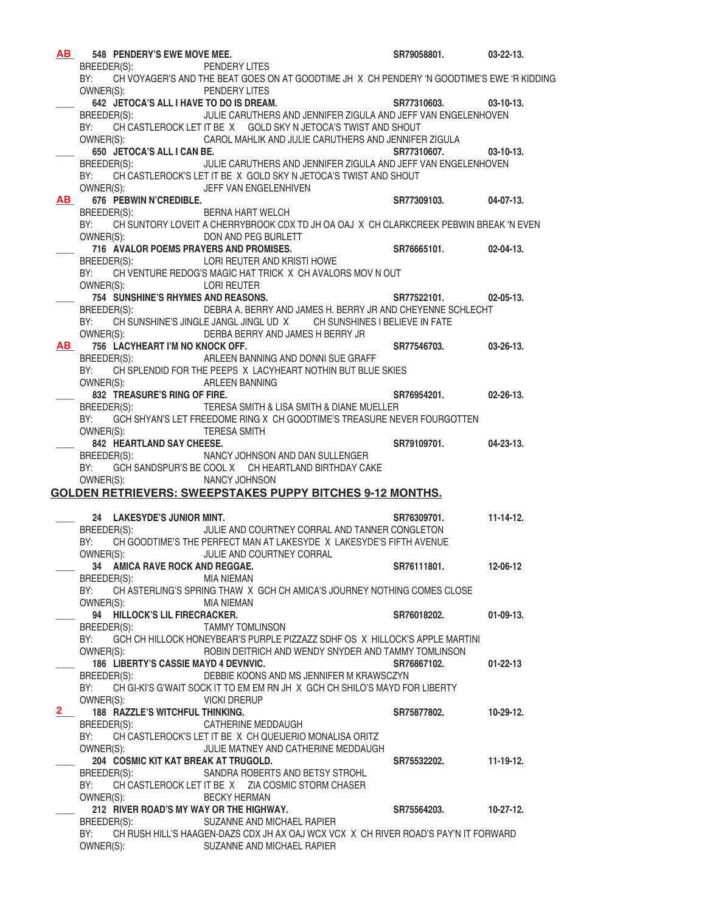**AB** **548 PENDERY'S EWE MOVE MEE.** **SR79058801.** **03-22-13.**
BREEDER(S): PENDERY LITES
BY: CH VOYAGER'S AND THE BEAT GOES ON AT GOODTIME JH X CH PENDERY 'N GOODTIME'S EWE 'R KIDDING
OWNER(S): PENDERY LITES

___ **642 JETOCA'S ALL I HAVE TO DO IS DREAM.** **SR77310603.** **03-10-13.**
BREEDER(S): JULIE CARUTHERS AND JENNIFER ZIGULA AND JEFF VAN ENGELENHOVEN
BY: CH CASTLEROCK LET IT BE X GOLD SKY N JETOCA'S TWIST AND SHOUT
OWNER(S): CAROL MAHLIK AND JULIE CARUTHERS AND JENNIFER ZIGULA

___ **650 JETOCA'S ALL I CAN BE.** **SR77310607.** **03-10-13.**
BREEDER(S): JULIE CARUTHERS AND JENNIFER ZIGULA AND JEFF VAN ENGELENHOVEN
BY: CH CASTLEROCK'S LET IT BE X GOLD SKY N JETOCA'S TWIST AND SHOUT
OWNER(S): JEFF VAN ENGELENHIVEN

**AB** **676 PEBWIN N'CREDIBLE.** **SR77309103.** **04-07-13.**
BREEDER(S): BERNA HART WELCH
BY: CH SUNTORY LOVEIT A CHERRYBROOK CDX TD JH OA OAJ X CH CLARKCREEK PEBWIN BREAK 'N EVEN
OWNER(S): DON AND PEG BURLETT

___ **716 AVALOR POEMS PRAYERS AND PROMISES.** **SR76665101.** **02-04-13.**
BREEDER(S): LORI REUTER AND KRISTI HOWE
BY: CH VENTURE REDOG'S MAGIC HAT TRICK X CH AVALORS MOV N OUT
OWNER(S): LORI REUTER

___ **754 SUNSHINE'S RHYMES AND REASONS.** **SR77522101.** **02-05-13.**
BREEDER(S): DEBRA A. BERRY AND JAMES H. BERRY JR AND CHEYENNE SCHLECHT
BY: CH SUNSHINE'S JINGLE JANGL JINGL UD X CH SUNSHINES I BELIEVE IN FATE
OWNER(S): DERBA BERRY AND JAMES H BERRY JR

**AB** **756 LACYHEART I'M NO KNOCK OFF.** **SR77546703.** **03-26-13.**
BREEDER(S): ARLEEN BANNING AND DONNI SUE GRAFF
BY: CH SPLENDID FOR THE PEEPS X LACYHEART NOTHIN BUT BLUE SKIES
OWNER(S): ARLEEN BANNING

___ **832 TREASURE'S RING OF FIRE.** **SR76954201.** **02-26-13.**
BREEDER(S): TERESA SMITH & LISA SMITH & DIANE MUELLER
BY: GCH SHYAN'S LET FREEDOME RING X CH GOODTIME'S TREASURE NEVER FOURGOTTEN
OWNER(S): TERESA SMITH

___ **842 HEARTLAND SAY CHEESE.** **SR79109701.** **04-23-13.**
BREEDER(S): NANCY JOHNSON AND DAN SULLENGER
BY: GCH SANDSPUR'S BE COOL X CH HEARTLAND BIRTHDAY CAKE
OWNER(S): NANCY JOHNSON

## GOLDEN RETRIEVERS: SWEEPSTAKES PUPPY BITCHES 9-12 MONTHS.

___ **24 LAKESYDE'S JUNIOR MINT.** **SR76309701.** **11-14-12.**
BREEDER(S): JULIE AND COURTNEY CORRAL AND TANNER CONGLETON
BY: CH GOODTIME'S THE PERFECT MAN AT LAKESYDE X LAKESYDE'S FIFTH AVENUE
OWNER(S): JULIE AND COURTNEY CORRAL

___ **34 AMICA RAVE ROCK AND REGGAE.** **SR76111801.** **12-06-12**
BREEDER(S): MIA NIEMAN
BY: CH ASTERLING'S SPRING THAW X GCH CH AMICA'S JOURNEY NOTHING COMES CLOSE
OWNER(S): MIA NIEMAN

___ **94 HILLOCK'S LIL FIRECRACKER.** **SR76018202.** **01-09-13.**
BREEDER(S): TAMMY TOMLINSON
BY: GCH CH HILLOCK HONEYBEAR'S PURPLE PIZZAZZ SDHF OS X HILLOCK'S APPLE MARTINI
OWNER(S): ROBIN DEITRICH AND WENDY SNYDER AND TAMMY TOMLINSON

___ **186 LIBERTY'S CASSIE MAYD 4 DEVNVIC.** **SR76867102.** **01-22-13**
BREEDER(S): DEBBIE KOONS AND MS JENNIFER M KRAWSCZYN
BY: CH GI-KI'S G'WAIT SOCK IT TO EM EM RN JH X GCH CH SHILO'S MAYD FOR LIBERTY
OWNER(S): VICKI DRERUP

**2** **188 RAZZLE'S WITCHFUL THINKING.** **SR75877802.** **10-29-12.**
BREEDER(S): CATHERINE MEDDAUGH
BY: CH CASTLEROCK'S LET IT BE X CH QUEIJERIO MONALISA ORITZ
OWNER(S): JULIE MATNEY AND CATHERINE MEDDAUGH

___ **204 COSMIC KIT KAT BREAK AT TRUGOLD.** **SR75532202.** **11-19-12.**
BREEDER(S): SANDRA ROBERTS AND BETSY STROHL
BY: CH CASTLEROCK LET IT BE X ZIA COSMIC STORM CHASER
OWNER(S): BECKY HERMAN

___ **212 RIVER ROAD'S MY WAY OR THE HIGHWAY.** **SR75564203.** **10-27-12.**
BREEDER(S): SUZANNE AND MICHAEL RAPIER
BY: CH RUSH HILL'S HAAGEN-DAZS CDX JH AX OAJ WCX VCX X CH RIVER ROAD'S PAY'N IT FORWARD
OWNER(S): SUZANNE AND MICHAEL RAPIER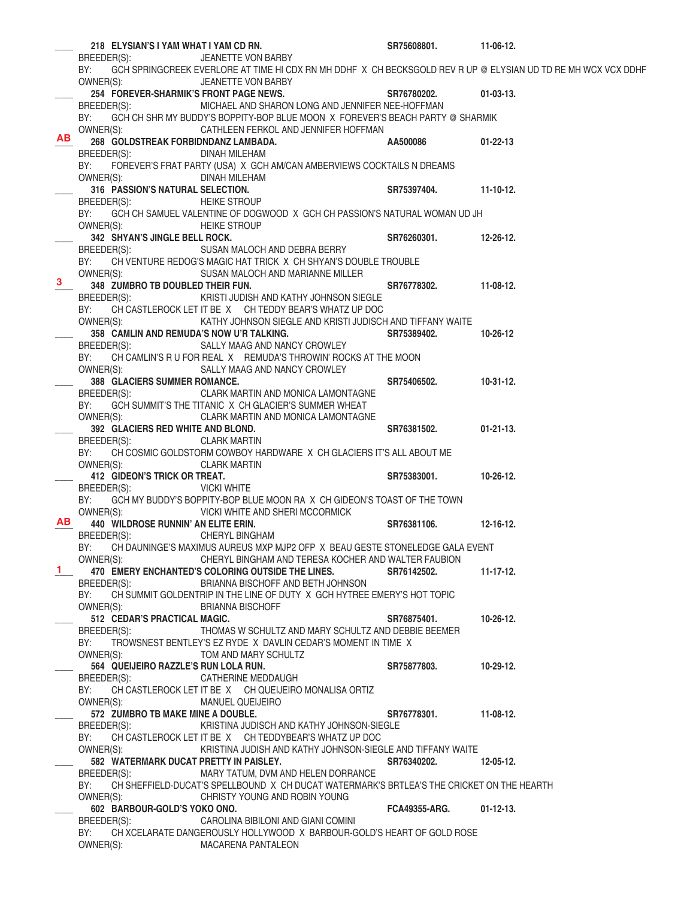\_\_\_\_ **218 ELYSIAN'S I YAM WHAT I YAM CD RN.** **SR75608801.** **11-06-12.**
BREEDER(S): JEANETTE VON BARBY
BY: GCH SPRINGCREEK EVERLORE AT TIME HI CDX RN MH DDHF X CH BECKSGOLD REV R UP @ ELYSIAN UD TD RE MH WCX VCX DDHF
OWNER(S): JEANETTE VON BARBY

\_\_\_\_ **254 FOREVER-SHARMIK'S FRONT PAGE NEWS.** **SR76780202.** **01-03-13.**
BREEDER(S): MICHAEL AND SHARON LONG AND JENNIFER NEE-HOFFMAN
BY: GCH CH SHR MY BUDDY'S BOPPITY-BOP BLUE MOON X FOREVER'S BEACH PARTY @ SHARMIK
OWNER(S): CATHLEEN FERKOL AND JENNIFER HOFFMAN

AB **268 GOLDSTREAK FORBIDNDANZ LAMBADA.** **AA500086** **01-22-13**
BREEDER(S): DINAH MILEHAM
BY: FOREVER'S FRAT PARTY (USA) X GCH AM/CAN AMBERVIEWS COCKTAILS N DREAMS
OWNER(S): DINAH MILEHAM

\_\_\_\_ **316 PASSION'S NATURAL SELECTION.** **SR75397404.** **11-10-12.**
BREEDER(S): HEIKE STROUP
BY: GCH CH SAMUEL VALENTINE OF DOGWOOD X GCH CH PASSION'S NATURAL WOMAN UD JH
OWNER(S): HEIKE STROUP

\_\_\_\_ **342 SHYAN'S JINGLE BELL ROCK.** **SR76260301.** **12-26-12.**
BREEDER(S): SUSAN MALOCH AND DEBRA BERRY
BY: CH VENTURE REDOG'S MAGIC HAT TRICK X CH SHYAN'S DOUBLE TROUBLE
OWNER(S): SUSAN MALOCH AND MARIANNE MILLER

3 **348 ZUMBRO TB DOUBLED THEIR FUN.** **SR76778302.** **11-08-12.**
BREEDER(S): KRISTI JUDISH AND KATHY JOHNSON SIEGLE
BY: CH CASTLEROCK LET IT BE X CH TEDDY BEAR'S WHATZ UP DOC
OWNER(S): KATHY JOHNSON SIEGLE AND KRISTI JUDISCH AND TIFFANY WAITE

\_\_\_\_ **358 CAMLIN AND REMUDA'S NOW U'R TALKING.** **SR75389402.** **10-26-12**
BREEDER(S): SALLY MAAG AND NANCY CROWLEY
BY: CH CAMLIN'S R U FOR REAL X REMUDA'S THROWIN' ROCKS AT THE MOON
OWNER(S): SALLY MAAG AND NANCY CROWLEY

\_\_\_\_ **388 GLACIERS SUMMER ROMANCE.** **SR75406502.** **10-31-12.**
BREEDER(S): CLARK MARTIN AND MONICA LAMONTAGNE
BY: GCH SUMMIT'S THE TITANIC X CH GLACIER'S SUMMER WHEAT
OWNER(S): CLARK MARTIN AND MONICA LAMONTAGNE

\_\_\_\_ **392 GLACIERS RED WHITE AND BLOND.** **SR76381502.** **01-21-13.**
BREEDER(S): CLARK MARTIN
BY: CH COSMIC GOLDSTORM COWBOY HARDWARE X CH GLACIERS IT'S ALL ABOUT ME
OWNER(S): CLARK MARTIN

\_\_\_\_ **412 GIDEON'S TRICK OR TREAT.** **SR75383001.** **10-26-12.**
BREEDER(S): VICKI WHITE
BY: GCH MY BUDDY'S BOPPITY-BOP BLUE MOON RA X CH GIDEON'S TOAST OF THE TOWN
OWNER(S): VICKI WHITE AND SHERI MCCORMICK

AB **440 WILDROSE RUNNIN' AN ELITE ERIN.** **SR76381106.** **12-16-12.**
BREEDER(S): CHERYL BINGHAM
BY: CH DAUNINGE'S MAXIMUS AUREUS MXP MJP2 OFP X BEAU GESTE STONELEDGE GALA EVENT
OWNER(S): CHERYL BINGHAM AND TERESA KOCHER AND WALTER FAUBION

1 **470 EMERY ENCHANTED'S COLORING OUTSIDE THE LINES.** **SR76142502.** **11-17-12.**
BREEDER(S): BRIANNA BISCHOFF AND BETH JOHNSON
BY: CH SUMMIT GOLDENTRIP IN THE LINE OF DUTY X GCH HYTREE EMERY'S HOT TOPIC
OWNER(S): BRIANNA BISCHOFF

\_\_\_\_ **512 CEDAR'S PRACTICAL MAGIC.** **SR76875401.** **10-26-12.**
BREEDER(S): THOMAS W SCHULTZ AND MARY SCHULTZ AND DEBBIE BEEMER
BY: TROWSNEST BENTLEY'S EZ RYDE X DAVLIN CEDAR'S MOMENT IN TIME X
OWNER(S): TOM AND MARY SCHULTZ

\_\_\_\_ **564 QUEIJEIRO RAZZLE'S RUN LOLA RUN.** **SR75877803.** **10-29-12.**
BREEDER(S): CATHERINE MEDDAUGH
BY: CH CASTLEROCK LET IT BE X CH QUEIJEIRO MONALISA ORTIZ
OWNER(S): MANUEL QUEIJEIRO

\_\_\_\_ **572 ZUMBRO TB MAKE MINE A DOUBLE.** **SR76778301.** **11-08-12.**
BREEDER(S): KRISTINA JUDISCH AND KATHY JOHNSON-SIEGLE
BY: CH CASTLEROCK LET IT BE X CH TEDDYBEAR'S WHATZ UP DOC
OWNER(S): KRISTINA JUDISH AND KATHY JOHNSON-SIEGLE AND TIFFANY WAITE

\_\_\_\_ **582 WATERMARK DUCAT PRETTY IN PAISLEY.** **SR76340202.** **12-05-12.**
BREEDER(S): MARY TATUM, DVM AND HELEN DORRANCE
BY: CH SHEFFIELD-DUCAT'S SPELLBOUND X CH DUCAT WATERMARK'S BRTLEA'S THE CRICKET ON THE HEARTH
OWNER(S): CHRISTY YOUNG AND ROBIN YOUNG

\_\_\_\_ **602 BARBOUR-GOLD'S YOKO ONO.** **FCA49355-ARG.** **01-12-13.**
BREEDER(S): CAROLINA BIBILONI AND GIANI COMINI
BY: CH XCELARATE DANGEROUSLY HOLLYWOOD X BARBOUR-GOLD'S HEART OF GOLD ROSE
OWNER(S): MACARENA PANTALEON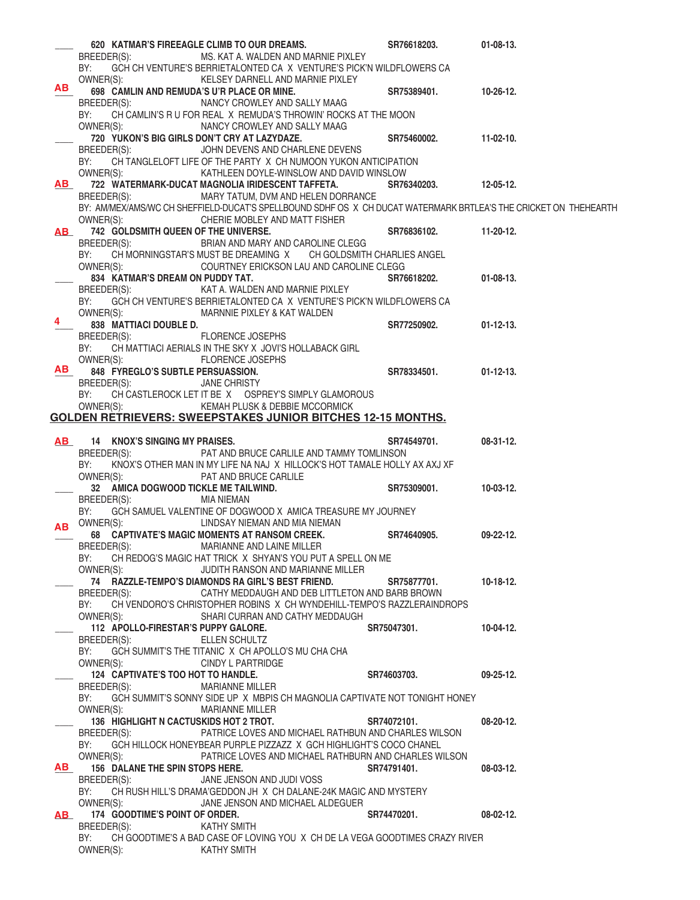____ **620 KATMAR'S FIREEAGLE CLIMB TO OUR DREAMS.** **SR76618203.** **01-08-13.**
BREEDER(S): MS. KAT A. WALDEN AND MARNIE PIXLEY
BY: GCH CH VENTURE'S BERRIETALONTED CA X VENTURE'S PICK'N WILDFLOWERS CA
OWNER(S): KELSEY DARNELL AND MARNIE PIXLEY

**AB** **698 CAMLIN AND REMUDA'S U'R PLACE OR MINE.** **SR75389401.** **10-26-12.**
BREEDER(S): NANCY CROWLEY AND SALLY MAAG
BY: CH CAMLIN'S R U FOR REAL X REMUDA'S THROWIN' ROCKS AT THE MOON
OWNER(S): NANCY CROWLEY AND SALLY MAAG

____ **720 YUKON'S BIG GIRLS DON'T CRY AT LAZYDAZE.** **SR75460002.** **11-02-10.**
BREEDER(S): JOHN DEVENS AND CHARLENE DEVENS
BY: CH TANGLELOFT LIFE OF THE PARTY X CH NUMOON YUKON ANTICIPATION
OWNER(S): KATHLEEN DOYLE-WINSLOW AND DAVID WINSLOW

**AB** **722 WATERMARK-DUCAT MAGNOLIA IRIDESCENT TAFFETA.** **SR76340203.** **12-05-12.**
BREEDER(S): MARY TATUM, DVM AND HELEN DORRANCE
BY: AM/MEX/AMS/WC CH SHEFFIELD-DUCAT'S SPELLBOUND SDHF OS X CH DUCAT WATERMARK BRTLEA'S THE CRICKET ON THEHEARTH
OWNER(S): CHERIE MOBLEY AND MATT FISHER

**AB** **742 GOLDSMITH QUEEN OF THE UNIVERSE.** **SR76836102.** **11-20-12.**
BREEDER(S): BRIAN AND MARY AND CAROLINE CLEGG
BY: CH MORNINGSTAR'S MUST BE DREAMING X CH GOLDSMITH CHARLIES ANGEL
OWNER(S): COURTNEY ERICKSON LAU AND CAROLINE CLEGG

____ **834 KATMAR'S DREAM ON PUDDY TAT.** **SR76618202.** **01-08-13.**
BREEDER(S): KAT A. WALDEN AND MARNIE PIXLEY
BY: GCH CH VENTURE'S BERRIETALONTED CA X VENTURE'S PICK'N WILDFLOWERS CA
OWNER(S): MARNNIE PIXLEY & KAT WALDEN

**4** **838 MATTIACI DOUBLE D.** **SR77250902.** **01-12-13.**
BREEDER(S): FLORENCE JOSEPHS
BY: CH MATTIACI AERIALS IN THE SKY X JOVI'S HOLLABACK GIRL
OWNER(S): FLORENCE JOSEPHS

**AB** **848 FYREGLO'S SUBTLE PERSUASSION.** **SR78334501.** **01-12-13.**
BREEDER(S): JANE CHRISTY
BY: CH CASTLEROCK LET IT BE X OSPREY'S SIMPLY GLAMOROUS
OWNER(S): KEMAH PLUSK & DEBBIE MCCORMICK

## GOLDEN RETRIEVERS: SWEEPSTAKES JUNIOR BITCHES 12-15 MONTHS.

**AB** **14 KNOX'S SINGING MY PRAISES.** **SR74549701.** **08-31-12.**
BREEDER(S): PAT AND BRUCE CARLILE AND TAMMY TOMLINSON
BY: KNOX'S OTHER MAN IN MY LIFE NA NAJ X HILLOCK'S HOT TAMALE HOLLY AX AXJ XF
OWNER(S): PAT AND BRUCE CARLILE

____ **32 AMICA DOGWOOD TICKLE ME TAILWIND.** **SR75309001.** **10-03-12.**
BREEDER(S): MIA NIEMAN
BY: GCH SAMUEL VALENTINE OF DOGWOOD X AMICA TREASURE MY JOURNEY
OWNER(S): LINDSAY NIEMAN AND MIA NIEMAN

**AB** **68 CAPTIVATE'S MAGIC MOMENTS AT RANSOM CREEK.** **SR74640905.** **09-22-12.**
BREEDER(S): MARIANNE AND LAINE MILLER
BY: CH REDOG'S MAGIC HAT TRICK X SHYAN'S YOU PUT A SPELL ON ME
OWNER(S): JUDITH RANSON AND MARIANNE MILLER

____ **74 RAZZLE-TEMPO'S DIAMONDS RA GIRL'S BEST FRIEND.** **SR75877701.** **10-18-12.**
BREEDER(S): CATHY MEDDAUGH AND DEB LITTLETON AND BARB BROWN
BY: CH VENDORO'S CHRISTOPHER ROBINS X CH WYNDEHILL-TEMPO'S RAZZLERAINDROPS
OWNER(S): SHARI CURRAN AND CATHY MEDDAUGH

____ **112 APOLLO-FIRESTAR'S PUPPY GALORE.** **SR75047301.** **10-04-12.**
BREEDER(S): ELLEN SCHULTZ
BY: GCH SUMMIT'S THE TITANIC X CH APOLLO'S MU CHA CHA
OWNER(S): CINDY L PARTRIDGE

____ **124 CAPTIVATE'S TOO HOT TO HANDLE.** **SR74603703.** **09-25-12.**
BREEDER(S): MARIANNE MILLER
BY: GCH SUMMIT'S SONNY SIDE UP X MBPIS CH MAGNOLIA CAPTIVATE NOT TONIGHT HONEY
OWNER(S): MARIANNE MILLER

____ **136 HIGHLIGHT N CACTUSKIDS HOT 2 TROT.** **SR74072101.** **08-20-12.**
BREEDER(S): PATRICE LOVES AND MICHAEL RATHBUN AND CHARLES WILSON
BY: GCH HILLOCK HONEYBEAR PURPLE PIZZAZZ X GCH HIGHLIGHT'S COCO CHANEL
OWNER(S): PATRICE LOVES AND MICHAEL RATHBURN AND CHARLES WILSON

**AB** **156 DALANE THE SPIN STOPS HERE.** **SR74791401.** **08-03-12.**
BREEDER(S): JANE JENSON AND JUDI VOSS
BY: CH RUSH HILL'S DRAMA'GEDDON JH X CH DALANE-24K MAGIC AND MYSTERY
OWNER(S): JANE JENSON AND MICHAEL ALDEGUER

**AB** **174 GOODTIME'S POINT OF ORDER.** **SR74470201.** **08-02-12.**
BREEDER(S): KATHY SMITH
BY: CH GOODTIME'S A BAD CASE OF LOVING YOU X CH DE LA VEGA GOODTIMES CRAZY RIVER
OWNER(S): KATHY SMITH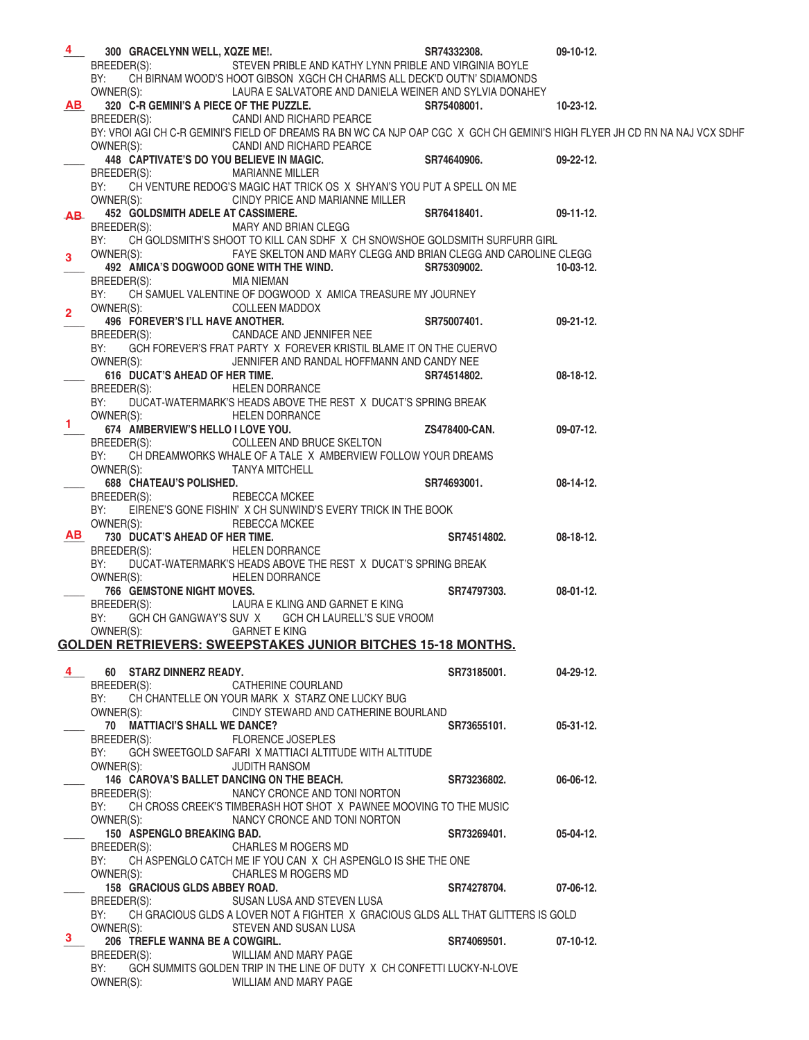**4** 300 **GRACELYNN WELL, XQZE ME!.** SR74332308. 09-10-12.
BREEDER(S): STEVEN PRIBLE AND KATHY LYNN PRIBLE AND VIRGINIA BOYLE
BY: CH BIRNAM WOOD'S HOOT GIBSON XGCH CH CHARMS ALL DECK'D OUT'N' SDIAMONDS
OWNER(S): LAURA E SALVATORE AND DANIELA WEINER AND SYLVIA DONAHEY

**AB** 320 **C-R GEMINI'S A PIECE OF THE PUZZLE.** SR75408001. 10-23-12.
BREEDER(S): CANDI AND RICHARD PEARCE
BY: VROI AGI CH C-R GEMINI'S FIELD OF DREAMS RA BN WC CA NJP OAP CGC X GCH CH GEMINI'S HIGH FLYER JH CD RN NA NAJ VCX SDHF
OWNER(S): CANDI AND RICHARD PEARCE

____ 448 **CAPTIVATE'S DO YOU BELIEVE IN MAGIC.** SR74640906. 09-22-12.
BREEDER(S): MARIANNE MILLER
BY: CH VENTURE REDOG'S MAGIC HAT TRICK OS X SHYAN'S YOU PUT A SPELL ON ME
OWNER(S): CINDY PRICE AND MARIANNE MILLER

~~AB~~ 452 **GOLDSMITH ADELE AT CASSIMERE.** SR76418401. 09-11-12.
BREEDER(S): MARY AND BRIAN CLEGG
BY: CH GOLDSMITH'S SHOOT TO KILL CAN SDHF X CH SNOWSHOE GOLDSMITH SURFURR GIRL
OWNER(S): FAYE SKELTON AND MARY CLEGG AND BRIAN CLEGG AND CAROLINE CLEGG

**3** 492 **AMICA'S DOGWOOD GONE WITH THE WIND.** SR75309002. 10-03-12.
BREEDER(S): MIA NIEMAN
BY: CH SAMUEL VALENTINE OF DOGWOOD X AMICA TREASURE MY JOURNEY
OWNER(S): COLLEEN MADDOX

**2** 496 **FOREVER'S I'LL HAVE ANOTHER.** SR75007401. 09-21-12.
BREEDER(S): CANDACE AND JENNIFER NEE
BY: GCH FOREVER'S FRAT PARTY X FOREVER KRISTIL BLAME IT ON THE CUERVO
OWNER(S): JENNIFER AND RANDAL HOFFMANN AND CANDY NEE

____ 616 **DUCAT'S AHEAD OF HER TIME.** SR74514802. 08-18-12.
BREEDER(S): HELEN DORRANCE
BY: DUCAT-WATERMARK'S HEADS ABOVE THE REST X DUCAT'S SPRING BREAK
OWNER(S): HELEN DORRANCE

**1** 674 **AMBERVIEW'S HELLO I LOVE YOU.** ZS478400-CAN. 09-07-12.
BREEDER(S): COLLEEN AND BRUCE SKELTON
BY: CH DREAMWORKS WHALE OF A TALE X AMBERVIEW FOLLOW YOUR DREAMS
OWNER(S): TANYA MITCHELL

____ 688 **CHATEAU'S POLISHED.** SR74693001. 08-14-12.
BREEDER(S): REBECCA MCKEE
BY: EIRENE'S GONE FISHIN' X CH SUNWIND'S EVERY TRICK IN THE BOOK
OWNER(S): REBECCA MCKEE

**AB** 730 **DUCAT'S AHEAD OF HER TIME.** SR74514802. 08-18-12.
BREEDER(S): HELEN DORRANCE
BY: DUCAT-WATERMARK'S HEADS ABOVE THE REST X DUCAT'S SPRING BREAK
OWNER(S): HELEN DORRANCE

____ 766 **GEMSTONE NIGHT MOVES.** SR74797303. 08-01-12.
BREEDER(S): LAURA E KLING AND GARNET E KING
BY: GCH CH GANGWAY'S SUV X GCH CH LAURELL'S SUE VROOM
OWNER(S): GARNET E KING

## GOLDEN RETRIEVERS: SWEEPSTAKES JUNIOR BITCHES 15-18 MONTHS.

**4** 60 **STARZ DINNERZ READY.** SR73185001. 04-29-12.
BREEDER(S): CATHERINE COURLAND
BY: CH CHANTELLE ON YOUR MARK X STARZ ONE LUCKY BUG
OWNER(S): CINDY STEWARD AND CATHERINE BOURLAND

____ 70 **MATTIACI'S SHALL WE DANCE?** SR73655101. 05-31-12.
BREEDER(S): FLORENCE JOSEPLES
BY: GCH SWEETGOLD SAFARI X MATTIACI ALTITUDE WITH ALTITUDE
OWNER(S): JUDITH RANSOM

____ 146 **CAROVA'S BALLET DANCING ON THE BEACH.** SR73236802. 06-06-12.
BREEDER(S): NANCY CRONCE AND TONI NORTON
BY: CH CROSS CREEK'S TIMBERASH HOT SHOT X PAWNEE MOOVING TO THE MUSIC
OWNER(S): NANCY CRONCE AND TONI NORTON

____ 150 **ASPENGLO BREAKING BAD.** SR73269401. 05-04-12.
BREEDER(S): CHARLES M ROGERS MD
BY: CH ASPENGLO CATCH ME IF YOU CAN X CH ASPENGLO IS SHE THE ONE
OWNER(S): CHARLES M ROGERS MD

____ 158 **GRACIOUS GLDS ABBEY ROAD.** SR74278704. 07-06-12.
BREEDER(S): SUSAN LUSA AND STEVEN LUSA
BY: CH GRACIOUS GLDS A LOVER NOT A FIGHTER X GRACIOUS GLDS ALL THAT GLITTERS IS GOLD
OWNER(S): STEVEN AND SUSAN LUSA

**3** 206 **TREFLE WANNA BE A COWGIRL.** SR74069501. 07-10-12.
BREEDER(S): WILLIAM AND MARY PAGE
BY: GCH SUMMITS GOLDEN TRIP IN THE LINE OF DUTY X CH CONFETTI LUCKY-N-LOVE
OWNER(S): WILLIAM AND MARY PAGE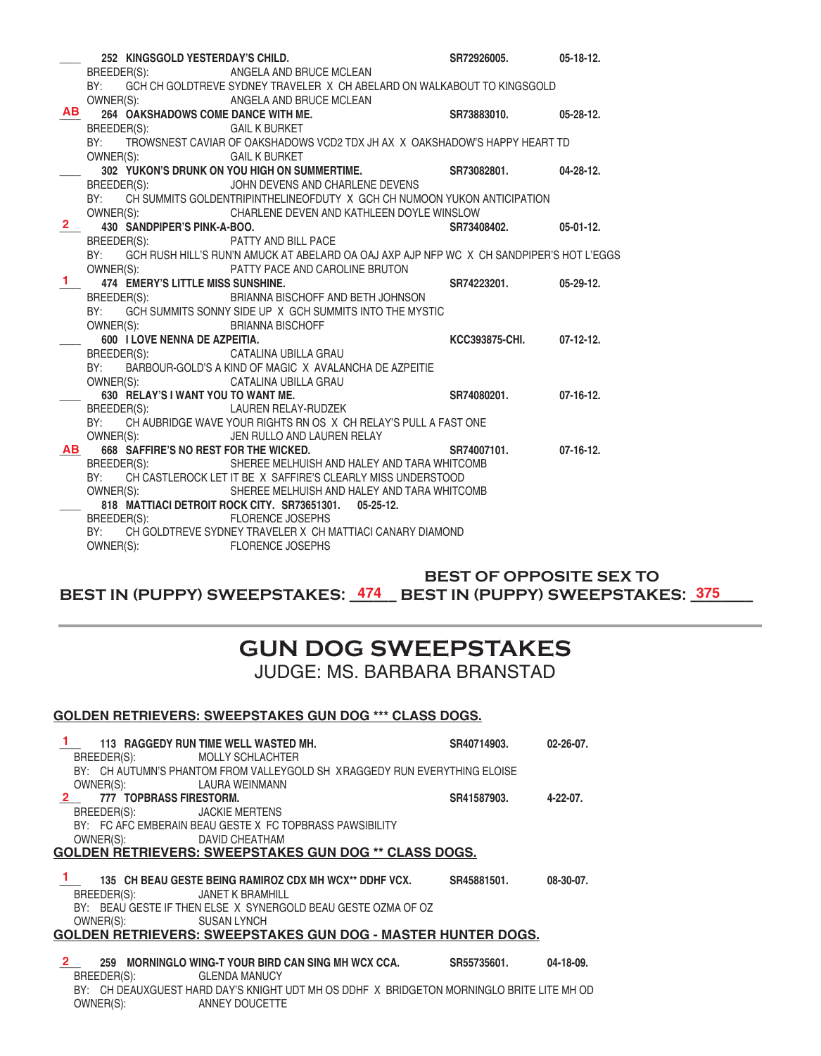____ **252 KINGSGOLD YESTERDAY'S CHILD.** **SR72926005.** **05-18-12.**
BREEDER(S): ANGELA AND BRUCE MCLEAN
BY: GCH CH GOLDTREVE SYDNEY TRAVELER X CH ABELARD ON WALKABOUT TO KINGSGOLD
OWNER(S): ANGELA AND BRUCE MCLEAN

**AB** **264 OAKSHADOWS COME DANCE WITH ME.** **SR73883010.** **05-28-12.**
BREEDER(S): GAIL K BURKET
BY: TROWSNEST CAVIAR OF OAKSHADOWS VCD2 TDX JH AX X OAKSHADOW'S HAPPY HEART TD
OWNER(S): GAIL K BURKET

____ **302 YUKON'S DRUNK ON YOU HIGH ON SUMMERTIME.** **SR73082801.** **04-28-12.**
BREEDER(S): JOHN DEVENS AND CHARLENE DEVENS
BY: CH SUMMITS GOLDENTRIPINTHELINEOFDUTY X GCH CH NUMOON YUKON ANTICIPATION
OWNER(S): CHARLENE DEVEN AND KATHLEEN DOYLE WINSLOW

**2** **430 SANDPIPER'S PINK-A-BOO.** **SR73408402.** **05-01-12.**
BREEDER(S): PATTY AND BILL PACE
BY: GCH RUSH HILL'S RUN'N AMUCK AT ABELARD OA OAJ AXP AJP NFP WC X CH SANDPIPER'S HOT L'EGGS
OWNER(S): PATTY PACE AND CAROLINE BRUTON

**1** **474 EMERY'S LITTLE MISS SUNSHINE.** **SR74223201.** **05-29-12.**
BREEDER(S): BRIANNA BISCHOFF AND BETH JOHNSON
BY: GCH SUMMITS SONNY SIDE UP X GCH SUMMITS INTO THE MYSTIC
OWNER(S): BRIANNA BISCHOFF

____ **600 I LOVE NENNA DE AZPEITIA.** **KCC393875-CHI.** **07-12-12.**
BREEDER(S): CATALINA UBILLA GRAU
BY: BARBOUR-GOLD'S A KIND OF MAGIC X AVALANCHA DE AZPEITIE
OWNER(S): CATALINA UBILLA GRAU

____ **630 RELAY'S I WANT YOU TO WANT ME.** **SR74080201.** **07-16-12.**
BREEDER(S): LAUREN RELAY-RUDZEK
BY: CH AUBRIDGE WAVE YOUR RIGHTS RN OS X CH RELAY'S PULL A FAST ONE
OWNER(S): JEN RULLO AND LAUREN RELAY

**AB** **668 SAFFIRE'S NO REST FOR THE WICKED.** **SR74007101.** **07-16-12.**
BREEDER(S): SHEREE MELHUISH AND HALEY AND TARA WHITCOMB
BY: CH CASTLEROCK LET IT BE X SAFFIRE'S CLEARLY MISS UNDERSTOOD
OWNER(S): SHEREE MELHUISH AND HALEY AND TARA WHITCOMB

____ **818 MATTIACI DETROIT ROCK CITY. SR73651301. 05-25-12.**
BREEDER(S): FLORENCE JOSEPHS
BY: CH GOLDTREVE SYDNEY TRAVELER X CH MATTIACI CANARY DIAMOND
OWNER(S): FLORENCE JOSEPHS

**BEST IN (PUPPY) SWEEPSTAKES: 474** **BEST OF OPPOSITE SEX TO BEST IN (PUPPY) SWEEPSTAKES: 375**

---

# GUN DOG SWEEPSTAKES

## JUDGE: MS. BARBARA BRANSTAD

### GOLDEN RETRIEVERS: SWEEPSTAKES GUN DOG *** CLASS DOGS.

**1** **113 RAGGEDY RUN TIME WELL WASTED MH.** **SR40714903.** **02-26-07.**
BREEDER(S): MOLLY SCHLACHTER
BY: CH AUTUMN'S PHANTOM FROM VALLEYGOLD SH XRAGGEDY RUN EVERYTHING ELOISE
OWNER(S): LAURA WEINMANN

**2** **777 TOPBRASS FIRESTORM.** **SR41587903.** **4-22-07.**
BREEDER(S): JACKIE MERTENS
BY: FC AFC EMBERAIN BEAU GESTE X FC TOPBRASS PAWSIBILITY
OWNER(S): DAVID CHEATHAM

### GOLDEN RETRIEVERS: SWEEPSTAKES GUN DOG ** CLASS DOGS.

**1** **135 CH BEAU GESTE BEING RAMIROZ CDX MH WCX** DDHF VCX.** **SR45881501.** **08-30-07.**
BREEDER(S): JANET K BRAMHILL
BY: BEAU GESTE IF THEN ELSE X SYNERGOLD BEAU GESTE OZMA OF OZ
OWNER(S): SUSAN LYNCH

### GOLDEN RETRIEVERS: SWEEPSTAKES GUN DOG - MASTER HUNTER DOGS.

**2** **259 MORNINGLO WING-T YOUR BIRD CAN SING MH WCX CCA.** **SR55735601.** **04-18-09.**
BREEDER(S): GLENDA MANUCY
BY: CH DEAUXGUEST HARD DAY'S KNIGHT UDT MH OS DDHF X BRIDGETON MORNINGLO BRITE LITE MH OD
OWNER(S): ANNEY DOUCETTE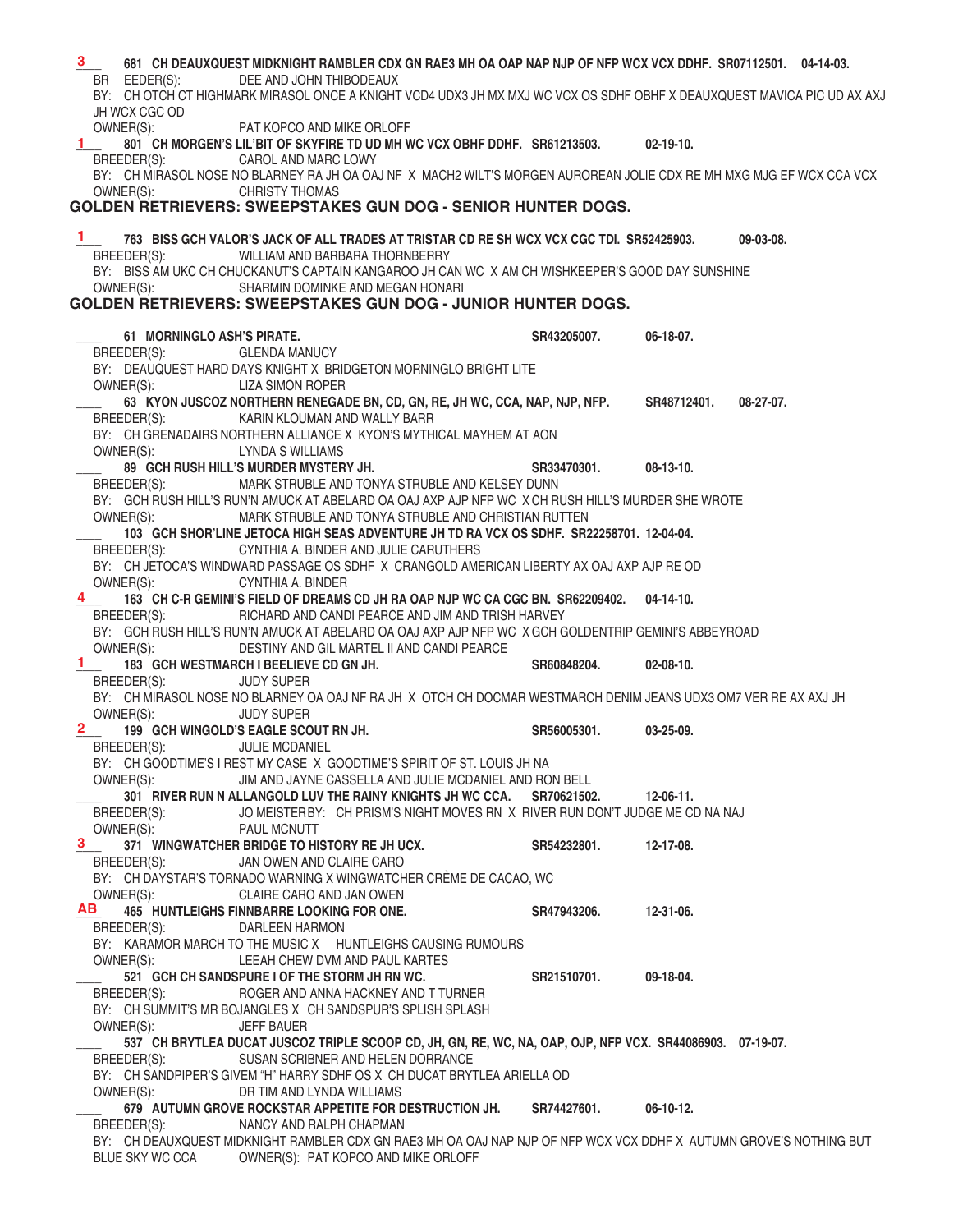**3** **681 CH DEAUXQUEST MIDKNIGHT RAMBLER CDX GN RAE3 MH OA OAP NAP NJP OF NFP WCX VCX DDHF. SR07112501. 04-14-03.**
BR EEDER(S): DEE AND JOHN THIBODEAUX
BY: CH OTCH CT HIGHMARK MIRASOL ONCE A KNIGHT VCD4 UDX3 JH MX MXJ WC VCX OS SDHF OBHF X DEAUXQUEST MAVICA PIC UD AX AXJ JH WCX CGC OD
OWNER(S): PAT KOPCO AND MIKE ORLOFF

**1** **801 CH MORGEN'S LIL'BIT OF SKYFIRE TD UD MH WC VCX OBHF DDHF. SR61213503. 02-19-10.**
BREEDER(S): CAROL AND MARC LOWY
BY: CH MIRASOL NOSE NO BLARNEY RA JH OA OAJ NF X MACH2 WILT'S MORGEN AUROREAN JOLIE CDX RE MH MXG MJG EF WCX CCA VCX
OWNER(S): CHRISTY THOMAS

## GOLDEN RETRIEVERS: SWEEPSTAKES GUN DOG - SENIOR HUNTER DOGS.

**1** **763 BISS GCH VALOR'S JACK OF ALL TRADES AT TRISTAR CD RE SH WCX VCX CGC TDI. SR52425903. 09-03-08.**
BREEDER(S): WILLIAM AND BARBARA THORNBERRY
BY: BISS AM UKC CH CHUCKANUT'S CAPTAIN KANGAROO JH CAN WC X AM CH WISHKEEPER'S GOOD DAY SUNSHINE
OWNER(S): SHARMIN DOMINKE AND MEGAN HONARI

## GOLDEN RETRIEVERS: SWEEPSTAKES GUN DOG - JUNIOR HUNTER DOGS.

___ **61 MORNINGLO ASH'S PIRATE. SR43205007. 06-18-07.**
BREEDER(S): GLENDA MANUCY
BY: DEAUQUEST HARD DAYS KNIGHT X BRIDGETON MORNINGLO BRIGHT LITE
OWNER(S): LIZA SIMON ROPER

___ **63 KYON JUSCOZ NORTHERN RENEGADE BN, CD, GN, RE, JH WC, CCA, NAP, NJP, NFP. SR48712401. 08-27-07.**
BREEDER(S): KARIN KLOUMAN AND WALLY BARR
BY: CH GRENADAIRS NORTHERN ALLIANCE X KYON'S MYTHICAL MAYHEM AT AON
OWNER(S): LYNDA S WILLIAMS

___ **89 GCH RUSH HILL'S MURDER MYSTERY JH. SR33470301. 08-13-10.**
BREEDER(S): MARK STRUBLE AND TONYA STRUBLE AND KELSEY DUNN
BY: GCH RUSH HILL'S RUN'N AMUCK AT ABELARD OA OAJ AXP AJP NFP WC X CH RUSH HILL'S MURDER SHE WROTE
OWNER(S): MARK STRUBLE AND TONYA STRUBLE AND CHRISTIAN RUTTEN

___ **103 GCH SHOR'LINE JETOCA HIGH SEAS ADVENTURE JH TD RA VCX OS SDHF. SR22258701. 12-04-04.**
BREEDER(S): CYNTHIA A. BINDER AND JULIE CARUTHERS
BY: CH JETOCA'S WINDWARD PASSAGE OS SDHF X CRANGOLD AMERICAN LIBERTY AX OAJ AXP AJP RE OD
OWNER(S): CYNTHIA A. BINDER

**4** **163 CH C-R GEMINI'S FIELD OF DREAMS CD JH RA OAP NJP WC CA CGC BN. SR62209402. 04-14-10.**
BREEDER(S): RICHARD AND CANDI PEARCE AND JIM AND TRISH HARVEY
BY: GCH RUSH HILL'S RUN'N AMUCK AT ABELARD OA OAJ AXP AJP NFP WC X GCH GOLDENTRIP GEMINI'S ABBEYROAD
OWNER(S): DESTINY AND GIL MARTEL II AND CANDI PEARCE

**1** **183 GCH WESTMARCH I BEELIEVE CD GN JH. SR60848204. 02-08-10.**
BREEDER(S): JUDY SUPER
BY: CH MIRASOL NOSE NO BLARNEY OA OAJ NF RA JH X OTCH CH DOCMAR WESTMARCH DENIM JEANS UDX3 OM7 VER RE AX AXJ JH
OWNER(S): JUDY SUPER

**2** **199 GCH WINGOLD'S EAGLE SCOUT RN JH. SR56005301. 03-25-09.**
BREEDER(S): JULIE MCDANIEL
BY: CH GOODTIME'S I REST MY CASE X GOODTIME'S SPIRIT OF ST. LOUIS JH NA
OWNER(S): JIM AND JAYNE CASSELLA AND JULIE MCDANIEL AND RON BELL

___ **301 RIVER RUN N ALLANGOLD LUV THE RAINY KNIGHTS JH WC CCA. SR70621502. 12-06-11.**
BREEDER(S): JO MEISTER BY: CH PRISM'S NIGHT MOVES RN X RIVER RUN DON'T JUDGE ME CD NA NAJ
OWNER(S): PAUL MCNUTT

**3** **371 WINGWATCHER BRIDGE TO HISTORY RE JH UCX. SR54232801. 12-17-08.**
BREEDER(S): JAN OWEN AND CLAIRE CARO
BY: CH DAYSTAR'S TORNADO WARNING X WINGWATCHER CRÈME DE CACAO, WC
OWNER(S): CLAIRE CARO AND JAN OWEN

**AB** **465 HUNTLEIGHS FINNBARRE LOOKING FOR ONE. SR47943206. 12-31-06.**
BREEDER(S): DARLEEN HARMON
BY: KARAMOR MARCH TO THE MUSIC X HUNTLEIGHS CAUSING RUMOURS
OWNER(S): LEEAH CHEW DVM AND PAUL KARTES

___ **521 GCH CH SANDSPURE I OF THE STORM JH RN WC. SR21510701. 09-18-04.**
BREEDER(S): ROGER AND ANNA HACKNEY AND T TURNER
BY: CH SUMMIT'S MR BOJANGLES X CH SANDSPUR'S SPLISH SPLASH
OWNER(S): JEFF BAUER

___ **537 CH BRYTLEA DUCAT JUSCOZ TRIPLE SCOOP CD, JH, GN, RE, WC, NA, OAP, OJP, NFP VCX. SR44086903. 07-19-07.**
BREEDER(S): SUSAN SCRIBNER AND HELEN DORRANCE
BY: CH SANDPIPER'S GIVEM "H" HARRY SDHF OS X CH DUCAT BRYTLEA ARIELLA OD
OWNER(S): DR TIM AND LYNDA WILLIAMS

___ **679 AUTUMN GROVE ROCKSTAR APPETITE FOR DESTRUCTION JH. SR74427601. 06-10-12.**
BREEDER(S): NANCY AND RALPH CHAPMAN
BY: CH DEAUXQUEST MIDKNIGHT RAMBLER CDX GN RAE3 MH OA OAJ NAP NJP OF NFP WCX VCX DDHF X AUTUMN GROVE'S NOTHING BUT BLUE SKY WC CCA OWNER(S): PAT KOPCO AND MIKE ORLOFF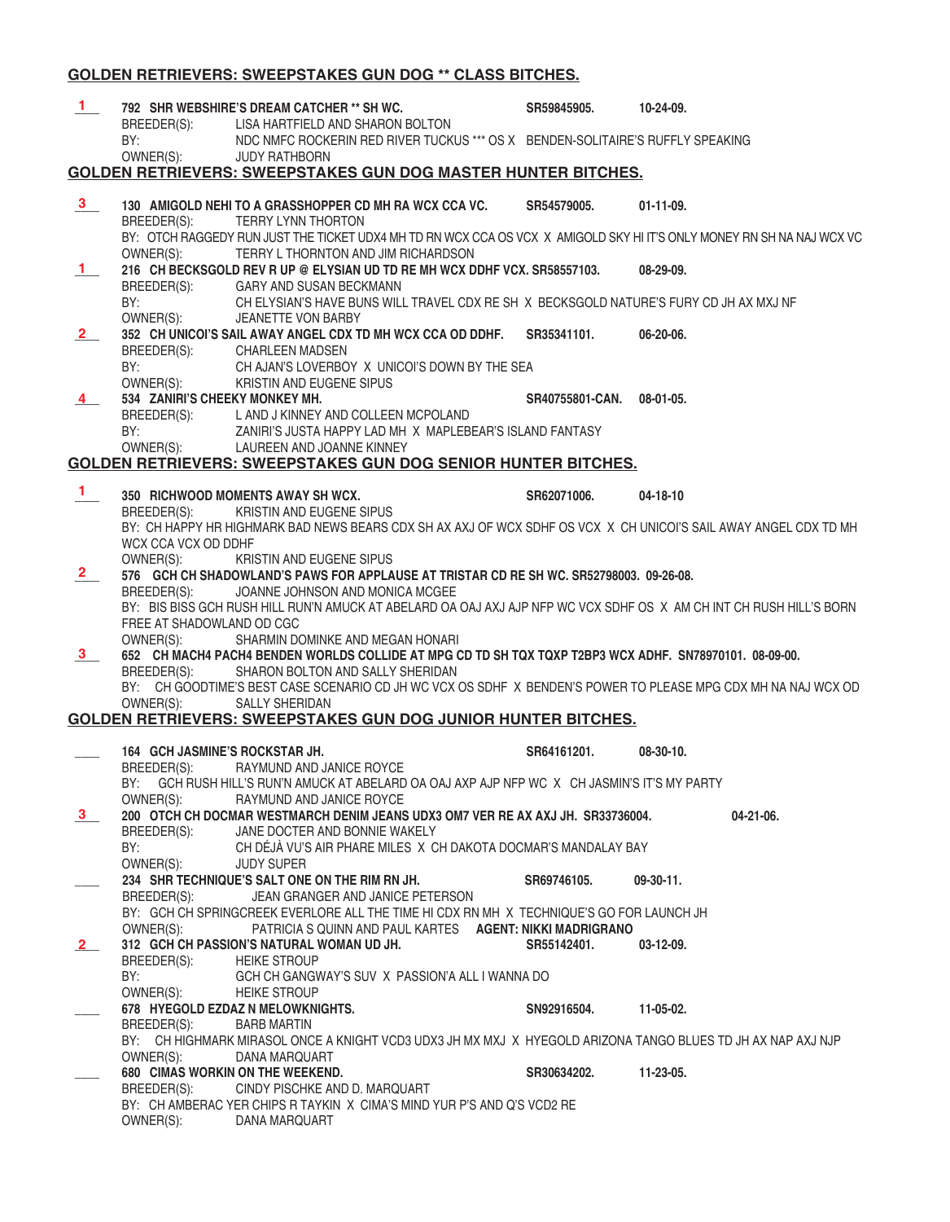## GOLDEN RETRIEVERS: SWEEPSTAKES GUN DOG ** CLASS BITCHES.

**1** **792 SHR WEBSHIRE'S DREAM CATCHER ** SH WC.** **SR59845905.** **10-24-09.**
BREEDER(S): LISA HARTFIELD AND SHARON BOLTON
BY: NDC NMFC ROCKERIN RED RIVER TUCKUS *** OS X BENDEN-SOLITAIRE'S RUFFLY SPEAKING
OWNER(S): JUDY RATHBORN

## GOLDEN RETRIEVERS: SWEEPSTAKES GUN DOG MASTER HUNTER BITCHES.

**3** **130 AMIGOLD NEHI TO A GRASSHOPPER CD MH RA WCX CCA VC.** **SR54579005.** **01-11-09.**
BREEDER(S): TERRY LYNN THORTON
BY: OTCH RAGGEDY RUN JUST THE TICKET UDX4 MH TD RN WCX CCA OS VCX X AMIGOLD SKY HI IT'S ONLY MONEY RN SH NA NAJ WCX VC
OWNER(S): TERRY L THORNTON AND JIM RICHARDSON

**1** **216 CH BECKSGOLD REV R UP @ ELYSIAN UD TD RE MH WCX DDHF VCX. SR58557103.** **08-29-09.**
BREEDER(S): GARY AND SUSAN BECKMANN
BY: CH ELYSIAN'S HAVE BUNS WILL TRAVEL CDX RE SH X BECKSGOLD NATURE'S FURY CD JH AX MXJ NF
OWNER(S): JEANETTE VON BARBY

**2** **352 CH UNICOI'S SAIL AWAY ANGEL CDX TD MH WCX CCA OD DDHF.** **SR35341101.** **06-20-06.**
BREEDER(S): CHARLEEN MADSEN
BY: CH AJAN'S LOVERBOY X UNICOI'S DOWN BY THE SEA
OWNER(S): KRISTIN AND EUGENE SIPUS

**4** **534 ZANIRI'S CHEEKY MONKEY MH.** **SR40755801-CAN.** **08-01-05.**
BREEDER(S): L AND J KINNEY AND COLLEEN MCPOLAND
BY: ZANIRI'S JUSTA HAPPY LAD MH X MAPLEBEAR'S ISLAND FANTASY
OWNER(S): LAUREEN AND JOANNE KINNEY

## GOLDEN RETRIEVERS: SWEEPSTAKES GUN DOG SENIOR HUNTER BITCHES.

**1** **350 RICHWOOD MOMENTS AWAY SH WCX.** **SR62071006.** **04-18-10**
BREEDER(S): KRISTIN AND EUGENE SIPUS
BY: CH HAPPY HR HIGHMARK BAD NEWS BEARS CDX SH AX AXJ OF WCX SDHF OS VCX X CH UNICOI'S SAIL AWAY ANGEL CDX TD MH WCX CCA VCX OD DDHF
OWNER(S): KRISTIN AND EUGENE SIPUS

**2** **576 GCH CH SHADOWLAND'S PAWS FOR APPLAUSE AT TRISTAR CD RE SH WC. SR52798003. 09-26-08.**
BREEDER(S): JOANNE JOHNSON AND MONICA MCGEE
BY: BIS BISS GCH RUSH HILL RUN'N AMUCK AT ABELARD OA OAJ AXJ AJP NFP WC VCX SDHF OS X AM CH INT CH RUSH HILL'S BORN FREE AT SHADOWLAND OD CGC
OWNER(S): SHARMIN DOMINKE AND MEGAN HONARI

**3** **652 CH MACH4 PACH4 BENDEN WORLDS COLLIDE AT MPG CD TD SH TQX TQXP T2BP3 WCX ADHF. SN78970101. 08-09-00.**
BREEDER(S): SHARON BOLTON AND SALLY SHERIDAN
BY: CH GOODTIME'S BEST CASE SCENARIO CD JH WC VCX OS SDHF X BENDEN'S POWER TO PLEASE MPG CDX MH NA NAJ WCX OD
OWNER(S): SALLY SHERIDAN

## GOLDEN RETRIEVERS: SWEEPSTAKES GUN DOG JUNIOR HUNTER BITCHES.

____ **164 GCH JASMINE'S ROCKSTAR JH.** **SR64161201.** **08-30-10.**
BREEDER(S): RAYMUND AND JANICE ROYCE
BY: GCH RUSH HILL'S RUN'N AMUCK AT ABELARD OA OAJ AXP AJP NFP WC X CH JASMIN'S IT'S MY PARTY
OWNER(S): RAYMUND AND JANICE ROYCE

**3** **200 OTCH CH DOCMAR WESTMARCH DENIM JEANS UDX3 OM7 VER RE AX AXJ JH. SR33736004.** **04-21-06.**
BREEDER(S): JANE DOCTER AND BONNIE WAKELY
BY: CH DÉJÀ VU'S AIR PHARE MILES X CH DAKOTA DOCMAR'S MANDALAY BAY
OWNER(S): JUDY SUPER

____ **234 SHR TECHNIQUE'S SALT ONE ON THE RIM RN JH.** **SR69746105.** **09-30-11.**
BREEDER(S): JEAN GRANGER AND JANICE PETERSON
BY: GCH CH SPRINGCREEK EVERLORE ALL THE TIME HI CDX RN MH X TECHNIQUE'S GO FOR LAUNCH JH
OWNER(S): PATRICIA S QUINN AND PAUL KARTES **AGENT: NIKKI MADRIGRANO**

**2** **312 GCH CH PASSION'S NATURAL WOMAN UD JH.** **SR55142401.** **03-12-09.**
BREEDER(S): HEIKE STROUP
BY: GCH CH GANGWAY'S SUV X PASSION'A ALL I WANNA DO
OWNER(S): HEIKE STROUP

____ **678 HYEGOLD EZDAZ N MELOWKNIGHTS.** **SN92916504.** **11-05-02.**
BREEDER(S): BARB MARTIN
BY: CH HIGHMARK MIRASOL ONCE A KNIGHT VCD3 UDX3 JH MX MXJ X HYEGOLD ARIZONA TANGO BLUES TD JH AX NAP AXJ NJP
OWNER(S): DANA MARQUART

____ **680 CIMAS WORKIN ON THE WEEKEND.** **SR30634202.** **11-23-05.**
BREEDER(S): CINDY PISCHKE AND D. MARQUART
BY: CH AMBERAC YER CHIPS R TAYKIN X CIMA'S MIND YUR P'S AND Q'S VCD2 RE
OWNER(S): DANA MARQUART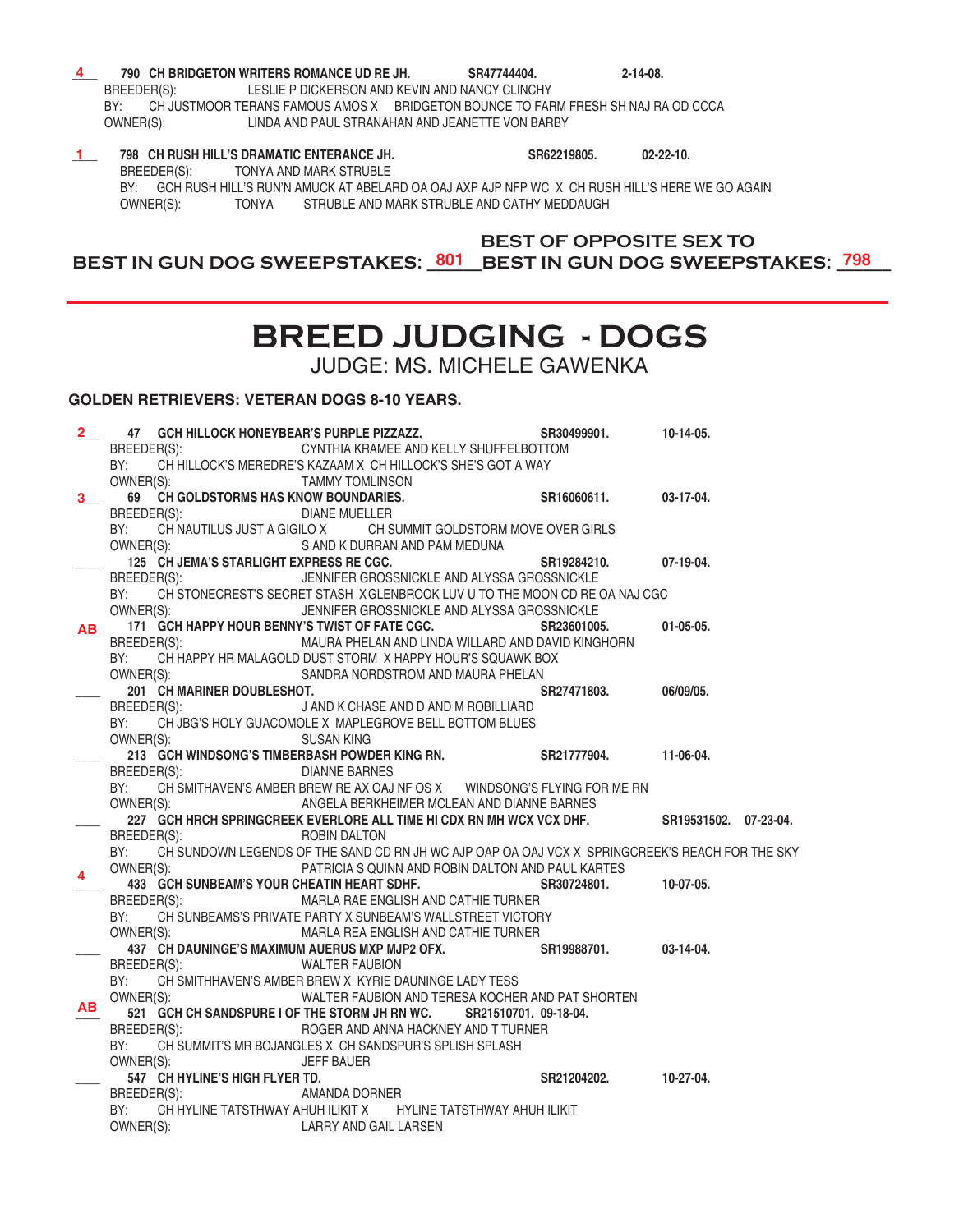**4** **790 CH BRIDGETON WRITERS ROMANCE UD RE JH.** **SR47744404.** **2-14-08.**
BREEDER(S): LESLIE P DICKERSON AND KEVIN AND NANCY CLINCHY
BY: CH JUSTMOOR TERANS FAMOUS AMOS X BRIDGETON BOUNCE TO FARM FRESH SH NAJ RA OD CCCA
OWNER(S): LINDA AND PAUL STRANAHAN AND JEANETTE VON BARBY

**1** **798 CH RUSH HILL'S DRAMATIC ENTERANCE JH.** **SR62219805.** **02-22-10.**
BREEDER(S): TONYA AND MARK STRUBLE
BY: GCH RUSH HILL'S RUN'N AMUCK AT ABELARD OA OAJ AXP AJP NFP WC X CH RUSH HILL'S HERE WE GO AGAIN
OWNER(S): TONYA STRUBLE AND MARK STRUBLE AND CATHY MEDDAUGH

**BEST IN GUN DOG SWEEPSTAKES: 801** **BEST OF OPPOSITE SEX TO BEST IN GUN DOG SWEEPSTAKES: 798**

# BREED JUDGING - DOGS

JUDGE: MS. MICHELE GAWENKA

**GOLDEN RETRIEVERS: VETERAN DOGS 8-10 YEARS.**

**2** **47 GCH HILLOCK HONEYBEAR'S PURPLE PIZZAZZ.** **SR30499901.** **10-14-05.**
BREEDER(S): CYNTHIA KRAMEE AND KELLY SHUFFELBOTTOM
BY: CH HILLOCK'S MEREDRE'S KAZAAM X CH HILLOCK'S SHE'S GOT A WAY
OWNER(S): TAMMY TOMLINSON

**3** **69 CH GOLDSTORMS HAS KNOW BOUNDARIES.** **SR16060611.** **03-17-04.**
BREEDER(S): DIANE MUELLER
BY: CH NAUTILUS JUST A GIGILO X CH SUMMIT GOLDSTORM MOVE OVER GIRLS
OWNER(S): S AND K DURRAN AND PAM MEDUNA

**125 CH JEMA'S STARLIGHT EXPRESS RE CGC.** **SR19284210.** **07-19-04.**
BREEDER(S): JENNIFER GROSSNICKLE AND ALYSSA GROSSNICKLE
BY: CH STONECREST'S SECRET STASH X GLENBROOK LUV U TO THE MOON CD RE OA NAJ CGC
OWNER(S): JENNIFER GROSSNICKLE AND ALYSSA GROSSNICKLE

**AB** **171 GCH HAPPY HOUR BENNY'S TWIST OF FATE CGC.** **SR23601005.** **01-05-05.**
BREEDER(S): MAURA PHELAN AND LINDA WILLARD AND DAVID KINGHORN
BY: CH HAPPY HR MALAGOLD DUST STORM X HAPPY HOUR'S SQUAWK BOX
OWNER(S): SANDRA NORDSTROM AND MAURA PHELAN

**201 CH MARINER DOUBLESHOT.** **SR27471803.** **06/09/05.**
BREEDER(S): J AND K CHASE AND D AND M ROBILLIARD
BY: CH JBG'S HOLY GUACOMOLE X MAPLEGROVE BELL BOTTOM BLUES
OWNER(S): SUSAN KING

**213 GCH WINDSONG'S TIMBERBASH POWDER KING RN.** **SR21777904.** **11-06-04.**
BREEDER(S): DIANNE BARNES
BY: CH SMITHAVEN'S AMBER BREW RE AX OAJ NF OS X WINDSONG'S FLYING FOR ME RN
OWNER(S): ANGELA BERKHEIMER MCLEAN AND DIANNE BARNES

**227 GCH HRCH SPRINGCREEK EVERLORE ALL TIME HI CDX RN MH WCX VCX DHF.** **SR19531502.** **07-23-04.**
BREEDER(S): ROBIN DALTON
BY: CH SUNDOWN LEGENDS OF THE SAND CD RN JH WC AJP OAP OA OAJ VCX X SPRINGCREEK'S REACH FOR THE SKY
OWNER(S): PATRICIA S QUINN AND ROBIN DALTON AND PAUL KARTES

**4** **433 GCH SUNBEAM'S YOUR CHEATIN HEART SDHF.** **SR30724801.** **10-07-05.**
BREEDER(S): MARLA RAE ENGLISH AND CATHIE TURNER
BY: CH SUNBEAMS'S PRIVATE PARTY X SUNBEAM'S WALLSTREET VICTORY
OWNER(S): MARLA REA ENGLISH AND CATHIE TURNER

**437 CH DAUNINGE'S MAXIMUM AUERUS MXP MJP2 OFX.** **SR19988701.** **03-14-04.**
BREEDER(S): WALTER FAUBION
BY: CH SMITHHAVEN'S AMBER BREW X KYRIE DAUNINGE LADY TESS
OWNER(S): WALTER FAUBION AND TERESA KOCHER AND PAT SHORTEN

**AB** **521 GCH CH SANDSPURE I OF THE STORM JH RN WC.** **SR21510701.** **09-18-04.**
BREEDER(S): ROGER AND ANNA HACKNEY AND T TURNER
BY: CH SUMMIT'S MR BOJANGLES X CH SANDSPUR'S SPLISH SPLASH
OWNER(S): JEFF BAUER

**547 CH HYLINE'S HIGH FLYER TD.** **SR21204202.** **10-27-04.**
BREEDER(S): AMANDA DORNER
BY: CH HYLINE TATSTHWAY AHUH ILIKIT X HYLINE TATSTHWAY AHUH ILIKIT
OWNER(S): LARRY AND GAIL LARSEN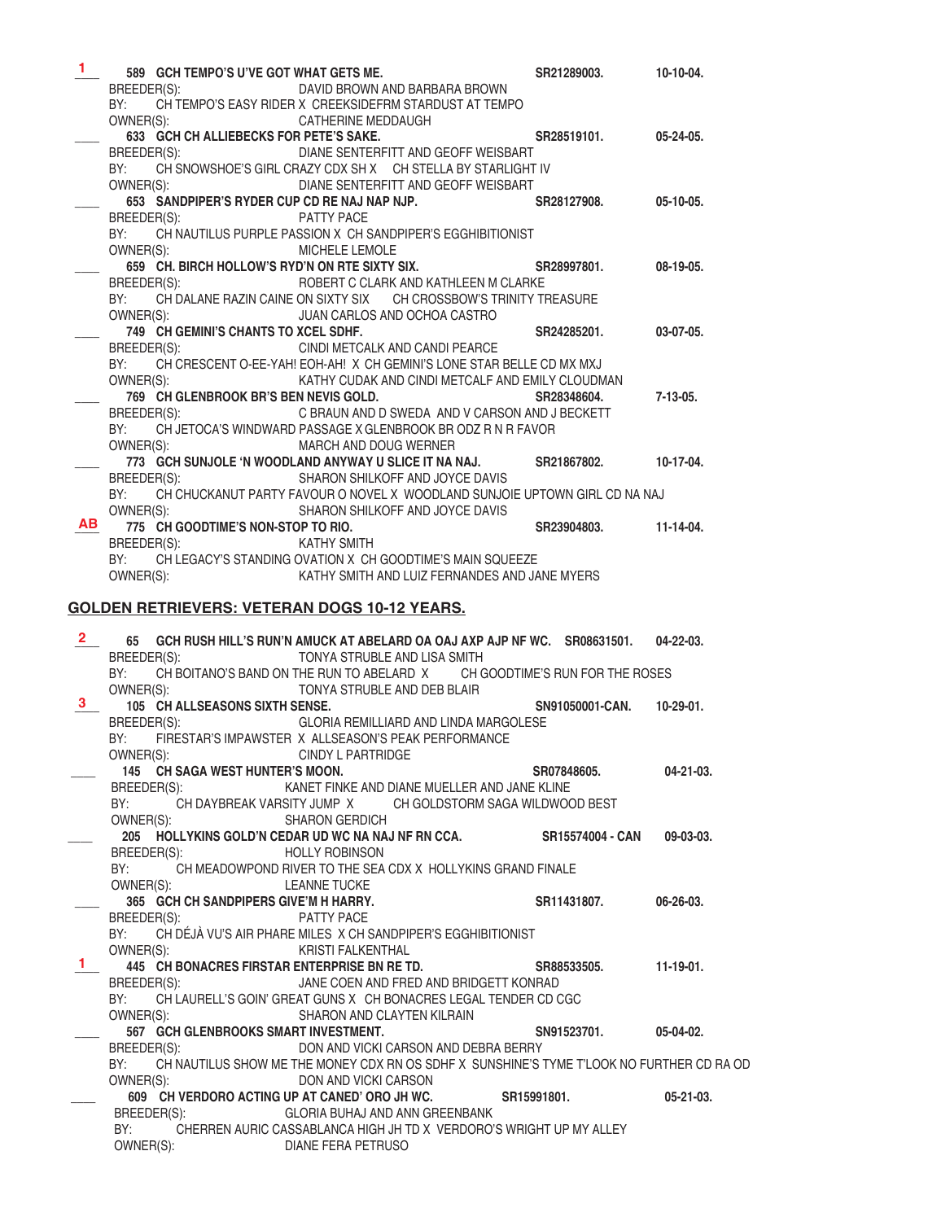**1** 589 **GCH TEMPO'S U'VE GOT WHAT GETS ME.** SR21289003. 10-10-04.
BREEDER(S): DAVID BROWN AND BARBARA BROWN
BY: CH TEMPO'S EASY RIDER X CREEKSIDEFRM STARDUST AT TEMPO
OWNER(S): CATHERINE MEDDAUGH

___ 633 **GCH CH ALLIEBECKS FOR PETE'S SAKE.** SR28519101. 05-24-05.
BREEDER(S): DIANE SENTERFITT AND GEOFF WEISBART
BY: CH SNOWSHOE'S GIRL CRAZY CDX SH X CH STELLA BY STARLIGHT IV
OWNER(S): DIANE SENTERFITT AND GEOFF WEISBART

___ 653 **SANDPIPER'S RYDER CUP CD RE NAJ NAP NJP.** SR28127908. 05-10-05.
BREEDER(S): PATTY PACE
BY: CH NAUTILUS PURPLE PASSION X CH SANDPIPER'S EGGHIBITIONIST
OWNER(S): MICHELE LEMOLE

___ 659 **CH. BIRCH HOLLOW'S RYD'N ON RTE SIXTY SIX.** SR28997801. 08-19-05.
BREEDER(S): ROBERT C CLARK AND KATHLEEN M CLARKE
BY: CH DALANE RAZIN CAINE ON SIXTY SIX CH CROSSBOW'S TRINITY TREASURE
OWNER(S): JUAN CARLOS AND OCHOA CASTRO

___ 749 **CH GEMINI'S CHANTS TO XCEL SDHF.** SR24285201. 03-07-05.
BREEDER(S): CINDI METCALK AND CANDI PEARCE
BY: CH CRESCENT O-EE-YAH! EOH-AH! X CH GEMINI'S LONE STAR BELLE CD MX MXJ
OWNER(S): KATHY CUDAK AND CINDI METCALF AND EMILY CLOUDMAN

___ 769 **CH GLENBROOK BR'S BEN NEVIS GOLD.** SR28348604. 7-13-05.
BREEDER(S): C BRAUN AND D SWEDA AND V CARSON AND J BECKETT
BY: CH JETOCA'S WINDWARD PASSAGE X GLENBROOK BR ODZ R N R FAVOR
OWNER(S): MARCH AND DOUG WERNER

___ 773 **GCH SUNJOLE 'N WOODLAND ANYWAY U SLICE IT NA NAJ.** SR21867802. 10-17-04.
BREEDER(S): SHARON SHILKOFF AND JOYCE DAVIS
BY: CH CHUCKANUT PARTY FAVOUR O NOVEL X WOODLAND SUNJOIE UPTOWN GIRL CD NA NAJ
OWNER(S): SHARON SHILKOFF AND JOYCE DAVIS

**AB** 775 **CH GOODTIME'S NON-STOP TO RIO.** SR23904803. 11-14-04.
BREEDER(S): KATHY SMITH
BY: CH LEGACY'S STANDING OVATION X CH GOODTIME'S MAIN SQUEEZE
OWNER(S): KATHY SMITH AND LUIZ FERNANDES AND JANE MYERS

## GOLDEN RETRIEVERS: VETERAN DOGS 10-12 YEARS.

**2** 65 **GCH RUSH HILL'S RUN'N AMUCK AT ABELARD OA OAJ AXP AJP NF WC.** SR08631501. 04-22-03.
BREEDER(S): TONYA STRUBLE AND LISA SMITH
BY: CH BOITANO'S BAND ON THE RUN TO ABELARD X CH GOODTIME'S RUN FOR THE ROSES
OWNER(S): TONYA STRUBLE AND DEB BLAIR

**3** 105 **CH ALLSEASONS SIXTH SENSE.** SN91050001-CAN. 10-29-01.
BREEDER(S): GLORIA REMILLIARD AND LINDA MARGOLESE
BY: FIRESTAR'S IMPAWSTER X ALLSEASON'S PEAK PERFORMANCE
OWNER(S): CINDY L PARTRIDGE

___ 145 **CH SAGA WEST HUNTER'S MOON.** SR07848605. 04-21-03.
BREEDER(S): KANET FINKE AND DIANE MUELLER AND JANE KLINE
BY: CH DAYBREAK VARSITY JUMP X CH GOLDSTORM SAGA WILDWOOD BEST
OWNER(S): SHARON GERDICH

___ 205 **HOLLYKINS GOLD'N CEDAR UD WC NA NAJ NF RN CCA.** SR15574004 - CAN 09-03-03.
BREEDER(S): HOLLY ROBINSON
BY: CH MEADOWPOND RIVER TO THE SEA CDX X HOLLYKINS GRAND FINALE
OWNER(S): LEANNE TUCKE

___ 365 **GCH CH SANDPIPERS GIVE'M H HARRY.** SR11431807. 06-26-03.
BREEDER(S): PATTY PACE
BY: CH DÉJÀ VU'S AIR PHARE MILES X CH SANDPIPER'S EGGHIBITIONIST
OWNER(S): KRISTI FALKENTHAL

**1** 445 **CH BONACRES FIRSTAR ENTERPRISE BN RE TD.** SR88533505. 11-19-01.
BREEDER(S): JANE COEN AND FRED AND BRIDGETT KONRAD
BY: CH LAURELL'S GOIN' GREAT GUNS X CH BONACRES LEGAL TENDER CD CGC
OWNER(S): SHARON AND CLAYTEN KILRAIN

___ 567 **GCH GLENBROOKS SMART INVESTMENT.** SN91523701. 05-04-02.
BREEDER(S): DON AND VICKI CARSON AND DEBRA BERRY
BY: CH NAUTILUS SHOW ME THE MONEY CDX RN OS SDHF X SUNSHINE'S TYME T'LOOK NO FURTHER CD RA OD
OWNER(S): DON AND VICKI CARSON

___ 609 **CH VERDORO ACTING UP AT CANED' ORO JH WC.** SR15991801. 05-21-03.
BREEDER(S): GLORIA BUHAJ AND ANN GREENBANK
BY: CHERREN AURIC CASSABLANCA HIGH JH TD X VERDORO'S WRIGHT UP MY ALLEY
OWNER(S): DIANE FERA PETRUSO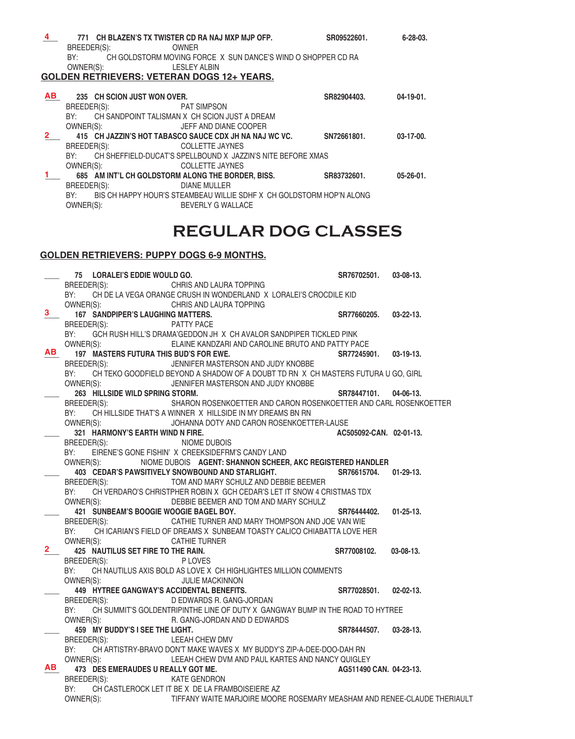**4** 771 **CH BLAZEN'S TX TWISTER CD RA NAJ MXP MJP OFP.** **SR09522601.** **6-28-03.**
BREEDER(S): OWNER
BY: CH GOLDSTORM MOVING FORCE X SUN DANCE'S WIND O SHOPPER CD RA
OWNER(S): LESLEY ALBIN

**GOLDEN RETRIEVERS: VETERAN DOGS 12+ YEARS.**

**AB** 235 **CH SCION JUST WON OVER.** **SR82904403.** **04-19-01.**
BREEDER(S): PAT SIMPSON
BY: CH SANDPOINT TALISMAN X CH SCION JUST A DREAM
OWNER(S): JEFF AND DIANE COOPER

**2** 415 **CH JAZZIN'S HOT TABASCO SAUCE CDX JH NA NAJ WC VC.** **SN72661801.** **03-17-00.**
BREEDER(S): COLLETTE JAYNES
BY: CH SHEFFIELD-DUCAT'S SPELLBOUND X JAZZIN'S NITE BEFORE XMAS
OWNER(S): COLLETTE JAYNES

**1** 685 **AM INT'L CH GOLDSTORM ALONG THE BORDER, BISS.** **SR83732601.** **05-26-01.**
BREEDER(S): DIANE MULLER
BY: BIS CH HAPPY HOUR'S STEAMBEAU WILLIE SDHF X CH GOLDSTORM HOP'N ALONG
OWNER(S): BEVERLY G WALLACE

# REGULAR DOG CLASSES

**GOLDEN RETRIEVERS: PUPPY DOGS 6-9 MONTHS.**

___ 75 **LORALEI'S EDDIE WOULD GO.** **SR76702501.** **03-08-13.**
BREEDER(S): CHRIS AND LAURA TOPPING
BY: CH DE LA VEGA ORANGE CRUSH IN WONDERLAND X LORALEI'S CROCDILE KID
OWNER(S): CHRIS AND LAURA TOPPING

**3** 167 **SANDPIPER'S LAUGHING MATTERS.** **SR77660205.** **03-22-13.**
BREEDER(S): PATTY PACE
BY: GCH RUSH HILL'S DRAMA'GEDDON JH X CH AVALOR SANDPIPER TICKLED PINK
OWNER(S): ELAINE KANDZARI AND CAROLINE BRUTO AND PATTY PACE

**AB** 197 **MASTERS FUTURA THIS BUD'S FOR EWE.** **SR77245901.** **03-19-13.**
BREEDER(S): JENNIFER MASTERSON AND JUDY KNOBBE
BY: CH TEKO GOODFIELD BEYOND A SHADOW OF A DOUBT TD RN X CH MASTERS FUTURA U GO, GIRL
OWNER(S): JENNIFER MASTERSON AND JUDY KNOBBE

___ 263 **HILLSIDE WILD SPRING STORM.** **SR78447101.** **04-06-13.**
BREEDER(S): SHARON ROSENKOETTER AND CARON ROSENKOETTER AND CARL ROSENKOETTER
BY: CH HILLSIDE THAT'S A WINNER X HILLSIDE IN MY DREAMS BN RN
OWNER(S): JOHANNA DOTY AND CARON ROSENKOETTER-LAUSE

___ 321 **HARMONY'S EARTH WIND N FIRE.** **AC505092-CAN.** **02-01-13.**
BREEDER(S): NIOME DUBOIS
BY: EIRENE'S GONE FISHIN' X CREEKSIDEFRM'S CANDY LAND
OWNER(S): NIOME DUBOIS **AGENT: SHANNON SCHEER, AKC REGISTERED HANDLER**

___ 403 **CEDAR'S PAWSITIVELY SNOWBOUND AND STARLIGHT.** **SR76615704.** **01-29-13.**
BREEDER(S): TOM AND MARY SCHULZ AND DEBBIE BEEMER
BY: CH VERDARO'S CHRISTPHER ROBIN X GCH CEDAR'S LET IT SNOW 4 CRISTMAS TDX
OWNER(S): DEBBIE BEEMER AND TOM AND MARY SCHULZ

___ 421 **SUNBEAM'S BOOGIE WOOGIE BAGEL BOY.** **SR76444402.** **01-25-13.**
BREEDER(S): CATHIE TURNER AND MARY THOMPSON AND JOE VAN WIE
BY: CH ICARIAN'S FIELD OF DREAMS X SUNBEAM TOASTY CALICO CHIABATTA LOVE HER
OWNER(S): CATHIE TURNER

**2** 425 **NAUTILUS SET FIRE TO THE RAIN.** **SR77008102.** **03-08-13.**
BREEDER(S): P LOVES
BY: CH NAUTILUS AXIS BOLD AS LOVE X CH HIGHLIGHTES MILLION COMMENTS
OWNER(S): JULIE MACKINNON

___ 449 **HYTREE GANGWAY'S ACCIDENTAL BENEFITS.** **SR77028501.** **02-02-13.**
BREEDER(S): D EDWARDS R. GANG-JORDAN
BY: CH SUMMIT'S GOLDENTRIPINTHE LINE OF DUTY X GANGWAY BUMP IN THE ROAD TO HYTREE
OWNER(S): R. GANG-JORDAN AND D EDWARDS

___ 459 **MY BUDDY'S I SEE THE LIGHT.** **SR78444507.** **03-28-13.**
BREEDER(S): LEEAH CHEW DMV
BY: CH ARTISTRY-BRAVO DON'T MAKE WAVES X MY BUDDY'S ZIP-A-DEE-DOO-DAH RN
OWNER(S): LEEAH CHEW DVM AND PAUL KARTES AND NANCY QUIGLEY

**AB** 473 **DES EMERAUDES U REALLY GOT ME.** **AG511490 CAN.** **04-23-13.**
BREEDER(S): KATE GENDRON
BY: CH CASTLEROCK LET IT BE X DE LA FRAMBOISEIERE AZ
OWNER(S): TIFFANY WAITE MARJOIRE MOORE ROSEMARY MEASHAM AND RENEE-CLAUDE THERIAULT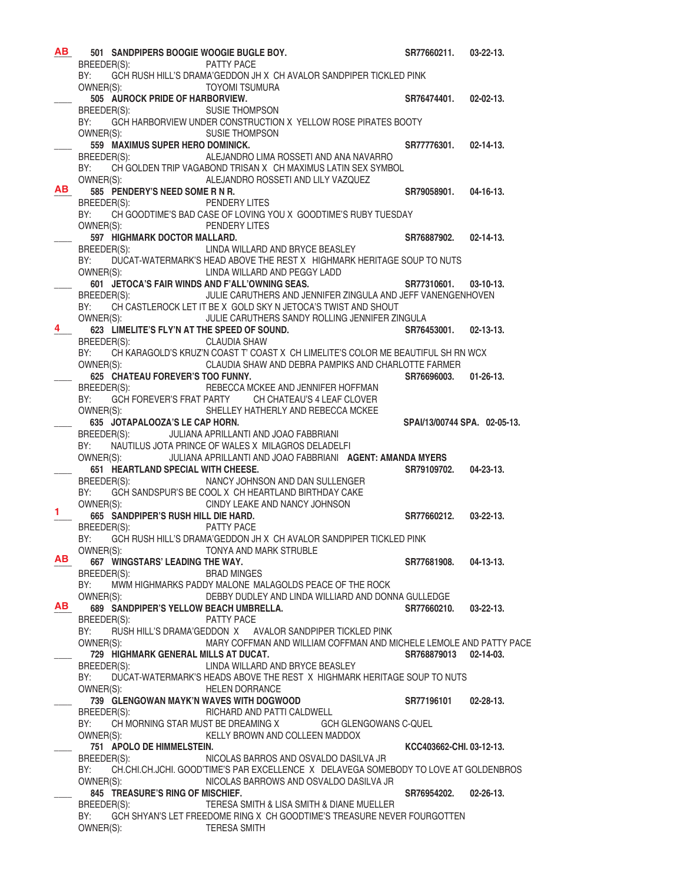**AB** **501 SANDPIPERS BOOGIE WOOGIE BUGLE BOY.** **SR77660211. 03-22-13.**
BREEDER(S): PATTY PACE
BY: GCH RUSH HILL'S DRAMA'GEDDON JH X CH AVALOR SANDPIPER TICKLED PINK
OWNER(S): TOYOMI TSUMURA

**505 AUROCK PRIDE OF HARBORVIEW.** **SR76474401. 02-02-13.**
BREEDER(S): SUSIE THOMPSON
BY: GCH HARBORVIEW UNDER CONSTRUCTION X YELLOW ROSE PIRATES BOOTY
OWNER(S): SUSIE THOMPSON

**559 MAXIMUS SUPER HERO DOMINICK.** **SR77776301. 02-14-13.**
BREEDER(S): ALEJANDRO LIMA ROSSETI AND ANA NAVARRO
BY: CH GOLDEN TRIP VAGABOND TRISAN X CH MAXIMUS LATIN SEX SYMBOL
OWNER(S): ALEJANDRO ROSSETI AND LILY VAZQUEZ

**AB** **585 PENDERY'S NEED SOME R N R.** **SR79058901. 04-16-13.**
BREEDER(S): PENDERY LITES
BY: CH GOODTIME'S BAD CASE OF LOVING YOU X GOODTIME'S RUBY TUESDAY
OWNER(S): PENDERY LITES

**597 HIGHMARK DOCTOR MALLARD.** **SR76887902. 02-14-13.**
BREEDER(S): LINDA WILLARD AND BRYCE BEASLEY
BY: DUCAT-WATERMARK'S HEAD ABOVE THE REST X HIGHMARK HERITAGE SOUP TO NUTS
OWNER(S): LINDA WILLARD AND PEGGY LADD

**601 JETOCA'S FAIR WINDS AND F'ALL'OWNING SEAS.** **SR77310601. 03-10-13.**
BREEDER(S): JULIE CARUTHERS AND JENNIFER ZINGULA AND JEFF VANENGENHOVEN
BY: CH CASTLEROCK LET IT BE X GOLD SKY N JETOCA'S TWIST AND SHOUT
OWNER(S): JULIE CARUTHERS SANDY ROLLING JENNIFER ZINGULA

**4** **623 LIMELITE'S FLY'N AT THE SPEED OF SOUND.** **SR76453001. 02-13-13.**
BREEDER(S): CLAUDIA SHAW
BY: CH KARAGOLD'S KRUZ'N COAST T' COAST X CH LIMELITE'S COLOR ME BEAUTIFUL SH RN WCX
OWNER(S): CLAUDIA SHAW AND DEBRA PAMPIKS AND CHARLOTTE FARMER

**625 CHATEAU FOREVER'S TOO FUNNY.** **SR76696003. 01-26-13.**
BREEDER(S): REBECCA MCKEE AND JENNIFER HOFFMAN
BY: GCH FOREVER'S FRAT PARTY CH CHATEAU'S 4 LEAF CLOVER
OWNER(S): SHELLEY HATHERLY AND REBECCA MCKEE

**635 JOTAPALOOZA'S LE CAP HORN.** **SPAI/13/00744 SPA. 02-05-13.**
BREEDER(S): JULIANA APRILLANTI AND JOAO FABBRIANI
BY: NAUTILUS JOTA PRINCE OF WALES X MILAGROS DELADELFI
OWNER(S): JULIANA APRILLANTI AND JOAO FABBRIANI **AGENT: AMANDA MYERS**

**651 HEARTLAND SPECIAL WITH CHEESE.** **SR79109702. 04-23-13.**
BREEDER(S): NANCY JOHNSON AND DAN SULLENGER
BY: GCH SANDSPUR'S BE COOL X CH HEARTLAND BIRTHDAY CAKE
OWNER(S): CINDY LEAKE AND NANCY JOHNSON

**1** **665 SANDPIPER'S RUSH HILL DIE HARD.** **SR77660212. 03-22-13.**
BREEDER(S): PATTY PACE
BY: GCH RUSH HILL'S DRAMA'GEDDON JH X CH AVALOR SANDPIPER TICKLED PINK
OWNER(S): TONYA AND MARK STRUBLE

**AB** **667 WINGSTARS' LEADING THE WAY.** **SR77681908. 04-13-13.**
BREEDER(S): BRAD MINGES
BY: MWM HIGHMARKS PADDY MALONE MALAGOLDS PEACE OF THE ROCK
OWNER(S): DEBBY DUDLEY AND LINDA WILLIARD AND DONNA GULLEDGE

**AB** **689 SANDPIPER'S YELLOW BEACH UMBRELLA.** **SR77660210. 03-22-13.**
BREEDER(S): PATTY PACE
BY: RUSH HILL'S DRAMA'GEDDON X AVALOR SANDPIPER TICKLED PINK
OWNER(S): MARY COFFMAN AND WILLIAM COFFMAN AND MICHELE LEMOLE AND PATTY PACE

**729 HIGHMARK GENERAL MILLS AT DUCAT.** **SR768879013 02-14-03.**
BREEDER(S): LINDA WILLARD AND BRYCE BEASLEY
BY: DUCAT-WATERMARK'S HEADS ABOVE THE REST X HIGHMARK HERITAGE SOUP TO NUTS
OWNER(S): HELEN DORRANCE

**739 GLENGOWAN MAYK'N WAVES WITH DOGWOOD** **SR77196101 02-28-13.**
BREEDER(S): RICHARD AND PATTI CALDWELL
BY: CH MORNING STAR MUST BE DREAMING X GCH GLENGOWANS C-QUEL
OWNER(S): KELLY BROWN AND COLLEEN MADDOX

**751 APOLO DE HIMMELSTEIN.** **KCC403662-CHI. 03-12-13.**
BREEDER(S): NICOLAS BARROS AND OSVALDO DASILVA JR
BY: CH.CHI.CH.JCHI. GOOD'TIME'S PAR EXCELLENCE X DELAVEGA SOMEBODY TO LOVE AT GOLDENBROS
OWNER(S): NICOLAS BARROWS AND OSVALDO DASILVA JR

**845 TREASURE'S RING OF MISCHIEF.** **SR76954202. 02-26-13.**
BREEDER(S): TERESA SMITH & LISA SMITH & DIANE MUELLER
BY: GCH SHYAN'S LET FREEDOME RING X CH GOODTIME'S TREASURE NEVER FOURGOTTEN
OWNER(S): TERESA SMITH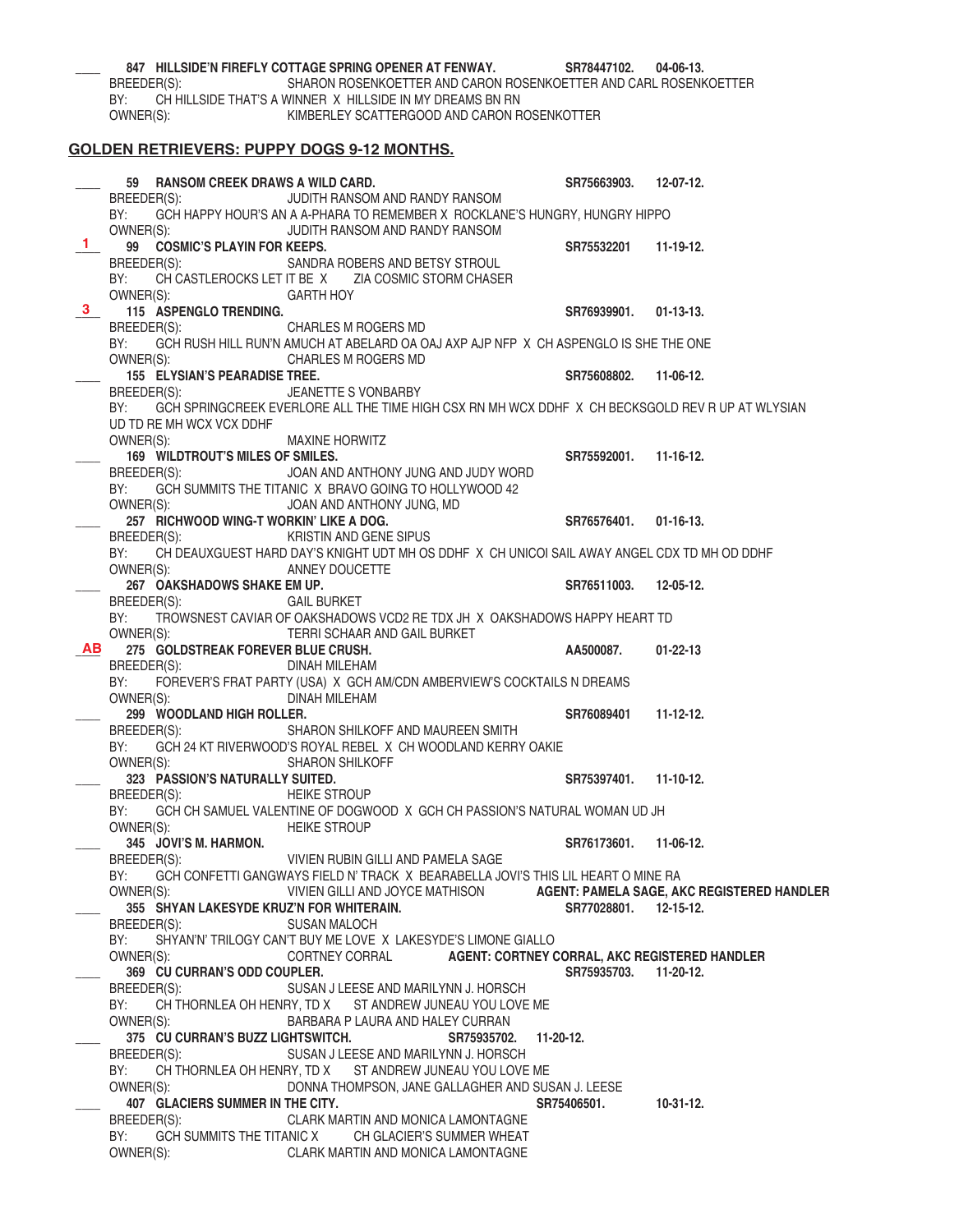\_\_\_\_ **847 HILLSIDE'N FIREFLY COTTAGE SPRING OPENER AT FENWAY.** **SR78447102. 04-06-13.**
BREEDER(S): SHARON ROSENKOETTER AND CARON ROSENKOETTER AND CARL ROSENKOETTER
BY: CH HILLSIDE THAT'S A WINNER X HILLSIDE IN MY DREAMS BN RN
OWNER(S): KIMBERLEY SCATTERGOOD AND CARON ROSENKOTTER

## GOLDEN RETRIEVERS: PUPPY DOGS 9-12 MONTHS.

\_\_\_\_ **59 RANSOM CREEK DRAWS A WILD CARD.** **SR75663903. 12-07-12.**
BREEDER(S): JUDITH RANSOM AND RANDY RANSOM
BY: GCH HAPPY HOUR'S AN A A-PHARA TO REMEMBER X ROCKLANE'S HUNGRY, HUNGRY HIPPO
OWNER(S): JUDITH RANSOM AND RANDY RANSOM

1 **99 COSMIC'S PLAYIN FOR KEEPS.** **SR75532201 11-19-12.**
BREEDER(S): SANDRA ROBERS AND BETSY STROUL
BY: CH CASTLEROCKS LET IT BE X ZIA COSMIC STORM CHASER
OWNER(S): GARTH HOY

3 **115 ASPENGLO TRENDING.** **SR76939901. 01-13-13.**
BREEDER(S): CHARLES M ROGERS MD
BY: GCH RUSH HILL RUN'N AMUCH AT ABELARD OA OAJ AXP AJP NFP X CH ASPENGLO IS SHE THE ONE
OWNER(S): CHARLES M ROGERS MD

\_\_\_\_ **155 ELYSIAN'S PEARADISE TREE.** **SR75608802. 11-06-12.**
BREEDER(S): JEANETTE S VONBARBY
BY: GCH SPRINGCREEK EVERLORE ALL THE TIME HIGH CSX RN MH WCX DDHF X CH BECKSGOLD REV R UP AT WLYSIAN UD TD RE MH WCX VCX DDHF
OWNER(S): MAXINE HORWITZ

\_\_\_\_ **169 WILDTROUT'S MILES OF SMILES.** **SR75592001. 11-16-12.**
BREEDER(S): JOAN AND ANTHONY JUNG AND JUDY WORD
BY: GCH SUMMITS THE TITANIC X BRAVO GOING TO HOLLYWOOD 42
OWNER(S): JOAN AND ANTHONY JUNG, MD

\_\_\_\_ **257 RICHWOOD WING-T WORKIN' LIKE A DOG.** **SR76576401. 01-16-13.**
BREEDER(S): KRISTIN AND GENE SIPUS
BY: CH DEAUXGUEST HARD DAY'S KNIGHT UDT MH OS DDHF X CH UNICOI SAIL AWAY ANGEL CDX TD MH OD DDHF
OWNER(S): ANNEY DOUCETTE

\_\_\_\_ **267 OAKSHADOWS SHAKE EM UP.** **SR76511003. 12-05-12.**
BREEDER(S): GAIL BURKET
BY: TROWSNEST CAVIAR OF OAKSHADOWS VCD2 RE TDX JH X OAKSHADOWS HAPPY HEART TD
OWNER(S): TERRI SCHAAR AND GAIL BURKET

AB **275 GOLDSTREAK FOREVER BLUE CRUSH.** **AA500087. 01-22-13**
BREEDER(S): DINAH MILEHAM
BY: FOREVER'S FRAT PARTY (USA) X GCH AM/CDN AMBERVIEW'S COCKTAILS N DREAMS
OWNER(S): DINAH MILEHAM

\_\_\_\_ **299 WOODLAND HIGH ROLLER.** **SR76089401 11-12-12.**
BREEDER(S): SHARON SHILKOFF AND MAUREEN SMITH
BY: GCH 24 KT RIVERWOOD'S ROYAL REBEL X CH WOODLAND KERRY OAKIE
OWNER(S): SHARON SHILKOFF

\_\_\_\_ **323 PASSION'S NATURALLY SUITED.** **SR75397401. 11-10-12.**
BREEDER(S): HEIKE STROUP
BY: GCH CH SAMUEL VALENTINE OF DOGWOOD X GCH CH PASSION'S NATURAL WOMAN UD JH
OWNER(S): HEIKE STROUP

\_\_\_\_ **345 JOVI'S M. HARMON.** **SR76173601. 11-06-12.**
BREEDER(S): VIVIEN RUBIN GILLI AND PAMELA SAGE
BY: GCH CONFETTI GANGWAYS FIELD N' TRACK X BEARABELLA JOVI'S THIS LIL HEART O MINE RA
OWNER(S): VIVIEN GILLI AND JOYCE MATHISON **AGENT: PAMELA SAGE, AKC REGISTERED HANDLER**

\_\_\_\_ **355 SHYAN LAKESYDE KRUZ'N FOR WHITERAIN.** **SR77028801. 12-15-12.**
BREEDER(S): SUSAN MALOCH
BY: SHYAN'N' TRILOGY CAN'T BUY ME LOVE X LAKESYDE'S LIMONE GIALLO
OWNER(S): CORTNEY CORRAL **AGENT: CORTNEY CORRAL, AKC REGISTERED HANDLER**

\_\_\_\_ **369 CU CURRAN'S ODD COUPLER.** **SR75935703. 11-20-12.**
BREEDER(S): SUSAN J LEESE AND MARILYNN J. HORSCH
BY: CH THORNLEA OH HENRY, TD X ST ANDREW JUNEAU YOU LOVE ME
OWNER(S): BARBARA P LAURA AND HALEY CURRAN

\_\_\_\_ **375 CU CURRAN'S BUZZ LIGHTSWITCH.** **SR75935702. 11-20-12.**
BREEDER(S): SUSAN J LEESE AND MARILYNN J. HORSCH
BY: CH THORNLEA OH HENRY, TD X ST ANDREW JUNEAU YOU LOVE ME
OWNER(S): DONNA THOMPSON, JANE GALLAGHER AND SUSAN J. LEESE

\_\_\_\_ **407 GLACIERS SUMMER IN THE CITY.** **SR75406501. 10-31-12.**
BREEDER(S): CLARK MARTIN AND MONICA LAMONTAGNE
BY: GCH SUMMITS THE TITANIC X CH GLACIER'S SUMMER WHEAT
OWNER(S): CLARK MARTIN AND MONICA LAMONTAGNE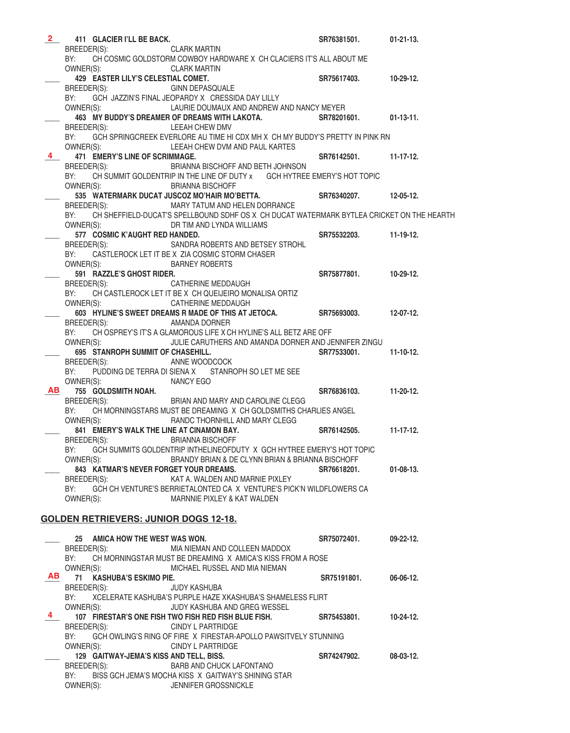**2** **411 GLACIER I'LL BE BACK.** **SR76381501.** **01-21-13.**
BREEDER(S): CLARK MARTIN
BY: CH COSMIC GOLDSTORM COWBOY HARDWARE X CH CLACIERS IT'S ALL ABOUT ME
OWNER(S): CLARK MARTIN

\_\_\_\_ **429 EASTER LILY'S CELESTIAL COMET.** **SR75617403.** **10-29-12.**
BREEDER(S): GINN DEPASQUALE
BY: GCH JAZZIN'S FINAL JEOPARDY X CRESSIDA DAY LILLY
OWNER(S): LAURIE DOUMAUX AND ANDREW AND NANCY MEYER

\_\_\_\_ **463 MY BUDDY'S DREAMER OF DREAMS WITH LAKOTA.** **SR78201601.** **01-13-11.**
BREEDER(S): LEEAH CHEW DMV
BY: GCH SPRINGCREEK EVERLORE AU TIME HI CDX MH X CH MY BUDDY'S PRETTY IN PINK RN
OWNER(S): LEEAH CHEW DVM AND PAUL KARTES

**4** **471 EMERY'S LINE OF SCRIMMAGE.** **SR76142501.** **11-17-12.**
BREEDER(S): BRIANNA BISCHOFF AND BETH JOHNSON
BY: CH SUMMIT GOLDENTRIP IN THE LINE OF DUTY x GCH HYTREE EMERY'S HOT TOPIC
OWNER(S): BRIANNA BISCHOFF

\_\_\_\_ **535 WATERMARK DUCAT JUSCOZ MO'HAIR MO'BETTA.** **SR76340207.** **12-05-12.**
BREEDER(S): MARY TATUM AND HELEN DORRANCE
BY: CH SHEFFIELD-DUCAT'S SPELLBOUND SDHF OS X CH DUCAT WATERMARK BYTLEA CRICKET ON THE HEARTH
OWNER(S): DR TIM AND LYNDA WILLIAMS

\_\_\_\_ **577 COSMIC K'AUGHT RED HANDED.** **SR75532203.** **11-19-12.**
BREEDER(S): SANDRA ROBERTS AND BETSEY STROHL
BY: CASTLEROCK LET IT BE X ZIA COSMIC STORM CHASER
OWNER(S): BARNEY ROBERTS

\_\_\_\_ **591 RAZZLE'S GHOST RIDER.** **SR75877801.** **10-29-12.**
BREEDER(S): CATHERINE MEDDAUGH
BY: CH CASTLEROCK LET IT BE X CH QUEIJEIRO MONALISA ORTIZ
OWNER(S): CATHERINE MEDDAUGH

\_\_\_\_ **603 HYLINE'S SWEET DREAMS R MADE OF THIS AT JETOCA.** **SR75693003.** **12-07-12.**
BREEDER(S): AMANDA DORNER
BY: CH OSPREY'S IT'S A GLAMOROUS LIFE X CH HYLINE'S ALL BETZ ARE OFF
OWNER(S): JULIE CARUTHERS AND AMANDA DORNER AND JENNIFER ZINGU

\_\_\_\_ **695 STANROPH SUMMIT OF CHASEHILL.** **SR77533001.** **11-10-12.**
BREEDER(S): ANNE WOODCOCK
BY: PUDDING DE TERRA DI SIENA X STANROPH SO LET ME SEE
OWNER(S): NANCY EGO

**AB** **755 GOLDSMITH NOAH.** **SR76836103.** **11-20-12.**
BREEDER(S): BRIAN AND MARY AND CAROLINE CLEGG
BY: CH MORNINGSTARS MUST BE DREAMING X CH GOLDSMITHS CHARLIES ANGEL
OWNER(S): RANDC THORNHILL AND MARY CLEGG

\_\_\_\_ **841 EMERY'S WALK THE LINE AT CINAMON BAY.** **SR76142505.** **11-17-12.**
BREEDER(S): BRIANNA BISCHOFF
BY: GCH SUMMITS GOLDENTRIP INTHELINEOFDUTY X GCH HYTREE EMERY'S HOT TOPIC
OWNER(S): BRANDY BRIAN & DE CLYNN BRIAN & BRIANNA BISCHOFF

\_\_\_\_ **843 KATMAR'S NEVER FORGET YOUR DREAMS.** **SR76618201.** **01-08-13.**
BREEDER(S): KAT A. WALDEN AND MARNIE PIXLEY
BY: GCH CH VENTURE'S BERRIETALONTED CA X VENTURE'S PICK'N WILDFLOWERS CA
OWNER(S): MARNNIE PIXLEY & KAT WALDEN

## GOLDEN RETRIEVERS: JUNIOR DOGS 12-18.

\_\_\_\_ **25 AMICA HOW THE WEST WAS WON.** **SR75072401.** **09-22-12.**
BREEDER(S): MIA NIEMAN AND COLLEEN MADDOX
BY: CH MORNINGSTAR MUST BE DREAMING X AMICA'S KISS FROM A ROSE
OWNER(S): MICHAEL RUSSEL AND MIA NIEMAN

**AB** **71 KASHUBA'S ESKIMO PIE.** **SR75191801.** **06-06-12.**
BREEDER(S): JUDY KASHUBA
BY: XCELERATE KASHUBA'S PURPLE HAZE XKASHUBA'S SHAMELESS FLIRT
OWNER(S): JUDY KASHUBA AND GREG WESSEL

**4** **107 FIRESTAR'S ONE FISH TWO FISH RED FISH BLUE FISH.** **SR75453801.** **10-24-12.**
BREEDER(S): CINDY L PARTRIDGE
BY: GCH OWLING'S RING OF FIRE X FIRESTAR-APOLLO PAWSITVELY STUNNING
OWNER(S): CINDY L PARTRIDGE

\_\_\_\_ **129 GAITWAY-JEMA'S KISS AND TELL, BISS.** **SR74247902.** **08-03-12.**
BREEDER(S): BARB AND CHUCK LAFONTANO
BY: BISS GCH JEMA'S MOCHA KISS X GAITWAY'S SHINING STAR
OWNER(S): JENNIFER GROSSNICKLE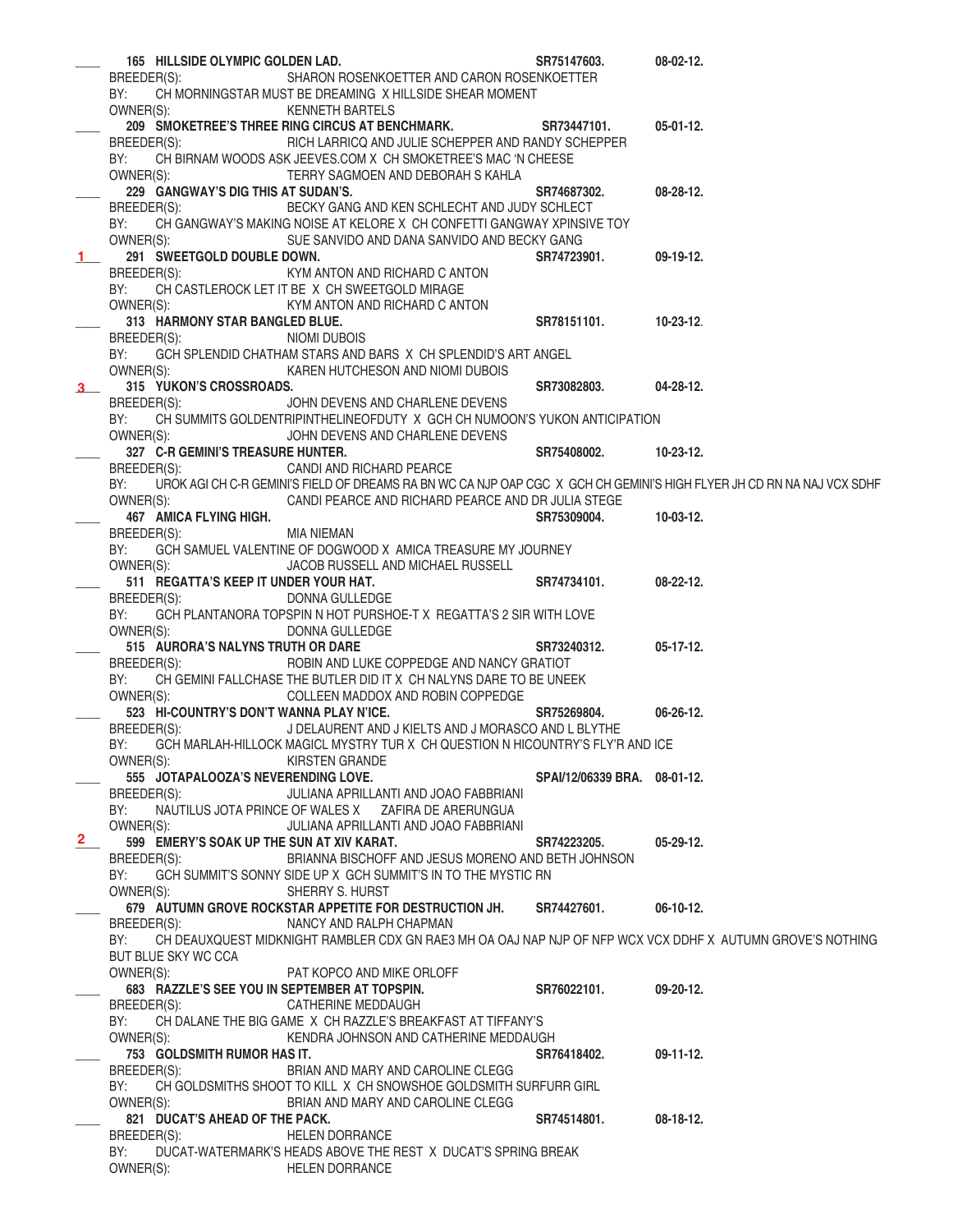___ **165 HILLSIDE OLYMPIC GOLDEN LAD.** **SR75147603.** **08-02-12.**
BREEDER(S): SHARON ROSENKOETTER AND CARON ROSENKOETTER
BY: CH MORNINGSTAR MUST BE DREAMING X HILLSIDE SHEAR MOMENT
OWNER(S): KENNETH BARTELS

___ **209 SMOKETREE'S THREE RING CIRCUS AT BENCHMARK.** **SR73447101.** **05-01-12.**
BREEDER(S): RICH LARRICQ AND JULIE SCHEPPER AND RANDY SCHEPPER
BY: CH BIRNAM WOODS ASK JEEVES.COM X CH SMOKETREE'S MAC 'N CHEESE
OWNER(S): TERRY SAGMOEN AND DEBORAH S KAHLA

___ **229 GANGWAY'S DIG THIS AT SUDAN'S.** **SR74687302.** **08-28-12.**
BREEDER(S): BECKY GANG AND KEN SCHLECHT AND JUDY SCHLECT
BY: CH GANGWAY'S MAKING NOISE AT KELORE X CH CONFETTI GANGWAY XPINSIVE TOY
OWNER(S): SUE SANVIDO AND DANA SANVIDO AND BECKY GANG

1 **291 SWEETGOLD DOUBLE DOWN.** **SR74723901.** **09-19-12.**
BREEDER(S): KYM ANTON AND RICHARD C ANTON
BY: CH CASTLEROCK LET IT BE X CH SWEETGOLD MIRAGE
OWNER(S): KYM ANTON AND RICHARD C ANTON

___ **313 HARMONY STAR BANGLED BLUE.** **SR78151101.** **10-23-12.**
BREEDER(S): NIOMI DUBOIS
BY: GCH SPLENDID CHATHAM STARS AND BARS X CH SPLENDID'S ART ANGEL
OWNER(S): KAREN HUTCHESON AND NIOMI DUBOIS

3 **315 YUKON'S CROSSROADS.** **SR73082803.** **04-28-12.**
BREEDER(S): JOHN DEVENS AND CHARLENE DEVENS
BY: CH SUMMITS GOLDENTRIPINTHELINEOFDUTY X GCH CH NUMOON'S YUKON ANTICIPATION
OWNER(S): JOHN DEVENS AND CHARLENE DEVENS

___ **327 C-R GEMINI'S TREASURE HUNTER.** **SR75408002.** **10-23-12.**
BREEDER(S): CANDI AND RICHARD PEARCE
BY: UROK AGI CH C-R GEMINI'S FIELD OF DREAMS RA BN WC CA NJP OAP CGC X GCH CH GEMINI'S HIGH FLYER JH CD RN NA NAJ VCX SDHF
OWNER(S): CANDI PEARCE AND RICHARD PEARCE AND DR JULIA STEGE

___ **467 AMICA FLYING HIGH.** **SR75309004.** **10-03-12.**
BREEDER(S): MIA NIEMAN
BY: GCH SAMUEL VALENTINE OF DOGWOOD X AMICA TREASURE MY JOURNEY
OWNER(S): JACOB RUSSELL AND MICHAEL RUSSELL

___ **511 REGATTA'S KEEP IT UNDER YOUR HAT.** **SR74734101.** **08-22-12.**
BREEDER(S): DONNA GULLEDGE
BY: GCH PLANTANORA TOPSPIN N HOT PURSHOE-T X REGATTA'S 2 SIR WITH LOVE
OWNER(S): DONNA GULLEDGE

___ **515 AURORA'S NALYNS TRUTH OR DARE** **SR73240312.** **05-17-12.**
BREEDER(S): ROBIN AND LUKE COPPEDGE AND NANCY GRATIOT
BY: CH GEMINI FALLCHASE THE BUTLER DID IT X CH NALYNS DARE TO BE UNEEK
OWNER(S): COLLEEN MADDOX AND ROBIN COPPEDGE

___ **523 HI-COUNTRY'S DON'T WANNA PLAY N'ICE.** **SR75269804.** **06-26-12.**
BREEDER(S): J DELAURENT AND J KIELTS AND J MORASCO AND L BLYTHE
BY: GCH MARLAH-HILLOCK MAGICL MYSTRY TUR X CH QUESTION N HICOUNTRY'S FLY'R AND ICE
OWNER(S): KIRSTEN GRANDE

___ **555 JOTAPALOOZA'S NEVERENDING LOVE.** **SPAI/12/06339 BRA.** **08-01-12.**
BREEDER(S): JULIANA APRILLANTI AND JOAO FABBRIANI
BY: NAUTILUS JOTA PRINCE OF WALES X ZAFIRA DE ARERUNGUA
OWNER(S): JULIANA APRILLANTI AND JOAO FABBRIANI

2 **599 EMERY'S SOAK UP THE SUN AT XIV KARAT.** **SR74223205.** **05-29-12.**
BREEDER(S): BRIANNA BISCHOFF AND JESUS MORENO AND BETH JOHNSON
BY: GCH SUMMIT'S SONNY SIDE UP X GCH SUMMIT'S IN TO THE MYSTIC RN
OWNER(S): SHERRY S. HURST

___ **679 AUTUMN GROVE ROCKSTAR APPETITE FOR DESTRUCTION JH.** **SR74427601.** **06-10-12.**
BREEDER(S): NANCY AND RALPH CHAPMAN
BY: CH DEAUXQUEST MIDKNIGHT RAMBLER CDX GN RAE3 MH OA OAJ NAP NJP OF NFP WCX VCX DDHF X AUTUMN GROVE'S NOTHING BUT BLUE SKY WC CCA
OWNER(S): PAT KOPCO AND MIKE ORLOFF

___ **683 RAZZLE'S SEE YOU IN SEPTEMBER AT TOPSPIN.** **SR76022101.** **09-20-12.**
BREEDER(S): CATHERINE MEDDAUGH
BY: CH DALANE THE BIG GAME X CH RAZZLE'S BREAKFAST AT TIFFANY'S
OWNER(S): KENDRA JOHNSON AND CATHERINE MEDDAUGH

___ **753 GOLDSMITH RUMOR HAS IT.** **SR76418402.** **09-11-12.**
BREEDER(S): BRIAN AND MARY AND CAROLINE CLEGG
BY: CH GOLDSMITHS SHOOT TO KILL X CH SNOWSHOE GOLDSMITH SURFURR GIRL
OWNER(S): BRIAN AND MARY AND CAROLINE CLEGG

___ **821 DUCAT'S AHEAD OF THE PACK.** **SR74514801.** **08-18-12.**
BREEDER(S): HELEN DORRANCE
BY: DUCAT-WATERMARK'S HEADS ABOVE THE REST X DUCAT'S SPRING BREAK
OWNER(S): HELEN DORRANCE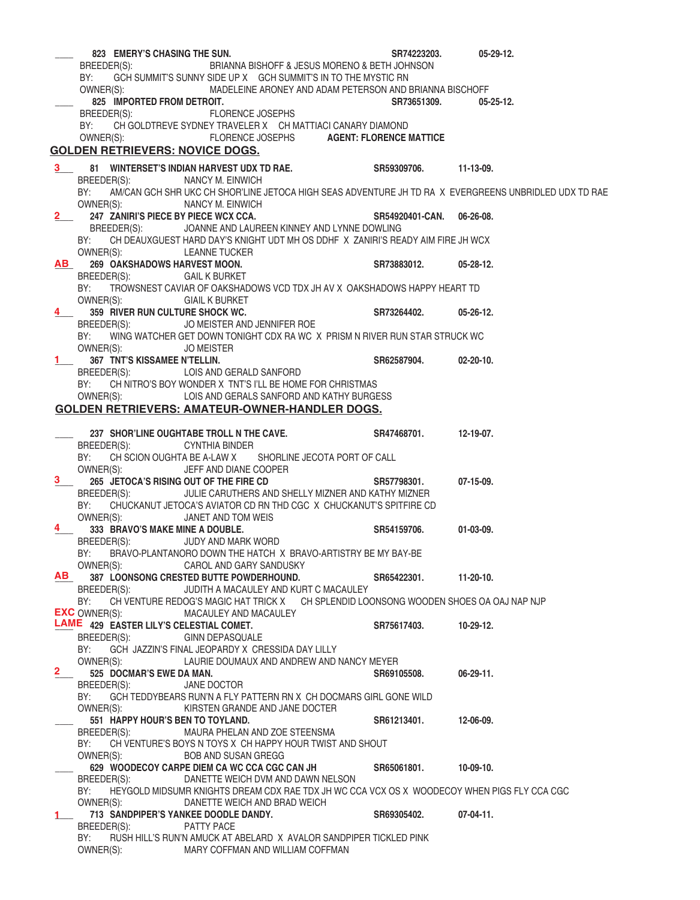___ **823 EMERY'S CHASING THE SUN.** SR74223203. 05-29-12.
BREEDER(S): BRIANNA BISHOFF & JESUS MORENO & BETH JOHNSON
BY: GCH SUMMIT'S SUNNY SIDE UP X GCH SUMMIT'S IN TO THE MYSTIC RN
OWNER(S): MADELEINE ARONEY AND ADAM PETERSON AND BRIANNA BISCHOFF

___ **825 IMPORTED FROM DETROIT.** SR73651309. 05-25-12.
BREEDER(S): FLORENCE JOSEPHS
BY: CH GOLDTREVE SYDNEY TRAVELER X CH MATTIACI CANARY DIAMOND
OWNER(S): FLORENCE JOSEPHS **AGENT: FLORENCE MATTICE**

## GOLDEN RETRIEVERS: NOVICE DOGS.

3___ **81 WINTERSET'S INDIAN HARVEST UDX TD RAE.** SR59309706. 11-13-09.
BREEDER(S): NANCY M. EINWICH
BY: AM/CAN GCH SHR UKC CH SHOR'LINE JETOCA HIGH SEAS ADVENTURE JH TD RA X EVERGREENS UNBRIDLED UDX TD RAE
OWNER(S): NANCY M. EINWICH

2___ **247 ZANIRI'S PIECE BY PIECE WCX CCA.** SR54920401-CAN. 06-26-08.
BREEDER(S): JOANNE AND LAUREEN KINNEY AND LYNNE DOWLING
BY: CH DEAUXGUEST HARD DAY'S KNIGHT UDT MH OS DDHF X ZANIRI'S READY AIM FIRE JH WCX
OWNER(S): LEANNE TUCKER

AB___ **269 OAKSHADOWS HARVEST MOON.** SR73883012. 05-28-12.
BREEDER(S): GAIL K BURKET
BY: TROWSNEST CAVIAR OF OAKSHADOWS VCD TDX JH AV X OAKSHADOWS HAPPY HEART TD
OWNER(S): GIAIL K BURKET

4___ **359 RIVER RUN CULTURE SHOCK WC.** SR73264402. 05-26-12.
BREEDER(S): JO MEISTER AND JENNIFER ROE
BY: WING WATCHER GET DOWN TONIGHT CDX RA WC X PRISM N RIVER RUN STAR STRUCK WC
OWNER(S): JO MEISTER

1___ **367 TNT'S KISSAMEE N'TELLIN.** SR62587904. 02-20-10.
BREEDER(S): LOIS AND GERALD SANFORD
BY: CH NITRO'S BOY WONDER X TNT'S I'LL BE HOME FOR CHRISTMAS
OWNER(S): LOIS AND GERALS SANFORD AND KATHY BURGESS

## GOLDEN RETRIEVERS: AMATEUR-OWNER-HANDLER DOGS.

___ **237 SHOR'LINE OUGHTABE TROLL N THE CAVE.** SR47468701. 12-19-07.
BREEDER(S): CYNTHIA BINDER
BY: CH SCION OUGHTA BE A-LAW X SHORLINE JECOTA PORT OF CALL
OWNER(S): JEFF AND DIANE COOPER

3___ **265 JETOCA'S RISING OUT OF THE FIRE CD** SR57798301. 07-15-09.
BREEDER(S): JULIE CARUTHERS AND SHELLY MIZNER AND KATHY MIZNER
BY: CHUCKANUT JETOCA'S AVIATOR CD RN THD CGC X CHUCKANUT'S SPITFIRE CD
OWNER(S): JANET AND TOM WEIS

4___ **333 BRAVO'S MAKE MINE A DOUBLE.** SR54159706. 01-03-09.
BREEDER(S): JUDY AND MARK WORD
BY: BRAVO-PLANTANORO DOWN THE HATCH X BRAVO-ARTISTRY BE MY BAY-BE
OWNER(S): CAROL AND GARY SANDUSKY

AB___ **387 LOONSONG CRESTED BUTTE POWDERHOUND.** SR65422301. 11-20-10.
BREEDER(S): JUDITH A MACAULEY AND KURT C MACAULEY
BY: CH VENTURE REDOG'S MAGIC HAT TRICK X CH SPLENDID LOONSONG WOODEN SHOES OA OAJ NAP NJP
OWNER(S): MACAULEY AND MACAULEY

EXC LAME___ **429 EASTER LILY'S CELESTIAL COMET.** SR75617403. 10-29-12.
BREEDER(S): GINN DEPASQUALE
BY: GCH JAZZIN'S FINAL JEOPARDY X CRESSIDA DAY LILLY
OWNER(S): LAURIE DOUMAUX AND ANDREW AND NANCY MEYER

2___ **525 DOCMAR'S EWE DA MAN.** SR69105508. 06-29-11.
BREEDER(S): JANE DOCTOR
BY: GCH TEDDYBEARS RUN'N A FLY PATTERN RN X CH DOCMARS GIRL GONE WILD
OWNER(S): KIRSTEN GRANDE AND JANE DOCTER

___ **551 HAPPY HOUR'S BEN TO TOYLAND.** SR61213401. 12-06-09.
BREEDER(S): MAURA PHELAN AND ZOE STEENSMA
BY: CH VENTURE'S BOYS N TOYS X CH HAPPY HOUR TWIST AND SHOUT
OWNER(S): BOB AND SUSAN GREGG

___ **629 WOODECOY CARPE DIEM CA WC CCA CGC CAN JH** SR65061801. 10-09-10.
BREEDER(S): DANETTE WEICH DVM AND DAWN NELSON
BY: HEYGOLD MIDSUMR KNIGHTS DREAM CDX RAE TDX JH WC CCA VCX OS X WOODECOY WHEN PIGS FLY CCA CGC
OWNER(S): DANETTE WEICH AND BRAD WEICH

1___ **713 SANDPIPER'S YANKEE DOODLE DANDY.** SR69305402. 07-04-11.
BREEDER(S): PATTY PACE
BY: RUSH HILL'S RUN'N AMUCK AT ABELARD X AVALOR SANDPIPER TICKLED PINK
OWNER(S): MARY COFFMAN AND WILLIAM COFFMAN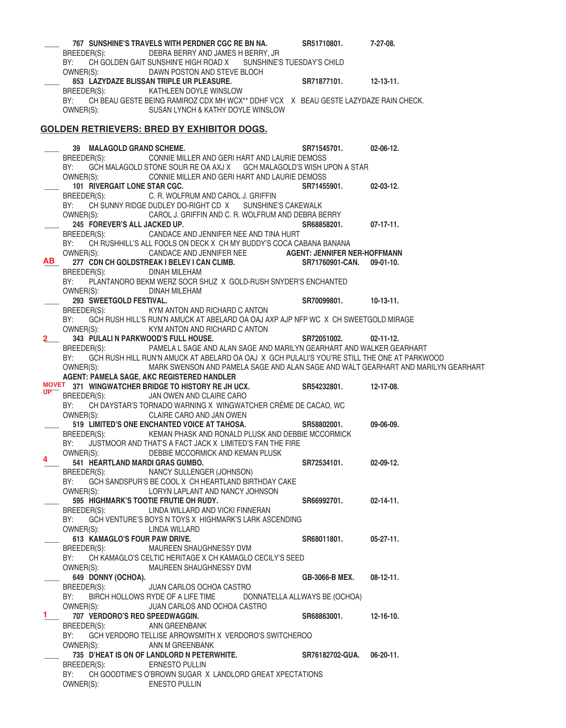\_\_\_\_ **767 SUNSHINE'S TRAVELS WITH PERDNER CGC RE BN NA.** **SR51710801.** **7-27-08.**
BREEDER(S): DEBRA BERRY AND JAMES H BERRY, JR
BY: CH GOLDEN GAIT SUNSHIN'E HIGH ROAD X SUNSHINE'S TUESDAY'S CHILD
OWNER(S): DAWN POSTON AND STEVE BLOCH

\_\_\_\_ **853 LAZYDAZE BLISSAN TRIPLE UR PLEASURE.** **SR71877101.** **12-13-11.**
BREEDER(S): KATHLEEN DOYLE WINSLOW
BY: CH BEAU GESTE BEING RAMIROZ CDX MH WCX** DDHF VCX X BEAU GESTE LAZYDAZE RAIN CHECK.
OWNER(S): SUSAN LYNCH & KATHY DOYLE WINSLOW

## GOLDEN RETRIEVERS: BRED BY EXHIBITOR DOGS.

\_\_\_\_ **39 MALAGOLD GRAND SCHEME.** **SR71545701.** **02-06-12.**
BREEDER(S): CONNIE MILLER AND GERI HART AND LAURIE DEMOSS
BY: GCH MALAGOLD STONE SOUR RE OA AXJ X GCH MALAGOLD'S WISH UPON A STAR
OWNER(S): CONNIE MILLER AND GERI HART AND LAURIE DEMOSS

\_\_\_\_ **101 RIVERGAIT LONE STAR CGC.** **SR71455901.** **02-03-12.**
BREEDER(S): C. R. WOLFRUM AND CAROL J. GRIFFIN
BY: CH SUNNY RIDGE DUDLEY DO-RIGHT CD X SUNSHINE'S CAKEWALK
OWNER(S): CAROL J. GRIFFIN AND C. R. WOLFRUM AND DEBRA BERRY

\_\_\_\_ **245 FOREVER'S ALL JACKED UP.** **SR68858201.** **07-17-11.**
BREEDER(S): CANDACE AND JENNIFER NEE AND TINA HURT
BY: CH RUSHHILL'S ALL FOOLS ON DECK X CH MY BUDDY'S COCA CABANA BANANA
OWNER(S): CANDACE AND JENNIFER NEE **AGENT: JENNIFER NER-HOFFMANN**

AB **277 CDN CH GOLDSTREAK I BELEV I CAN CLIMB.** **SR71760901-CAN.** **09-01-10.**
BREEDER(S): DINAH MILEHAM
BY: PLANTANORO BEKM WERZ SOCR SHUZ X GOLD-RUSH SNYDER'S ENCHANTED
OWNER(S): DINAH MILEHAM

\_\_\_\_ **293 SWEETGOLD FESTIVAL.** **SR70099801.** **10-13-11.**
BREEDER(S): KYM ANTON AND RICHARD C ANTON
BY: GCH RUSH HILL'S RUN'N AMUCK AT ABELARD OA OAJ AXP AJP NFP WC X CH SWEETGOLD MIRAGE
OWNER(S): KYM ANTON AND RICHARD C ANTON

2 **343 PULALI N PARKWOOD'S FULL HOUSE.** **SR72051002.** **02-11-12.**
BREEDER(S): PAMELA L SAGE AND ALAN SAGE AND MARILYN GEARHART AND WALKER GEARHART
BY: GCH RUSH HILL RUN'N AMUCK AT ABELARD OA OAJ X GCH PULALI'S YOU'RE STILL THE ONE AT PARKWOOD
OWNER(S): MARK SWENSON AND PAMELA SAGE AND ALAN SAGE AND WALT GEARHART AND MARILYN GEARHART
**AGENT: PAMELA SAGE, AKC REGISTERED HANDLER**

MOVET UP **371 WINGWATCHER BRIDGE TO HISTORY RE JH UCX.** **SR54232801.** **12-17-08.**
BREEDER(S): JAN OWEN AND CLAIRE CARO
BY: CH DAYSTAR'S TORNADO WARNING X WINGWATCHER CRÈME DE CACAO, WC
OWNER(S): CLAIRE CARO AND JAN OWEN

\_\_\_\_ **519 LIMITED'S ONE ENCHANTED VOICE AT TAHOSA.** **SR58802001.** **09-06-09.**
BREEDER(S): KEMAN PHASK AND RONALD PLUSK AND DEBBIE MCCORMICK
BY: JUSTMOOR AND THAT'S A FACT JACK X LIMITED'S FAN THE FIRE
OWNER(S): DEBBIE MCCORMICK AND KEMAN PLUSK

4 **541 HEARTLAND MARDI GRAS GUMBO.** **SR72534101.** **02-09-12.**
BREEDER(S): NANCY SULLENGER (JOHNSON)
BY: GCH SANDSPUR'S BE COOL X CH HEARTLAND BIRTHDAY CAKE
OWNER(S): LORYN LAPLANT AND NANCY JOHNSON

\_\_\_\_ **595 HIGHMARK'S TOOTIE FRUTIE OH RUDY.** **SR66992701.** **02-14-11.**
BREEDER(S): LINDA WILLARD AND VICKI FINNERAN
BY: GCH VENTURE'S BOYS N TOYS X HIGHMARK'S LARK ASCENDING
OWNER(S): LINDA WILLARD

\_\_\_\_ **613 KAMAGLO'S FOUR PAW DRIVE.** **SR68011801.** **05-27-11.**
BREEDER(S): MAUREEN SHAUGHNESSY DVM
BY: CH KAMAGLO'S CELTIC HERITAGE X CH KAMAGLO CECILY'S SEED
OWNER(S): MAUREEN SHAUGHNESSY DVM

\_\_\_\_ **649 DONNY (OCHOA).** **GB-3066-B MEX.** **08-12-11.**
BREEDER(S): JUAN CARLOS OCHOA CASTRO
BY: BIRCH HOLLOWS RYDE OF A LIFE TIME DONNATELLA ALLWAYS BE (OCHOA)
OWNER(S): JUAN CARLOS AND OCHOA CASTRO

1 **707 VERDORO'S REO SPEEDWAGGIN.** **SR68863001.** **12-16-10.**
BREEDER(S): ANN GREENBANK
BY: GCH VERDORO TELLISE ARROWSMITH X VERDORO'S SWITCHEROO
OWNER(S): ANN M GREENBANK

\_\_\_\_ **735 D'HEAT IS ON OF LANDLORD N PETERWHITE.** **SR76182702-GUA.** **06-20-11.**
BREEDER(S): ERNESTO PULLIN
BY: CH GOODTIME'S O'BROWN SUGAR X LANDLORD GREAT XPECTATIONS
OWNER(S): ENESTO PULLIN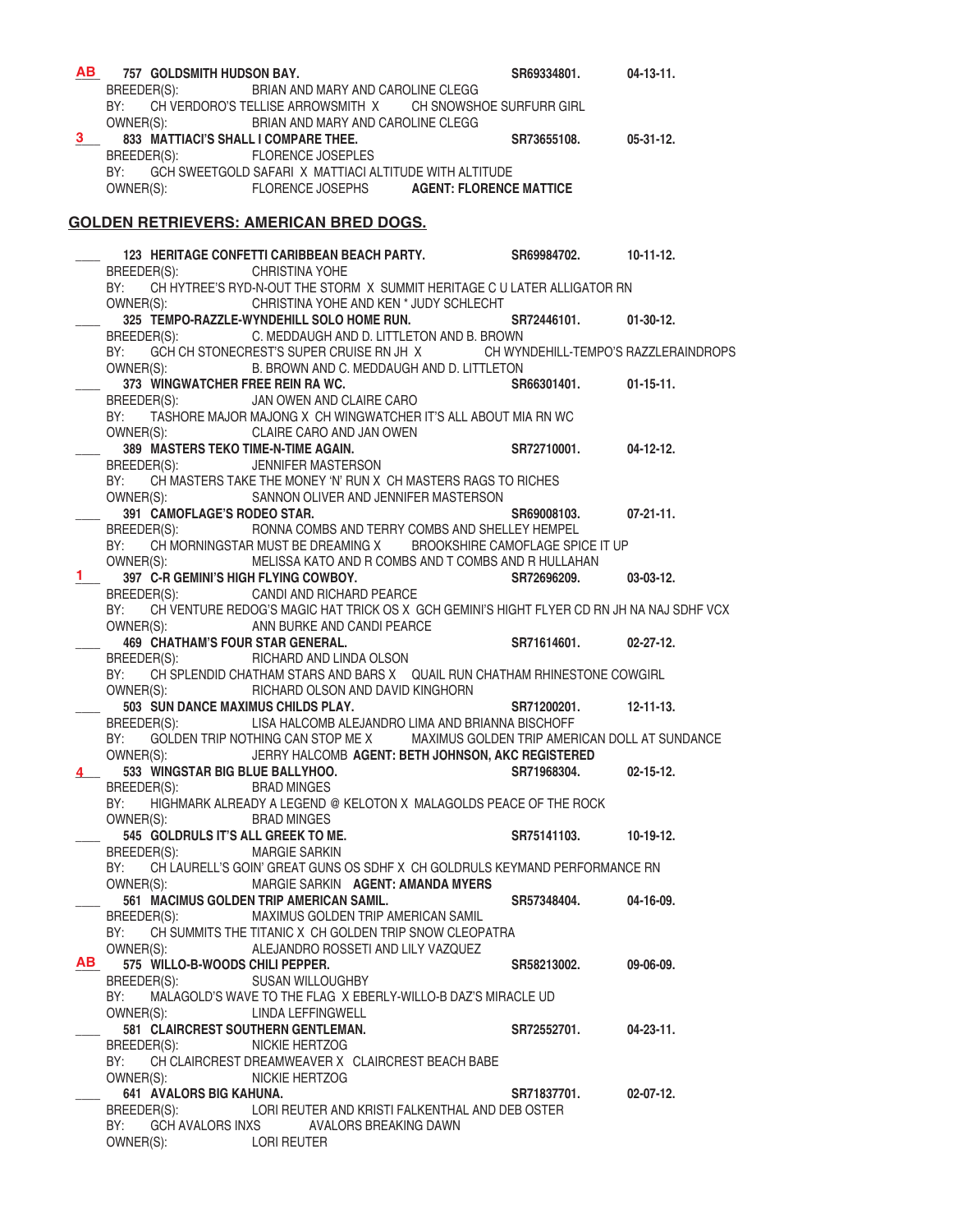**AB** **757 GOLDSMITH HUDSON BAY.** **SR69334801.** **04-13-11.**
BREEDER(S): BRIAN AND MARY AND CAROLINE CLEGG
BY: CH VERDORO'S TELLISE ARROWSMITH X CH SNOWSHOE SURFURR GIRL
OWNER(S): BRIAN AND MARY AND CAROLINE CLEGG

**3** **833 MATTIACI'S SHALL I COMPARE THEE.** **SR73655108.** **05-31-12.**
BREEDER(S): FLORENCE JOSEPLES
BY: GCH SWEETGOLD SAFARI X MATTIACI ALTITUDE WITH ALTITUDE
OWNER(S): FLORENCE JOSEPHS **AGENT: FLORENCE MATTICE**

## GOLDEN RETRIEVERS: AMERICAN BRED DOGS.

\_\_\_\_ **123 HERITAGE CONFETTI CARIBBEAN BEACH PARTY.** **SR69984702.** **10-11-12.**
BREEDER(S): CHRISTINA YOHE
BY: CH HYTREE'S RYD-N-OUT THE STORM X SUMMIT HERITAGE C U LATER ALLIGATOR RN
OWNER(S): CHRISTINA YOHE AND KEN * JUDY SCHLECHT

\_\_\_\_ **325 TEMPO-RAZZLE-WYNDEHILL SOLO HOME RUN.** **SR72446101.** **01-30-12.**
BREEDER(S): C. MEDDAUGH AND D. LITTLETON AND B. BROWN
BY: GCH CH STONECREST'S SUPER CRUISE RN JH X CH WYNDEHILL-TEMPO'S RAZZLERAINDROPS
OWNER(S): B. BROWN AND C. MEDDAUGH AND D. LITTLETON

\_\_\_\_ **373 WINGWATCHER FREE REIN RA WC.** **SR66301401.** **01-15-11.**
BREEDER(S): JAN OWEN AND CLAIRE CARO
BY: TASHORE MAJOR MAJONG X CH WINGWATCHER IT'S ALL ABOUT MIA RN WC
OWNER(S): CLAIRE CARO AND JAN OWEN

\_\_\_\_ **389 MASTERS TEKO TIME-N-TIME AGAIN.** **SR72710001.** **04-12-12.**
BREEDER(S): JENNIFER MASTERSON
BY: CH MASTERS TAKE THE MONEY 'N' RUN X CH MASTERS RAGS TO RICHES
OWNER(S): SANNON OLIVER AND JENNIFER MASTERSON

\_\_\_\_ **391 CAMOFLAGE'S RODEO STAR.** **SR69008103.** **07-21-11.**
BREEDER(S): RONNA COMBS AND TERRY COMBS AND SHELLEY HEMPEL
BY: CH MORNINGSTAR MUST BE DREAMING X BROOKSHIRE CAMOFLAGE SPICE IT UP
OWNER(S): MELISSA KATO AND R COMBS AND T COMBS AND R HULLAHAN

**1** **397 C-R GEMINI'S HIGH FLYING COWBOY.** **SR72696209.** **03-03-12.**
BREEDER(S): CANDI AND RICHARD PEARCE
BY: CH VENTURE REDOG'S MAGIC HAT TRICK OS X GCH GEMINI'S HIGHT FLYER CD RN JH NA NAJ SDHF VCX
OWNER(S): ANN BURKE AND CANDI PEARCE

\_\_\_\_ **469 CHATHAM'S FOUR STAR GENERAL.** **SR71614601.** **02-27-12.**
BREEDER(S): RICHARD AND LINDA OLSON
BY: CH SPLENDID CHATHAM STARS AND BARS X QUAIL RUN CHATHAM RHINESTONE COWGIRL
OWNER(S): RICHARD OLSON AND DAVID KINGHORN

\_\_\_\_ **503 SUN DANCE MAXIMUS CHILDS PLAY.** **SR71200201.** **12-11-13.**
BREEDER(S): LISA HALCOMB ALEJANDRO LIMA AND BRIANNA BISCHOFF
BY: GOLDEN TRIP NOTHING CAN STOP ME X MAXIMUS GOLDEN TRIP AMERICAN DOLL AT SUNDANCE
OWNER(S): JERRY HALCOMB **AGENT: BETH JOHNSON, AKC REGISTERED**

**4** **533 WINGSTAR BIG BLUE BALLYHOO.** **SR71968304.** **02-15-12.**
BREEDER(S): BRAD MINGES
BY: HIGHMARK ALREADY A LEGEND @ KELOTON X MALAGOLDS PEACE OF THE ROCK
OWNER(S): BRAD MINGES

\_\_\_\_ **545 GOLDRULS IT'S ALL GREEK TO ME.** **SR75141103.** **10-19-12.**
BREEDER(S): MARGIE SARKIN
BY: CH LAURELL'S GOIN' GREAT GUNS OS SDHF X CH GOLDRULS KEYMAND PERFORMANCE RN
OWNER(S): MARGIE SARKIN **AGENT: AMANDA MYERS**

\_\_\_\_ **561 MACIMUS GOLDEN TRIP AMERICAN SAMIL.** **SR57348404.** **04-16-09.**
BREEDER(S): MAXIMUS GOLDEN TRIP AMERICAN SAMIL
BY: CH SUMMITS THE TITANIC X CH GOLDEN TRIP SNOW CLEOPATRA
OWNER(S): ALEJANDRO ROSSETI AND LILY VAZQUEZ

**AB** **575 WILLO-B-WOODS CHILI PEPPER.** **SR58213002.** **09-06-09.**
BREEDER(S): SUSAN WILLOUGHBY
BY: MALAGOLD'S WAVE TO THE FLAG X EBERLY-WILLO-B DAZ'S MIRACLE UD
OWNER(S): LINDA LEFFINGWELL

\_\_\_\_ **581 CLAIRCREST SOUTHERN GENTLEMAN.** **SR72552701.** **04-23-11.**
BREEDER(S): NICKIE HERTZOG
BY: CH CLAIRCREST DREAMWEAVER X CLAIRCREST BEACH BABE
OWNER(S): NICKIE HERTZOG

\_\_\_\_ **641 AVALORS BIG KAHUNA.** **SR71837701.** **02-07-12.**
BREEDER(S): LORI REUTER AND KRISTI FALKENTHAL AND DEB OSTER
BY: GCH AVALORS INXS AVALORS BREAKING DAWN
OWNER(S): LORI REUTER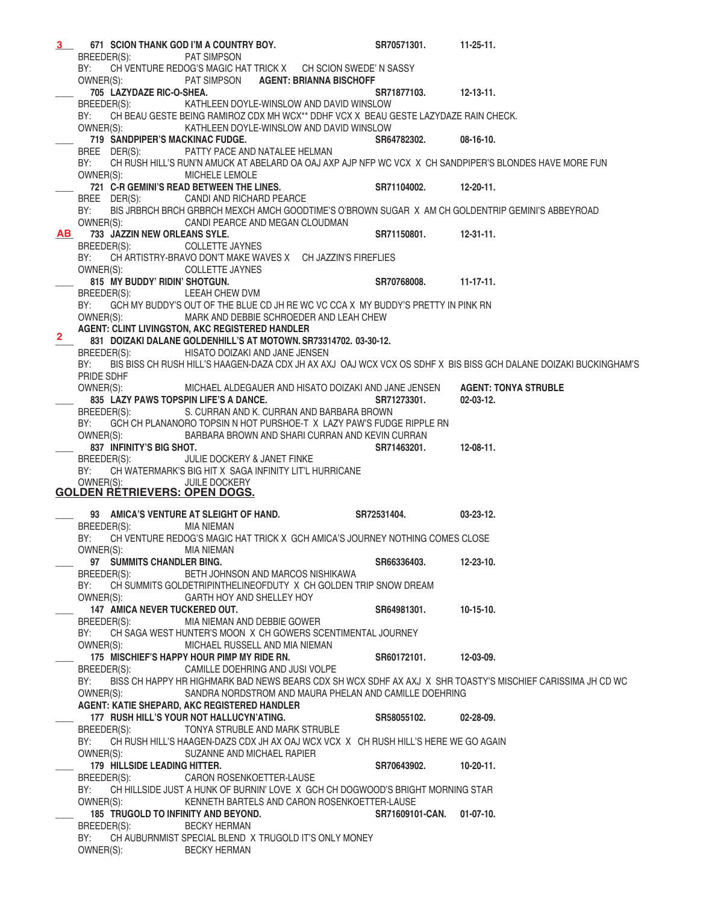**3** **671 SCION THANK GOD I'M A COUNTRY BOY.** **SR70571301.** **11-25-11.**
BREEDER(S): PAT SIMPSON
BY: CH VENTURE REDOG'S MAGIC HAT TRICK X CH SCION SWEDE' N SASSY
OWNER(S): PAT SIMPSON **AGENT: BRIANNA BISCHOFF**

____ **705 LAZYDAZE RIC-O-SHEA.** **SR71877103.** **12-13-11.**
BREEDER(S): KATHLEEN DOYLE-WINSLOW AND DAVID WINSLOW
BY: CH BEAU GESTE BEING RAMIROZ CDX MH WCX** DDHF VCX X BEAU GESTE LAZYDAZE RAIN CHECK.
OWNER(S): KATHLEEN DOYLE-WINSLOW AND DAVID WINSLOW

____ **719 SANDPIPER'S MACKINAC FUDGE.** **SR64782302.** **08-16-10.**
BREE DER(S): PATTY PACE AND NATALEE HELMAN
BY: CH RUSH HILL'S RUN'N AMUCK AT ABELARD OA OAJ AXP AJP NFP WC VCX X CH SANDPIPER'S BLONDES HAVE MORE FUN
OWNER(S): MICHELE LEMOLE

____ **721 C-R GEMINI'S READ BETWEEN THE LINES.** **SR71104002.** **12-20-11.**
BREE DER(S): CANDI AND RICHARD PEARCE
BY: BIS JRBRCH BRCH GRBRCH MEXCH AMCH GOODTIME'S O'BROWN SUGAR X AM CH GOLDENTRIP GEMINI'S ABBEYROAD
OWNER(S): CANDI PEARCE AND MEGAN CLOUDMAN

**AB** **733 JAZZIN NEW ORLEANS SYLE.** **SR71150801.** **12-31-11.**
BREEDER(S): COLLETTE JAYNES
BY: CH ARTISTRY-BRAVO DON'T MAKE WAVES X CH JAZZIN'S FIREFLIES
OWNER(S): COLLETTE JAYNES

____ **815 MY BUDDY' RIDIN' SHOTGUN.** **SR70768008.** **11-17-11.**
BREEDER(S): LEEAH CHEW DVM
BY: GCH MY BUDDY'S OUT OF THE BLUE CD JH RE WC VC CCA X MY BUDDY'S PRETTY IN PINK RN
OWNER(S): MARK AND DEBBIE SCHROEDER AND LEAH CHEW
**AGENT: CLINT LIVINGSTON, AKC REGISTERED HANDLER**

**2** **831 DOIZAKI DALANE GOLDENHILL'S AT MOTOWN. SR73314702. 03-30-12.**
BREEDER(S): HISATO DOIZAKI AND JANE JENSEN
BY: BIS BISS CH RUSH HILL'S HAAGEN-DAZA CDX JH AX AXJ OAJ WCX VCX OS SDHF X BIS BISS GCH DALANE DOIZAKI BUCKINGHAM'S PRIDE SDHF
OWNER(S): MICHAEL ALDEGAUER AND HISATO DOIZAKI AND JANE JENSEN **AGENT: TONYA STRUBLE**

____ **835 LAZY PAWS TOPSPIN LIFE'S A DANCE.** **SR71273301.** **02-03-12.**
BREEDER(S): S. CURRAN AND K. CURRAN AND BARBARA BROWN
BY: GCH CH PLANANORO TOPSIN N HOT PURSHOE-T X LAZY PAW'S FUDGE RIPPLE RN
OWNER(S): BARBARA BROWN AND SHARI CURRAN AND KEVIN CURRAN

____ **837 INFINITY'S BIG SHOT.** **SR71463201.** **12-08-11.**
BREEDER(S): JULIE DOCKERY & JANET FINKE
BY: CH WATERMARK'S BIG HIT X SAGA INFINITY LIT'L HURRICANE
OWNER(S): JUILE DOCKERY

## GOLDEN RETRIEVERS: OPEN DOGS.

____ **93 AMICA'S VENTURE AT SLEIGHT OF HAND.** **SR72531404.** **03-23-12.**
BREEDER(S): MIA NIEMAN
BY: CH VENTURE REDOG'S MAGIC HAT TRICK X GCH AMICA'S JOURNEY NOTHING COMES CLOSE
OWNER(S): MIA NIEMAN

____ **97 SUMMITS CHANDLER BING.** **SR66336403.** **12-23-10.**
BREEDER(S): BETH JOHNSON AND MARCOS NISHIKAWA
BY: CH SUMMITS GOLDETRIPINTHELINEOFDUTY X CH GOLDEN TRIP SNOW DREAM
OWNER(S): GARTH HOY AND SHELLEY HOY

____ **147 AMICA NEVER TUCKERED OUT.** **SR64981301.** **10-15-10.**
BREEDER(S): MIA NIEMAN AND DEBBIE GOWER
BY: CH SAGA WEST HUNTER'S MOON X CH GOWERS SCENTIMENTAL JOURNEY
OWNER(S): MICHAEL RUSSELL AND MIA NIEMAN

____ **175 MISCHIEF'S HAPPY HOUR PIMP MY RIDE RN.** **SR60172101.** **12-03-09.**
BREEDER(S): CAMILLE DOEHRING AND JUSI VOLPE
BY: BISS CH HAPPY HR HIGHMARK BAD NEWS BEARS CDX SH WCX SDHF AX AXJ X SHR TOASTY'S MISCHIEF CARISSIMA JH CD WC
OWNER(S): SANDRA NORDSTROM AND MAURA PHELAN AND CAMILLE DOEHRING
**AGENT: KATIE SHEPARD, AKC REGISTERED HANDLER**

____ **177 RUSH HILL'S YOUR NOT HALLUCYN'ATING.** **SR58055102.** **02-28-09.**
BREEDER(S): TONYA STRUBLE AND MARK STRUBLE
BY: CH RUSH HILL'S HAAGEN-DAZS CDX JH AX OAJ WCX VCX X CH RUSH HILL'S HERE WE GO AGAIN
OWNER(S): SUZANNE AND MICHAEL RAPIER

____ **179 HILLSIDE LEADING HITTER.** **SR70643902.** **10-20-11.**
BREEDER(S): CARON ROSENKOETTER-LAUSE
BY: CH HILLSIDE JUST A HUNK OF BURNIN' LOVE X GCH CH DOGWOOD'S BRIGHT MORNING STAR
OWNER(S): KENNETH BARTELS AND CARON ROSENKOETTER-LAUSE

____ **185 TRUGOLD TO INFINITY AND BEYOND.** **SR71609101-CAN.** **01-07-10.**
BREEDER(S): BECKY HERMAN
BY: CH AUBURNMIST SPECIAL BLEND X TRUGOLD IT'S ONLY MONEY
OWNER(S): BECKY HERMAN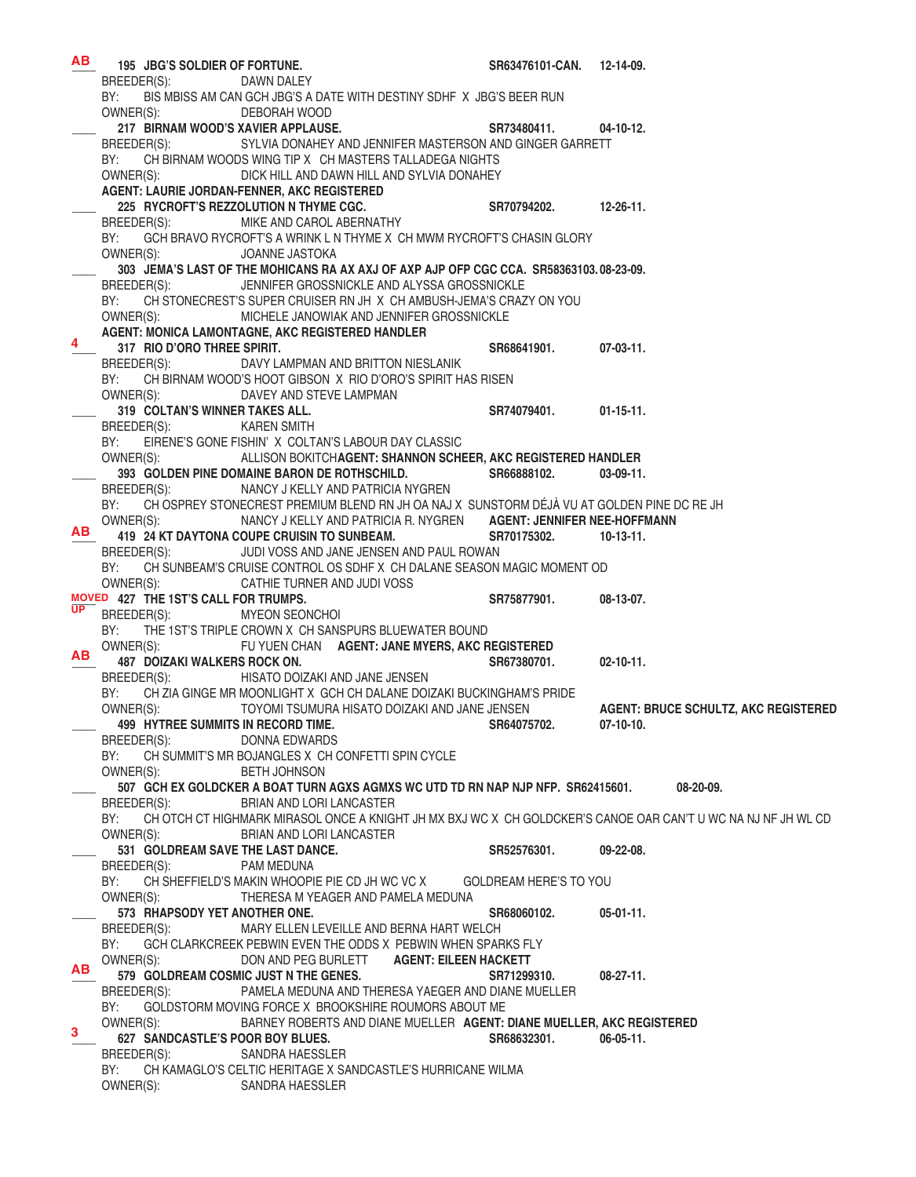**AB** ____ **195 JBG'S SOLDIER OF FORTUNE.** **SR63476101-CAN.** **12-14-09.**
BREEDER(S): DAWN DALEY
BY: BIS MBISS AM CAN GCH JBG'S A DATE WITH DESTINY SDHF X JBG'S BEER RUN
OWNER(S): DEBORAH WOOD

____ **217 BIRNAM WOOD'S XAVIER APPLAUSE.** **SR73480411.** **04-10-12.**
BREEDER(S): SYLVIA DONAHEY AND JENNIFER MASTERSON AND GINGER GARRETT
BY: CH BIRNAM WOODS WING TIP X CH MASTERS TALLADEGA NIGHTS
OWNER(S): DICK HILL AND DAWN HILL AND SYLVIA DONAHEY
**AGENT: LAURIE JORDAN-FENNER, AKC REGISTERED**

____ **225 RYCROFT'S REZZOLUTION N THYME CGC.** **SR70794202.** **12-26-11.**
BREEDER(S): MIKE AND CAROL ABERNATHY
BY: GCH BRAVO RYCROFT'S A WRINK L N THYME X CH MWM RYCROFT'S CHASIN GLORY
OWNER(S): JOANNE JASTOKA

____ **303 JEMA'S LAST OF THE MOHICANS RA AX AXJ OF AXP AJP OFP CGC CCA.** **SR58363103.** **08-23-09.**
BREEDER(S): JENNIFER GROSSNICKLE AND ALYSSA GROSSNICKLE
BY: CH STONECREST'S SUPER CRUISER RN JH X CH AMBUSH-JEMA'S CRAZY ON YOU
OWNER(S): MICHELE JANOWIAK AND JENNIFER GROSSNICKLE
**AGENT: MONICA LAMONTAGNE, AKC REGISTERED HANDLER**

**4** ____ **317 RIO D'ORO THREE SPIRIT.** **SR68641901.** **07-03-11.**
BREEDER(S): DAVY LAMPMAN AND BRITTON NIESLANIK
BY: CH BIRNAM WOOD'S HOOT GIBSON X RIO D'ORO'S SPIRIT HAS RISEN
OWNER(S): DAVEY AND STEVE LAMPMAN

____ **319 COLTAN'S WINNER TAKES ALL.** **SR74079401.** **01-15-11.**
BREEDER(S): KAREN SMITH
BY: EIRENE'S GONE FISHIN' X COLTAN'S LABOUR DAY CLASSIC
OWNER(S): ALLISON BOKITCH**AGENT: SHANNON SCHEER, AKC REGISTERED HANDLER**

____ **393 GOLDEN PINE DOMAINE BARON DE ROTHSCHILD.** **SR66888102.** **03-09-11.**
BREEDER(S): NANCY J KELLY AND PATRICIA NYGREN
BY: CH OSPREY STONECREST PREMIUM BLEND RN JH OA NAJ X SUNSTORM DÉJÀ VU AT GOLDEN PINE DC RE JH
OWNER(S): NANCY J KELLY AND PATRICIA R. NYGREN **AGENT: JENNIFER NEE-HOFFMANN**

**AB** ____ **419 24 KT DAYTONA COUPE CRUISIN TO SUNBEAM.** **SR70175302.** **10-13-11.**
BREEDER(S): JUDI VOSS AND JANE JENSEN AND PAUL ROWAN
BY: CH SUNBEAM'S CRUISE CONTROL OS SDHF X CH DALANE SEASON MAGIC MOMENT OD
OWNER(S): CATHIE TURNER AND JUDI VOSS

**MOVED UP** ____ **427 THE 1ST'S CALL FOR TRUMPS.** **SR75877901.** **08-13-07.**
BREEDER(S): MYEON SEONCHOI
BY: THE 1ST'S TRIPLE CROWN X CH SANSPURS BLUEWATER BOUND
OWNER(S): FU YUEN CHAN **AGENT: JANE MYERS, AKC REGISTERED**

**AB** ____ **487 DOIZAKI WALKERS ROCK ON.** **SR67380701.** **02-10-11.**
BREEDER(S): HISATO DOIZAKI AND JANE JENSEN
BY: CH ZIA GINGE MR MOONLIGHT X GCH CH DALANE DOIZAKI BUCKINGHAM'S PRIDE
OWNER(S): TOYOMI TSUMURA HISATO DOIZAKI AND JANE JENSEN **AGENT: BRUCE SCHULTZ, AKC REGISTERED**

____ **499 HYTREE SUMMITS IN RECORD TIME.** **SR64075702.** **07-10-10.**
BREEDER(S): DONNA EDWARDS
BY: CH SUMMIT'S MR BOJANGLES X CH CONFETTI SPIN CYCLE
OWNER(S): BETH JOHNSON

____ **507 GCH EX GOLDCKER A BOAT TURN AGXS AGMXS WC UTD TD RN NAP NJP NFP.** **SR62415601.** **08-20-09.**
BREEDER(S): BRIAN AND LORI LANCASTER
BY: CH OTCH CT HIGHMARK MIRASOL ONCE A KNIGHT JH MX BXJ WC X CH GOLDCKER'S CANOE OAR CAN'T U WC NA NJ NF JH WL CD
OWNER(S): BRIAN AND LORI LANCASTER

____ **531 GOLDREAM SAVE THE LAST DANCE.** **SR52576301.** **09-22-08.**
BREEDER(S): PAM MEDUNA
BY: CH SHEFFIELD'S MAKIN WHOOPIE PIE CD JH VC VC X GOLDREAM HERE'S TO YOU
OWNER(S): THERESA M YEAGER AND PAMELA MEDUNA

____ **573 RHAPSODY YET ANOTHER ONE.** **SR68060102.** **05-01-11.**
BREEDER(S): MARY ELLEN LEVEILLE AND BERNA HART WELCH
BY: GCH CLARKCREEK PEBWIN EVEN THE ODDS X PEBWIN WHEN SPARKS FLY
OWNER(S): DON AND PEG BURLETT **AGENT: EILEEN HACKETT**

**AB** ____ **579 GOLDREAM COSMIC JUST N THE GENES.** **SR71299310.** **08-27-11.**
BREEDER(S): PAMELA MEDUNA AND THERESA YAEGER AND DIANE MUELLER
BY: GOLDSTORM MOVING FORCE X BROOKSHIRE ROUMORS ABOUT ME
OWNER(S): BARNEY ROBERTS AND DIANE MUELLER **AGENT: DIANE MUELLER, AKC REGISTERED**

**3** ____ **627 SANDCASTLE'S POOR BOY BLUES.** **SR68632301.** **06-05-11.**
BREEDER(S): SANDRA HAESSLER
BY: CH KAMAGLO'S CELTIC HERITAGE X SANDCASTLE'S HURRICANE WILMA
OWNER(S): SANDRA HAESSLER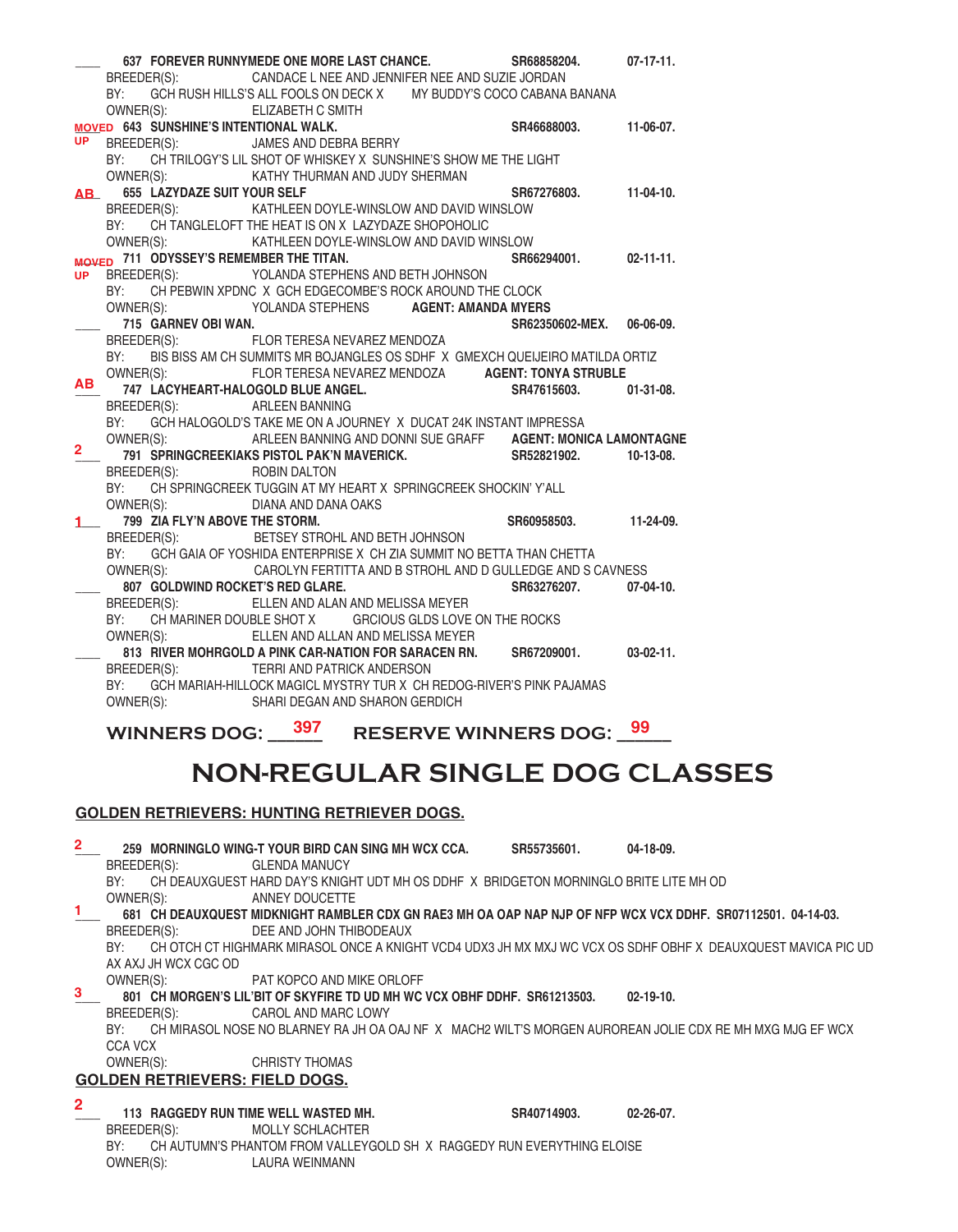\_\_\_ **637 FOREVER RUNNYMEDE ONE MORE LAST CHANCE.** **SR68858204.** **07-17-11.**
BREEDER(S): CANDACE L NEE AND JENNIFER NEE AND SUZIE JORDAN
BY: GCH RUSH HILLS'S ALL FOOLS ON DECK X MY BUDDY'S COCO CABANA BANANA
OWNER(S): ELIZABETH C SMITH

MOVED UP **643 SUNSHINE'S INTENTIONAL WALK.** **SR46688003.** **11-06-07.**
BREEDER(S): JAMES AND DEBRA BERRY
BY: CH TRILOGY'S LIL SHOT OF WHISKEY X SUNSHINE'S SHOW ME THE LIGHT
OWNER(S): KATHY THURMAN AND JUDY SHERMAN

AB **655 LAZYDAZE SUIT YOUR SELF** **SR67276803.** **11-04-10.**
BREEDER(S): KATHLEEN DOYLE-WINSLOW AND DAVID WINSLOW
BY: CH TANGLELOFT THE HEAT IS ON X LAZYDAZE SHOPOHOLIC
OWNER(S): KATHLEEN DOYLE-WINSLOW AND DAVID WINSLOW

MOVED UP **711 ODYSSEY'S REMEMBER THE TITAN.** **SR66294001.** **02-11-11.**
BREEDER(S): YOLANDA STEPHENS AND BETH JOHNSON
BY: CH PEBWIN XPDNC X GCH EDGECOMBE'S ROCK AROUND THE CLOCK
OWNER(S): YOLANDA STEPHENS **AGENT: AMANDA MYERS**

\_\_\_ **715 GARNEV OBI WAN.** **SR62350602-MEX.** **06-06-09.**
BREEDER(S): FLOR TERESA NEVAREZ MENDOZA
BY: BIS BISS AM CH SUMMITS MR BOJANGLES OS SDHF X GMEXCH QUEIJEIRO MATILDA ORTIZ
OWNER(S): FLOR TERESA NEVAREZ MENDOZA **AGENT: TONYA STRUBLE**

AB **747 LACYHEART-HALOGOLD BLUE ANGEL.** **SR47615603.** **01-31-08.**
BREEDER(S): ARLEEN BANNING
BY: GCH HALOGOLD'S TAKE ME ON A JOURNEY X DUCAT 24K INSTANT IMPRESSA
OWNER(S): ARLEEN BANNING AND DONNI SUE GRAFF **AGENT: MONICA LAMONTAGNE**

2 **791 SPRINGCREEKIAKS PISTOL PAK'N MAVERICK.** **SR52821902.** **10-13-08.**
BREEDER(S): ROBIN DALTON
BY: CH SPRINGCREEK TUGGIN AT MY HEART X SPRINGCREEK SHOCKIN' Y'ALL
OWNER(S): DIANA AND DANA OAKS

1 **799 ZIA FLY'N ABOVE THE STORM.** **SR60958503.** **11-24-09.**
BREEDER(S): BETSEY STROHL AND BETH JOHNSON
BY: GCH GAIA OF YOSHIDA ENTERPRISE X CH ZIA SUMMIT NO BETTA THAN CHETTA
OWNER(S): CAROLYN FERTITTA AND B STROHL AND D GULLEDGE AND S CAVNESS

\_\_\_ **807 GOLDWIND ROCKET'S RED GLARE.** **SR63276207.** **07-04-10.**
BREEDER(S): ELLEN AND ALAN AND MELISSA MEYER
BY: CH MARINER DOUBLE SHOT X GRCIOUS GLDS LOVE ON THE ROCKS
OWNER(S): ELLEN AND ALLAN AND MELISSA MEYER

\_\_\_ **813 RIVER MOHRGOLD A PINK CAR-NATION FOR SARACEN RN.** **SR67209001.** **03-02-11.**
BREEDER(S): TERRI AND PATRICK ANDERSON
BY: GCH MARIAH-HILLOCK MAGICL MYSTRY TUR X CH REDOG-RIVER'S PINK PAJAMAS
OWNER(S): SHARI DEGAN AND SHARON GERDICH

**WINNERS DOG: 397 RESERVE WINNERS DOG: 99**

# NON-REGULAR SINGLE DOG CLASSES

**GOLDEN RETRIEVERS: HUNTING RETRIEVER DOGS.**

2 **259 MORNINGLO WING-T YOUR BIRD CAN SING MH WCX CCA.** **SR55735601.** **04-18-09.**
BREEDER(S): GLENDA MANUCY
BY: CH DEAUXGUEST HARD DAY'S KNIGHT UDT MH OS DDHF X BRIDGETON MORNINGLO BRITE LITE MH OD
OWNER(S): ANNEY DOUCETTE

1 **681 CH DEAUXQUEST MIDKNIGHT RAMBLER CDX GN RAE3 MH OA OAP NAP NJP OF NFP WCX VCX DDHF. SR07112501. 04-14-03.**
BREEDER(S): DEE AND JOHN THIBODEAUX
BY: CH OTCH CT HIGHMARK MIRASOL ONCE A KNIGHT VCD4 UDX3 JH MX MXJ WC VCX OS SDHF OBHF X DEAUXQUEST MAVICA PIC UD AX AXJ JH WCX CGC OD
OWNER(S): PAT KOPCO AND MIKE ORLOFF

3 **801 CH MORGEN'S LIL'BIT OF SKYFIRE TD UD MH WC VCX OBHF DDHF. SR61213503.** **02-19-10.**
BREEDER(S): CAROL AND MARC LOWY
BY: CH MIRASOL NOSE NO BLARNEY RA JH OA OAJ NF X MACH2 WILT'S MORGEN AUROREAN JOLIE CDX RE MH MXG MJG EF WCX CCA VCX
OWNER(S): CHRISTY THOMAS

**GOLDEN RETRIEVERS: FIELD DOGS.**

2 **113 RAGGEDY RUN TIME WELL WASTED MH.** **SR40714903.** **02-26-07.**
BREEDER(S): MOLLY SCHLACHTER
BY: CH AUTUMN'S PHANTOM FROM VALLEYGOLD SH X RAGGEDY RUN EVERYTHING ELOISE
OWNER(S): LAURA WEINMANN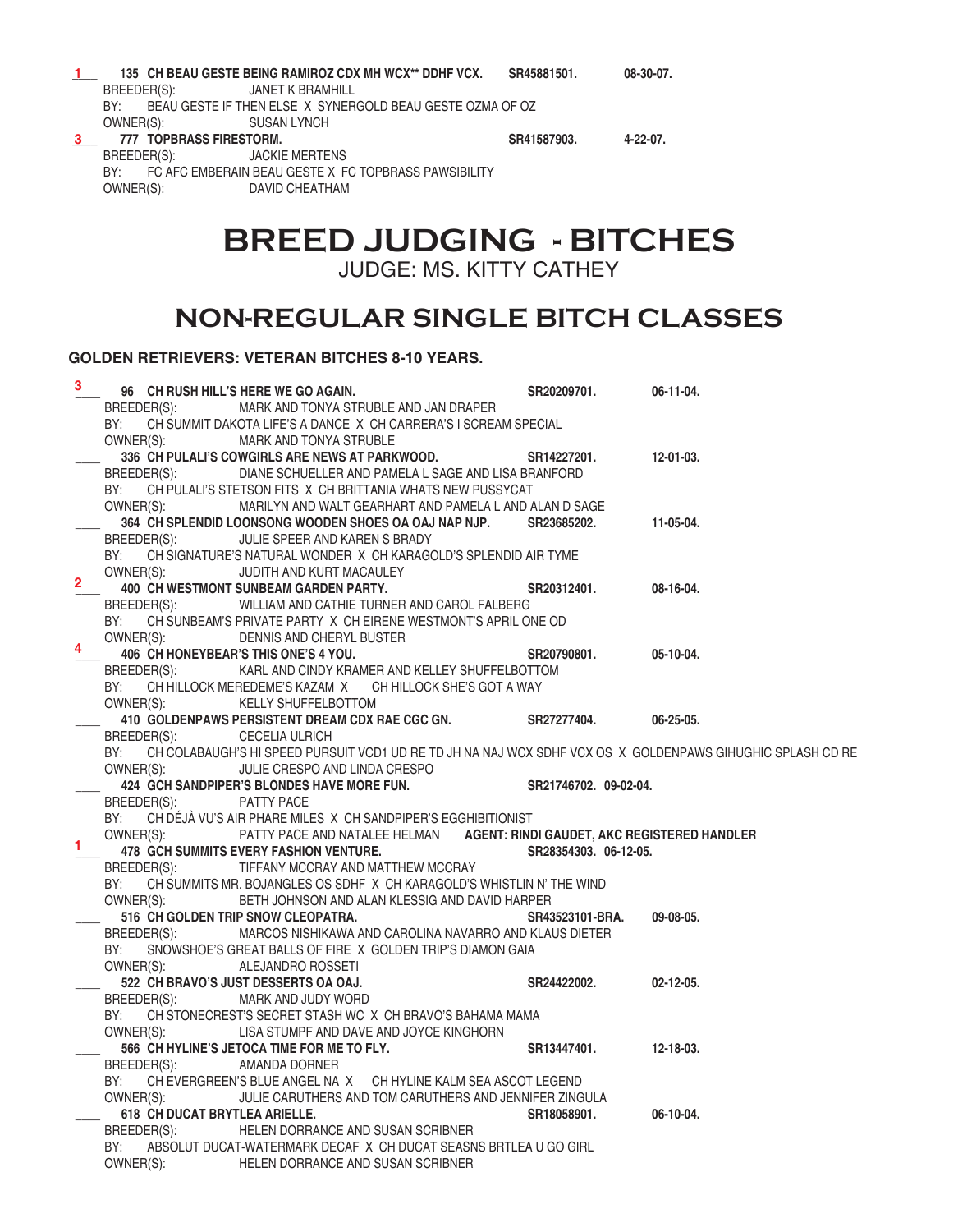**1** 135 **CH BEAU GESTE BEING RAMIROZ CDX MH WCX\*\* DDHF VCX.** SR45881501. 08-30-07.
BREEDER(S): JANET K BRAMHILL
BY: BEAU GESTE IF THEN ELSE X SYNERGOLD BEAU GESTE OZMA OF OZ
OWNER(S): SUSAN LYNCH

**3** 777 **TOPBRASS FIRESTORM.** SR41587903. 4-22-07.
BREEDER(S): JACKIE MERTENS
BY: FC AFC EMBERAIN BEAU GESTE X FC TOPBRASS PAWSIBILITY
OWNER(S): DAVID CHEATHAM

# BREED JUDGING - BITCHES

JUDGE: MS. KITTY CATHEY

# NON-REGULAR SINGLE BITCH CLASSES

## GOLDEN RETRIEVERS: VETERAN BITCHES 8-10 YEARS.

**3** 96 **CH RUSH HILL'S HERE WE GO AGAIN.** SR20209701. 06-11-04.
BREEDER(S): MARK AND TONYA STRUBLE AND JAN DRAPER
BY: CH SUMMIT DAKOTA LIFE'S A DANCE X CH CARRERA'S I SCREAM SPECIAL
OWNER(S): MARK AND TONYA STRUBLE

___ 336 **CH PULALI'S COWGIRLS ARE NEWS AT PARKWOOD.** SR14227201. 12-01-03.
BREEDER(S): DIANE SCHUELLER AND PAMELA L SAGE AND LISA BRANFORD
BY: CH PULALI'S STETSON FITS X CH BRITTANIA WHATS NEW PUSSYCAT
OWNER(S): MARILYN AND WALT GEARHART AND PAMELA L AND ALAN D SAGE

___ 364 **CH SPLENDID LOONSONG WOODEN SHOES OA OAJ NAP NJP.** SR23685202. 11-05-04.
BREEDER(S): JULIE SPEER AND KAREN S BRADY
BY: CH SIGNATURE'S NATURAL WONDER X CH KARAGOLD'S SPLENDID AIR TYME
OWNER(S): JUDITH AND KURT MACAULEY

**2** 400 **CH WESTMONT SUNBEAM GARDEN PARTY.** SR20312401. 08-16-04.
BREEDER(S): WILLIAM AND CATHIE TURNER AND CAROL FALBERG
BY: CH SUNBEAM'S PRIVATE PARTY X CH EIRENE WESTMONT'S APRIL ONE OD
OWNER(S): DENNIS AND CHERYL BUSTER

**4** 406 **CH HONEYBEAR'S THIS ONE'S 4 YOU.** SR20790801. 05-10-04.
BREEDER(S): KARL AND CINDY KRAMER AND KELLEY SHUFFELBOTTOM
BY: CH HILLOCK MEREDEME'S KAZAM X CH HILLOCK SHE'S GOT A WAY
OWNER(S): KELLY SHUFFELBOTTOM

___ 410 **GOLDENPAWS PERSISTENT DREAM CDX RAE CGC GN.** SR27277404. 06-25-05.
BREEDER(S): CECELIA ULRICH
BY: CH COLABAUGH'S HI SPEED PURSUIT VCD1 UD RE TD JH NA NAJ WCX SDHF VCX OS X GOLDENPAWS GIHUGHIC SPLASH CD RE
OWNER(S): JULIE CRESPO AND LINDA CRESPO

___ 424 **GCH SANDPIPER'S BLONDES HAVE MORE FUN.** SR21746702. 09-02-04.
BREEDER(S): PATTY PACE
BY: CH DÉJÀ VU'S AIR PHARE MILES X CH SANDPIPER'S EGGHIBITIONIST
OWNER(S): PATTY PACE AND NATALEE HELMAN **AGENT: RINDI GAUDET, AKC REGISTERED HANDLER**

**1** 478 **GCH SUMMITS EVERY FASHION VENTURE.** SR28354303. 06-12-05.
BREEDER(S): TIFFANY MCCRAY AND MATTHEW MCCRAY
BY: CH SUMMITS MR. BOJANGLES OS SDHF X CH KARAGOLD'S WHISTLIN N' THE WIND
OWNER(S): BETH JOHNSON AND ALAN KLESSIG AND DAVID HARPER

___ 516 **CH GOLDEN TRIP SNOW CLEOPATRA.** SR43523101-BRA. 09-08-05.
BREEDER(S): MARCOS NISHIKAWA AND CAROLINA NAVARRO AND KLAUS DIETER
BY: SNOWSHOE'S GREAT BALLS OF FIRE X GOLDEN TRIP'S DIAMON GAIA
OWNER(S): ALEJANDRO ROSSETI

___ 522 **CH BRAVO'S JUST DESSERTS OA OAJ.** SR24422002. 02-12-05.
BREEDER(S): MARK AND JUDY WORD
BY: CH STONECREST'S SECRET STASH WC X CH BRAVO'S BAHAMA MAMA
OWNER(S): LISA STUMPF AND DAVE AND JOYCE KINGHORN

___ 566 **CH HYLINE'S JETOCA TIME FOR ME TO FLY.** SR13447401. 12-18-03.
BREEDER(S): AMANDA DORNER
BY: CH EVERGREEN'S BLUE ANGEL NA X CH HYLINE KALM SEA ASCOT LEGEND
OWNER(S): JULIE CARUTHERS AND TOM CARUTHERS AND JENNIFER ZINGULA

___ 618 **CH DUCAT BRYTLEA ARIELLE.** SR18058901. 06-10-04.
BREEDER(S): HELEN DORRANCE AND SUSAN SCRIBNER
BY: ABSOLUT DUCAT-WATERMARK DECAF X CH DUCAT SEASNS BRTLEA U GO GIRL
OWNER(S): HELEN DORRANCE AND SUSAN SCRIBNER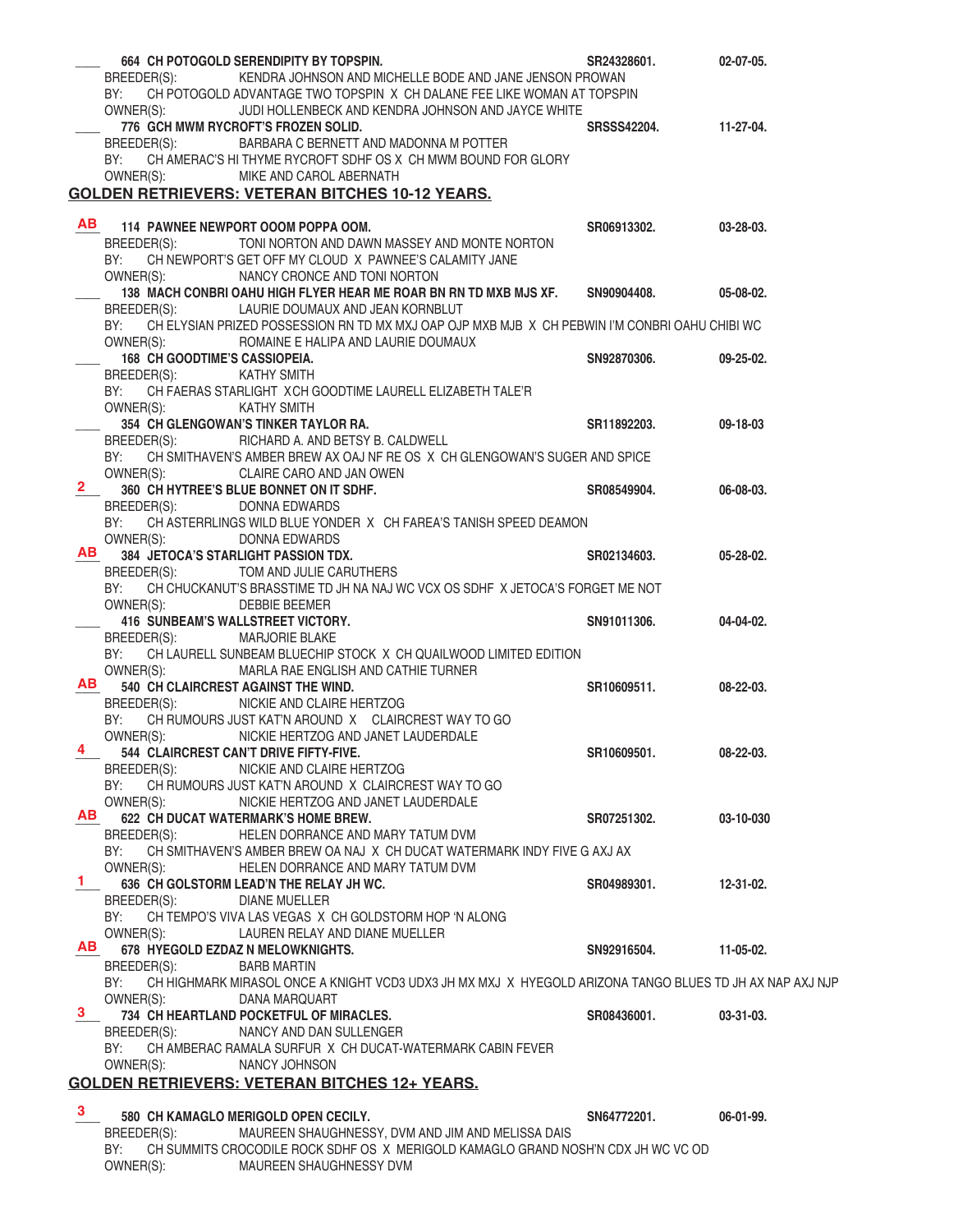___ **664 CH POTOGOLD SERENDIPITY BY TOPSPIN.** SR24328601. 02-07-05.
BREEDER(S): KENDRA JOHNSON AND MICHELLE BODE AND JANE JENSON PROWAN
BY: CH POTOGOLD ADVANTAGE TWO TOPSPIN X CH DALANE FEE LIKE WOMAN AT TOPSPIN
OWNER(S): JUDI HOLLENBECK AND KENDRA JOHNSON AND JAYCE WHITE

___ **776 GCH MWM RYCROFT'S FROZEN SOLID.** SRSSS42204. 11-27-04.
BREEDER(S): BARBARA C BERNETT AND MADONNA M POTTER
BY: CH AMERAC'S HI THYME RYCROFT SDHF OS X CH MWM BOUND FOR GLORY
OWNER(S): MIKE AND CAROL ABERNATH

## GOLDEN RETRIEVERS: VETERAN BITCHES 10-12 YEARS.

AB **114 PAWNEE NEWPORT OOOM POPPA OOM.** SR06913302. 03-28-03.
BREEDER(S): TONI NORTON AND DAWN MASSEY AND MONTE NORTON
BY: CH NEWPORT'S GET OFF MY CLOUD X PAWNEE'S CALAMITY JANE
OWNER(S): NANCY CRONCE AND TONI NORTON

___ **138 MACH CONBRI OAHU HIGH FLYER HEAR ME ROAR BN RN TD MXB MJS XF.** SN90904408. 05-08-02.
BREEDER(S): LAURIE DOUMAUX AND JEAN KORNBLUT
BY: CH ELYSIAN PRIZED POSSESSION RN TD MX MXJ OAP OJP MXB MJB X CH PEBWIN I'M CONBRI OAHU CHIBI WC
OWNER(S): ROMAINE E HALIPA AND LAURIE DOUMAUX

___ **168 CH GOODTIME'S CASSIOPEIA.** SN92870306. 09-25-02.
BREEDER(S): KATHY SMITH
BY: CH FAERAS STARLIGHT XCH GOODTIME LAURELL ELIZABETH TALE'R
OWNER(S): KATHY SMITH

___ **354 CH GLENGOWAN'S TINKER TAYLOR RA.** SR11892203. 09-18-03
BREEDER(S): RICHARD A. AND BETSY B. CALDWELL
BY: CH SMITHAVEN'S AMBER BREW AX OAJ NF RE OS X CH GLENGOWAN'S SUGER AND SPICE
OWNER(S): CLAIRE CARO AND JAN OWEN

2 **360 CH HYTREE'S BLUE BONNET ON IT SDHF.** SR08549904. 06-08-03.
BREEDER(S): DONNA EDWARDS
BY: CH ASTERRLINGS WILD BLUE YONDER X CH FAREA'S TANISH SPEED DEAMON
OWNER(S): DONNA EDWARDS

AB **384 JETOCA'S STARLIGHT PASSION TDX.** SR02134603. 05-28-02.
BREEDER(S): TOM AND JULIE CARUTHERS
BY: CH CHUCKANUT'S BRASSTIME TD JH NA NAJ WC VCX OS SDHF X JETOCA'S FORGET ME NOT
OWNER(S): DEBBIE BEEMER

___ **416 SUNBEAM'S WALLSTREET VICTORY.** SN91011306. 04-04-02.
BREEDER(S): MARJORIE BLAKE
BY: CH LAURELL SUNBEAM BLUECHIP STOCK X CH QUAILWOOD LIMITED EDITION
OWNER(S): MARLA RAE ENGLISH AND CATHIE TURNER

AB **540 CH CLAIRCREST AGAINST THE WIND.** SR10609511. 08-22-03.
BREEDER(S): NICKIE AND CLAIRE HERTZOG
BY: CH RUMOURS JUST KAT'N AROUND X CLAIRCREST WAY TO GO
OWNER(S): NICKIE HERTZOG AND JANET LAUDERDALE

4 **544 CLAIRCREST CAN'T DRIVE FIFTY-FIVE.** SR10609501. 08-22-03.
BREEDER(S): NICKIE AND CLAIRE HERTZOG
BY: CH RUMOURS JUST KAT'N AROUND X CLAIRCREST WAY TO GO
OWNER(S): NICKIE HERTZOG AND JANET LAUDERDALE

AB **622 CH DUCAT WATERMARK'S HOME BREW.** SR07251302. 03-10-030
BREEDER(S): HELEN DORRANCE AND MARY TATUM DVM
BY: CH SMITHAVEN'S AMBER BREW OA NAJ X CH DUCAT WATERMARK INDY FIVE G AXJ AX
OWNER(S): HELEN DORRANCE AND MARY TATUM DVM

1 **636 CH GOLSTORM LEAD'N THE RELAY JH WC.** SR04989301. 12-31-02.
BREEDER(S): DIANE MUELLER
BY: CH TEMPO'S VIVA LAS VEGAS X CH GOLDSTORM HOP 'N ALONG
OWNER(S): LAUREN RELAY AND DIANE MUELLER

AB **678 HYEGOLD EZDAZ N MELOWKNIGHTS.** SN92916504. 11-05-02.
BREEDER(S): BARB MARTIN
BY: CH HIGHMARK MIRASOL ONCE A KNIGHT VCD3 UDX3 JH MX MXJ X HYEGOLD ARIZONA TANGO BLUES TD JH AX NAP AXJ NJP
OWNER(S): DANA MARQUART

3 **734 CH HEARTLAND POCKETFUL OF MIRACLES.** SR08436001. 03-31-03.
BREEDER(S): NANCY AND DAN SULLENGER
BY: CH AMBERAC RAMALA SURFUR X CH DUCAT-WATERMARK CABIN FEVER
OWNER(S): NANCY JOHNSON

## GOLDEN RETRIEVERS: VETERAN BITCHES 12+ YEARS.

3 **580 CH KAMAGLO MERIGOLD OPEN CECILY.** SN64772201. 06-01-99.
BREEDER(S): MAUREEN SHAUGHNESSY, DVM AND JIM AND MELISSA DAIS
BY: CH SUMMITS CROCODILE ROCK SDHF OS X MERIGOLD KAMAGLO GRAND NOSH'N CDX JH WC VC OD
OWNER(S): MAUREEN SHAUGHNESSY DVM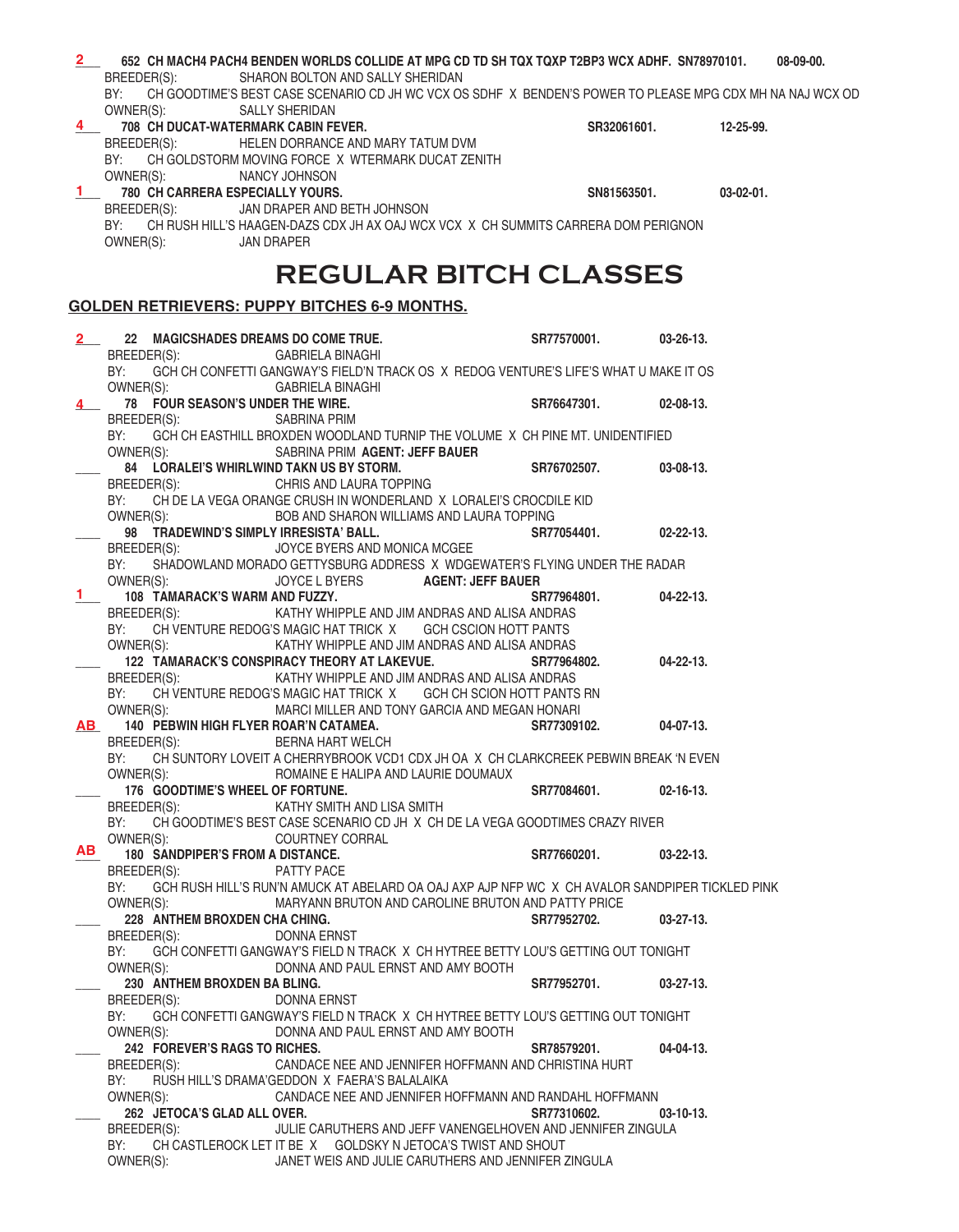**2** 652 **CH MACH4 PACH4 BENDEN WORLDS COLLIDE AT MPG CD TD SH TQX TQXP T2BP3 WCX ADHF. SN78970101. 08-09-00.**
BREEDER(S): SHARON BOLTON AND SALLY SHERIDAN
BY: CH GOODTIME'S BEST CASE SCENARIO CD JH WC VCX OS SDHF X BENDEN'S POWER TO PLEASE MPG CDX MH NA NAJ WCX OD
OWNER(S): SALLY SHERIDAN

**4** 708 **CH DUCAT-WATERMARK CABIN FEVER. SR32061601. 12-25-99.**
BREEDER(S): HELEN DORRANCE AND MARY TATUM DVM
BY: CH GOLDSTORM MOVING FORCE X WTERMARK DUCAT ZENITH
OWNER(S): NANCY JOHNSON

**1** 780 **CH CARRERA ESPECIALLY YOURS. SN81563501. 03-02-01.**
BREEDER(S): JAN DRAPER AND BETH JOHNSON
BY: CH RUSH HILL'S HAAGEN-DAZS CDX JH AX OAJ WCX VCX X CH SUMMITS CARRERA DOM PERIGNON
OWNER(S): JAN DRAPER

# REGULAR BITCH CLASSES

## GOLDEN RETRIEVERS: PUPPY BITCHES 6-9 MONTHS.

**2** 22 **MAGICSHADES DREAMS DO COME TRUE. SR77570001. 03-26-13.**
BREEDER(S): GABRIELA BINAGHI
BY: GCH CH CONFETTI GANGWAY'S FIELD'N TRACK OS X REDOG VENTURE'S LIFE'S WHAT U MAKE IT OS
OWNER(S): GABRIELA BINAGHI

**4** 78 **FOUR SEASON'S UNDER THE WIRE. SR76647301. 02-08-13.**
BREEDER(S): SABRINA PRIM
BY: GCH CH EASTHILL BROXDEN WOODLAND TURNIP THE VOLUME X CH PINE MT. UNIDENTIFIED
OWNER(S): SABRINA PRIM **AGENT: JEFF BAUER**

___ 84 **LORALEI'S WHIRLWIND TAKN US BY STORM. SR76702507. 03-08-13.**
BREEDER(S): CHRIS AND LAURA TOPPING
BY: CH DE LA VEGA ORANGE CRUSH IN WONDERLAND X LORALEI'S CROCDILE KID
OWNER(S): BOB AND SHARON WILLIAMS AND LAURA TOPPING

___ 98 **TRADEWIND'S SIMPLY IRRESISTA' BALL. SR77054401. 02-22-13.**
BREEDER(S): JOYCE BYERS AND MONICA MCGEE
BY: SHADOWLAND MORADO GETTYSBURG ADDRESS X WDGEWATER'S FLYING UNDER THE RADAR
OWNER(S): JOYCE L BYERS **AGENT: JEFF BAUER**

**1** 108 **TAMARACK'S WARM AND FUZZY. SR77964801. 04-22-13.**
BREEDER(S): KATHY WHIPPLE AND JIM ANDRAS AND ALISA ANDRAS
BY: CH VENTURE REDOG'S MAGIC HAT TRICK X GCH CSCION HOTT PANTS
OWNER(S): KATHY WHIPPLE AND JIM ANDRAS AND ALISA ANDRAS

___ 122 **TAMARACK'S CONSPIRACY THEORY AT LAKEVUE. SR77964802. 04-22-13.**
BREEDER(S): KATHY WHIPPLE AND JIM ANDRAS AND ALISA ANDRAS
BY: CH VENTURE REDOG'S MAGIC HAT TRICK X GCH CH SCION HOTT PANTS RN
OWNER(S): MARCI MILLER AND TONY GARCIA AND MEGAN HONARI

**AB** 140 **PEBWIN HIGH FLYER ROAR'N CATAMEA. SR77309102. 04-07-13.**
BREEDER(S): BERNA HART WELCH
BY: CH SUNTORY LOVEIT A CHERRYBROOK VCD1 CDX JH OA X CH CLARKCREEK PEBWIN BREAK 'N EVEN
OWNER(S): ROMAINE E HALIPA AND LAURIE DOUMAUX

___ 176 **GOODTIME'S WHEEL OF FORTUNE. SR77084601. 02-16-13.**
BREEDER(S): KATHY SMITH AND LISA SMITH
BY: CH GOODTIME'S BEST CASE SCENARIO CD JH X CH DE LA VEGA GOODTIMES CRAZY RIVER
OWNER(S): COURTNEY CORRAL

**AB** 180 **SANDPIPER'S FROM A DISTANCE. SR77660201. 03-22-13.**
BREEDER(S): PATTY PACE
BY: GCH RUSH HILL'S RUN'N AMUCK AT ABELARD OA OAJ AXP AJP NFP WC X CH AVALOR SANDPIPER TICKLED PINK
OWNER(S): MARYANN BRUTON AND CAROLINE BRUTON AND PATTY PRICE

___ 228 **ANTHEM BROXDEN CHA CHING. SR77952702. 03-27-13.**
BREEDER(S): DONNA ERNST
BY: GCH CONFETTI GANGWAY'S FIELD N TRACK X CH HYTREE BETTY LOU'S GETTING OUT TONIGHT
OWNER(S): DONNA AND PAUL ERNST AND AMY BOOTH

___ 230 **ANTHEM BROXDEN BA BLING. SR77952701. 03-27-13.**
BREEDER(S): DONNA ERNST
BY: GCH CONFETTI GANGWAY'S FIELD N TRACK X CH HYTREE BETTY LOU'S GETTING OUT TONIGHT
OWNER(S): DONNA AND PAUL ERNST AND AMY BOOTH

___ 242 **FOREVER'S RAGS TO RICHES. SR78579201. 04-04-13.**
BREEDER(S): CANDACE NEE AND JENNIFER HOFFMANN AND CHRISTINA HURT
BY: RUSH HILL'S DRAMA'GEDDON X FAERA'S BALALAIKA
OWNER(S): CANDACE NEE AND JENNIFER HOFFMANN AND RANDAHL HOFFMANN

___ 262 **JETOCA'S GLAD ALL OVER. SR77310602. 03-10-13.**
BREEDER(S): JULIE CARUTHERS AND JEFF VANENGELHOVEN AND JENNIFER ZINGULA
BY: CH CASTLEROCK LET IT BE X GOLDSKY N JETOCA'S TWIST AND SHOUT
OWNER(S): JANET WEIS AND JULIE CARUTHERS AND JENNIFER ZINGULA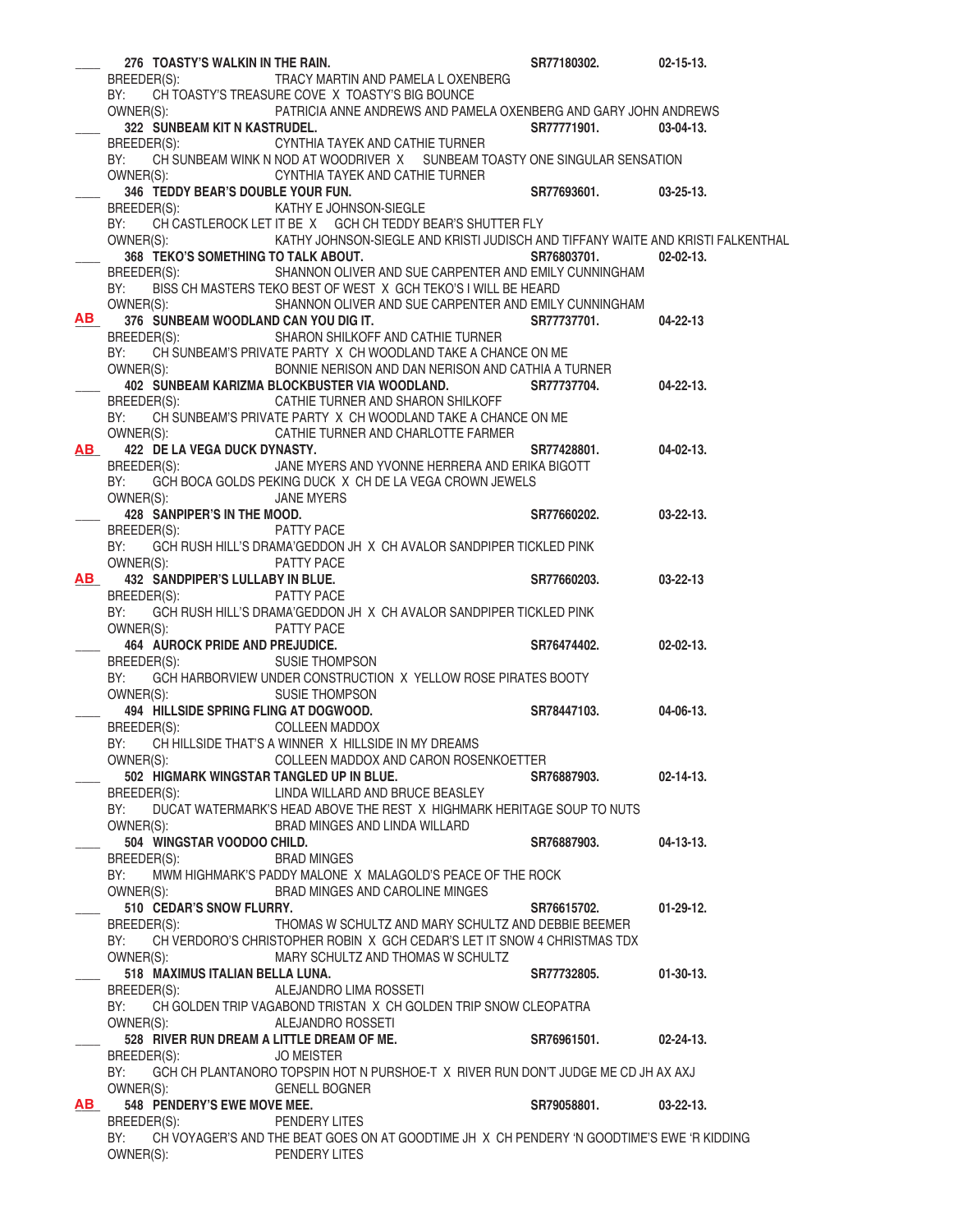____ **276 TOASTY'S WALKIN IN THE RAIN.** **SR77180302.** **02-15-13.**
BREEDER(S): TRACY MARTIN AND PAMELA L OXENBERG
BY: CH TOASTY'S TREASURE COVE X TOASTY'S BIG BOUNCE
OWNER(S): PATRICIA ANNE ANDREWS AND PAMELA OXENBERG AND GARY JOHN ANDREWS

____ **322 SUNBEAM KIT N KASTRUDEL.** **SR77771901.** **03-04-13.**
BREEDER(S): CYNTHIA TAYEK AND CATHIE TURNER
BY: CH SUNBEAM WINK N NOD AT WOODRIVER X SUNBEAM TOASTY ONE SINGULAR SENSATION
OWNER(S): CYNTHIA TAYEK AND CATHIE TURNER

____ **346 TEDDY BEAR'S DOUBLE YOUR FUN.** **SR77693601.** **03-25-13.**
BREEDER(S): KATHY E JOHNSON-SIEGLE
BY: CH CASTLEROCK LET IT BE X GCH CH TEDDY BEAR'S SHUTTER FLY
OWNER(S): KATHY JOHNSON-SIEGLE AND KRISTI JUDISCH AND TIFFANY WAITE AND KRISTI FALKENTHAL

____ **368 TEKO'S SOMETHING TO TALK ABOUT.** **SR76803701.** **02-02-13.**
BREEDER(S): SHANNON OLIVER AND SUE CARPENTER AND EMILY CUNNINGHAM
BY: BISS CH MASTERS TEKO BEST OF WEST X GCH TEKO'S I WILL BE HEARD
OWNER(S): SHANNON OLIVER AND SUE CARPENTER AND EMILY CUNNINGHAM

**AB** **376 SUNBEAM WOODLAND CAN YOU DIG IT.** **SR77737701.** **04-22-13**
BREEDER(S): SHARON SHILKOFF AND CATHIE TURNER
BY: CH SUNBEAM'S PRIVATE PARTY X CH WOODLAND TAKE A CHANCE ON ME
OWNER(S): BONNIE NERISON AND DAN NERISON AND CATHIA A TURNER

____ **402 SUNBEAM KARIZMA BLOCKBUSTER VIA WOODLAND.** **SR77737704.** **04-22-13.**
BREEDER(S): CATHIE TURNER AND SHARON SHILKOFF
BY: CH SUNBEAM'S PRIVATE PARTY X CH WOODLAND TAKE A CHANCE ON ME
OWNER(S): CATHIE TURNER AND CHARLOTTE FARMER

**AB** **422 DE LA VEGA DUCK DYNASTY.** **SR77428801.** **04-02-13.**
BREEDER(S): JANE MYERS AND YVONNE HERRERA AND ERIKA BIGOTT
BY: GCH BOCA GOLDS PEKING DUCK X CH DE LA VEGA CROWN JEWELS
OWNER(S): JANE MYERS

____ **428 SANPIPER'S IN THE MOOD.** **SR77660202.** **03-22-13.**
BREEDER(S): PATTY PACE
BY: GCH RUSH HILL'S DRAMA'GEDDON JH X CH AVALOR SANDPIPER TICKLED PINK
OWNER(S): PATTY PACE

**AB** **432 SANDPIPER'S LULLABY IN BLUE.** **SR77660203.** **03-22-13**
BREEDER(S): PATTY PACE
BY: GCH RUSH HILL'S DRAMA'GEDDON JH X CH AVALOR SANDPIPER TICKLED PINK
OWNER(S): PATTY PACE

____ **464 AUROCK PRIDE AND PREJUDICE.** **SR76474402.** **02-02-13.**
BREEDER(S): SUSIE THOMPSON
BY: GCH HARBORVIEW UNDER CONSTRUCTION X YELLOW ROSE PIRATES BOOTY
OWNER(S): SUSIE THOMPSON

____ **494 HILLSIDE SPRING FLING AT DOGWOOD.** **SR78447103.** **04-06-13.**
BREEDER(S): COLLEEN MADDOX
BY: CH HILLSIDE THAT'S A WINNER X HILLSIDE IN MY DREAMS
OWNER(S): COLLEEN MADDOX AND CARON ROSENKOETTER

____ **502 HIGMARK WINGSTAR TANGLED UP IN BLUE.** **SR76887903.** **02-14-13.**
BREEDER(S): LINDA WILLARD AND BRUCE BEASLEY
BY: DUCAT WATERMARK'S HEAD ABOVE THE REST X HIGHMARK HERITAGE SOUP TO NUTS
OWNER(S): BRAD MINGES AND LINDA WILLARD

____ **504 WINGSTAR VOODOO CHILD.** **SR76887903.** **04-13-13.**
BREEDER(S): BRAD MINGES
BY: MWM HIGHMARK'S PADDY MALONE X MALAGOLD'S PEACE OF THE ROCK
OWNER(S): BRAD MINGES AND CAROLINE MINGES

____ **510 CEDAR'S SNOW FLURRY.** **SR76615702.** **01-29-12.**
BREEDER(S): THOMAS W SCHULTZ AND MARY SCHULTZ AND DEBBIE BEEMER
BY: CH VERDORO'S CHRISTOPHER ROBIN X GCH CEDAR'S LET IT SNOW 4 CHRISTMAS TDX
OWNER(S): MARY SCHULTZ AND THOMAS W SCHULTZ

____ **518 MAXIMUS ITALIAN BELLA LUNA.** **SR77732805.** **01-30-13.**
BREEDER(S): ALEJANDRO LIMA ROSSETI
BY: CH GOLDEN TRIP VAGABOND TRISTAN X CH GOLDEN TRIP SNOW CLEOPATRA
OWNER(S): ALEJANDRO ROSSETI

____ **528 RIVER RUN DREAM A LITTLE DREAM OF ME.** **SR76961501.** **02-24-13.**
BREEDER(S): JO MEISTER
BY: GCH CH PLANTANORO TOPSPIN HOT N PURSHOE-T X RIVER RUN DON'T JUDGE ME CD JH AX AXJ
OWNER(S): GENELL BOGNER

**AB** **548 PENDERY'S EWE MOVE MEE.** **SR79058801.** **03-22-13.**
BREEDER(S): PENDERY LITES
BY: CH VOYAGER'S AND THE BEAT GOES ON AT GOODTIME JH X CH PENDERY 'N GOODTIME'S EWE 'R KIDDING
OWNER(S): PENDERY LITES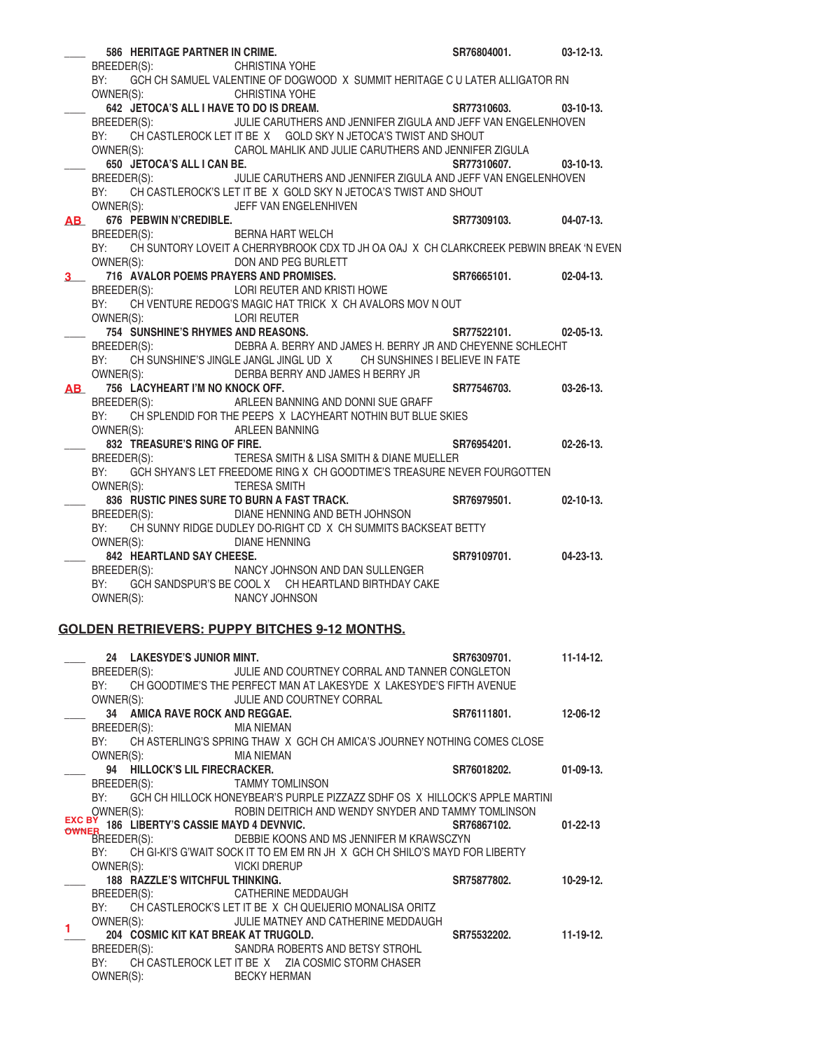____ **586 HERITAGE PARTNER IN CRIME.** **SR76804001.** **03-12-13.**
BREEDER(S): CHRISTINA YOHE
BY: GCH CH SAMUEL VALENTINE OF DOGWOOD X SUMMIT HERITAGE C U LATER ALLIGATOR RN
OWNER(S): CHRISTINA YOHE

____ **642 JETOCA'S ALL I HAVE TO DO IS DREAM.** **SR77310603.** **03-10-13.**
BREEDER(S): JULIE CARUTHERS AND JENNIFER ZIGULA AND JEFF VAN ENGELENHOVEN
BY: CH CASTLEROCK LET IT BE X GOLD SKY N JETOCA'S TWIST AND SHOUT
OWNER(S): CAROL MAHLIK AND JULIE CARUTHERS AND JENNIFER ZIGULA

____ **650 JETOCA'S ALL I CAN BE.** **SR77310607.** **03-10-13.**
BREEDER(S): JULIE CARUTHERS AND JENNIFER ZIGULA AND JEFF VAN ENGELENHOVEN
BY: CH CASTLEROCK'S LET IT BE X GOLD SKY N JETOCA'S TWIST AND SHOUT
OWNER(S): JEFF VAN ENGELENHIVEN

AB **676 PEBWIN N'CREDIBLE.** **SR77309103.** **04-07-13.**
BREEDER(S): BERNA HART WELCH
BY: CH SUNTORY LOVEIT A CHERRYBROOK CDX TD JH OA OAJ X CH CLARKCREEK PEBWIN BREAK 'N EVEN
OWNER(S): DON AND PEG BURLETT

3 **716 AVALOR POEMS PRAYERS AND PROMISES.** **SR76665101.** **02-04-13.**
BREEDER(S): LORI REUTER AND KRISTI HOWE
BY: CH VENTURE REDOG'S MAGIC HAT TRICK X CH AVALORS MOV N OUT
OWNER(S): LORI REUTER

____ **754 SUNSHINE'S RHYMES AND REASONS.** **SR77522101.** **02-05-13.**
BREEDER(S): DEBRA A. BERRY AND JAMES H. BERRY JR AND CHEYENNE SCHLECHT
BY: CH SUNSHINE'S JINGLE JANGL JINGL UD X CH SUNSHINES I BELIEVE IN FATE
OWNER(S): DERBA BERRY AND JAMES H BERRY JR

AB **756 LACYHEART I'M NO KNOCK OFF.** **SR77546703.** **03-26-13.**
BREEDER(S): ARLEEN BANNING AND DONNI SUE GRAFF
BY: CH SPLENDID FOR THE PEEPS X LACYHEART NOTHIN BUT BLUE SKIES
OWNER(S): ARLEEN BANNING

____ **832 TREASURE'S RING OF FIRE.** **SR76954201.** **02-26-13.**
BREEDER(S): TERESA SMITH & LISA SMITH & DIANE MUELLER
BY: GCH SHYAN'S LET FREEDOME RING X CH GOODTIME'S TREASURE NEVER FOURGOTTEN
OWNER(S): TERESA SMITH

____ **836 RUSTIC PINES SURE TO BURN A FAST TRACK.** **SR76979501.** **02-10-13.**
BREEDER(S): DIANE HENNING AND BETH JOHNSON
BY: CH SUNNY RIDGE DUDLEY DO-RIGHT CD X CH SUMMITS BACKSEAT BETTY
OWNER(S): DIANE HENNING

____ **842 HEARTLAND SAY CHEESE.** **SR79109701.** **04-23-13.**
BREEDER(S): NANCY JOHNSON AND DAN SULLENGER
BY: GCH SANDSPUR'S BE COOL X CH HEARTLAND BIRTHDAY CAKE
OWNER(S): NANCY JOHNSON

## GOLDEN RETRIEVERS: PUPPY BITCHES 9-12 MONTHS.

____ **24 LAKESYDE'S JUNIOR MINT.** **SR76309701.** **11-14-12.**
BREEDER(S): JULIE AND COURTNEY CORRAL AND TANNER CONGLETON
BY: CH GOODTIME'S THE PERFECT MAN AT LAKESYDE X LAKESYDE'S FIFTH AVENUE
OWNER(S): JULIE AND COURTNEY CORRAL

____ **34 AMICA RAVE ROCK AND REGGAE.** **SR76111801.** **12-06-12**
BREEDER(S): MIA NIEMAN
BY: CH ASTERLING'S SPRING THAW X GCH CH AMICA'S JOURNEY NOTHING COMES CLOSE
OWNER(S): MIA NIEMAN

____ **94 HILLOCK'S LIL FIRECRACKER.** **SR76018202.** **01-09-13.**
BREEDER(S): TAMMY TOMLINSON
BY: GCH CH HILLOCK HONEYBEAR'S PURPLE PIZZAZZ SDHF OS X HILLOCK'S APPLE MARTINI
OWNER(S): ROBIN DEITRICH AND WENDY SNYDER AND TAMMY TOMLINSON

EXC BY OWNER **186 LIBERTY'S CASSIE MAYD 4 DEVNVIC.** **SR76867102.** **01-22-13**
BREEDER(S): DEBBIE KOONS AND MS JENNIFER M KRAWSCZYN
BY: CH GI-KI'S G'WAIT SOCK IT TO EM EM RN JH X GCH CH SHILO'S MAYD FOR LIBERTY
OWNER(S): VICKI DRERUP

____ **188 RAZZLE'S WITCHFUL THINKING.** **SR75877802.** **10-29-12.**
BREEDER(S): CATHERINE MEDDAUGH
BY: CH CASTLEROCK'S LET IT BE X CH QUEIJERIO MONALISA ORITZ
OWNER(S): JULIE MATNEY AND CATHERINE MEDDAUGH

1 **204 COSMIC KIT KAT BREAK AT TRUGOLD.** **SR75532202.** **11-19-12.**
BREEDER(S): SANDRA ROBERTS AND BETSY STROHL
BY: CH CASTLEROCK LET IT BE X ZIA COSMIC STORM CHASER
OWNER(S): BECKY HERMAN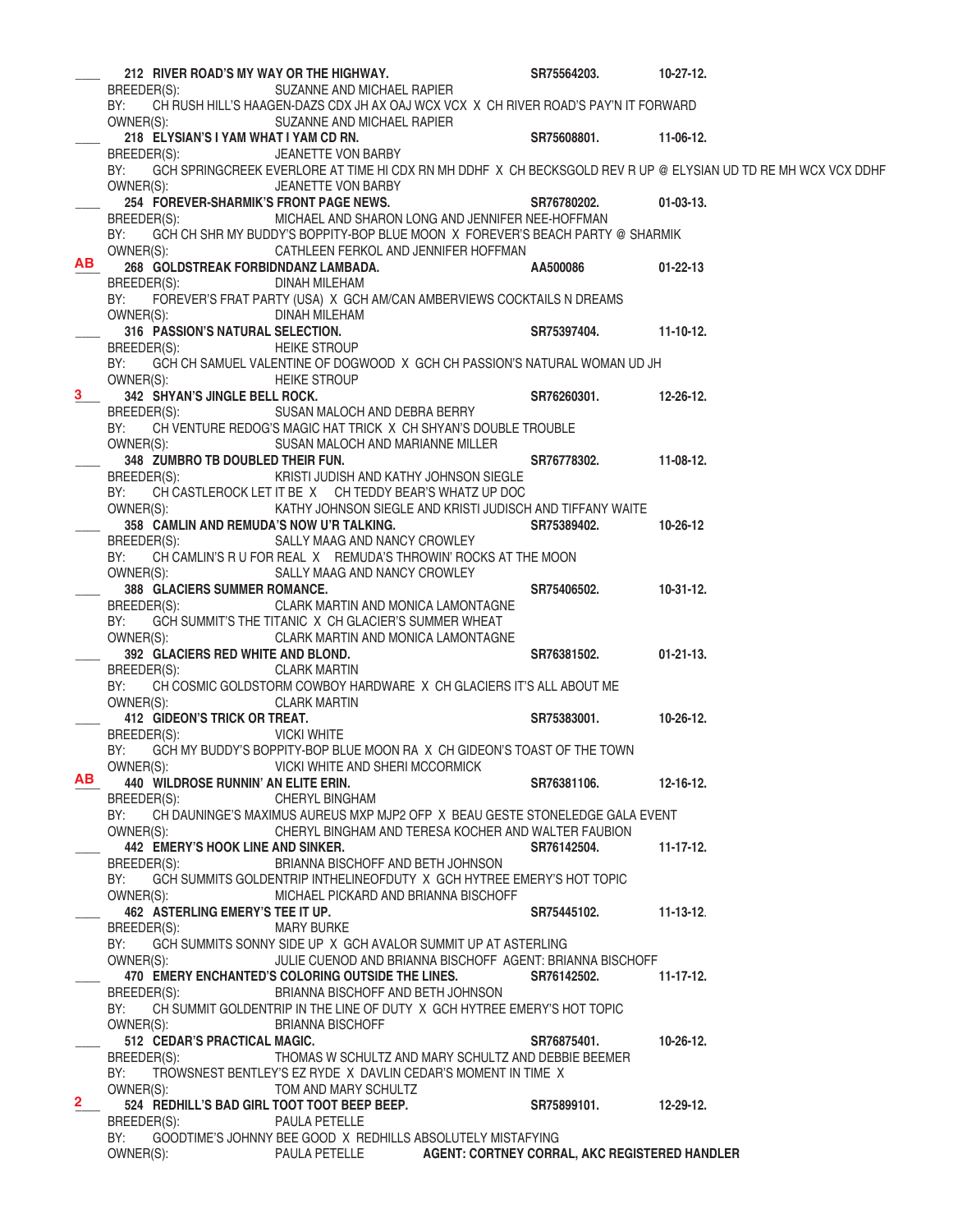\_\_\_\_ **212 RIVER ROAD'S MY WAY OR THE HIGHWAY.** **SR75564203.** **10-27-12.**
BREEDER(S): SUZANNE AND MICHAEL RAPIER
BY: CH RUSH HILL'S HAAGEN-DAZS CDX JH AX OAJ WCX VCX X CH RIVER ROAD'S PAY'N IT FORWARD
OWNER(S): SUZANNE AND MICHAEL RAPIER

\_\_\_\_ **218 ELYSIAN'S I YAM WHAT I YAM CD RN.** **SR75608801.** **11-06-12.**
BREEDER(S): JEANETTE VON BARBY
BY: GCH SPRINGCREEK EVERLORE AT TIME HI CDX RN MH DDHF X CH BECKSGOLD REV R UP @ ELYSIAN UD TD RE MH WCX VCX DDHF
OWNER(S): JEANETTE VON BARBY

\_\_\_\_ **254 FOREVER-SHARMIK'S FRONT PAGE NEWS.** **SR76780202.** **01-03-13.**
BREEDER(S): MICHAEL AND SHARON LONG AND JENNIFER NEE-HOFFMAN
BY: GCH CH SHR MY BUDDY'S BOPPITY-BOP BLUE MOON X FOREVER'S BEACH PARTY @ SHARMIK
OWNER(S): CATHLEEN FERKOL AND JENNIFER HOFFMAN

AB **268 GOLDSTREAK FORBIDNDANZ LAMBADA.** **AA500086** **01-22-13**
BREEDER(S): DINAH MILEHAM
BY: FOREVER'S FRAT PARTY (USA) X GCH AM/CAN AMBERVIEWS COCKTAILS N DREAMS
OWNER(S): DINAH MILEHAM

\_\_\_\_ **316 PASSION'S NATURAL SELECTION.** **SR75397404.** **11-10-12.**
BREEDER(S): HEIKE STROUP
BY: GCH CH SAMUEL VALENTINE OF DOGWOOD X GCH CH PASSION'S NATURAL WOMAN UD JH
OWNER(S): HEIKE STROUP

3 **342 SHYAN'S JINGLE BELL ROCK.** **SR76260301.** **12-26-12.**
BREEDER(S): SUSAN MALOCH AND DEBRA BERRY
BY: CH VENTURE REDOG'S MAGIC HAT TRICK X CH SHYAN'S DOUBLE TROUBLE
OWNER(S): SUSAN MALOCH AND MARIANNE MILLER

\_\_\_\_ **348 ZUMBRO TB DOUBLED THEIR FUN.** **SR76778302.** **11-08-12.**
BREEDER(S): KRISTI JUDISH AND KATHY JOHNSON SIEGLE
BY: CH CASTLEROCK LET IT BE X CH TEDDY BEAR'S WHATZ UP DOC
OWNER(S): KATHY JOHNSON SIEGLE AND KRISTI JUDISCH AND TIFFANY WAITE

\_\_\_\_ **358 CAMLIN AND REMUDA'S NOW U'R TALKING.** **SR75389402.** **10-26-12**
BREEDER(S): SALLY MAAG AND NANCY CROWLEY
BY: CH CAMLIN'S R U FOR REAL X REMUDA'S THROWIN' ROCKS AT THE MOON
OWNER(S): SALLY MAAG AND NANCY CROWLEY

\_\_\_\_ **388 GLACIERS SUMMER ROMANCE.** **SR75406502.** **10-31-12.**
BREEDER(S): CLARK MARTIN AND MONICA LAMONTAGNE
BY: GCH SUMMIT'S THE TITANIC X CH GLACIER'S SUMMER WHEAT
OWNER(S): CLARK MARTIN AND MONICA LAMONTAGNE

\_\_\_\_ **392 GLACIERS RED WHITE AND BLOND.** **SR76381502.** **01-21-13.**
BREEDER(S): CLARK MARTIN
BY: CH COSMIC GOLDSTORM COWBOY HARDWARE X CH GLACIERS IT'S ALL ABOUT ME
OWNER(S): CLARK MARTIN

\_\_\_\_ **412 GIDEON'S TRICK OR TREAT.** **SR75383001.** **10-26-12.**
BREEDER(S): VICKI WHITE
BY: GCH MY BUDDY'S BOPPITY-BOP BLUE MOON RA X CH GIDEON'S TOAST OF THE TOWN
OWNER(S): VICKI WHITE AND SHERI MCCORMICK

AB **440 WILDROSE RUNNIN' AN ELITE ERIN.** **SR76381106.** **12-16-12.**
BREEDER(S): CHERYL BINGHAM
BY: CH DAUNINGE'S MAXIMUS AUREUS MXP MJP2 OFP X BEAU GESTE STONELEDGE GALA EVENT
OWNER(S): CHERYL BINGHAM AND TERESA KOCHER AND WALTER FAUBION

\_\_\_\_ **442 EMERY'S HOOK LINE AND SINKER.** **SR76142504.** **11-17-12.**
BREEDER(S): BRIANNA BISCHOFF AND BETH JOHNSON
BY: GCH SUMMITS GOLDENTRIP INTHELINEOFDUTY X GCH HYTREE EMERY'S HOT TOPIC
OWNER(S): MICHAEL PICKARD AND BRIANNA BISCHOFF

\_\_\_\_ **462 ASTERLING EMERY'S TEE IT UP.** **SR75445102.** **11-13-12.**
BREEDER(S): MARY BURKE
BY: GCH SUMMITS SONNY SIDE UP X GCH AVALOR SUMMIT UP AT ASTERLING
OWNER(S): JULIE CUENOD AND BRIANNA BISCHOFF AGENT: BRIANNA BISCHOFF

\_\_\_\_ **470 EMERY ENCHANTED'S COLORING OUTSIDE THE LINES.** **SR76142502.** **11-17-12.**
BREEDER(S): BRIANNA BISCHOFF AND BETH JOHNSON
BY: CH SUMMIT GOLDENTRIP IN THE LINE OF DUTY X GCH HYTREE EMERY'S HOT TOPIC
OWNER(S): BRIANNA BISCHOFF

\_\_\_\_ **512 CEDAR'S PRACTICAL MAGIC.** **SR76875401.** **10-26-12.**
BREEDER(S): THOMAS W SCHULTZ AND MARY SCHULTZ AND DEBBIE BEEMER
BY: TROWSNEST BENTLEY'S EZ RYDE X DAVLIN CEDAR'S MOMENT IN TIME X
OWNER(S): TOM AND MARY SCHULTZ

2 **524 REDHILL'S BAD GIRL TOOT TOOT BEEP BEEP.** **SR75899101.** **12-29-12.**
BREEDER(S): PAULA PETELLE
BY: GOODTIME'S JOHNNY BEE GOOD X REDHILLS ABSOLUTELY MISTAFYING
OWNER(S): PAULA PETELLE **AGENT: CORTNEY CORRAL, AKC REGISTERED HANDLER**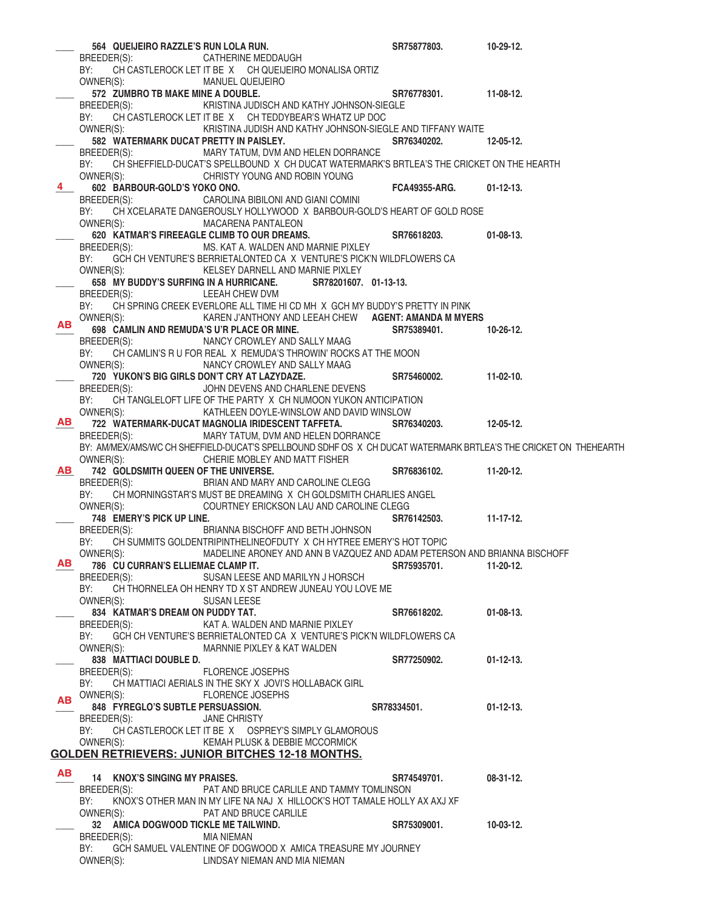____ **564 QUEIJEIRO RAZZLE'S RUN LOLA RUN.** **SR75877803.** **10-29-12.**
BREEDER(S): CATHERINE MEDDAUGH
BY: CH CASTLEROCK LET IT BE X CH QUEIJEIRO MONALISA ORTIZ
OWNER(S): MANUEL QUEIJEIRO

____ **572 ZUMBRO TB MAKE MINE A DOUBLE.** **SR76778301.** **11-08-12.**
BREEDER(S): KRISTINA JUDISCH AND KATHY JOHNSON-SIEGLE
BY: CH CASTLEROCK LET IT BE X CH TEDDYBEAR'S WHATZ UP DOC
OWNER(S): KRISTINA JUDISH AND KATHY JOHNSON-SIEGLE AND TIFFANY WAITE

____ **582 WATERMARK DUCAT PRETTY IN PAISLEY.** **SR76340202.** **12-05-12.**
BREEDER(S): MARY TATUM, DVM AND HELEN DORRANCE
BY: CH SHEFFIELD-DUCAT'S SPELLBOUND X CH DUCAT WATERMARK'S BRTLEA'S THE CRICKET ON THE HEARTH
OWNER(S): CHRISTY YOUNG AND ROBIN YOUNG

4 **602 BARBOUR-GOLD'S YOKO ONO.** **FCA49355-ARG.** **01-12-13.**
BREEDER(S): CAROLINA BIBILONI AND GIANI COMINI
BY: CH XCELARATE DANGEROUSLY HOLLYWOOD X BARBOUR-GOLD'S HEART OF GOLD ROSE
OWNER(S): MACARENA PANTALEON

____ **620 KATMAR'S FIREEAGLE CLIMB TO OUR DREAMS.** **SR76618203.** **01-08-13.**
BREEDER(S): MS. KAT A. WALDEN AND MARNIE PIXLEY
BY: GCH CH VENTURE'S BERRIETALONTED CA X VENTURE'S PICK'N WILDFLOWERS CA
OWNER(S): KELSEY DARNELL AND MARNIE PIXLEY

____ **658 MY BUDDY'S SURFING IN A HURRICANE.** **SR78201607. 01-13-13.**
BREEDER(S): LEEAH CHEW DVM
BY: CH SPRING CREEK EVERLORE ALL TIME HI CD MH X GCH MY BUDDY'S PRETTY IN PINK
OWNER(S): KAREN J'ANTHONY AND LEEAH CHEW **AGENT: AMANDA M MYERS**

AB **698 CAMLIN AND REMUDA'S U'R PLACE OR MINE.** **SR75389401.** **10-26-12.**
BREEDER(S): NANCY CROWLEY AND SALLY MAAG
BY: CH CAMLIN'S R U FOR REAL X REMUDA'S THROWIN' ROCKS AT THE MOON
OWNER(S): NANCY CROWLEY AND SALLY MAAG

____ **720 YUKON'S BIG GIRLS DON'T CRY AT LAZYDAZE.** **SR75460002.** **11-02-10.**
BREEDER(S): JOHN DEVENS AND CHARLENE DEVENS
BY: CH TANGLELOFT LIFE OF THE PARTY X CH NUMOON YUKON ANTICIPATION
OWNER(S): KATHLEEN DOYLE-WINSLOW AND DAVID WINSLOW

AB **722 WATERMARK-DUCAT MAGNOLIA IRIDESCENT TAFFETA.** **SR76340203.** **12-05-12.**
BREEDER(S): MARY TATUM, DVM AND HELEN DORRANCE
BY: AM/MEX/AMS/WC CH SHEFFIELD-DUCAT'S SPELLBOUND SDHF OS X CH DUCAT WATERMARK BRTLEA'S THE CRICKET ON THEHEARTH
OWNER(S): CHERIE MOBLEY AND MATT FISHER

AB **742 GOLDSMITH QUEEN OF THE UNIVERSE.** **SR76836102.** **11-20-12.**
BREEDER(S): BRIAN AND MARY AND CAROLINE CLEGG
BY: CH MORNINGSTAR'S MUST BE DREAMING X CH GOLDSMITH CHARLIES ANGEL
OWNER(S): COURTNEY ERICKSON LAU AND CAROLINE CLEGG

____ **748 EMERY'S PICK UP LINE.** **SR76142503.** **11-17-12.**
BREEDER(S): BRIANNA BISCHOFF AND BETH JOHNSON
BY: CH SUMMITS GOLDENTRIPINTHELINEOFDUTY X CH HYTREE EMERY'S HOT TOPIC
OWNER(S): MADELINE ARONEY AND ANN B VAZQUEZ AND ADAM PETERSON AND BRIANNA BISCHOFF

AB **786 CU CURRAN'S ELLIEMAE CLAMP IT.** **SR75935701.** **11-20-12.**
BREEDER(S): SUSAN LEESE AND MARILYN J HORSCH
BY: CH THORNELEA OH HENRY TD X ST ANDREW JUNEAU YOU LOVE ME
OWNER(S): SUSAN LEESE

____ **834 KATMAR'S DREAM ON PUDDY TAT.** **SR76618202.** **01-08-13.**
BREEDER(S): KAT A. WALDEN AND MARNIE PIXLEY
BY: GCH CH VENTURE'S BERRIETALONTED CA X VENTURE'S PICK'N WILDFLOWERS CA
OWNER(S): MARNNIE PIXLEY & KAT WALDEN

____ **838 MATTIACI DOUBLE D.** **SR77250902.** **01-12-13.**
BREEDER(S): FLORENCE JOSEPHS
BY: CH MATTIACI AERIALS IN THE SKY X JOVI'S HOLLABACK GIRL
OWNER(S): FLORENCE JOSEPHS

AB **848 FYREGLO'S SUBTLE PERSUASSION.** **SR78334501.** **01-12-13.**
BREEDER(S): JANE CHRISTY
BY: CH CASTLEROCK LET IT BE X OSPREY'S SIMPLY GLAMOROUS
OWNER(S): KEMAH PLUSK & DEBBIE MCCORMICK

## GOLDEN RETRIEVERS: JUNIOR BITCHES 12-18 MONTHS.

AB **14 KNOX'S SINGING MY PRAISES.** **SR74549701.** **08-31-12.**
BREEDER(S): PAT AND BRUCE CARLILE AND TAMMY TOMLINSON
BY: KNOX'S OTHER MAN IN MY LIFE NA NAJ X HILLOCK'S HOT TAMALE HOLLY AX AXJ XF
OWNER(S): PAT AND BRUCE CARLILE

____ **32 AMICA DOGWOOD TICKLE ME TAILWIND.** **SR75309001.** **10-03-12.**
BREEDER(S): MIA NIEMAN
BY: GCH SAMUEL VALENTINE OF DOGWOOD X AMICA TREASURE MY JOURNEY
OWNER(S): LINDSAY NIEMAN AND MIA NIEMAN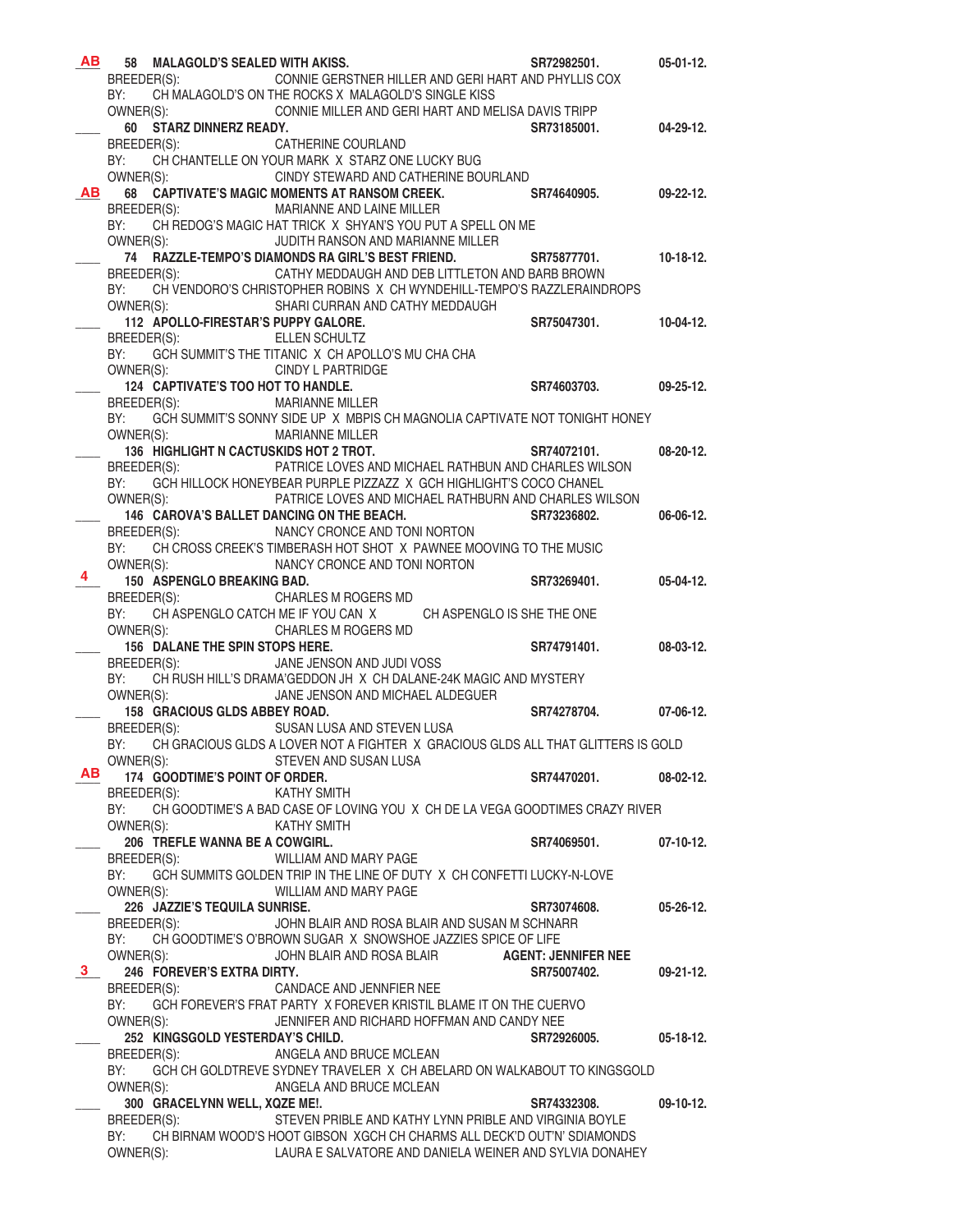**AB** **58 MALAGOLD'S SEALED WITH AKISS.** **SR72982501.** **05-01-12.**
BREEDER(S): CONNIE GERSTNER HILLER AND GERI HART AND PHYLLIS COX
BY: CH MALAGOLD'S ON THE ROCKS X MALAGOLD'S SINGLE KISS
OWNER(S): CONNIE MILLER AND GERI HART AND MELISA DAVIS TRIPP

____ **60 STARZ DINNERZ READY.** **SR73185001.** **04-29-12.**
BREEDER(S): CATHERINE COURLAND
BY: CH CHANTELLE ON YOUR MARK X STARZ ONE LUCKY BUG
OWNER(S): CINDY STEWARD AND CATHERINE BOURLAND

**AB** **68 CAPTIVATE'S MAGIC MOMENTS AT RANSOM CREEK.** **SR74640905.** **09-22-12.**
BREEDER(S): MARIANNE AND LAINE MILLER
BY: CH REDOG'S MAGIC HAT TRICK X SHYAN'S YOU PUT A SPELL ON ME
OWNER(S): JUDITH RANSON AND MARIANNE MILLER

____ **74 RAZZLE-TEMPO'S DIAMONDS RA GIRL'S BEST FRIEND.** **SR75877701.** **10-18-12.**
BREEDER(S): CATHY MEDDAUGH AND DEB LITTLETON AND BARB BROWN
BY: CH VENDORO'S CHRISTOPHER ROBINS X CH WYNDEHILL-TEMPO'S RAZZLERAINDROPS
OWNER(S): SHARI CURRAN AND CATHY MEDDAUGH

____ **112 APOLLO-FIRESTAR'S PUPPY GALORE.** **SR75047301.** **10-04-12.**
BREEDER(S): ELLEN SCHULTZ
BY: GCH SUMMIT'S THE TITANIC X CH APOLLO'S MU CHA CHA
OWNER(S): CINDY L PARTRIDGE

____ **124 CAPTIVATE'S TOO HOT TO HANDLE.** **SR74603703.** **09-25-12.**
BREEDER(S): MARIANNE MILLER
BY: GCH SUMMIT'S SONNY SIDE UP X MBPIS CH MAGNOLIA CAPTIVATE NOT TONIGHT HONEY
OWNER(S): MARIANNE MILLER

____ **136 HIGHLIGHT N CACTUSKIDS HOT 2 TROT.** **SR74072101.** **08-20-12.**
BREEDER(S): PATRICE LOVES AND MICHAEL RATHBUN AND CHARLES WILSON
BY: GCH HILLOCK HONEYBEAR PURPLE PIZZAZZ X GCH HIGHLIGHT'S COCO CHANEL
OWNER(S): PATRICE LOVES AND MICHAEL RATHBURN AND CHARLES WILSON

____ **146 CAROVA'S BALLET DANCING ON THE BEACH.** **SR73236802.** **06-06-12.**
BREEDER(S): NANCY CRONCE AND TONI NORTON
BY: CH CROSS CREEK'S TIMBERASH HOT SHOT X PAWNEE MOOVING TO THE MUSIC
OWNER(S): NANCY CRONCE AND TONI NORTON

**4** **150 ASPENGLO BREAKING BAD.** **SR73269401.** **05-04-12.**
BREEDER(S): CHARLES M ROGERS MD
BY: CH ASPENGLO CATCH ME IF YOU CAN X CH ASPENGLO IS SHE THE ONE
OWNER(S): CHARLES M ROGERS MD

____ **156 DALANE THE SPIN STOPS HERE.** **SR74791401.** **08-03-12.**
BREEDER(S): JANE JENSON AND JUDI VOSS
BY: CH RUSH HILL'S DRAMA'GEDDON JH X CH DALANE-24K MAGIC AND MYSTERY
OWNER(S): JANE JENSON AND MICHAEL ALDEGUER

____ **158 GRACIOUS GLDS ABBEY ROAD.** **SR74278704.** **07-06-12.**
BREEDER(S): SUSAN LUSA AND STEVEN LUSA
BY: CH GRACIOUS GLDS A LOVER NOT A FIGHTER X GRACIOUS GLDS ALL THAT GLITTERS IS GOLD
OWNER(S): STEVEN AND SUSAN LUSA

**AB** **174 GOODTIME'S POINT OF ORDER.** **SR74470201.** **08-02-12.**
BREEDER(S): KATHY SMITH
BY: CH GOODTIME'S A BAD CASE OF LOVING YOU X CH DE LA VEGA GOODTIMES CRAZY RIVER
OWNER(S): KATHY SMITH

____ **206 TREFLE WANNA BE A COWGIRL.** **SR74069501.** **07-10-12.**
BREEDER(S): WILLIAM AND MARY PAGE
BY: GCH SUMMITS GOLDEN TRIP IN THE LINE OF DUTY X CH CONFETTI LUCKY-N-LOVE
OWNER(S): WILLIAM AND MARY PAGE

____ **226 JAZZIE'S TEQUILA SUNRISE.** **SR73074608.** **05-26-12.**
BREEDER(S): JOHN BLAIR AND ROSA BLAIR AND SUSAN M SCHNARR
BY: CH GOODTIME'S O'BROWN SUGAR X SNOWSHOE JAZZIES SPICE OF LIFE
OWNER(S): JOHN BLAIR AND ROSA BLAIR **AGENT: JENNIFER NEE**

**3** **246 FOREVER'S EXTRA DIRTY.** **SR75007402.** **09-21-12.**
BREEDER(S): CANDACE AND JENNFIER NEE
BY: GCH FOREVER'S FRAT PARTY X FOREVER KRISTIL BLAME IT ON THE CUERVO
OWNER(S): JENNIFER AND RICHARD HOFFMAN AND CANDY NEE

____ **252 KINGSGOLD YESTERDAY'S CHILD.** **SR72926005.** **05-18-12.**
BREEDER(S): ANGELA AND BRUCE MCLEAN
BY: GCH CH GOLDTREVE SYDNEY TRAVELER X CH ABELARD ON WALKABOUT TO KINGSGOLD
OWNER(S): ANGELA AND BRUCE MCLEAN

____ **300 GRACELYNN WELL, XQZE ME!.** **SR74332308.** **09-10-12.**
BREEDER(S): STEVEN PRIBLE AND KATHY LYNN PRIBLE AND VIRGINIA BOYLE
BY: CH BIRNAM WOOD'S HOOT GIBSON XGCH CH CHARMS ALL DECK'D OUT'N' SDIAMONDS
OWNER(S): LAURA E SALVATORE AND DANIELA WEINER AND SYLVIA DONAHEY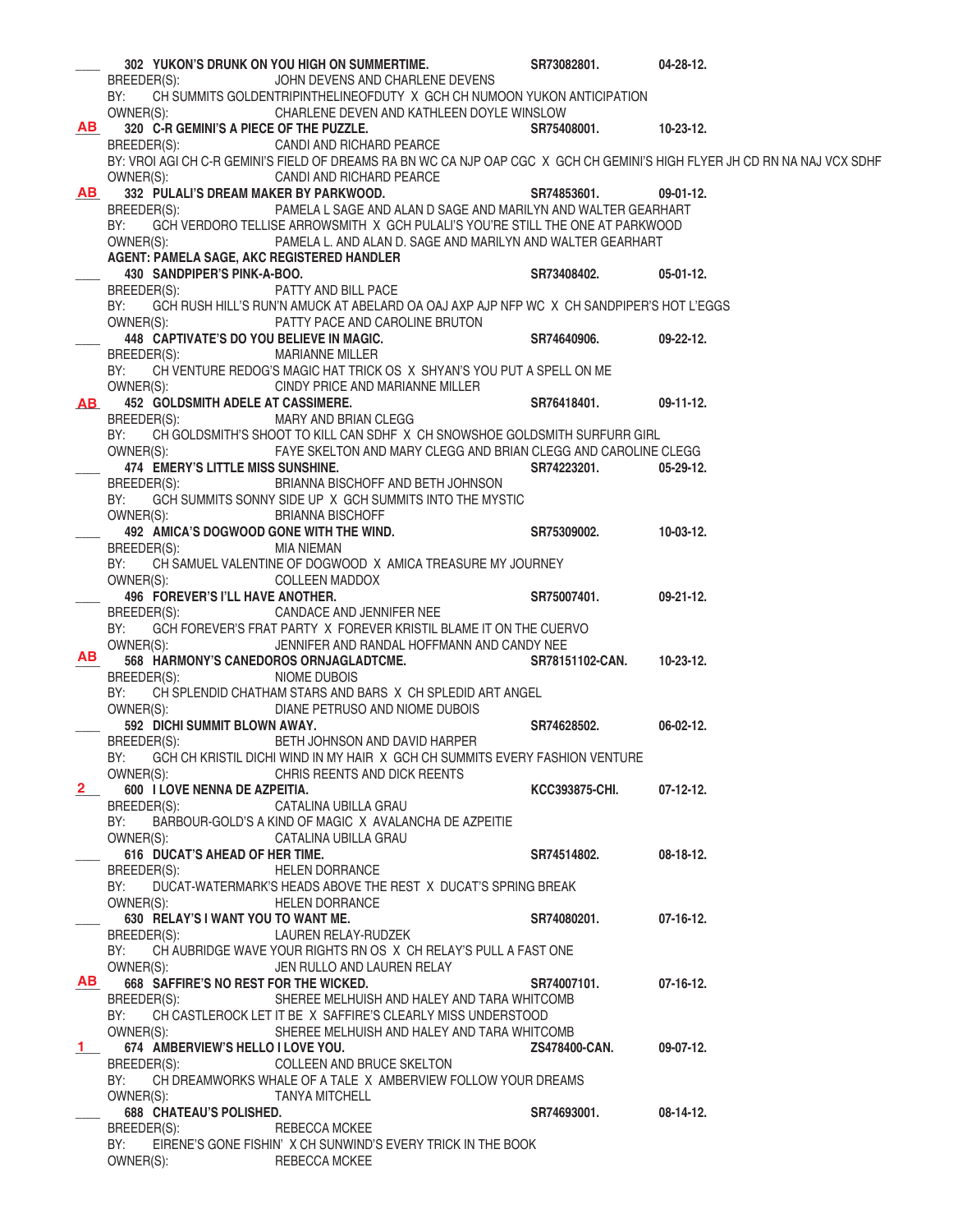___ **302 YUKON'S DRUNK ON YOU HIGH ON SUMMERTIME.** **SR73082801.** **04-28-12.**
BREEDER(S): JOHN DEVENS AND CHARLENE DEVENS
BY: CH SUMMITS GOLDENTRIPINTHELINEOFDUTY X GCH CH NUMOON YUKON ANTICIPATION
OWNER(S): CHARLENE DEVEN AND KATHLEEN DOYLE WINSLOW

AB **320 C-R GEMINI'S A PIECE OF THE PUZZLE.** **SR75408001.** **10-23-12.**
BREEDER(S): CANDI AND RICHARD PEARCE
BY: VROI AGI CH C-R GEMINI'S FIELD OF DREAMS RA BN WC CA NJP OAP CGC X GCH CH GEMINI'S HIGH FLYER JH CD RN NA NAJ VCX SDHF
OWNER(S): CANDI AND RICHARD PEARCE

AB **332 PULALI'S DREAM MAKER BY PARKWOOD.** **SR74853601.** **09-01-12.**
BREEDER(S): PAMELA L SAGE AND ALAN D SAGE AND MARILYN AND WALTER GEARHART
BY: GCH VERDORO TELLISE ARROWSMITH X GCH PULALI'S YOU'RE STILL THE ONE AT PARKWOOD
OWNER(S): PAMELA L. AND ALAN D. SAGE AND MARILYN AND WALTER GEARHART
**AGENT: PAMELA SAGE, AKC REGISTERED HANDLER**

___ **430 SANDPIPER'S PINK-A-BOO.** **SR73408402.** **05-01-12.**
BREEDER(S): PATTY AND BILL PACE
BY: GCH RUSH HILL'S RUN'N AMUCK AT ABELARD OA OAJ AXP AJP NFP WC X CH SANDPIPER'S HOT L'EGGS
OWNER(S): PATTY PACE AND CAROLINE BRUTON

___ **448 CAPTIVATE'S DO YOU BELIEVE IN MAGIC.** **SR74640906.** **09-22-12.**
BREEDER(S): MARIANNE MILLER
BY: CH VENTURE REDOG'S MAGIC HAT TRICK OS X SHYAN'S YOU PUT A SPELL ON ME
OWNER(S): CINDY PRICE AND MARIANNE MILLER

AB **452 GOLDSMITH ADELE AT CASSIMERE.** **SR76418401.** **09-11-12.**
BREEDER(S): MARY AND BRIAN CLEGG
BY: CH GOLDSMITH'S SHOOT TO KILL CAN SDHF X CH SNOWSHOE GOLDSMITH SURFURR GIRL
OWNER(S): FAYE SKELTON AND MARY CLEGG AND BRIAN CLEGG AND CAROLINE CLEGG

___ **474 EMERY'S LITTLE MISS SUNSHINE.** **SR74223201.** **05-29-12.**
BREEDER(S): BRIANNA BISCHOFF AND BETH JOHNSON
BY: GCH SUMMITS SONNY SIDE UP X GCH SUMMITS INTO THE MYSTIC
OWNER(S): BRIANNA BISCHOFF

___ **492 AMICA'S DOGWOOD GONE WITH THE WIND.** **SR75309002.** **10-03-12.**
BREEDER(S): MIA NIEMAN
BY: CH SAMUEL VALENTINE OF DOGWOOD X AMICA TREASURE MY JOURNEY
OWNER(S): COLLEEN MADDOX

___ **496 FOREVER'S I'LL HAVE ANOTHER.** **SR75007401.** **09-21-12.**
BREEDER(S): CANDACE AND JENNIFER NEE
BY: GCH FOREVER'S FRAT PARTY X FOREVER KRISTIL BLAME IT ON THE CUERVO
OWNER(S): JENNIFER AND RANDAL HOFFMANN AND CANDY NEE

AB **568 HARMONY'S CANEDOROS ORNJAGLADTCME.** **SR78151102-CAN.** **10-23-12.**
BREEDER(S): NIOME DUBOIS
BY: CH SPLENDID CHATHAM STARS AND BARS X CH SPLEDID ART ANGEL
OWNER(S): DIANE PETRUSO AND NIOME DUBOIS

___ **592 DICHI SUMMIT BLOWN AWAY.** **SR74628502.** **06-02-12.**
BREEDER(S): BETH JOHNSON AND DAVID HARPER
BY: GCH CH KRISTIL DICHI WIND IN MY HAIR X GCH CH SUMMITS EVERY FASHION VENTURE
OWNER(S): CHRIS REENTS AND DICK REENTS

2 **600 I LOVE NENNA DE AZPEITIA.** **KCC393875-CHI.** **07-12-12.**
BREEDER(S): CATALINA UBILLA GRAU
BY: BARBOUR-GOLD'S A KIND OF MAGIC X AVALANCHA DE AZPEITIE
OWNER(S): CATALINA UBILLA GRAU

___ **616 DUCAT'S AHEAD OF HER TIME.** **SR74514802.** **08-18-12.**
BREEDER(S): HELEN DORRANCE
BY: DUCAT-WATERMARK'S HEADS ABOVE THE REST X DUCAT'S SPRING BREAK
OWNER(S): HELEN DORRANCE

___ **630 RELAY'S I WANT YOU TO WANT ME.** **SR74080201.** **07-16-12.**
BREEDER(S): LAUREN RELAY-RUDZEK
BY: CH AUBRIDGE WAVE YOUR RIGHTS RN OS X CH RELAY'S PULL A FAST ONE
OWNER(S): JEN RULLO AND LAUREN RELAY

AB **668 SAFFIRE'S NO REST FOR THE WICKED.** **SR74007101.** **07-16-12.**
BREEDER(S): SHEREE MELHUISH AND HALEY AND TARA WHITCOMB
BY: CH CASTLEROCK LET IT BE X SAFFIRE'S CLEARLY MISS UNDERSTOOD
OWNER(S): SHEREE MELHUISH AND HALEY AND TARA WHITCOMB

1 **674 AMBERVIEW'S HELLO I LOVE YOU.** **ZS478400-CAN.** **09-07-12.**
BREEDER(S): COLLEEN AND BRUCE SKELTON
BY: CH DREAMWORKS WHALE OF A TALE X AMBERVIEW FOLLOW YOUR DREAMS
OWNER(S): TANYA MITCHELL

___ **688 CHATEAU'S POLISHED.** **SR74693001.** **08-14-12.**
BREEDER(S): REBECCA MCKEE
BY: EIRENE'S GONE FISHIN' X CH SUNWIND'S EVERY TRICK IN THE BOOK
OWNER(S): REBECCA MCKEE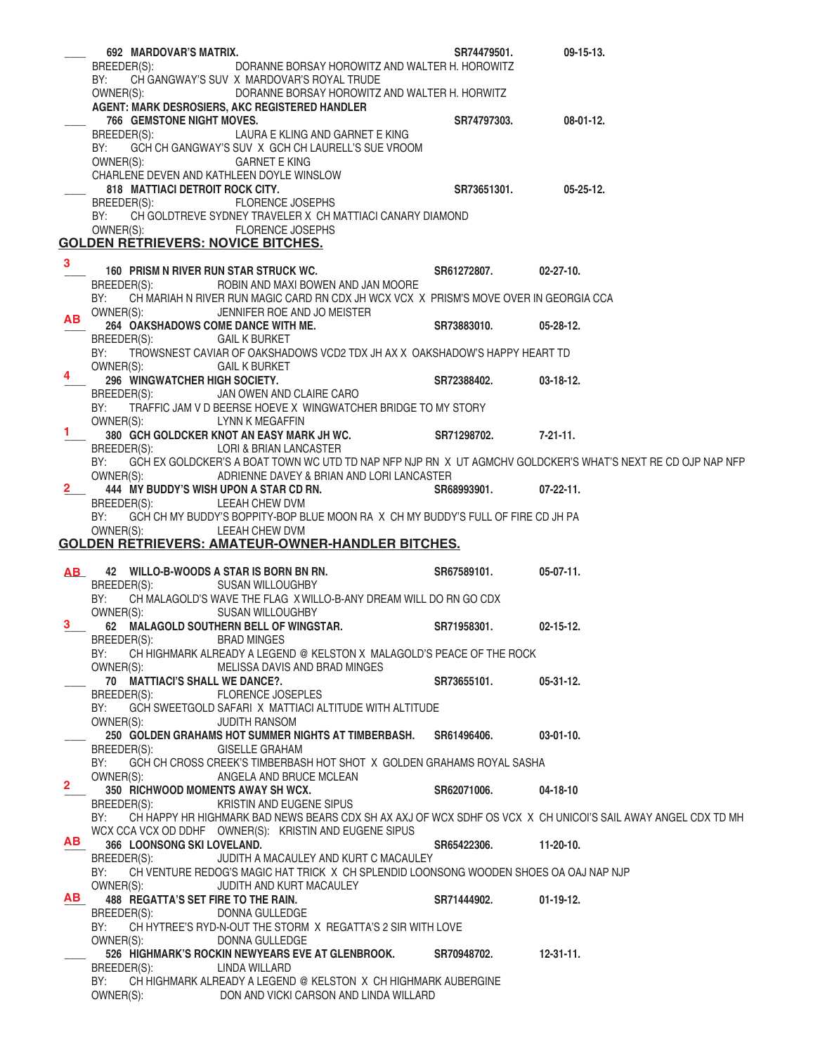\_\_\_\_ **692 MARDOVAR'S MATRIX.** **SR74479501.** **09-15-13.**
BREEDER(S): DORANNE BORSAY HOROWITZ AND WALTER H. HOROWITZ
BY: CH GANGWAY'S SUV X MARDOVAR'S ROYAL TRUDE
OWNER(S): DORANNE BORSAY HOROWITZ AND WALTER H. HORWITZ
**AGENT: MARK DESROSIERS, AKC REGISTERED HANDLER**

\_\_\_\_ **766 GEMSTONE NIGHT MOVES.** **SR74797303.** **08-01-12.**
BREEDER(S): LAURA E KLING AND GARNET E KING
BY: GCH CH GANGWAY'S SUV X GCH CH LAURELL'S SUE VROOM
OWNER(S): GARNET E KING
CHARLENE DEVEN AND KATHLEEN DOYLE WINSLOW

\_\_\_\_ **818 MATTIACI DETROIT ROCK CITY.** **SR73651301.** **05-25-12.**
BREEDER(S): FLORENCE JOSEPHS
BY: CH GOLDTREVE SYDNEY TRAVELER X CH MATTIACI CANARY DIAMOND
OWNER(S): FLORENCE JOSEPHS

## GOLDEN RETRIEVERS: NOVICE BITCHES.

3 **160 PRISM N RIVER RUN STAR STRUCK WC.** **SR61272807.** **02-27-10.**
BREEDER(S): ROBIN AND MAXI BOWEN AND JAN MOORE
BY: CH MARIAH N RIVER RUN MAGIC CARD RN CDX JH WCX VCX X PRISM'S MOVE OVER IN GEORGIA CCA
OWNER(S): JENNIFER ROE AND JO MEISTER

AB **264 OAKSHADOWS COME DANCE WITH ME.** **SR73883010.** **05-28-12.**
BREEDER(S): GAIL K BURKET
BY: TROWSNEST CAVIAR OF OAKSHADOWS VCD2 TDX JH AX X OAKSHADOW'S HAPPY HEART TD
OWNER(S): GAIL K BURKET

4 **296 WINGWATCHER HIGH SOCIETY.** **SR72388402.** **03-18-12.**
BREEDER(S): JAN OWEN AND CLAIRE CARO
BY: TRAFFIC JAM V D BEERSE HOEVE X WINGWATCHER BRIDGE TO MY STORY
OWNER(S): LYNN K MEGAFFIN

1 **380 GCH GOLDCKER KNOT AN EASY MARK JH WC.** **SR71298702.** **7-21-11.**
BREEDER(S): LORI & BRIAN LANCASTER
BY: GCH EX GOLDCKER'S A BOAT TOWN WC UTD TD NAP NFP NJP RN X UT AGMCHV GOLDCKER'S WHAT'S NEXT RE CD OJP NAP NFP
OWNER(S): ADRIENNE DAVEY & BRIAN AND LORI LANCASTER

2 **444 MY BUDDY'S WISH UPON A STAR CD RN.** **SR68993901.** **07-22-11.**
BREEDER(S): LEEAH CHEW DVM
BY: GCH CH MY BUDDY'S BOPPITY-BOP BLUE MOON RA X CH MY BUDDY'S FULL OF FIRE CD JH PA
OWNER(S): LEEAH CHEW DVM

## GOLDEN RETRIEVERS: AMATEUR-OWNER-HANDLER BITCHES.

AB **42 WILLO-B-WOODS A STAR IS BORN BN RN.** **SR67589101.** **05-07-11.**
BREEDER(S): SUSAN WILLOUGHBY
BY: CH MALAGOLD'S WAVE THE FLAG X WILLO-B-ANY DREAM WILL DO RN GO CDX
OWNER(S): SUSAN WILLOUGHBY

3 **62 MALAGOLD SOUTHERN BELL OF WINGSTAR.** **SR71958301.** **02-15-12.**
BREEDER(S): BRAD MINGES
BY: CH HIGHMARK ALREADY A LEGEND @ KELSTON X MALAGOLD'S PEACE OF THE ROCK
OWNER(S): MELISSA DAVIS AND BRAD MINGES

\_\_\_\_ **70 MATTIACI'S SHALL WE DANCE?.** **SR73655101.** **05-31-12.**
BREEDER(S): FLORENCE JOSEPLES
BY: GCH SWEETGOLD SAFARI X MATTIACI ALTITUDE WITH ALTITUDE
OWNER(S): JUDITH RANSOM

\_\_\_\_ **250 GOLDEN GRAHAMS HOT SUMMER NIGHTS AT TIMBERBASH.** **SR61496406.** **03-01-10.**
BREEDER(S): GISELLE GRAHAM
BY: GCH CH CROSS CREEK'S TIMBERBASH HOT SHOT X GOLDEN GRAHAMS ROYAL SASHA
OWNER(S): ANGELA AND BRUCE MCLEAN

2 **350 RICHWOOD MOMENTS AWAY SH WCX.** **SR62071006.** **04-18-10**
BREEDER(S): KRISTIN AND EUGENE SIPUS
BY: CH HAPPY HR HIGHMARK BAD NEWS BEARS CDX SH AX AXJ OF WCX SDHF OS VCX X CH UNICOI'S SAIL AWAY ANGEL CDX TD MH WCX CCA VCX OD DDHF OWNER(S): KRISTIN AND EUGENE SIPUS

AB **366 LOONSONG SKI LOVELAND.** **SR65422306.** **11-20-10.**
BREEDER(S): JUDITH A MACAULEY AND KURT C MACAULEY
BY: CH VENTURE REDOG'S MAGIC HAT TRICK X CH SPLENDID LOONSONG WOODEN SHOES OA OAJ NAP NJP
OWNER(S): JUDITH AND KURT MACAULEY

AB **488 REGATTA'S SET FIRE TO THE RAIN.** **SR71444902.** **01-19-12.**
BREEDER(S): DONNA GULLEDGE
BY: CH HYTREE'S RYD-N-OUT THE STORM X REGATTA'S 2 SIR WITH LOVE
OWNER(S): DONNA GULLEDGE

\_\_\_\_ **526 HIGHMARK'S ROCKIN NEWYEARS EVE AT GLENBROOK.** **SR70948702.** **12-31-11.**
BREEDER(S): LINDA WILLARD
BY: CH HIGHMARK ALREADY A LEGEND @ KELSTON X CH HIGHMARK AUBERGINE
OWNER(S): DON AND VICKI CARSON AND LINDA WILLARD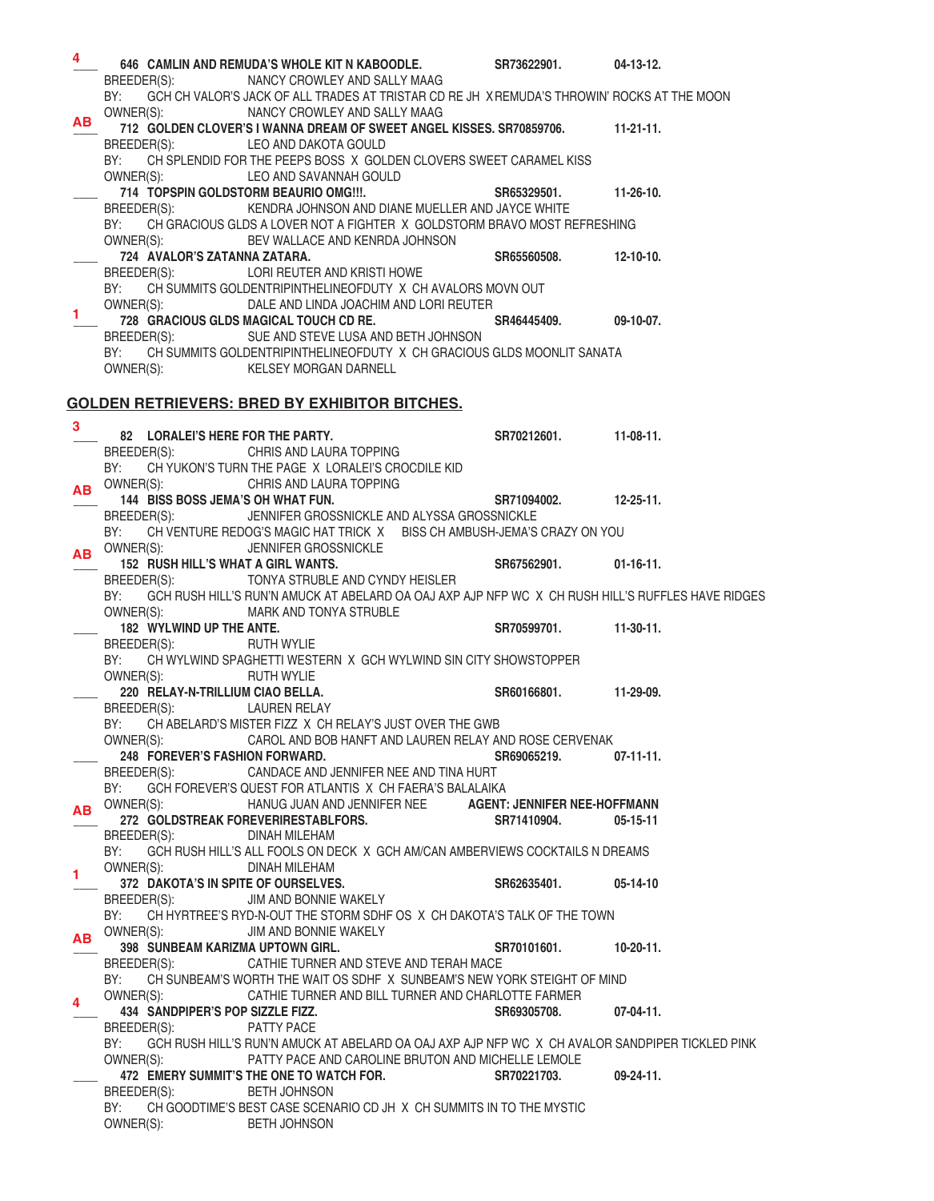4 ___ **646 CAMLIN AND REMUDA'S WHOLE KIT N KABOODLE.** **SR73622901.** **04-13-12.**
BREEDER(S): NANCY CROWLEY AND SALLY MAAG
BY: GCH CH VALOR'S JACK OF ALL TRADES AT TRISTAR CD RE JH X REMUDA'S THROWIN' ROCKS AT THE MOON
OWNER(S): NANCY CROWLEY AND SALLY MAAG

AB ___ **712 GOLDEN CLOVER'S I WANNA DREAM OF SWEET ANGEL KISSES.** **SR70859706.** **11-21-11.**
BREEDER(S): LEO AND DAKOTA GOULD
BY: CH SPLENDID FOR THE PEEPS BOSS X GOLDEN CLOVERS SWEET CARAMEL KISS
OWNER(S): LEO AND SAVANNAH GOULD

___ **714 TOPSPIN GOLDSTORM BEAURIO OMG!!!.** **SR65329501.** **11-26-10.**
BREEDER(S): KENDRA JOHNSON AND DIANE MUELLER AND JAYCE WHITE
BY: CH GRACIOUS GLDS A LOVER NOT A FIGHTER X GOLDSTORM BRAVO MOST REFRESHING
OWNER(S): BEV WALLACE AND KENRDA JOHNSON

___ **724 AVALOR'S ZATANNA ZATARA.** **SR65560508.** **12-10-10.**
BREEDER(S): LORI REUTER AND KRISTI HOWE
BY: CH SUMMITS GOLDENTRIPINTHELINEOFDUTY X CH AVALORS MOVN OUT
OWNER(S): DALE AND LINDA JOACHIM AND LORI REUTER

1 ___ **728 GRACIOUS GLDS MAGICAL TOUCH CD RE.** **SR46445409.** **09-10-07.**
BREEDER(S): SUE AND STEVE LUSA AND BETH JOHNSON
BY: CH SUMMITS GOLDENTRIPINTHELINEOFDUTY X CH GRACIOUS GLDS MOONLIT SANATA
OWNER(S): KELSEY MORGAN DARNELL

## GOLDEN RETRIEVERS: BRED BY EXHIBITOR BITCHES.

3 ___ **82 LORALEI'S HERE FOR THE PARTY.** **SR70212601.** **11-08-11.**
BREEDER(S): CHRIS AND LAURA TOPPING
BY: CH YUKON'S TURN THE PAGE X LORALEI'S CROCDILE KID
OWNER(S): CHRIS AND LAURA TOPPING

AB ___ **144 BISS BOSS JEMA'S OH WHAT FUN.** **SR71094002.** **12-25-11.**
BREEDER(S): JENNIFER GROSSNICKLE AND ALYSSA GROSSNICKLE
BY: CH VENTURE REDOG'S MAGIC HAT TRICK X BISS CH AMBUSH-JEMA'S CRAZY ON YOU
OWNER(S): JENNIFER GROSSNICKLE

AB ___ **152 RUSH HILL'S WHAT A GIRL WANTS.** **SR67562901.** **01-16-11.**
BREEDER(S): TONYA STRUBLE AND CYNDY HEISLER
BY: GCH RUSH HILL'S RUN'N AMUCK AT ABELARD OA OAJ AXP AJP NFP WC X CH RUSH HILL'S RUFFLES HAVE RIDGES
OWNER(S): MARK AND TONYA STRUBLE

___ **182 WYLWIND UP THE ANTE.** **SR70599701.** **11-30-11.**
BREEDER(S): RUTH WYLIE
BY: CH WYLWIND SPAGHETTI WESTERN X GCH WYLWIND SIN CITY SHOWSTOPPER
OWNER(S): RUTH WYLIE

___ **220 RELAY-N-TRILLIUM CIAO BELLA.** **SR60166801.** **11-29-09.**
BREEDER(S): LAUREN RELAY
BY: CH ABELARD'S MISTER FIZZ X CH RELAY'S JUST OVER THE GWB
OWNER(S): CAROL AND BOB HANFT AND LAUREN RELAY AND ROSE CERVENAK

___ **248 FOREVER'S FASHION FORWARD.** **SR69065219.** **07-11-11.**
BREEDER(S): CANDACE AND JENNIFER NEE AND TINA HURT
BY: GCH FOREVER'S QUEST FOR ATLANTIS X CH FAERA'S BALALAIKA
OWNER(S): HANUG JUAN AND JENNIFER NEE **AGENT: JENNIFER NEE-HOFFMANN**

AB ___ **272 GOLDSTREAK FOREVERIRESTABLFORS.** **SR71410904.** **05-15-11**
BREEDER(S): DINAH MILEHAM
BY: GCH RUSH HILL'S ALL FOOLS ON DECK X GCH AM/CAN AMBERVIEWS COCKTAILS N DREAMS
OWNER(S): DINAH MILEHAM

1 ___ **372 DAKOTA'S IN SPITE OF OURSELVES.** **SR62635401.** **05-14-10**
BREEDER(S): JIM AND BONNIE WAKELY
BY: CH HYRTREE'S RYD-N-OUT THE STORM SDHF OS X CH DAKOTA'S TALK OF THE TOWN
OWNER(S): JIM AND BONNIE WAKELY

AB ___ **398 SUNBEAM KARIZMA UPTOWN GIRL.** **SR70101601.** **10-20-11.**
BREEDER(S): CATHIE TURNER AND STEVE AND TERAH MACE
BY: CH SUNBEAM'S WORTH THE WAIT OS SDHF X SUNBEAM'S NEW YORK STEIGHT OF MIND
OWNER(S): CATHIE TURNER AND BILL TURNER AND CHARLOTTE FARMER

4 ___ **434 SANDPIPER'S POP SIZZLE FIZZ.** **SR69305708.** **07-04-11.**
BREEDER(S): PATTY PACE
BY: GCH RUSH HILL'S RUN'N AMUCK AT ABELARD OA OAJ AXP AJP NFP WC X CH AVALOR SANDPIPER TICKLED PINK
OWNER(S): PATTY PACE AND CAROLINE BRUTON AND MICHELLE LEMOLE

___ **472 EMERY SUMMIT'S THE ONE TO WATCH FOR.** **SR70221703.** **09-24-11.**
BREEDER(S): BETH JOHNSON
BY: CH GOODTIME'S BEST CASE SCENARIO CD JH X CH SUMMITS IN TO THE MYSTIC
OWNER(S): BETH JOHNSON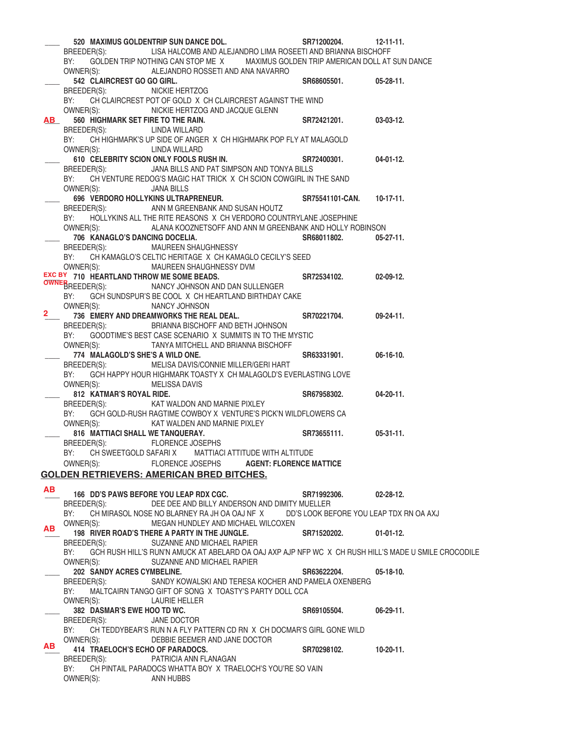\_\_\_\_ **520 MAXIMUS GOLDENTRIP SUN DANCE DOL.** **SR71200204.** **12-11-11.**
BREEDER(S): LISA HALCOMB AND ALEJANDRO LIMA ROSEETI AND BRIANNA BISCHOFF
BY: GOLDEN TRIP NOTHING CAN STOP ME X MAXIMUS GOLDEN TRIP AMERICAN DOLL AT SUN DANCE
OWNER(S): ALEJANDRO ROSSETI AND ANA NAVARRO

\_\_\_\_ **542 CLAIRCREST GO GO GIRL.** **SR68605501.** **05-28-11.**
BREEDER(S): NICKIE HERTZOG
BY: CH CLAIRCREST POT OF GOLD X CH CLAIRCREST AGAINST THE WIND
OWNER(S): NICKIE HERTZOG AND JACQUE GLENN

AB **560 HIGHMARK SET FIRE TO THE RAIN.** **SR72421201.** **03-03-12.**
BREEDER(S): LINDA WILLARD
BY: CH HIGHMARK'S UP SIDE OF ANGER X CH HIGHMARK POP FLY AT MALAGOLD
OWNER(S): LINDA WILLARD

\_\_\_\_ **610 CELEBRITY SCION ONLY FOOLS RUSH IN.** **SR72400301.** **04-01-12.**
BREEDER(S): JANA BILLS AND PAT SIMPSON AND TONYA BILLS
BY: CH VENTURE REDOG'S MAGIC HAT TRICK X CH SCION COWGIRL IN THE SAND
OWNER(S): JANA BILLS

\_\_\_\_ **696 VERDORO HOLLYKINS ULTRAPRENEUR.** **SR75541101-CAN.** **10-17-11.**
BREEDER(S): ANN M GREENBANK AND SUSAN HOUTZ
BY: HOLLYKINS ALL THE RITE REASONS X CH VERDORO COUNTRYLANE JOSEPHINE
OWNER(S): ALANA KOOZNETSOFF AND ANN M GREENBANK AND HOLLY ROBINSON

\_\_\_\_ **706 KANAGLO'S DANCING DOCELIA.** **SR68011802.** **05-27-11.**
BREEDER(S): MAUREEN SHAUGHNESSY
BY: CH KAMAGLO'S CELTIC HERITAGE X CH KAMAGLO CECILY'S SEED
OWNER(S): MAUREEN SHAUGHNESSY DVM

EXC BY OWNER **710 HEARTLAND THROW ME SOME BEADS.** **SR72534102.** **02-09-12.**
BREEDER(S): NANCY JOHNSON AND DAN SULLENGER
BY: GCH SUNDSPUR'S BE COOL X CH HEARTLAND BIRTHDAY CAKE
OWNER(S): NANCY JOHNSON

2 **736 EMERY AND DREAMWORKS THE REAL DEAL.** **SR70221704.** **09-24-11.**
BREEDER(S): BRIANNA BISCHOFF AND BETH JOHNSON
BY: GOODTIME'S BEST CASE SCENARIO X SUMMITS IN TO THE MYSTIC
OWNER(S): TANYA MITCHELL AND BRIANNA BISCHOFF

\_\_\_\_ **774 MALAGOLD'S SHE'S A WILD ONE.** **SR63331901.** **06-16-10.**
BREEDER(S): MELISA DAVIS/CONNIE MILLER/GERI HART
BY: GCH HAPPY HOUR HIGHMARK TOASTY X CH MALAGOLD'S EVERLASTING LOVE
OWNER(S): MELISSA DAVIS

\_\_\_\_ **812 KATMAR'S ROYAL RIDE.** **SR67958302.** **04-20-11.**
BREEDER(S): KAT WALDON AND MARNIE PIXLEY
BY: GCH GOLD-RUSH RAGTIME COWBOY X VENTURE'S PICK'N WILDFLOWERS CA
OWNER(S): KAT WALDEN AND MARNIE PIXLEY

\_\_\_\_ **816 MATTIACI SHALL WE TANQUERAY.** **SR73655111.** **05-31-11.**
BREEDER(S): FLORENCE JOSEPHS
BY: CH SWEETGOLD SAFARI X MATTIACI ATTITUDE WITH ALTITUDE
OWNER(S): FLORENCE JOSEPHS **AGENT: FLORENCE MATTICE**

## GOLDEN RETRIEVERS: AMERICAN BRED BITCHES.

AB **166 DD'S PAWS BEFORE YOU LEAP RDX CGC.** **SR71992306.** **02-28-12.**
BREEDER(S): DEE DEE AND BILLY ANDERSON AND DIMITY MUELLER
BY: CH MIRASOL NOSE NO BLARNEY RA JH OA OAJ NF X DD'S LOOK BEFORE YOU LEAP TDX RN OA AXJ
OWNER(S): MEGAN HUNDLEY AND MICHAEL WILCOXEN

AB **198 RIVER ROAD'S THERE A PARTY IN THE JUNGLE.** **SR71520202.** **01-01-12.**
BREEDER(S): SUZANNE AND MICHAEL RAPIER
BY: GCH RUSH HILL'S RUN'N AMUCK AT ABELARD OA OAJ AXP AJP NFP WC X CH RUSH HILL'S MADE U SMILE CROCODILE
OWNER(S): SUZANNE AND MICHAEL RAPIER

\_\_\_\_ **202 SANDY ACRES CYMBELINE.** **SR63622204.** **05-18-10.**
BREEDER(S): SANDY KOWALSKI AND TERESA KOCHER AND PAMELA OXENBERG
BY: MALTCAIRN TANGO GIFT OF SONG X TOASTY'S PARTY DOLL CCA
OWNER(S): LAURIE HELLER

\_\_\_\_ **382 DASMAR'S EWE HOO TD WC.** **SR69105504.** **06-29-11.**
BREEDER(S): JANE DOCTOR
BY: CH TEDDYBEAR'S RUN N A FLY PATTERN CD RN X CH DOCMAR'S GIRL GONE WILD
OWNER(S): DEBBIE BEEMER AND JANE DOCTOR

AB **414 TRAELOCH'S ECHO OF PARADOCS.** **SR70298102.** **10-20-11.**
BREEDER(S): PATRICIA ANN FLANAGAN
BY: CH PINTAIL PARADOCS WHATTA BOY X TRAELOCH'S YOU'RE SO VAIN
OWNER(S): ANN HUBBS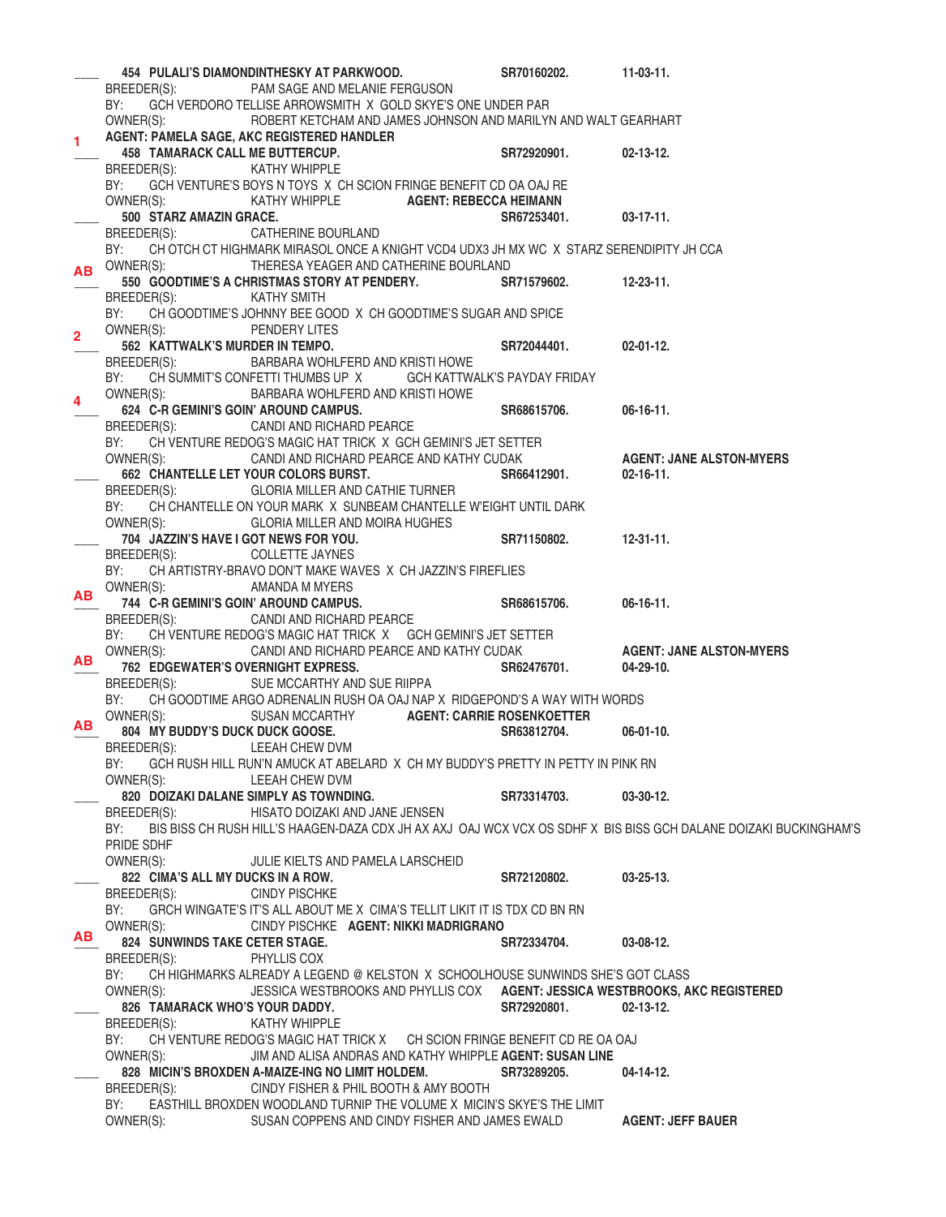**454 PULALI'S DIAMONDINTHESKY AT PARKWOOD.** **SR70160202.** **11-03-11.**
BREEDER(S): PAM SAGE AND MELANIE FERGUSON
BY: GCH VERDORO TELLISE ARROWSMITH X GOLD SKYE'S ONE UNDER PAR
OWNER(S): ROBERT KETCHAM AND JAMES JOHNSON AND MARILYN AND WALT GEARHART
**AGENT: PAMELA SAGE, AKC REGISTERED HANDLER**

1 **458 TAMARACK CALL ME BUTTERCUP.** **SR72920901.** **02-13-12.**
BREEDER(S): KATHY WHIPPLE
BY: GCH VENTURE'S BOYS N TOYS X CH SCION FRINGE BENEFIT CD OA OAJ RE
OWNER(S): KATHY WHIPPLE **AGENT: REBECCA HEIMANN**

**500 STARZ AMAZIN GRACE.** **SR67253401.** **03-17-11.**
BREEDER(S): CATHERINE BOURLAND
BY: CH OTCH CT HIGHMARK MIRASOL ONCE A KNIGHT VCD4 UDX3 JH MX WC X STARZ SERENDIPITY JH CCA
OWNER(S): THERESA YEAGER AND CATHERINE BOURLAND

AB **550 GOODTIME'S A CHRISTMAS STORY AT PENDERY.** **SR71579602.** **12-23-11.**
BREEDER(S): KATHY SMITH
BY: CH GOODTIME'S JOHNNY BEE GOOD X CH GOODTIME'S SUGAR AND SPICE
OWNER(S): PENDERY LITES

2 **562 KATTWALK'S MURDER IN TEMPO.** **SR72044401.** **02-01-12.**
BREEDER(S): BARBARA WOHLFERD AND KRISTI HOWE
BY: CH SUMMIT'S CONFETTI THUMBS UP X GCH KATTWALK'S PAYDAY FRIDAY
OWNER(S): BARBARA WOHLFERD AND KRISTI HOWE

4 **624 C-R GEMINI'S GOIN' AROUND CAMPUS.** **SR68615706.** **06-16-11.**
BREEDER(S): CANDI AND RICHARD PEARCE
BY: CH VENTURE REDOG'S MAGIC HAT TRICK X GCH GEMINI'S JET SETTER
OWNER(S): CANDI AND RICHARD PEARCE AND KATHY CUDAK **AGENT: JANE ALSTON-MYERS**

**662 CHANTELLE LET YOUR COLORS BURST.** **SR66412901.** **02-16-11.**
BREEDER(S): GLORIA MILLER AND CATHIE TURNER
BY: CH CHANTELLE ON YOUR MARK X SUNBEAM CHANTELLE W'EIGHT UNTIL DARK
OWNER(S): GLORIA MILLER AND MOIRA HUGHES

**704 JAZZIN'S HAVE I GOT NEWS FOR YOU.** **SR71150802.** **12-31-11.**
BREEDER(S): COLLETTE JAYNES
BY: CH ARTISTRY-BRAVO DON'T MAKE WAVES X CH JAZZIN'S FIREFLIES
OWNER(S): AMANDA M MYERS

AB **744 C-R GEMINI'S GOIN' AROUND CAMPUS.** **SR68615706.** **06-16-11.**
BREEDER(S): CANDI AND RICHARD PEARCE
BY: CH VENTURE REDOG'S MAGIC HAT TRICK X GCH GEMINI'S JET SETTER
OWNER(S): CANDI AND RICHARD PEARCE AND KATHY CUDAK **AGENT: JANE ALSTON-MYERS**

AB **762 EDGEWATER'S OVERNIGHT EXPRESS.** **SR62476701.** **04-29-10.**
BREEDER(S): SUE MCCARTHY AND SUE RIIPPA
BY: CH GOODTIME ARGO ADRENALIN RUSH OA OAJ NAP X RIDGEPOND'S A WAY WITH WORDS
OWNER(S): SUSAN MCCARTHY **AGENT: CARRIE ROSENKOETTER**

AB **804 MY BUDDY'S DUCK DUCK GOOSE.** **SR63812704.** **06-01-10.**
BREEDER(S): LEEAH CHEW DVM
BY: GCH RUSH HILL RUN'N AMUCK AT ABELARD X CH MY BUDDY'S PRETTY IN PETTY IN PINK RN
OWNER(S): LEEAH CHEW DVM

**820 DOIZAKI DALANE SIMPLY AS TOWNDING.** **SR73314703.** **03-30-12.**
BREEDER(S): HISATO DOIZAKI AND JANE JENSEN
BY: BIS BISS CH RUSH HILL'S HAAGEN-DAZA CDX JH AX AXJ OAJ WCX VCX OS SDHF X BIS BISS GCH DALANE DOIZAKI BUCKINGHAM'S PRIDE SDHF
OWNER(S): JULIE KIELTS AND PAMELA LARSCHEID

**822 CIMA'S ALL MY DUCKS IN A ROW.** **SR72120802.** **03-25-13.**
BREEDER(S): CINDY PISCHKE
BY: GRCH WINGATE'S IT'S ALL ABOUT ME X CIMA'S TELLIT LIKIT IT IS TDX CD BN RN
OWNER(S): CINDY PISCHKE **AGENT: NIKKI MADRIGRANO**

AB **824 SUNWINDS TAKE CETER STAGE.** **SR72334704.** **03-08-12.**
BREEDER(S): PHYLLIS COX
BY: CH HIGHMARKS ALREADY A LEGEND @ KELSTON X SCHOOLHOUSE SUNWINDS SHE'S GOT CLASS
OWNER(S): JESSICA WESTBROOKS AND PHYLLIS COX **AGENT: JESSICA WESTBROOKS, AKC REGISTERED**

**826 TAMARACK WHO'S YOUR DADDY.** **SR72920801.** **02-13-12.**
BREEDER(S): KATHY WHIPPLE
BY: CH VENTURE REDOG'S MAGIC HAT TRICK X CH SCION FRINGE BENEFIT CD RE OA OAJ
OWNER(S): JIM AND ALISA ANDRAS AND KATHY WHIPPLE **AGENT: SUSAN LINE**

**828 MICIN'S BROXDEN A-MAIZE-ING NO LIMIT HOLDEM.** **SR73289205.** **04-14-12.**
BREEDER(S): CINDY FISHER & PHIL BOOTH & AMY BOOTH
BY: EASTHILL BROXDEN WOODLAND TURNIP THE VOLUME X MICIN'S SKYE'S THE LIMIT
OWNER(S): SUSAN COPPENS AND CINDY FISHER AND JAMES EWALD **AGENT: JEFF BAUER**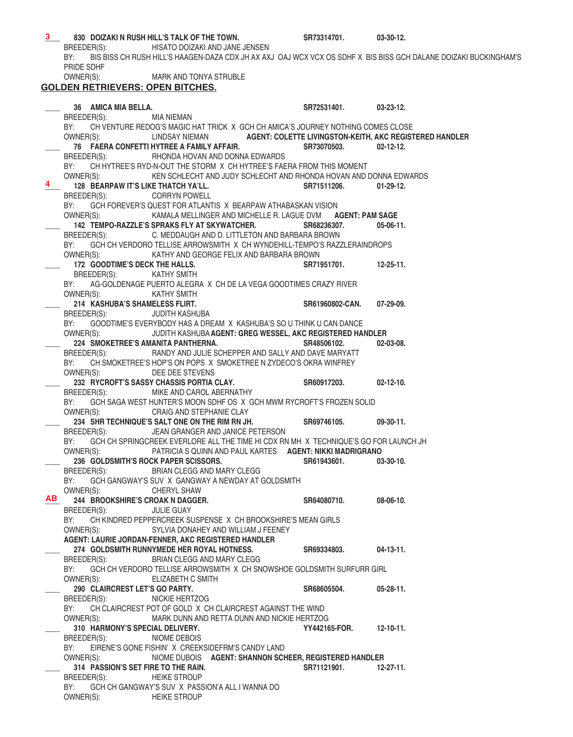**3** **830 DOIZAKI N RUSH HILL'S TALK OF THE TOWN.** **SR73314701.** **03-30-12.**
BREEDER(S): HISATO DOIZAKI AND JANE JENSEN
BY: BIS BISS CH RUSH HILL'S HAAGEN-DAZA CDX JH AX AXJ OAJ WCX VCX OS SDHF X BIS BISS GCH DALANE DOIZAKI BUCKINGHAM'S PRIDE SDHF
OWNER(S): MARK AND TONYA STRUBLE

## GOLDEN RETRIEVERS: OPEN BITCHES.

____ **36 AMICA MIA BELLA.** **SR72531401.** **03-23-12.**
BREEDER(S): MIA NIEMAN
BY: CH VENTURE REDOG'S MAGIC HAT TRICK X GCH CH AMICA'S JOURNEY NOTHING COMES CLOSE
OWNER(S): LINDSAY NIEMAN **AGENT: COLETTE LIVINGSTON-KEITH, AKC REGISTERED HANDLER**

____ **76 FAERA CONFETTI HYTREE A FAMILY AFFAIR.** **SR73070503.** **02-12-12.**
BREEDER(S): RHONDA HOVAN AND DONNA EDWARDS
BY: CH HYTREE'S RYD-N-OUT THE STORM X CH HYTREE'S FAERA FROM THIS MOMENT
OWNER(S): KEN SCHLECHT AND JUDY SCHLECHT AND RHONDA HOVAN AND DONNA EDWARDS

**4** **128 BEARPAW IT'S LIKE THATCH YA'LL.** **SR71511206.** **01-29-12.**
BREEDER(S): CORRYN POWELL
BY: GCH FOREVER'S QUEST FOR ATLANTIS X BEARPAW ATHABASKAN VISION
OWNER(S): KAMALA MELLINGER AND MICHELLE R. LAGUE DVM **AGENT: PAM SAGE**

____ **142 TEMPO-RAZZLE'S SPRAKS FLY AT SKYWATCHER.** **SR68236307.** **05-06-11.**
BREEDER(S): C. MEDDAUGH AND D. LITTLETON AND BARBARA BROWN
BY: GCH CH VERDORO TELLISE ARROWSMITH X CH WYNDEHILL-TEMPO'S RAZZLERAINDROPS
OWNER(S): KATHY AND GEORGE FELIX AND BARBARA BROWN

____ **172 GOODTIME'S DECK THE HALLS.** **SR71951701.** **12-25-11.**
BREEDER(S): KATHY SMITH
BY: AG-GOLDENAGE PUERTO ALEGRA X CH DE LA VEGA GOODTIMES CRAZY RIVER
OWNER(S): KATHY SMITH

____ **214 KASHUBA'S SHAMELESS FLIRT.** **SR61960802-CAN.** **07-29-09.**
BREEDER(S): JUDITH KASHUBA
BY: GOODTIME'S EVERYBODY HAS A DREAM X KASHUBA'S SO U THINK U CAN DANCE
OWNER(S): JUDITH KASHUBA **AGENT: GREG WESSEL, AKC REGISTERED HANDLER**

____ **224 SMOKETREE'S AMANITA PANTHERNA.** **SR48506102.** **02-03-08.**
BREEDER(S): RANDY AND JULIE SCHEPPER AND SALLY AND DAVE MARYATT
BY: CH SMOKETREE'S HOP'S ON POPS X SMOKETREE N ZYDECO'S OKRA WINFREY
OWNER(S): DEE DEE STEVENS

____ **232 RYCROFT'S SASSY CHASSIS PORTIA CLAY.** **SR60917203.** **02-12-10.**
BREEDER(S): MIKE AND CAROL ABERNATHY
BY: GCH SAGA WEST HUNTER'S MOON SDHF OS X GCH MWM RYCROFT'S FROZEN SOLID
OWNER(S): CRAIG AND STEPHANIE CLAY

____ **234 SHR TECHNIQUE'S SALT ONE ON THE RIM RN JH.** **SR69746105.** **09-30-11.**
BREEDER(S): JEAN GRANGER AND JANICE PETERSON
BY: GCH CH SPRINGCREEK EVERLORE ALL THE TIME HI CDX RN MH X TECHNIQUE'S GO FOR LAUNCH JH
OWNER(S): PATRICIA S QUINN AND PAUL KARTES **AGENT: NIKKI MADRIGRANO**

____ **236 GOLDSMITH'S ROCK PAPER SCISSORS.** **SR61943601.** **03-30-10.**
BREEDER(S): BRIAN CLEGG AND MARY CLEGG
BY: GCH GANGWAY'S SUV X GANGWAY A NEWDAY AT GOLDSMITH
OWNER(S): CHERYL SHAW

**AB** **244 BROOKSHIRE'S CROAK N DAGGER.** **SR64080710.** **08-06-10.**
BREEDER(S): JULIE GUAY
BY: CH KINDRED PEPPERCREEK SUSPENSE X CH BROOKSHIRE'S MEAN GIRLS
OWNER(S): SYLVIA DONAHEY AND WILLIAM J FEENEY
**AGENT: LAURIE JORDAN-FENNER, AKC REGISTERED HANDLER**

____ **274 GOLDSMITH RUNNYMEDE HER ROYAL HOTNESS.** **SR69334803.** **04-13-11.**
BREEDER(S): BRIAN CLEGG AND MARY CLEGG
BY: GCH CH VERDORO TELLISE ARROWSMITH X CH SNOWSHOE GOLDSMITH SURFURR GIRL
OWNER(S): ELIZABETH C SMITH

____ **290 CLAIRCREST LET'S GO PARTY.** **SR68605504.** **05-28-11.**
BREEDER(S): NICKIE HERTZOG
BY: CH CLAIRCREST POT OF GOLD X CH CLAIRCREST AGAINST THE WIND
OWNER(S): MARK DUNN AND RETTA DUNN AND NICKIE HERTZOG

____ **310 HARMONY'S SPECIAL DELIVERY.** **YY442165-FOR.** **12-10-11.**
BREEDER(S): NIOME DEBOIS
BY: EIRENE'S GONE FISHIN' X CREEKSIDEFRM'S CANDY LAND
OWNER(S): NIOME DUBOIS **AGENT: SHANNON SCHEER, REGISTERED HANDLER**

____ **314 PASSION'S SET FIRE TO THE RAIN.** **SR71121901.** **12-27-11.**
BREEDER(S): HEIKE STROUP
BY: GCH CH GANGWAY'S SUV X PASSION'A ALL I WANNA DO
OWNER(S): HEIKE STROUP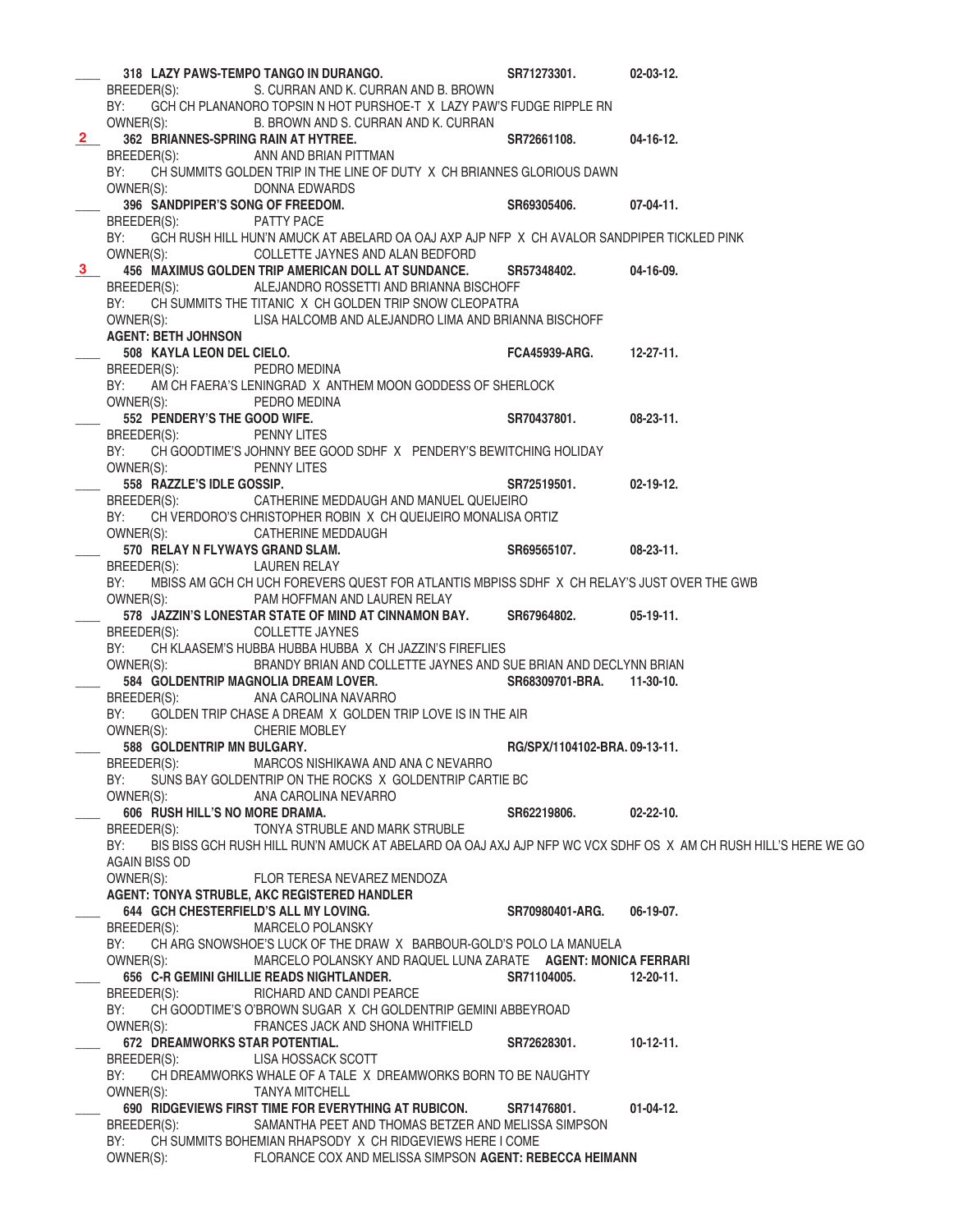____ **318 LAZY PAWS-TEMPO TANGO IN DURANGO.** **SR71273301.** **02-03-12.**
BREEDER(S): S. CURRAN AND K. CURRAN AND B. BROWN
BY: GCH CH PLANANORO TOPSIN N HOT PURSHOE-T X LAZY PAW'S FUDGE RIPPLE RN
OWNER(S): B. BROWN AND S. CURRAN AND K. CURRAN

2 **362 BRIANNES-SPRING RAIN AT HYTREE.** **SR72661108.** **04-16-12.**
BREEDER(S): ANN AND BRIAN PITTMAN
BY: CH SUMMITS GOLDEN TRIP IN THE LINE OF DUTY X CH BRIANNES GLORIOUS DAWN
OWNER(S): DONNA EDWARDS

____ **396 SANDPIPER'S SONG OF FREEDOM.** **SR69305406.** **07-04-11.**
BREEDER(S): PATTY PACE
BY: GCH RUSH HILL HUN'N AMUCK AT ABELARD OA OAJ AXP AJP NFP X CH AVALOR SANDPIPER TICKLED PINK
OWNER(S): COLLETTE JAYNES AND ALAN BEDFORD

3 **456 MAXIMUS GOLDEN TRIP AMERICAN DOLL AT SUNDANCE.** **SR57348402.** **04-16-09.**
BREEDER(S): ALEJANDRO ROSSETTI AND BRIANNA BISCHOFF
BY: CH SUMMITS THE TITANIC X CH GOLDEN TRIP SNOW CLEOPATRA
OWNER(S): LISA HALCOMB AND ALEJANDRO LIMA AND BRIANNA BISCHOFF
**AGENT: BETH JOHNSON**

____ **508 KAYLA LEON DEL CIELO.** **FCA45939-ARG.** **12-27-11.**
BREEDER(S): PEDRO MEDINA
BY: AM CH FAERA'S LENINGRAD X ANTHEM MOON GODDESS OF SHERLOCK
OWNER(S): PEDRO MEDINA

____ **552 PENDERY'S THE GOOD WIFE.** **SR70437801.** **08-23-11.**
BREEDER(S): PENNY LITES
BY: CH GOODTIME'S JOHNNY BEE GOOD SDHF X PENDERY'S BEWITCHING HOLIDAY
OWNER(S): PENNY LITES

____ **558 RAZZLE'S IDLE GOSSIP.** **SR72519501.** **02-19-12.**
BREEDER(S): CATHERINE MEDDAUGH AND MANUEL QUEIJEIRO
BY: CH VERDORO'S CHRISTOPHER ROBIN X CH QUEIJEIRO MONALISA ORTIZ
OWNER(S): CATHERINE MEDDAUGH

____ **570 RELAY N FLYWAYS GRAND SLAM.** **SR69565107.** **08-23-11.**
BREEDER(S): LAUREN RELAY
BY: MBISS AM GCH CH UCH FOREVERS QUEST FOR ATLANTIS MBPISS SDHF X CH RELAY'S JUST OVER THE GWB
OWNER(S): PAM HOFFMAN AND LAUREN RELAY

____ **578 JAZZIN'S LONESTAR STATE OF MIND AT CINNAMON BAY.** **SR67964802.** **05-19-11.**
BREEDER(S): COLLETTE JAYNES
BY: CH KLAASEM'S HUBBA HUBBA HUBBA X CH JAZZIN'S FIREFLIES
OWNER(S): BRANDY BRIAN AND COLLETTE JAYNES AND SUE BRIAN AND DECLYNN BRIAN

____ **584 GOLDENTRIP MAGNOLIA DREAM LOVER.** **SR68309701-BRA.** **11-30-10.**
BREEDER(S): ANA CAROLINA NAVARRO
BY: GOLDEN TRIP CHASE A DREAM X GOLDEN TRIP LOVE IS IN THE AIR
OWNER(S): CHERIE MOBLEY

____ **588 GOLDENTRIP MN BULGARY.** **RG/SPX/1104102-BRA.** **09-13-11.**
BREEDER(S): MARCOS NISHIKAWA AND ANA C NEVARRO
BY: SUNS BAY GOLDENTRIP ON THE ROCKS X GOLDENTRIP CARTIE BC
OWNER(S): ANA CAROLINA NEVARRO

____ **606 RUSH HILL'S NO MORE DRAMA.** **SR62219806.** **02-22-10.**
BREEDER(S): TONYA STRUBLE AND MARK STRUBLE
BY: BIS BISS GCH RUSH HILL RUN'N AMUCK AT ABELARD OA OAJ AXJ AJP NFP WC VCX SDHF OS X AM CH RUSH HILL'S HERE WE GO AGAIN BISS OD
OWNER(S): FLOR TERESA NEVAREZ MENDOZA
**AGENT: TONYA STRUBLE, AKC REGISTERED HANDLER**

____ **644 GCH CHESTERFIELD'S ALL MY LOVING.** **SR70980401-ARG.** **06-19-07.**
BREEDER(S): MARCELO POLANSKY
BY: CH ARG SNOWSHOE'S LUCK OF THE DRAW X BARBOUR-GOLD'S POLO LA MANUELA
OWNER(S): MARCELO POLANSKY AND RAQUEL LUNA ZARATE **AGENT: MONICA FERRARI**

____ **656 C-R GEMINI GHILLIE READS NIGHTLANDER.** **SR71104005.** **12-20-11.**
BREEDER(S): RICHARD AND CANDI PEARCE
BY: CH GOODTIME'S O'BROWN SUGAR X CH GOLDENTRIP GEMINI ABBEYROAD
OWNER(S): FRANCES JACK AND SHONA WHITFIELD

____ **672 DREAMWORKS STAR POTENTIAL.** **SR72628301.** **10-12-11.**
BREEDER(S): LISA HOSSACK SCOTT
BY: CH DREAMWORKS WHALE OF A TALE X DREAMWORKS BORN TO BE NAUGHTY
OWNER(S): TANYA MITCHELL

____ **690 RIDGEVIEWS FIRST TIME FOR EVERYTHING AT RUBICON.** **SR71476801.** **01-04-12.**
BREEDER(S): SAMANTHA PEET AND THOMAS BETZER AND MELISSA SIMPSON
BY: CH SUMMITS BOHEMIAN RHAPSODY X CH RIDGEVIEWS HERE I COME
OWNER(S): FLORANCE COX AND MELISSA SIMPSON **AGENT: REBECCA HEIMANN**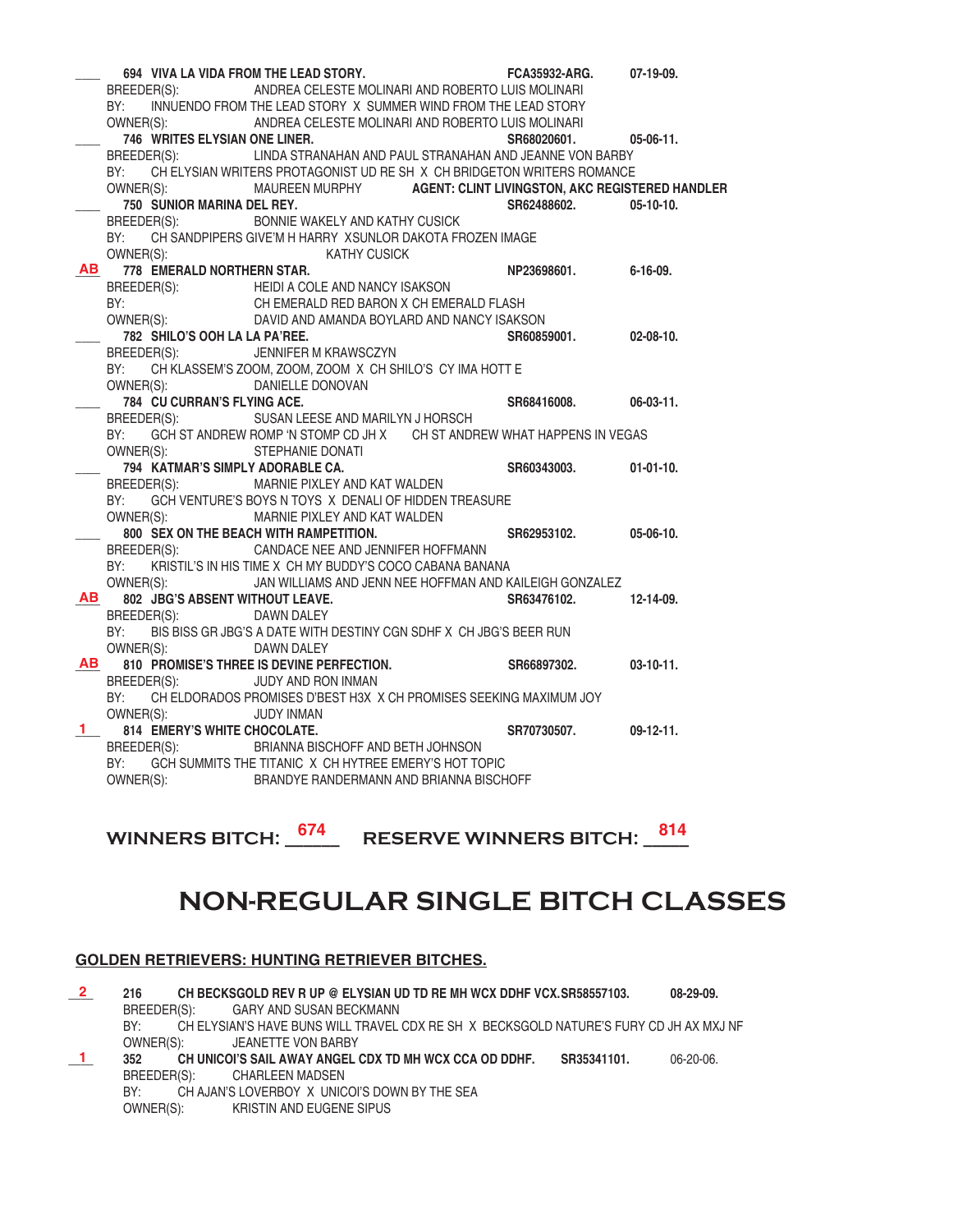___ **694 VIVA LA VIDA FROM THE LEAD STORY.** **FCA35932-ARG.** **07-19-09.**
BREEDER(S): ANDREA CELESTE MOLINARI AND ROBERTO LUIS MOLINARI
BY: INNUENDO FROM THE LEAD STORY X SUMMER WIND FROM THE LEAD STORY
OWNER(S): ANDREA CELESTE MOLINARI AND ROBERTO LUIS MOLINARI

___ **746 WRITES ELYSIAN ONE LINER.** **SR68020601.** **05-06-11.**
BREEDER(S): LINDA STRANAHAN AND PAUL STRANAHAN AND JEANNE VON BARBY
BY: CH ELYSIAN WRITERS PROTAGONIST UD RE SH X CH BRIDGETON WRITERS ROMANCE
OWNER(S): MAUREEN MURPHY **AGENT: CLINT LIVINGSTON, AKC REGISTERED HANDLER**

___ **750 SUNIOR MARINA DEL REY.** **SR62488602.** **05-10-10.**
BREEDER(S): BONNIE WAKELY AND KATHY CUSICK
BY: CH SANDPIPERS GIVE'M H HARRY XSUNLOR DAKOTA FROZEN IMAGE
OWNER(S): KATHY CUSICK

AB **778 EMERALD NORTHERN STAR.** **NP23698601.** **6-16-09.**
BREEDER(S): HEIDI A COLE AND NANCY ISAKSON
BY: CH EMERALD RED BARON X CH EMERALD FLASH
OWNER(S): DAVID AND AMANDA BOYLARD AND NANCY ISAKSON

___ **782 SHILO'S OOH LA LA PA'REE.** **SR60859001.** **02-08-10.**
BREEDER(S): JENNIFER M KRAWSCZYN
BY: CH KLASSEM'S ZOOM, ZOOM, ZOOM X CH SHILO'S CY IMA HOTT E
OWNER(S): DANIELLE DONOVAN

___ **784 CU CURRAN'S FLYING ACE.** **SR68416008.** **06-03-11.**
BREEDER(S): SUSAN LEESE AND MARILYN J HORSCH
BY: GCH ST ANDREW ROMP 'N STOMP CD JH X CH ST ANDREW WHAT HAPPENS IN VEGAS
OWNER(S): STEPHANIE DONATI

___ **794 KATMAR'S SIMPLY ADORABLE CA.** **SR60343003.** **01-01-10.**
BREEDER(S): MARNIE PIXLEY AND KAT WALDEN
BY: GCH VENTURE'S BOYS N TOYS X DENALI OF HIDDEN TREASURE
OWNER(S): MARNIE PIXLEY AND KAT WALDEN

___ **800 SEX ON THE BEACH WITH RAMPETITION.** **SR62953102.** **05-06-10.**
BREEDER(S): CANDACE NEE AND JENNIFER HOFFMANN
BY: KRISTIL'S IN HIS TIME X CH MY BUDDY'S COCO CABANA BANANA
OWNER(S): JAN WILLIAMS AND JENN NEE HOFFMAN AND KAILEIGH GONZALEZ

AB **802 JBG'S ABSENT WITHOUT LEAVE.** **SR63476102.** **12-14-09.**
BREEDER(S): DAWN DALEY
BY: BIS BISS GR JBG'S A DATE WITH DESTINY CGN SDHF X CH JBG'S BEER RUN
OWNER(S): DAWN DALEY

AB **810 PROMISE'S THREE IS DEVINE PERFECTION.** **SR66897302.** **03-10-11.**
BREEDER(S): JUDY AND RON INMAN
BY: CH ELDORADOS PROMISES D'BEST H3X X CH PROMISES SEEKING MAXIMUM JOY
OWNER(S): JUDY INMAN

1 **814 EMERY'S WHITE CHOCOLATE.** **SR70730507.** **09-12-11.**
BREEDER(S): BRIANNA BISCHOFF AND BETH JOHNSON
BY: GCH SUMMITS THE TITANIC X CH HYTREE EMERY'S HOT TOPIC
OWNER(S): BRANDYE RANDERMANN AND BRIANNA BISCHOFF

**WINNERS BITCH:** 674 **RESERVE WINNERS BITCH:** 814

# NON-REGULAR SINGLE BITCH CLASSES

**GOLDEN RETRIEVERS: HUNTING RETRIEVER BITCHES.**

2 **216 CH BECKSGOLD REV R UP @ ELYSIAN UD TD RE MH WCX DDHF VCX.SR58557103.** **08-29-09.**
BREEDER(S): GARY AND SUSAN BECKMANN
BY: CH ELYSIAN'S HAVE BUNS WILL TRAVEL CDX RE SH X BECKSGOLD NATURE'S FURY CD JH AX MXJ NF
OWNER(S): JEANETTE VON BARBY

1 **352 CH UNICOI'S SAIL AWAY ANGEL CDX TD MH WCX CCA OD DDHF.** **SR35341101.** 06-20-06.
BREEDER(S): CHARLEEN MADSEN
BY: CH AJAN'S LOVERBOY X UNICOI'S DOWN BY THE SEA
OWNER(S): KRISTIN AND EUGENE SIPUS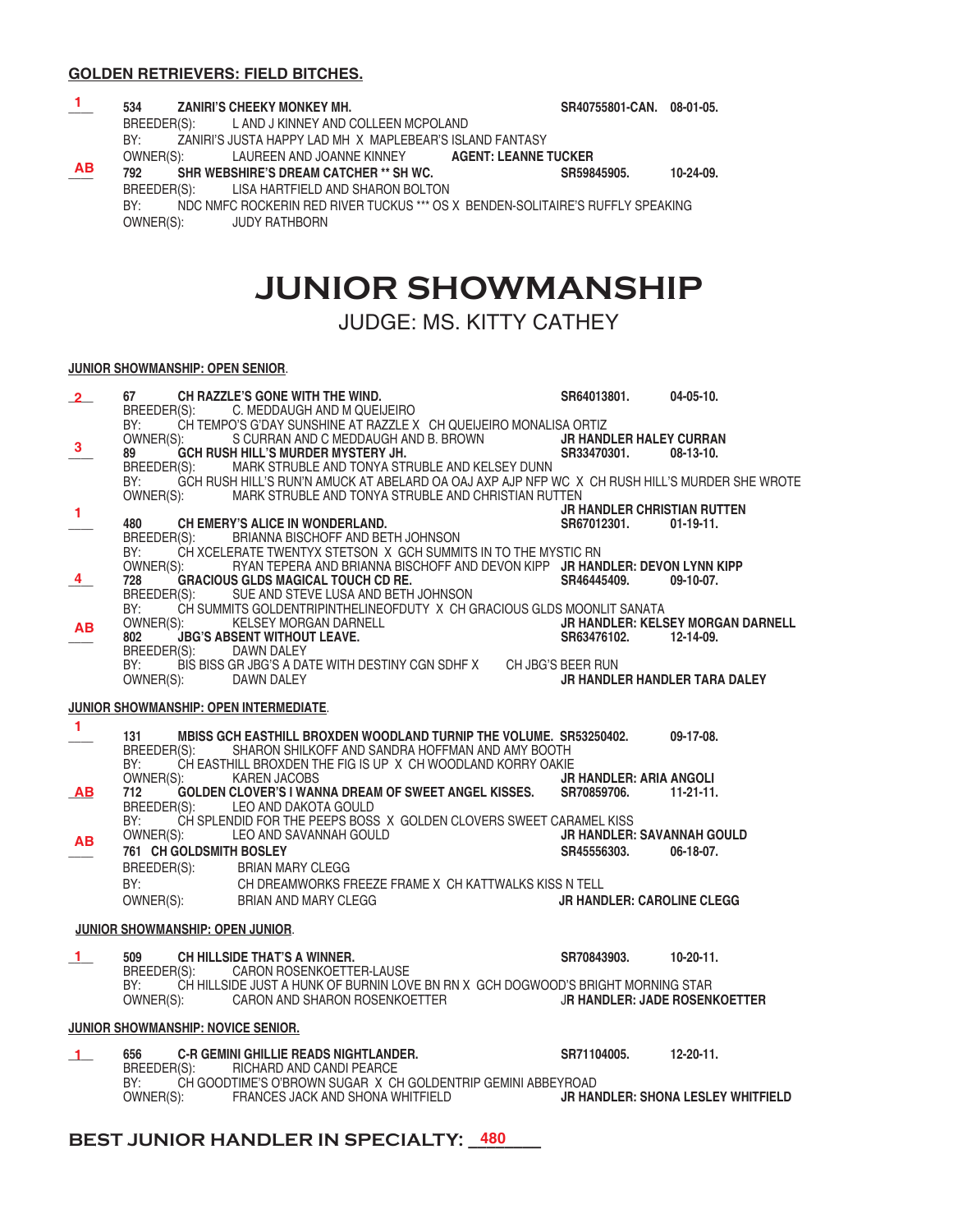**GOLDEN RETRIEVERS: FIELD BITCHES.**

**1** 534 **ZANIRI'S CHEEKY MONKEY MH.** **SR40755801-CAN. 08-01-05.**
BREEDER(S): L AND J KINNEY AND COLLEEN MCPOLAND
BY: ZANIRI'S JUSTA HAPPY LAD MH X MAPLEBEAR'S ISLAND FANTASY
OWNER(S): LAUREEN AND JOANNE KINNEY **AGENT: LEANNE TUCKER**

**AB** 792 **SHR WEBSHIRE'S DREAM CATCHER ** SH WC.** **SR59845905. 10-24-09.**
BREEDER(S): LISA HARTFIELD AND SHARON BOLTON
BY: NDC NMFC ROCKERIN RED RIVER TUCKUS *** OS X BENDEN-SOLITAIRE'S RUFFLY SPEAKING
OWNER(S): JUDY RATHBORN

# JUNIOR SHOWMANSHIP

JUDGE: MS. KITTY CATHEY

**JUNIOR SHOWMANSHIP: OPEN SENIOR.**

**2** 67 **CH RAZZLE'S GONE WITH THE WIND.** **SR64013801. 04-05-10.**
BREEDER(S): C. MEDDAUGH AND M QUEIJEIRO
BY: CH TEMPO'S G'DAY SUNSHINE AT RAZZLE X CH QUEIJEIRO MONALISA ORTIZ
OWNER(S): S CURRAN AND C MEDDAUGH AND B. BROWN **JR HANDLER HALEY CURRAN**

**3** 89 **GCH RUSH HILL'S MURDER MYSTERY JH.** **SR33470301. 08-13-10.**
BREEDER(S): MARK STRUBLE AND TONYA STRUBLE AND KELSEY DUNN
BY: GCH RUSH HILL'S RUN'N AMUCK AT ABELARD OA OAJ AXP AJP NFP WC X CH RUSH HILL'S MURDER SHE WROTE
OWNER(S): MARK STRUBLE AND TONYA STRUBLE AND CHRISTIAN RUTTEN **JR HANDLER CHRISTIAN RUTTEN**

**1** 480 **CH EMERY'S ALICE IN WONDERLAND.** **SR67012301. 01-19-11.**
BREEDER(S): BRIANNA BISCHOFF AND BETH JOHNSON
BY: CH XCELERATE TWENTYX STETSON X GCH SUMMITS IN TO THE MYSTIC RN
OWNER(S): RYAN TEPERA AND BRIANNA BISCHOFF AND DEVON KIPP **JR HANDLER: DEVON LYNN KIPP**

**4** 728 **GRACIOUS GLDS MAGICAL TOUCH CD RE.** **SR46445409. 09-10-07.**
BREEDER(S): SUE AND STEVE LUSA AND BETH JOHNSON
BY: CH SUMMITS GOLDENTRIPINTHELINEOFDUTY X CH GRACIOUS GLDS MOONLIT SANATA
OWNER(S): KELSEY MORGAN DARNELL **JR HANDLER: KELSEY MORGAN DARNELL**

**AB** 802 **JBG'S ABSENT WITHOUT LEAVE.** **SR63476102. 12-14-09.**
BREEDER(S): DAWN DALEY
BY: BIS BISS GR JBG'S A DATE WITH DESTINY CGN SDHF X CH JBG'S BEER RUN
OWNER(S): DAWN DALEY **JR HANDLER HANDLER TARA DALEY**

**JUNIOR SHOWMANSHIP: OPEN INTERMEDIATE.**

**1** 131 **MBISS GCH EASTHILL BROXDEN WOODLAND TURNIP THE VOLUME.** **SR53250402. 09-17-08.**
BREEDER(S): SHARON SHILKOFF AND SANDRA HOFFMAN AND AMY BOOTH
BY: CH EASTHILL BROXDEN THE FIG IS UP X CH WOODLAND KORRY OAKIE
OWNER(S): KAREN JACOBS **JR HANDLER: ARIA ANGOLI**

**AB** 712 **GOLDEN CLOVER'S I WANNA DREAM OF SWEET ANGEL KISSES.** **SR70859706. 11-21-11.**
BREEDER(S): LEO AND DAKOTA GOULD
BY: CH SPLENDID FOR THE PEEPS BOSS X GOLDEN CLOVERS SWEET CARAMEL KISS
OWNER(S): LEO AND SAVANNAH GOULD **JR HANDLER: SAVANNAH GOULD**

**AB** 761 **CH GOLDSMITH BOSLEY** **SR45556303. 06-18-07.**
BREEDER(S): BRIAN MARY CLEGG
BY: CH DREAMWORKS FREEZE FRAME X CH KATTWALKS KISS N TELL
OWNER(S): BRIAN AND MARY CLEGG **JR HANDLER: CAROLINE CLEGG**

**JUNIOR SHOWMANSHIP: OPEN JUNIOR.**

**1** 509 **CH HILLSIDE THAT'S A WINNER.** **SR70843903. 10-20-11.**
BREEDER(S): CARON ROSENKOETTER-LAUSE
BY: CH HILLSIDE JUST A HUNK OF BURNIN LOVE BN RN X GCH DOGWOOD'S BRIGHT MORNING STAR
OWNER(S): CARON AND SHARON ROSENKOETTER **JR HANDLER: JADE ROSENKOETTER**

**JUNIOR SHOWMANSHIP: NOVICE SENIOR.**

**1** 656 **C-R GEMINI GHILLIE READS NIGHTLANDER.** **SR71104005. 12-20-11.**
BREEDER(S): RICHARD AND CANDI PEARCE
BY: CH GOODTIME'S O'BROWN SUGAR X CH GOLDENTRIP GEMINI ABBEYROAD
OWNER(S): FRANCES JACK AND SHONA WHITFIELD **JR HANDLER: SHONA LESLEY WHITFIELD**

**BEST JUNIOR HANDLER IN SPECIALTY: 480**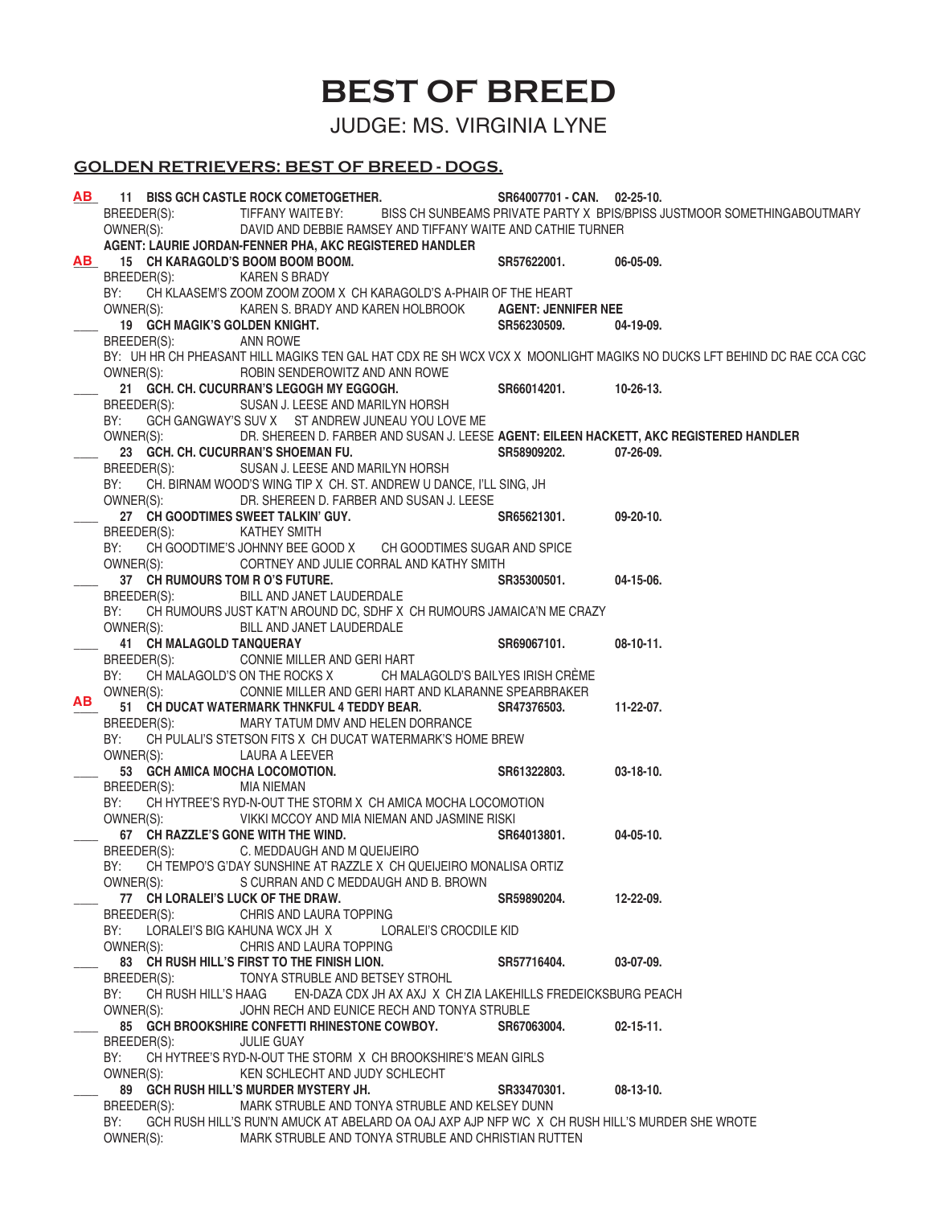# BEST OF BREED

## JUDGE: MS. VIRGINIA LYNE

### GOLDEN RETRIEVERS: BEST OF BREED - DOGS.

**AB** **11 BISS GCH CASTLE ROCK COMETOGETHER.** **SR64007701 - CAN. 02-25-10.**
BREEDER(S): TIFFANY WAITE BY: BISS CH SUNBEAMS PRIVATE PARTY X BPIS/BPISS JUSTMOOR SOMETHINGABOUTMARY
OWNER(S): DAVID AND DEBBIE RAMSEY AND TIFFANY WAITE AND CATHIE TURNER
**AGENT: LAURIE JORDAN-FENNER PHA, AKC REGISTERED HANDLER**

**AB** **15 CH KARAGOLD'S BOOM BOOM BOOM.** **SR57622001. 06-05-09.**
BREEDER(S): KAREN S BRADY
BY: CH KLAASEM'S ZOOM ZOOM ZOOM X CH KARAGOLD'S A-PHAIR OF THE HEART
OWNER(S): KAREN S. BRADY AND KAREN HOLBROOK **AGENT: JENNIFER NEE**

\_\_\_\_ **19 GCH MAGIK'S GOLDEN KNIGHT.** **SR56230509. 04-19-09.**
BREEDER(S): ANN ROWE
BY: UH HR CH PHEASANT HILL MAGIKS TEN GAL HAT CDX RE SH WCX VCX X MOONLIGHT MAGIKS NO DUCKS LFT BEHIND DC RAE CCA CGC
OWNER(S): ROBIN SENDEROWITZ AND ANN ROWE

\_\_\_\_ **21 GCH. CH. CUCURRAN'S LEGOGH MY EGGOGH.** **SR66014201. 10-26-13.**
BREEDER(S): SUSAN J. LEESE AND MARILYN HORSH
BY: GCH GANGWAY'S SUV X ST ANDREW JUNEAU YOU LOVE ME
OWNER(S): DR. SHEREEN D. FARBER AND SUSAN J. LEESE **AGENT: EILEEN HACKETT, AKC REGISTERED HANDLER**

\_\_\_\_ **23 GCH. CH. CUCURRAN'S SHOEMAN FU.** **SR58909202. 07-26-09.**
BREEDER(S): SUSAN J. LEESE AND MARILYN HORSH
BY: CH. BIRNAM WOOD'S WING TIP X CH. ST. ANDREW U DANCE, I'LL SING, JH
OWNER(S): DR. SHEREEN D. FARBER AND SUSAN J. LEESE

\_\_\_\_ **27 CH GOODTIMES SWEET TALKIN' GUY.** **SR65621301. 09-20-10.**
BREEDER(S): KATHEY SMITH
BY: CH GOODTIME'S JOHNNY BEE GOOD X CH GOODTIMES SUGAR AND SPICE
OWNER(S): CORTNEY AND JULIE CORRAL AND KATHY SMITH

\_\_\_\_ **37 CH RUMOURS TOM R O'S FUTURE.** **SR35300501. 04-15-06.**
BREEDER(S): BILL AND JANET LAUDERDALE
BY: CH RUMOURS JUST KAT'N AROUND DC, SDHF X CH RUMOURS JAMAICA'N ME CRAZY
OWNER(S): BILL AND JANET LAUDERDALE

\_\_\_\_ **41 CH MALAGOLD TANQUERAY** **SR69067101. 08-10-11.**
BREEDER(S): CONNIE MILLER AND GERI HART
BY: CH MALAGOLD'S ON THE ROCKS X CH MALAGOLD'S BAILYES IRISH CRÈME
OWNER(S): CONNIE MILLER AND GERI HART AND KLARANNE SPEARBRAKER

**AB** **51 CH DUCAT WATERMARK THNKFUL 4 TEDDY BEAR.** **SR47376503. 11-22-07.**
BREEDER(S): MARY TATUM DMV AND HELEN DORRANCE
BY: CH PULALI'S STETSON FITS X CH DUCAT WATERMARK'S HOME BREW
OWNER(S): LAURA A LEEVER

\_\_\_\_ **53 GCH AMICA MOCHA LOCOMOTION.** **SR61322803. 03-18-10.**
BREEDER(S): MIA NIEMAN
BY: CH HYTREE'S RYD-N-OUT THE STORM X CH AMICA MOCHA LOCOMOTION
OWNER(S): VIKKI MCCOY AND MIA NIEMAN AND JASMINE RISKI

\_\_\_\_ **67 CH RAZZLE'S GONE WITH THE WIND.** **SR64013801. 04-05-10.**
BREEDER(S): C. MEDDAUGH AND M QUEIJEIRO
BY: CH TEMPO'S G'DAY SUNSHINE AT RAZZLE X CH QUEIJEIRO MONALISA ORTIZ
OWNER(S): S CURRAN AND C MEDDAUGH AND B. BROWN

\_\_\_\_ **77 CH LORALEI'S LUCK OF THE DRAW.** **SR59890204. 12-22-09.**
BREEDER(S): CHRIS AND LAURA TOPPING
BY: LORALEI'S BIG KAHUNA WCX JH X LORALEI'S CROCDILE KID
OWNER(S): CHRIS AND LAURA TOPPING

\_\_\_\_ **83 CH RUSH HILL'S FIRST TO THE FINISH LION.** **SR57716404. 03-07-09.**
BREEDER(S): TONYA STRUBLE AND BETSEY STROHL
BY: CH RUSH HILL'S HAAG EN-DAZA CDX JH AX AXJ X CH ZIA LAKEHILLS FREDEICKSBURG PEACH
OWNER(S): JOHN RECH AND EUNICE RECH AND TONYA STRUBLE

\_\_\_\_ **85 GCH BROOKSHIRE CONFETTI RHINESTONE COWBOY.** **SR67063004. 02-15-11.**
BREEDER(S): JULIE GUAY
BY: CH HYTREE'S RYD-N-OUT THE STORM X CH BROOKSHIRE'S MEAN GIRLS
OWNER(S): KEN SCHLECHT AND JUDY SCHLECHT

\_\_\_\_ **89 GCH RUSH HILL'S MURDER MYSTERY JH.** **SR33470301. 08-13-10.**
BREEDER(S): MARK STRUBLE AND TONYA STRUBLE AND KELSEY DUNN
BY: GCH RUSH HILL'S RUN'N AMUCK AT ABELARD OA OAJ AXP AJP NFP WC X CH RUSH HILL'S MURDER SHE WROTE
OWNER(S): MARK STRUBLE AND TONYA STRUBLE AND CHRISTIAN RUTTEN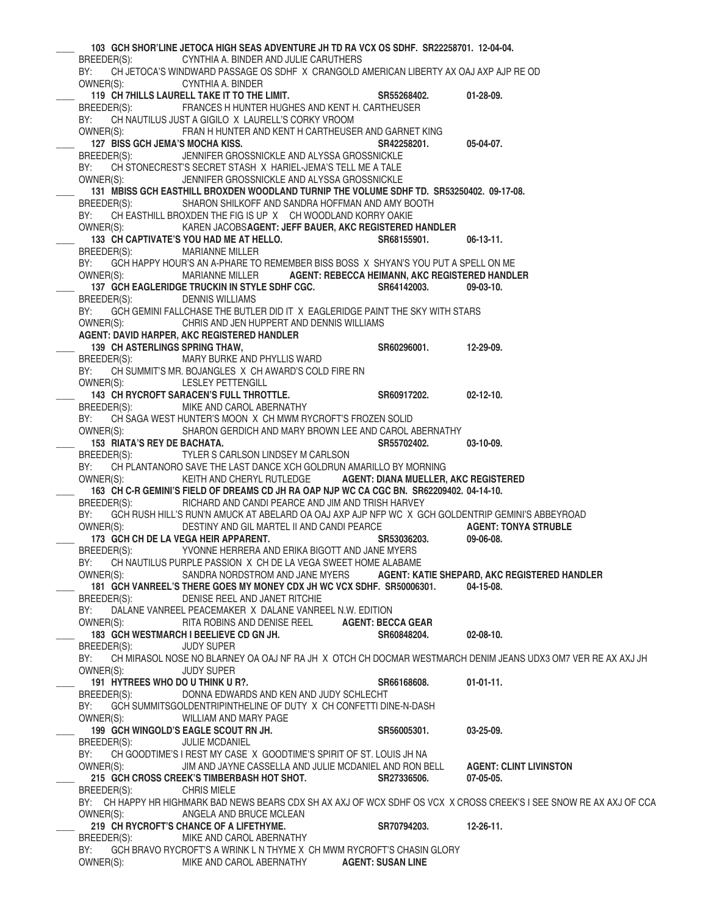\_\_\_\_ **103 GCH SHOR'LINE JETOCA HIGH SEAS ADVENTURE JH TD RA VCX OS SDHF. SR22258701. 12-04-04.**
BREEDER(S): CYNTHIA A. BINDER AND JULIE CARUTHERS
BY: CH JETOCA'S WINDWARD PASSAGE OS SDHF X CRANGOLD AMERICAN LIBERTY AX OAJ AXP AJP RE OD
OWNER(S): CYNTHIA A. BINDER

\_\_\_\_ **119 CH 7HILLS LAURELL TAKE IT TO THE LIMIT. SR55268402. 01-28-09.**
BREEDER(S): FRANCES H HUNTER HUGHES AND KENT H. CARTHEUSER
BY: CH NAUTILUS JUST A GIGILO X LAURELL'S CORKY VROOM
OWNER(S): FRAN H HUNTER AND KENT H CARTHEUSER AND GARNET KING

\_\_\_\_ **127 BISS GCH JEMA'S MOCHA KISS. SR42258201. 05-04-07.**
BREEDER(S): JENNIFER GROSSNICKLE AND ALYSSA GROSSNICKLE
BY: CH STONECREST'S SECRET STASH X HARIEL-JEMA'S TELL ME A TALE
OWNER(S): JENNIFER GROSSNICKLE AND ALYSSA GROSSNICKLE

\_\_\_\_ **131 MBISS GCH EASTHILL BROXDEN WOODLAND TURNIP THE VOLUME SDHF TD. SR53250402. 09-17-08.**
BREEDER(S): SHARON SHILKOFF AND SANDRA HOFFMAN AND AMY BOOTH
BY: CH EASTHILL BROXDEN THE FIG IS UP X CH WOODLAND KORRY OAKIE
OWNER(S): KAREN JACOBS**AGENT: JEFF BAUER, AKC REGISTERED HANDLER**

\_\_\_\_ **133 CH CAPTIVATE'S YOU HAD ME AT HELLO. SR68155901. 06-13-11.**
BREEDER(S): MARIANNE MILLER
BY: GCH HAPPY HOUR'S AN A-PHARE TO REMEMBER BISS BOSS X SHYAN'S YOU PUT A SPELL ON ME
OWNER(S): MARIANNE MILLER **AGENT: REBECCA HEIMANN, AKC REGISTERED HANDLER**

\_\_\_\_ **137 GCH EAGLERIDGE TRUCKIN IN STYLE SDHF CGC. SR64142003. 09-03-10.**
BREEDER(S): DENNIS WILLIAMS
BY: GCH GEMINI FALLCHASE THE BUTLER DID IT X EAGLERIDGE PAINT THE SKY WITH STARS
OWNER(S): CHRIS AND JEN HUPPERT AND DENNIS WILLIAMS
**AGENT: DAVID HARPER, AKC REGISTERED HANDLER**

\_\_\_\_ **139 CH ASTERLINGS SPRING THAW, SR60296001. 12-29-09.**
BREEDER(S): MARY BURKE AND PHYLLIS WARD
BY: CH SUMMIT'S MR. BOJANGLES X CH AWARD'S COLD FIRE RN
OWNER(S): LESLEY PETTENGILL

\_\_\_\_ **143 CH RYCROFT SARACEN'S FULL THROTTLE. SR60917202. 02-12-10.**
BREEDER(S): MIKE AND CAROL ABERNATHY
BY: CH SAGA WEST HUNTER'S MOON X CH MWM RYCROFT'S FROZEN SOLID
OWNER(S): SHARON GERDICH AND MARY BROWN LEE AND CAROL ABERNATHY

\_\_\_\_ **153 RIATA'S REY DE BACHATA. SR55702402. 03-10-09.**
BREEDER(S): TYLER S CARLSON LINDSEY M CARLSON
BY: CH PLANTANORO SAVE THE LAST DANCE XCH GOLDRUN AMARILLO BY MORNING
OWNER(S): KEITH AND CHERYL RUTLEDGE **AGENT: DIANA MUELLER, AKC REGISTERED**

\_\_\_\_ **163 CH C-R GEMINI'S FIELD OF DREAMS CD JH RA OAP NJP WC CA CGC BN. SR62209402. 04-14-10.**
BREEDER(S): RICHARD AND CANDI PEARCE AND JIM AND TRISH HARVEY
BY: GCH RUSH HILL'S RUN'N AMUCK AT ABELARD OA OAJ AXP AJP NFP WC X GCH GOLDENTRIP GEMINI'S ABBEYROAD
OWNER(S): DESTINY AND GIL MARTEL II AND CANDI PEARCE **AGENT: TONYA STRUBLE**

\_\_\_\_ **173 GCH CH DE LA VEGA HEIR APPARENT. SR53036203. 09-06-08.**
BREEDER(S): YVONNE HERRERA AND ERIKA BIGOTT AND JANE MYERS
BY: CH NAUTILUS PURPLE PASSION X CH DE LA VEGA SWEET HOME ALABAME
OWNER(S): SANDRA NORDSTROM AND JANE MYERS **AGENT: KATIE SHEPARD, AKC REGISTERED HANDLER**

\_\_\_\_ **181 GCH VANREEL'S THERE GOES MY MONEY CDX JH WC VCX SDHF. SR50006301. 04-15-08.**
BREEDER(S): DENISE REEL AND JANET RITCHIE
BY: DALANE VANREEL PEACEMAKER X DALANE VANREEL N.W. EDITION
OWNER(S): RITA ROBINS AND DENISE REEL **AGENT: BECCA GEAR**

\_\_\_\_ **183 GCH WESTMARCH I BEELIEVE CD GN JH. SR60848204. 02-08-10.**
BREEDER(S): JUDY SUPER
BY: CH MIRASOL NOSE NO BLARNEY OA OAJ NF RA JH X OTCH CH DOCMAR WESTMARCH DENIM JEANS UDX3 OM7 VER RE AX AXJ JH
OWNER(S): JUDY SUPER

\_\_\_\_ **191 HYTREES WHO DO U THINK U R?. SR66168608. 01-01-11.**
BREEDER(S): DONNA EDWARDS AND KEN AND JUDY SCHLECHT
BY: GCH SUMMITSGOLDENTRIPINTHELINE OF DUTY X CH CONFETTI DINE-N-DASH
OWNER(S): WILLIAM AND MARY PAGE

\_\_\_\_ **199 GCH WINGOLD'S EAGLE SCOUT RN JH. SR56005301. 03-25-09.**
BREEDER(S): JULIE MCDANIEL
BY: CH GOODTIME'S I REST MY CASE X GOODTIME'S SPIRIT OF ST. LOUIS JH NA
OWNER(S): JIM AND JAYNE CASSELLA AND JULIE MCDANIEL AND RON BELL **AGENT: CLINT LIVINSTON**

\_\_\_\_ **215 GCH CROSS CREEK'S TIMBERBASH HOT SHOT. SR27336506. 07-05-05.**
BREEDER(S): CHRIS MIELE
BY: CH HAPPY HR HIGHMARK BAD NEWS BEARS CDX SH AX AXJ OF WCX SDHF OS VCX X CROSS CREEK'S I SEE SNOW RE AX AXJ OF CCA
OWNER(S): ANGELA AND BRUCE MCLEAN

\_\_\_\_ **219 CH RYCROFT'S CHANCE OF A LIFETHYME. SR70794203. 12-26-11.**
BREEDER(S): MIKE AND CAROL ABERNATHY
BY: GCH BRAVO RYCROFT'S A WRINK L N THYME X CH MWM RYCROFT'S CHASIN GLORY
OWNER(S): MIKE AND CAROL ABERNATHY **AGENT: SUSAN LINE**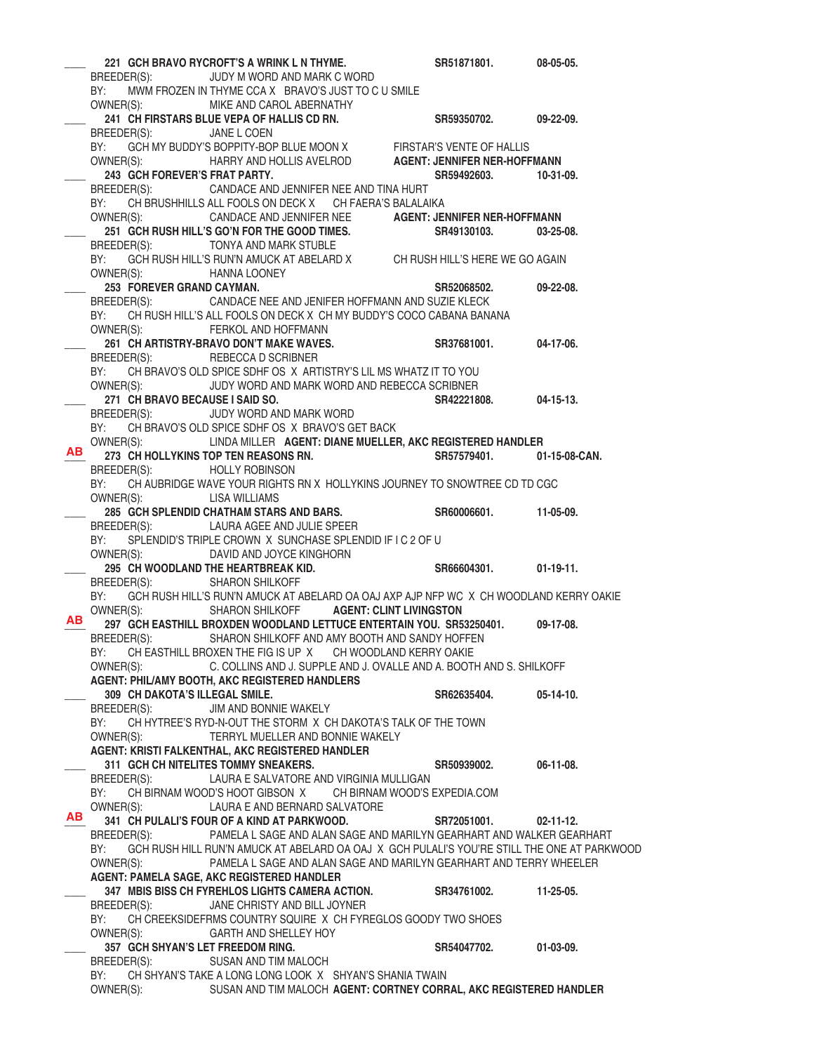\_\_\_\_ **221 GCH BRAVO RYCROFT'S A WRINK L N THYME.** **SR51871801.** **08-05-05.**
BREEDER(S): JUDY M WORD AND MARK C WORD
BY: MWM FROZEN IN THYME CCA X BRAVO'S JUST TO C U SMILE
OWNER(S): MIKE AND CAROL ABERNATHY

\_\_\_\_ **241 CH FIRSTARS BLUE VEPA OF HALLIS CD RN.** **SR59350702.** **09-22-09.**
BREEDER(S): JANE L COEN
BY: GCH MY BUDDY'S BOPPITY-BOP BLUE MOON X FIRSTAR'S VENTE OF HALLIS
OWNER(S): HARRY AND HOLLIS AVELROD **AGENT: JENNIFER NER-HOFFMANN**

\_\_\_\_ **243 GCH FOREVER'S FRAT PARTY.** **SR59492603.** **10-31-09.**
BREEDER(S): CANDACE AND JENNIFER NEE AND TINA HURT
BY: CH BRUSHHILLS ALL FOOLS ON DECK X CH FAERA'S BALALAIKA
OWNER(S): CANDACE AND JENNIFER NEE **AGENT: JENNIFER NER-HOFFMANN**

\_\_\_\_ **251 GCH RUSH HILL'S GO'N FOR THE GOOD TIMES.** **SR49130103.** **03-25-08.**
BREEDER(S): TONYA AND MARK STUBLE
BY: GCH RUSH HILL'S RUN'N AMUCK AT ABELARD X CH RUSH HILL'S HERE WE GO AGAIN
OWNER(S): HANNA LOONEY

\_\_\_\_ **253 FOREVER GRAND CAYMAN.** **SR52068502.** **09-22-08.**
BREEDER(S): CANDACE NEE AND JENIFER HOFFMANN AND SUZIE KLECK
BY: CH RUSH HILL'S ALL FOOLS ON DECK X CH MY BUDDY'S COCO CABANA BANANA
OWNER(S): FERKOL AND HOFFMANN

\_\_\_\_ **261 CH ARTISTRY-BRAVO DON'T MAKE WAVES.** **SR37681001.** **04-17-06.**
BREEDER(S): REBECCA D SCRIBNER
BY: CH BRAVO'S OLD SPICE SDHF OS X ARTISTRY'S LIL MS WHATZ IT TO YOU
OWNER(S): JUDY WORD AND MARK WORD AND REBECCA SCRIBNER

\_\_\_\_ **271 CH BRAVO BECAUSE I SAID SO.** **SR42221808.** **04-15-13.**
BREEDER(S): JUDY WORD AND MARK WORD
BY: CH BRAVO'S OLD SPICE SDHF OS X BRAVO'S GET BACK
OWNER(S): LINDA MILLER **AGENT: DIANE MUELLER, AKC REGISTERED HANDLER**

**AB** **273 CH HOLLYKINS TOP TEN REASONS RN.** **SR57579401.** **01-15-08-CAN.**
BREEDER(S): HOLLY ROBINSON
BY: CH AUBRIDGE WAVE YOUR RIGHTS RN X HOLLYKINS JOURNEY TO SNOWTREE CD TD CGC
OWNER(S): LISA WILLIAMS

\_\_\_\_ **285 GCH SPLENDID CHATHAM STARS AND BARS.** **SR60006601.** **11-05-09.**
BREEDER(S): LAURA AGEE AND JULIE SPEER
BY: SPLENDID'S TRIPLE CROWN X SUNCHASE SPLENDID IF I C 2 OF U
OWNER(S): DAVID AND JOYCE KINGHORN

\_\_\_\_ **295 CH WOODLAND THE HEARTBREAK KID.** **SR66604301.** **01-19-11.**
BREEDER(S): SHARON SHILKOFF
BY: GCH RUSH HILL'S RUN'N AMUCK AT ABELARD OA OAJ AXP AJP NFP WC X CH WOODLAND KERRY OAKIE
OWNER(S): SHARON SHILKOFF **AGENT: CLINT LIVINGSTON**

**AB** **297 GCH EASTHILL BROXDEN WOODLAND LETTUCE ENTERTAIN YOU.** **SR53250401.** **09-17-08.**
BREEDER(S): SHARON SHILKOFF AND AMY BOOTH AND SANDY HOFFEN
BY: CH EASTHILL BROXEN THE FIG IS UP X CH WOODLAND KERRY OAKIE
OWNER(S): C. COLLINS AND J. SUPPLE AND J. OVALLE AND A. BOOTH AND S. SHILKOFF
**AGENT: PHIL/AMY BOOTH, AKC REGISTERED HANDLERS**

\_\_\_\_ **309 CH DAKOTA'S ILLEGAL SMILE.** **SR62635404.** **05-14-10.**
BREEDER(S): JIM AND BONNIE WAKELY
BY: CH HYTREE'S RYD-N-OUT THE STORM X CH DAKOTA'S TALK OF THE TOWN
OWNER(S): TERRYL MUELLER AND BONNIE WAKELY
**AGENT: KRISTI FALKENTHAL, AKC REGISTERED HANDLER**

\_\_\_\_ **311 GCH CH NITELITES TOMMY SNEAKERS.** **SR50939002.** **06-11-08.**
BREEDER(S): LAURA E SALVATORE AND VIRGINIA MULLIGAN
BY: CH BIRNAM WOOD'S HOOT GIBSON X CH BIRNAM WOOD'S EXPEDIA.COM
OWNER(S): LAURA E AND BERNARD SALVATORE

**AB** **341 CH PULALI'S FOUR OF A KIND AT PARKWOOD.** **SR72051001.** **02-11-12.**
BREEDER(S): PAMELA L SAGE AND ALAN SAGE AND MARILYN GEARHART AND WALKER GEARHART
BY: GCH RUSH HILL RUN'N AMUCK AT ABELARD OA OAJ X GCH PULALI'S YOU'RE STILL THE ONE AT PARKWOOD
OWNER(S): PAMELA L SAGE AND ALAN SAGE AND MARILYN GEARHART AND TERRY WHEELER
**AGENT: PAMELA SAGE, AKC REGISTERED HANDLER**

\_\_\_\_ **347 MBIS BISS CH FYREHLOS LIGHTS CAMERA ACTION.** **SR34761002.** **11-25-05.**
BREEDER(S): JANE CHRISTY AND BILL JOYNER
BY: CH CREEKSIDEFRMS COUNTRY SQUIRE X CH FYREGLOS GOODY TWO SHOES
OWNER(S): GARTH AND SHELLEY HOY

\_\_\_\_ **357 GCH SHYAN'S LET FREEDOM RING.** **SR54047702.** **01-03-09.**
BREEDER(S): SUSAN AND TIM MALOCH
BY: CH SHYAN'S TAKE A LONG LONG LOOK X SHYAN'S SHANIA TWAIN
OWNER(S): SUSAN AND TIM MALOCH **AGENT: CORTNEY CORRAL, AKC REGISTERED HANDLER**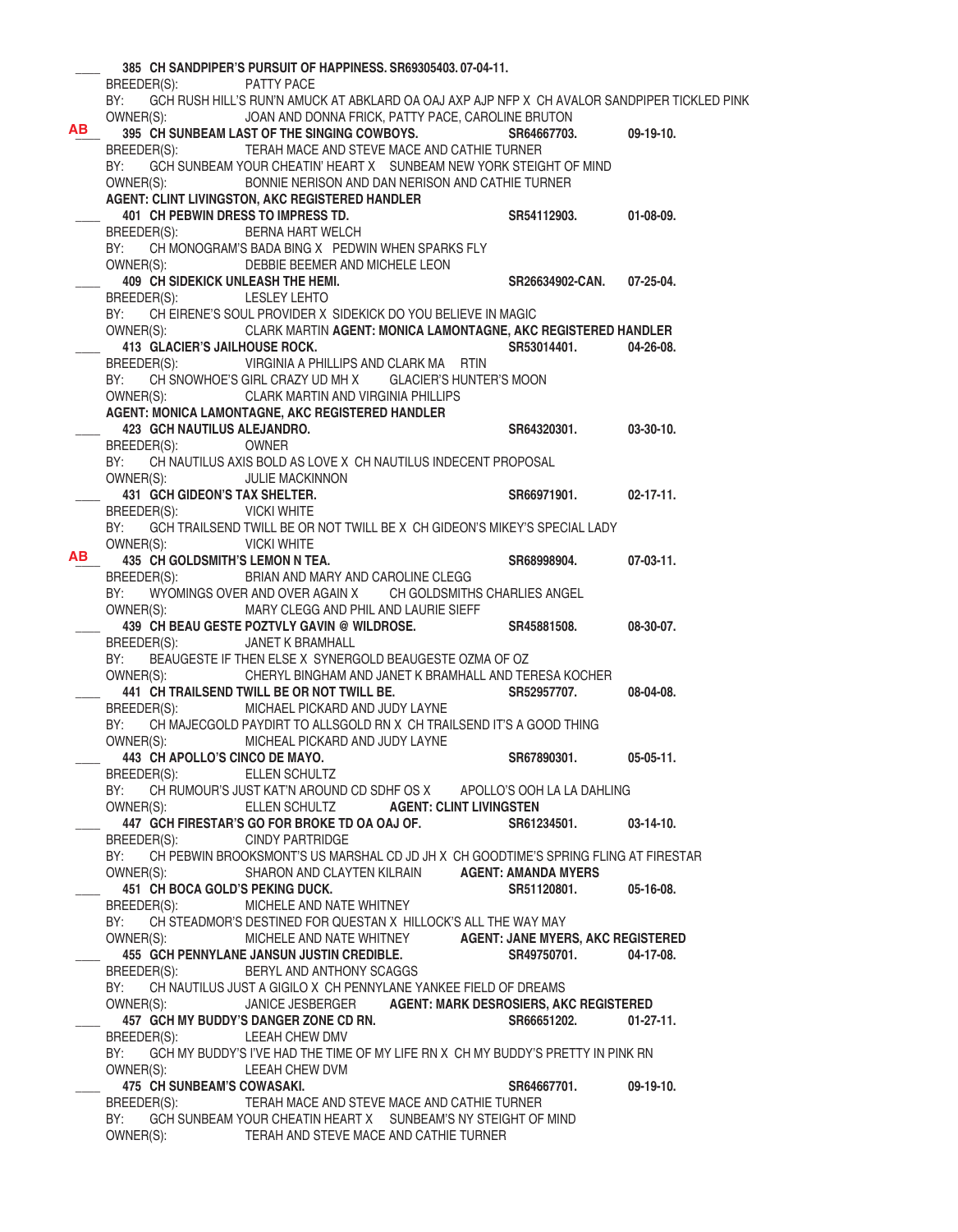____ **385 CH SANDPIPER'S PURSUIT OF HAPPINESS. SR69305403. 07-04-11.**
BREEDER(S): PATTY PACE
BY: GCH RUSH HILL'S RUN'N AMUCK AT ABKLARD OA OAJ AXP AJP NFP X CH AVALOR SANDPIPER TICKLED PINK
OWNER(S): JOAN AND DONNA FRICK, PATTY PACE, CAROLINE BRUTON

**AB** **395 CH SUNBEAM LAST OF THE SINGING COWBOYS. SR64667703. 09-19-10.**
BREEDER(S): TERAH MACE AND STEVE MACE AND CATHIE TURNER
BY: GCH SUNBEAM YOUR CHEATIN' HEART X SUNBEAM NEW YORK STEIGHT OF MIND
OWNER(S): BONNIE NERISON AND DAN NERISON AND CATHIE TURNER
**AGENT: CLINT LIVINGSTON, AKC REGISTERED HANDLER**

____ **401 CH PEBWIN DRESS TO IMPRESS TD. SR54112903. 01-08-09.**
BREEDER(S): BERNA HART WELCH
BY: CH MONOGRAM'S BADA BING X PEDWIN WHEN SPARKS FLY
OWNER(S): DEBBIE BEEMER AND MICHELE LEON

____ **409 CH SIDEKICK UNLEASH THE HEMI. SR26634902-CAN. 07-25-04.**
BREEDER(S): LESLEY LEHTO
BY: CH EIRENE'S SOUL PROVIDER X SIDEKICK DO YOU BELIEVE IN MAGIC
OWNER(S): CLARK MARTIN **AGENT: MONICA LAMONTAGNE, AKC REGISTERED HANDLER**

____ **413 GLACIER'S JAILHOUSE ROCK. SR53014401. 04-26-08.**
BREEDER(S): VIRGINIA A PHILLIPS AND CLARK MA RTIN
BY: CH SNOWHOE'S GIRL CRAZY UD MH X GLACIER'S HUNTER'S MOON
OWNER(S): CLARK MARTIN AND VIRGINIA PHILLIPS
**AGENT: MONICA LAMONTAGNE, AKC REGISTERED HANDLER**

____ **423 GCH NAUTILUS ALEJANDRO. SR64320301. 03-30-10.**
BREEDER(S): OWNER
BY: CH NAUTILUS AXIS BOLD AS LOVE X CH NAUTILUS INDECENT PROPOSAL
OWNER(S): JULIE MACKINNON

____ **431 GCH GIDEON'S TAX SHELTER. SR66971901. 02-17-11.**
BREEDER(S): VICKI WHITE
BY: GCH TRAILSEND TWILL BE OR NOT TWILL BE X CH GIDEON'S MIKEY'S SPECIAL LADY
OWNER(S): VICKI WHITE

**AB** **435 CH GOLDSMITH'S LEMON N TEA. SR68998904. 07-03-11.**
BREEDER(S): BRIAN AND MARY AND CAROLINE CLEGG
BY: WYOMINGS OVER AND OVER AGAIN X CH GOLDSMITHS CHARLIES ANGEL
OWNER(S): MARY CLEGG AND PHIL AND LAURIE SIEFF

____ **439 CH BEAU GESTE POZTVLY GAVIN @ WILDROSE. SR45881508. 08-30-07.**
BREEDER(S): JANET K BRAMHALL
BY: BEAUGESTE IF THEN ELSE X SYNERGOLD BEAUGESTE OZMA OF OZ
OWNER(S): CHERYL BINGHAM AND JANET K BRAMHALL AND TERESA KOCHER

____ **441 CH TRAILSEND TWILL BE OR NOT TWILL BE. SR52957707. 08-04-08.**
BREEDER(S): MICHAEL PICKARD AND JUDY LAYNE
BY: CH MAJECGOLD PAYDIRT TO ALLSGOLD RN X CH TRAILSEND IT'S A GOOD THING
OWNER(S): MICHEAL PICKARD AND JUDY LAYNE

____ **443 CH APOLLO'S CINCO DE MAYO. SR67890301. 05-05-11.**
BREEDER(S): ELLEN SCHULTZ
BY: CH RUMOUR'S JUST KAT'N AROUND CD SDHF OS X APOLLO'S OOH LA LA DAHLING
OWNER(S): ELLEN SCHULTZ **AGENT: CLINT LIVINGSTEN**

____ **447 GCH FIRESTAR'S GO FOR BROKE TD OA OAJ OF. SR61234501. 03-14-10.**
BREEDER(S): CINDY PARTRIDGE
BY: CH PEBWIN BROOKSMONT'S US MARSHAL CD JD JH X CH GOODTIME'S SPRING FLING AT FIRESTAR
OWNER(S): SHARON AND CLAYTEN KILRAIN **AGENT: AMANDA MYERS**

____ **451 CH BOCA GOLD'S PEKING DUCK. SR51120801. 05-16-08.**
BREEDER(S): MICHELE AND NATE WHITNEY
BY: CH STEADMOR'S DESTINED FOR QUESTAN X HILLOCK'S ALL THE WAY MAY
OWNER(S): MICHELE AND NATE WHITNEY **AGENT: JANE MYERS, AKC REGISTERED**

____ **455 GCH PENNYLANE JANSUN JUSTIN CREDIBLE. SR49750701. 04-17-08.**
BREEDER(S): BERYL AND ANTHONY SCAGGS
BY: CH NAUTILUS JUST A GIGILO X CH PENNYLANE YANKEE FIELD OF DREAMS
OWNER(S): JANICE JESBERGER **AGENT: MARK DESROSIERS, AKC REGISTERED**

____ **457 GCH MY BUDDY'S DANGER ZONE CD RN. SR66651202. 01-27-11.**
BREEDER(S): LEEAH CHEW DMV
BY: GCH MY BUDDY'S I'VE HAD THE TIME OF MY LIFE RN X CH MY BUDDY'S PRETTY IN PINK RN
OWNER(S): LEEAH CHEW DVM

____ **475 CH SUNBEAM'S COWASAKI. SR64667701. 09-19-10.**
BREEDER(S): TERAH MACE AND STEVE MACE AND CATHIE TURNER
BY: GCH SUNBEAM YOUR CHEATIN HEART X SUNBEAM'S NY STEIGHT OF MIND
OWNER(S): TERAH AND STEVE MACE AND CATHIE TURNER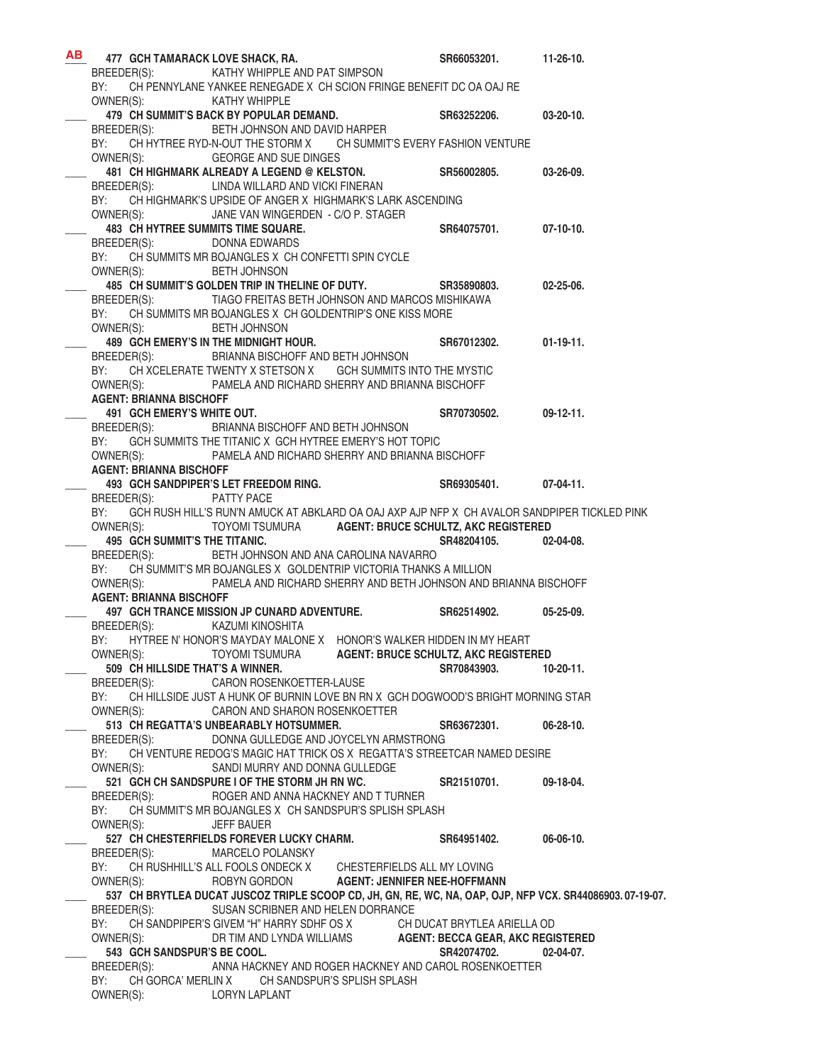AB **477 GCH TAMARACK LOVE SHACK, RA.** **SR66053201.** **11-26-10.**
BREEDER(S): KATHY WHIPPLE AND PAT SIMPSON
BY: CH PENNYLANE YANKEE RENEGADE X CH SCION FRINGE BENEFIT DC OA OAJ RE
OWNER(S): KATHY WHIPPLE

\_\_\_\_ **479 CH SUMMIT'S BACK BY POPULAR DEMAND.** **SR63252206.** **03-20-10.**
BREEDER(S): BETH JOHNSON AND DAVID HARPER
BY: CH HYTREE RYD-N-OUT THE STORM X CH SUMMIT'S EVERY FASHION VENTURE
OWNER(S): GEORGE AND SUE DINGES

\_\_\_\_ **481 CH HIGHMARK ALREADY A LEGEND @ KELSTON.** **SR56002805.** **03-26-09.**
BREEDER(S): LINDA WILLARD AND VICKI FINERAN
BY: CH HIGHMARK'S UPSIDE OF ANGER X HIGHMARK'S LARK ASCENDING
OWNER(S): JANE VAN WINGERDEN - C/O P. STAGER

\_\_\_\_ **483 CH HYTREE SUMMITS TIME SQUARE.** **SR64075701.** **07-10-10.**
BREEDER(S): DONNA EDWARDS
BY: CH SUMMITS MR BOJANGLES X CH CONFETTI SPIN CYCLE
OWNER(S): BETH JOHNSON

\_\_\_\_ **485 CH SUMMIT'S GOLDEN TRIP IN THELINE OF DUTY.** **SR35890803.** **02-25-06.**
BREEDER(S): TIAGO FREITAS BETH JOHNSON AND MARCOS MISHIKAWA
BY: CH SUMMITS MR BOJANGLES X CH GOLDENTRIP'S ONE KISS MORE
OWNER(S): BETH JOHNSON

\_\_\_\_ **489 GCH EMERY'S IN THE MIDNIGHT HOUR.** **SR67012302.** **01-19-11.**
BREEDER(S): BRIANNA BISCHOFF AND BETH JOHNSON
BY: CH XCELERATE TWENTY X STETSON X GCH SUMMITS INTO THE MYSTIC
OWNER(S): PAMELA AND RICHARD SHERRY AND BRIANNA BISCHOFF
**AGENT: BRIANNA BISCHOFF**

\_\_\_\_ **491 GCH EMERY'S WHITE OUT.** **SR70730502.** **09-12-11.**
BREEDER(S): BRIANNA BISCHOFF AND BETH JOHNSON
BY: GCH SUMMITS THE TITANIC X GCH HYTREE EMERY'S HOT TOPIC
OWNER(S): PAMELA AND RICHARD SHERRY AND BRIANNA BISCHOFF
**AGENT: BRIANNA BISCHOFF**

\_\_\_\_ **493 GCH SANDPIPER'S LET FREEDOM RING.** **SR69305401.** **07-04-11.**
BREEDER(S): PATTY PACE
BY: GCH RUSH HILL'S RUN'N AMUCK AT ABKLARD OA OAJ AXP AJP NFP X CH AVALOR SANDPIPER TICKLED PINK
OWNER(S): TOYOMI TSUMURA **AGENT: BRUCE SCHULTZ, AKC REGISTERED**

\_\_\_\_ **495 GCH SUMMIT'S THE TITANIC.** **SR48204105.** **02-04-08.**
BREEDER(S): BETH JOHNSON AND ANA CAROLINA NAVARRO
BY: CH SUMMIT'S MR BOJANGLES X GOLDENTRIP VICTORIA THANKS A MILLION
OWNER(S): PAMELA AND RICHARD SHERRY AND BETH JOHNSON AND BRIANNA BISCHOFF
**AGENT: BRIANNA BISCHOFF**

\_\_\_\_ **497 GCH TRANCE MISSION JP CUNARD ADVENTURE.** **SR62514902.** **05-25-09.**
BREEDER(S): KAZUMI KINOSHITA
BY: HYTREE N' HONOR'S MAYDAY MALONE X HONOR'S WALKER HIDDEN IN MY HEART
OWNER(S): TOYOMI TSUMURA **AGENT: BRUCE SCHULTZ, AKC REGISTERED**

\_\_\_\_ **509 CH HILLSIDE THAT'S A WINNER.** **SR70843903.** **10-20-11.**
BREEDER(S): CARON ROSENKOETTER-LAUSE
BY: CH HILLSIDE JUST A HUNK OF BURNIN LOVE BN RN X GCH DOGWOOD'S BRIGHT MORNING STAR
OWNER(S): CARON AND SHARON ROSENKOETTER

\_\_\_\_ **513 CH REGATTA'S UNBEARABLY HOTSUMMER.** **SR63672301.** **06-28-10.**
BREEDER(S): DONNA GULLEDGE AND JOYCELYN ARMSTRONG
BY: CH VENTURE REDOG'S MAGIC HAT TRICK OS X REGATTA'S STREETCAR NAMED DESIRE
OWNER(S): SANDI MURRY AND DONNA GULLEDGE

\_\_\_\_ **521 GCH CH SANDSPURE I OF THE STORM JH RN WC.** **SR21510701.** **09-18-04.**
BREEDER(S): ROGER AND ANNA HACKNEY AND T TURNER
BY: CH SUMMIT'S MR BOJANGLES X CH SANDSPUR'S SPLISH SPLASH
OWNER(S): JEFF BAUER

\_\_\_\_ **527 CH CHESTERFIELDS FOREVER LUCKY CHARM.** **SR64951402.** **06-06-10.**
BREEDER(S): MARCELO POLANSKY
BY: CH RUSHHILL'S ALL FOOLS ONDECK X CHESTERFIELDS ALL MY LOVING
OWNER(S): ROBYN GORDON **AGENT: JENNIFER NEE-HOFFMANN**

\_\_\_\_ **537 CH BRYTLEA DUCAT JUSCOZ TRIPLE SCOOP CD, JH, GN, RE, WC, NA, OAP, OJP, NFP VCX. SR44086903. 07-19-07.**
BREEDER(S): SUSAN SCRIBNER AND HELEN DORRANCE
BY: CH SANDPIPER'S GIVEM "H" HARRY SDHF OS X CH DUCAT BRYTLEA ARIELLA OD
OWNER(S): DR TIM AND LYNDA WILLIAMS **AGENT: BECCA GEAR, AKC REGISTERED**

\_\_\_\_ **543 GCH SANDSPUR'S BE COOL.** **SR42074702.** **02-04-07.**
BREEDER(S): ANNA HACKNEY AND ROGER HACKNEY AND CAROL ROSENKOETTER
BY: CH GORCA' MERLIN X CH SANDSPUR'S SPLISH SPLASH
OWNER(S): LORYN LAPLANT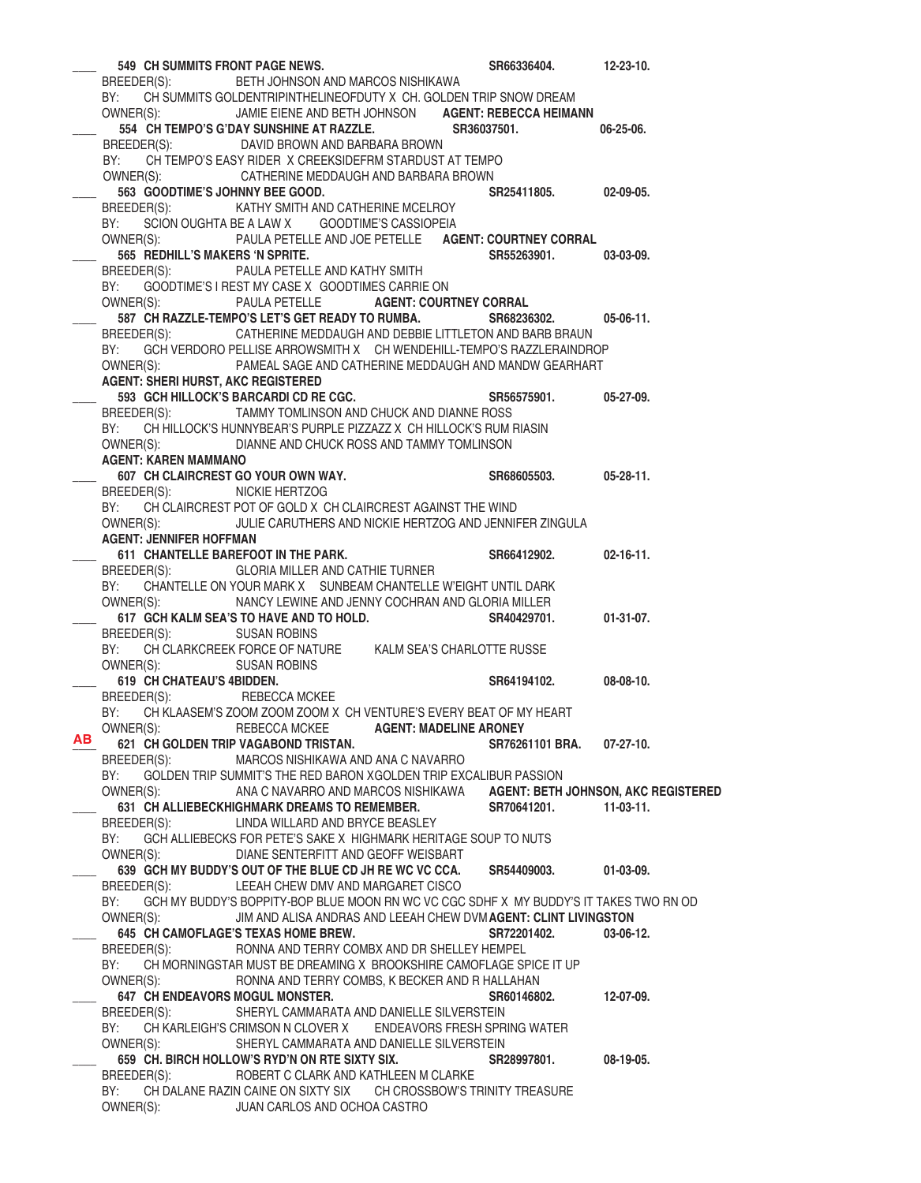____ **549 CH SUMMITS FRONT PAGE NEWS. SR66336404. 12-23-10.**
BREEDER(S): BETH JOHNSON AND MARCOS NISHIKAWA
BY: CH SUMMITS GOLDENTRIPINTHELINEOFDUTY X CH. GOLDEN TRIP SNOW DREAM
OWNER(S): JAMIE EIENE AND BETH JOHNSON **AGENT: REBECCA HEIMANN**

____ **554 CH TEMPO'S G'DAY SUNSHINE AT RAZZLE. SR36037501. 06-25-06.**
BREEDER(S): DAVID BROWN AND BARBARA BROWN
BY: CH TEMPO'S EASY RIDER X CREEKSIDEFRM STARDUST AT TEMPO
OWNER(S): CATHERINE MEDDAUGH AND BARBARA BROWN

____ **563 GOODTIME'S JOHNNY BEE GOOD. SR25411805. 02-09-05.**
BREEDER(S): KATHY SMITH AND CATHERINE MCELROY
BY: SCION OUGHTA BE A LAW X GOODTIME'S CASSIOPEIA
OWNER(S): PAULA PETELLE AND JOE PETELLE **AGENT: COURTNEY CORRAL**

____ **565 REDHILL'S MAKERS 'N SPRITE. SR55263901. 03-03-09.**
BREEDER(S): PAULA PETELLE AND KATHY SMITH
BY: GOODTIME'S I REST MY CASE X GOODTIMES CARRIE ON
OWNER(S): PAULA PETELLE **AGENT: COURTNEY CORRAL**

____ **587 CH RAZZLE-TEMPO'S LET'S GET READY TO RUMBA. SR68236302. 05-06-11.**
BREEDER(S): CATHERINE MEDDAUGH AND DEBBIE LITTLETON AND BARB BRAUN
BY: GCH VERDORO PELLISE ARROWSMITH X CH WENDEHILL-TEMPO'S RAZZLERAINDROP
OWNER(S): PAMEAL SAGE AND CATHERINE MEDDAUGH AND MANDW GEARHART
**AGENT: SHERI HURST, AKC REGISTERED**

____ **593 GCH HILLOCK'S BARCARDI CD RE CGC. SR56575901. 05-27-09.**
BREEDER(S): TAMMY TOMLINSON AND CHUCK AND DIANNE ROSS
BY: CH HILLOCK'S HUNNYBEAR'S PURPLE PIZZAZZ X CH HILLOCK'S RUM RIASIN
OWNER(S): DIANNE AND CHUCK ROSS AND TAMMY TOMLINSON
**AGENT: KAREN MAMMANO**

____ **607 CH CLAIRCREST GO YOUR OWN WAY. SR68605503. 05-28-11.**
BREEDER(S): NICKIE HERTZOG
BY: CH CLAIRCREST POT OF GOLD X CH CLAIRCREST AGAINST THE WIND
OWNER(S): JULIE CARUTHERS AND NICKIE HERTZOG AND JENNIFER ZINGULA
**AGENT: JENNIFER HOFFMAN**

____ **611 CHANTELLE BAREFOOT IN THE PARK. SR66412902. 02-16-11.**
BREEDER(S): GLORIA MILLER AND CATHIE TURNER
BY: CHANTELLE ON YOUR MARK X SUNBEAM CHANTELLE W'EIGHT UNTIL DARK
OWNER(S): NANCY LEWINE AND JENNY COCHRAN AND GLORIA MILLER

____ **617 GCH KALM SEA'S TO HAVE AND TO HOLD. SR40429701. 01-31-07.**
BREEDER(S): SUSAN ROBINS
BY: CH CLARKCREEK FORCE OF NATURE KALM SEA'S CHARLOTTE RUSSE
OWNER(S): SUSAN ROBINS

____ **619 CH CHATEAU'S 4BIDDEN. SR64194102. 08-08-10.**
BREEDER(S): REBECCA MCKEE
BY: CH KLAASEM'S ZOOM ZOOM ZOOM X CH VENTURE'S EVERY BEAT OF MY HEART
OWNER(S): REBECCA MCKEE **AGENT: MADELINE ARONEY**

AB **621 CH GOLDEN TRIP VAGABOND TRISTAN. SR76261101 BRA. 07-27-10.**
BREEDER(S): MARCOS NISHIKAWA AND ANA C NAVARRO
BY: GOLDEN TRIP SUMMIT'S THE RED BARON XGOLDEN TRIP EXCALIBUR PASSION
OWNER(S): ANA C NAVARRO AND MARCOS NISHIKAWA **AGENT: BETH JOHNSON, AKC REGISTERED**

____ **631 CH ALLIEBECKHIGHMARK DREAMS TO REMEMBER. SR70641201. 11-03-11.**
BREEDER(S): LINDA WILLARD AND BRYCE BEASLEY
BY: GCH ALLIEBECKS FOR PETE'S SAKE X HIGHMARK HERITAGE SOUP TO NUTS
OWNER(S): DIANE SENTERFITT AND GEOFF WEISBART

____ **639 GCH MY BUDDY'S OUT OF THE BLUE CD JH RE WC VC CCA. SR54409003. 01-03-09.**
BREEDER(S): LEEAH CHEW DMV AND MARGARET CISCO
BY: GCH MY BUDDY'S BOPPITY-BOP BLUE MOON RN WC VC CGC SDHF X MY BUDDY'S IT TAKES TWO RN OD
OWNER(S): JIM AND ALISA ANDRAS AND LEEAH CHEW DVM **AGENT: CLINT LIVINGSTON**

____ **645 CH CAMOFLAGE'S TEXAS HOME BREW. SR72201402. 03-06-12.**
BREEDER(S): RONNA AND TERRY COMBX AND DR SHELLEY HEMPEL
BY: CH MORNINGSTAR MUST BE DREAMING X BROOKSHIRE CAMOFLAGE SPICE IT UP
OWNER(S): RONNA AND TERRY COMBS, K BECKER AND R HALLAHAN

____ **647 CH ENDEAVORS MOGUL MONSTER. SR60146802. 12-07-09.**
BREEDER(S): SHERYL CAMMARATA AND DANIELLE SILVERSTEIN
BY: CH KARLEIGH'S CRIMSON N CLOVER X ENDEAVORS FRESH SPRING WATER
OWNER(S): SHERYL CAMMARATA AND DANIELLE SILVERSTEIN

____ **659 CH. BIRCH HOLLOW'S RYD'N ON RTE SIXTY SIX. SR28997801. 08-19-05.**
BREEDER(S): ROBERT C CLARK AND KATHLEEN M CLARKE
BY: CH DALANE RAZIN CAINE ON SIXTY SIX CH CROSSBOW'S TRINITY TREASURE
OWNER(S): JUAN CARLOS AND OCHOA CASTRO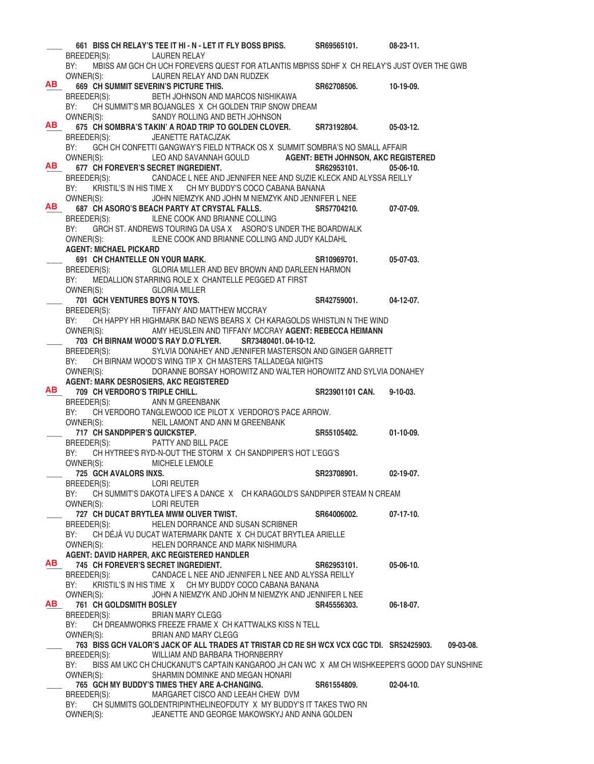\_\_\_\_ **661 BISS CH RELAY'S TEE IT HI - N - LET IT FLY BOSS BPISS.** **SR69565101.** **08-23-11.**
BREEDER(S): LAUREN RELAY
BY: MBISS AM GCH CH UCH FOREVERS QUEST FOR ATLANTIS MBPISS SDHF X CH RELAY'S JUST OVER THE GWB
OWNER(S): LAUREN RELAY AND DAN RUDZEK

**AB** **669 CH SUMMIT SEVERIN'S PICTURE THIS.** **SR62708506.** **10-19-09.**
BREEDER(S): BETH JOHNSON AND MARCOS NISHIKAWA
BY: CH SUMMIT'S MR BOJANGLES X CH GOLDEN TRIP SNOW DREAM
OWNER(S): SANDY ROLLING AND BETH JOHNSON

**AB** **675 CH SOMBRA'S TAKIN' A ROAD TRIP TO GOLDEN CLOVER.** **SR73192804.** **05-03-12.**
BREEDER(S): JEANETTE RATACJZAK
BY: GCH CH CONFETTI GANGWAY'S FIELD N'TRACK OS X SUMMIT SOMBRA'S NO SMALL AFFAIR
OWNER(S): LEO AND SAVANNAH GOULD **AGENT: BETH JOHNSON, AKC REGISTERED**

**AB** **677 CH FOREVER'S SECRET INGREDIENT.** **SR62953101.** **05-06-10.**
BREEDER(S): CANDACE L NEE AND JENNIFER NEE AND SUZIE KLECK AND ALYSSA REILLY
BY: KRISTIL'S IN HIS TIME X CH MY BUDDY'S COCO CABANA BANANA
OWNER(S): JOHN NIEMZYK AND JOHN M NIEMZYK AND JENNIFER L NEE

**AB** **687 CH ASORO'S BEACH PARTY AT CRYSTAL FALLS.** **SR57704210.** **07-07-09.**
BREEDER(S): ILENE COOK AND BRIANNE COLLING
BY: GRCH ST. ANDREWS TOURING DA USA X ASORO'S UNDER THE BOARDWALK
OWNER(S): ILENE COOK AND BRIANNE COLLING AND JUDY KALDAHL
**AGENT: MICHAEL PICKARD**

\_\_\_\_ **691 CH CHANTELLE ON YOUR MARK.** **SR10969701.** **05-07-03.**
BREEDER(S): GLORIA MILLER AND BEV BROWN AND DARLEEN HARMON
BY: MEDALLION STARRING ROLE X CHANTELLE PEGGED AT FIRST
OWNER(S): GLORIA MILLER

\_\_\_\_ **701 GCH VENTURES BOYS N TOYS.** **SR42759001.** **04-12-07.**
BREEDER(S): TIFFANY AND MATTHEW MCCRAY
BY: CH HAPPY HR HIGHMARK BAD NEWS BEARS X CH KARAGOLDS WHISTLIN N THE WIND
OWNER(S): AMY HEUSLEIN AND TIFFANY MCCRAY **AGENT: REBECCA HEIMANN**

\_\_\_\_ **703 CH BIRNAM WOOD'S RAY D.O'FLYER.** **SR73480401. 04-10-12.**
BREEDER(S): SYLVIA DONAHEY AND JENNIFER MASTERSON AND GINGER GARRETT
BY: CH BIRNAM WOOD'S WING TIP X CH MASTERS TALLADEGA NIGHTS
OWNER(S): DORANNE BORSAY HOROWITZ AND WALTER HOROWITZ AND SYLVIA DONAHEY
**AGENT: MARK DESROSIERS, AKC REGISTERED**

**AB** **709 CH VERDORO'S TRIPLE CHILL.** **SR23901101 CAN.** **9-10-03.**
BREEDER(S): ANN M GREENBANK
BY: CH VERDORO TANGLEWOOD ICE PILOT X VERDORO'S PACE ARROW.
OWNER(S): NEIL LAMONT AND ANN M GREENBANK

\_\_\_\_ **717 CH SANDPIPER'S QUICKSTEP.** **SR55105402.** **01-10-09.**
BREEDER(S): PATTY AND BILL PACE
BY: CH HYTREE'S RYD-N-OUT THE STORM X CH SANDPIPER'S HOT L'EGG'S
OWNER(S): MICHELE LEMOLE

\_\_\_\_ **725 GCH AVALORS INXS.** **SR23708901.** **02-19-07.**
BREEDER(S): LORI REUTER
BY: CH SUMMIT'S DAKOTA LIFE'S A DANCE X CH KARAGOLD'S SANDPIPER STEAM N CREAM
OWNER(S): LORI REUTER

\_\_\_\_ **727 CH DUCAT BRYTLEA MWM OLIVER TWIST.** **SR64006002.** **07-17-10.**
BREEDER(S): HELEN DORRANCE AND SUSAN SCRIBNER
BY: CH DÉJÀ VU DUCAT WATERMARK DANTE X CH DUCAT BRYTLEA ARIELLE
OWNER(S): HELEN DORRANCE AND MARK NISHIMURA
**AGENT: DAVID HARPER, AKC REGISTERED HANDLER**

**AB** **745 CH FOREVER'S SECRET INGREDIENT.** **SR62953101.** **05-06-10.**
BREEDER(S): CANDACE L NEE AND JENNIFER L NEE AND ALYSSA REILLY
BY: KRISTIL'S IN HIS TIME X CH MY BUDDY COCO CABANA BANANA
OWNER(S): JOHN A NIEMZYK AND JOHN M NIEMZYK AND JENNIFER L NEE

**AB** **761 CH GOLDSMITH BOSLEY** **SR45556303.** **06-18-07.**
BREEDER(S): BRIAN MARY CLEGG
BY: CH DREAMWORKS FREEZE FRAME X CH KATTWALKS KISS N TELL
OWNER(S): BRIAN AND MARY CLEGG

\_\_\_\_ **763 BISS GCH VALOR'S JACK OF ALL TRADES AT TRISTAR CD RE SH WCX VCX CGC TDI.** **SR52425903.** **09-03-08.**
BREEDER(S): WILLIAM AND BARBARA THORNBERRY
BY: BISS AM UKC CH CHUCKANUT'S CAPTAIN KANGAROO JH CAN WC X AM CH WISHKEEPER'S GOOD DAY SUNSHINE
OWNER(S): SHARMIN DOMINKE AND MEGAN HONARI

\_\_\_\_ **765 GCH MY BUDDY'S TIMES THEY ARE A-CHANGING.** **SR61554809.** **02-04-10.**
BREEDER(S): MARGARET CISCO AND LEEAH CHEW DVM
BY: CH SUMMITS GOLDENTRIPINTHELINEOFDUTY X MY BUDDY'S IT TAKES TWO RN
OWNER(S): JEANETTE AND GEORGE MAKOWSKYJ AND ANNA GOLDEN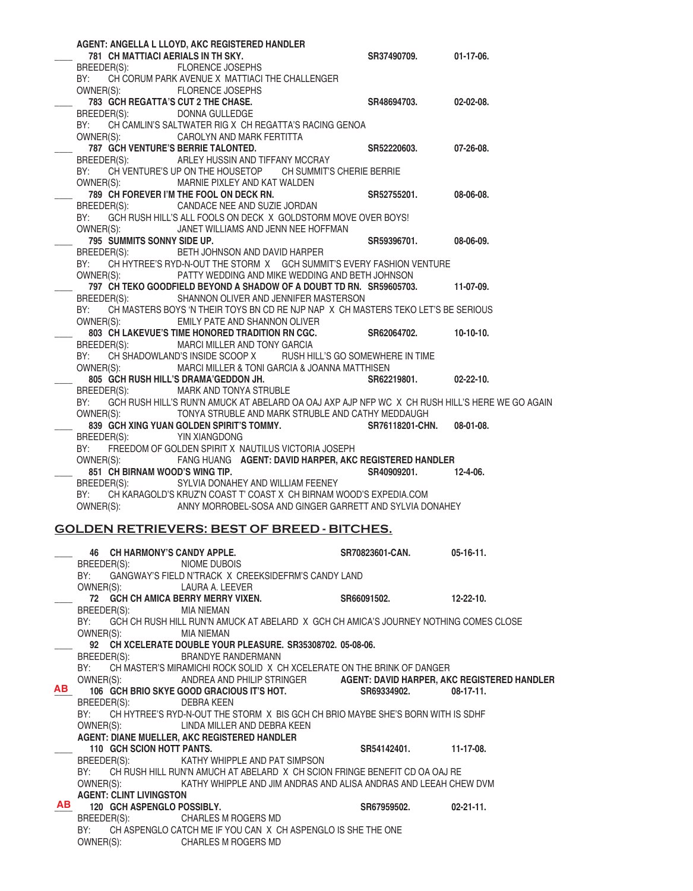**AGENT: ANGELLA L LLOYD, AKC REGISTERED HANDLER**

____ **781 CH MATTIACI AERIALS IN TH SKY.** **SR37490709.** **01-17-06.**
BREEDER(S): FLORENCE JOSEPHS
BY: CH CORUM PARK AVENUE X MATTIACI THE CHALLENGER
OWNER(S): FLORENCE JOSEPHS

____ **783 GCH REGATTA'S CUT 2 THE CHASE.** **SR48694703.** **02-02-08.**
BREEDER(S): DONNA GULLEDGE
BY: CH CAMLIN'S SALTWATER RIG X CH REGATTA'S RACING GENOA
OWNER(S): CAROLYN AND MARK FERTITTA

____ **787 GCH VENTURE'S BERRIE TALONTED.** **SR52220603.** **07-26-08.**
BREEDER(S): ARLEY HUSSIN AND TIFFANY MCCRAY
BY: CH VENTURE'S UP ON THE HOUSETOP CH SUMMIT'S CHERIE BERRIE
OWNER(S): MARNIE PIXLEY AND KAT WALDEN

____ **789 CH FOREVER I'M THE FOOL ON DECK RN.** **SR52755201.** **08-06-08.**
BREEDER(S): CANDACE NEE AND SUZIE JORDAN
BY: GCH RUSH HILL'S ALL FOOLS ON DECK X GOLDSTORM MOVE OVER BOYS!
OWNER(S): JANET WILLIAMS AND JENN NEE HOFFMAN

____ **795 SUMMITS SONNY SIDE UP.** **SR59396701.** **08-06-09.**
BREEDER(S): BETH JOHNSON AND DAVID HARPER
BY: CH HYTREE'S RYD-N-OUT THE STORM X GCH SUMMIT'S EVERY FASHION VENTURE
OWNER(S): PATTY WEDDING AND MIKE WEDDING AND BETH JOHNSON

____ **797 CH TEKO GOODFIELD BEYOND A SHADOW OF A DOUBT TD RN.** **SR59605703.** **11-07-09.**
BREEDER(S): SHANNON OLIVER AND JENNIFER MASTERSON
BY: CH MASTERS BOYS 'N THEIR TOYS BN CD RE NJP NAP X CH MASTERS TEKO LET'S BE SERIOUS
OWNER(S): EMILY PATE AND SHANNON OLIVER

____ **803 CH LAKEVUE'S TIME HONORED TRADITION RN CGC.** **SR62064702.** **10-10-10.**
BREEDER(S): MARCI MILLER AND TONY GARCIA
BY: CH SHADOWLAND'S INSIDE SCOOP X RUSH HILL'S GO SOMEWHERE IN TIME
OWNER(S): MARCI MILLER & TONI GARCIA & JOANNA MATTHISEN

____ **805 GCH RUSH HILL'S DRAMA'GEDDON JH.** **SR62219801.** **02-22-10.**
BREEDER(S): MARK AND TONYA STRUBLE
BY: GCH RUSH HILL'S RUN'N AMUCK AT ABELARD OA OAJ AXP AJP NFP WC X CH RUSH HILL'S HERE WE GO AGAIN
OWNER(S): TONYA STRUBLE AND MARK STRUBLE AND CATHY MEDDAUGH

____ **839 GCH XING YUAN GOLDEN SPIRIT'S TOMMY.** **SR76118201-CHN.** **08-01-08.**
BREEDER(S): YIN XIANGDONG
BY: FREEDOM OF GOLDEN SPIRIT X NAUTILUS VICTORIA JOSEPH
OWNER(S): FANG HUANG **AGENT: DAVID HARPER, AKC REGISTERED HANDLER**

____ **851 CH BIRNAM WOOD'S WING TIP.** **SR40909201.** **12-4-06.**
BREEDER(S): SYLVIA DONAHEY AND WILLIAM FEENEY
BY: CH KARAGOLD'S KRUZ'N COAST T' COAST X CH BIRNAM WOOD'S EXPEDIA.COM
OWNER(S): ANNY MORROBEL-SOSA AND GINGER GARRETT AND SYLVIA DONAHEY

## GOLDEN RETRIEVERS: BEST OF BREED - BITCHES.

____ **46 CH HARMONY'S CANDY APPLE.** **SR70823601-CAN.** **05-16-11.**
BREEDER(S): NIOME DUBOIS
BY: GANGWAY'S FIELD N'TRACK X CREEKSIDEFRM'S CANDY LAND
OWNER(S): LAURA A. LEEVER

____ **72 GCH CH AMICA BERRY MERRY VIXEN.** **SR66091502.** **12-22-10.**
BREEDER(S): MIA NIEMAN
BY: GCH CH RUSH HILL RUN'N AMUCK AT ABELARD X GCH CH AMICA'S JOURNEY NOTHING COMES CLOSE
OWNER(S): MIA NIEMAN

____ **92 CH XCELERATE DOUBLE YOUR PLEASURE. SR35308702. 05-08-06.**
BREEDER(S): BRANDYE RANDERMANN
BY: CH MASTER'S MIRAMICHI ROCK SOLID X CH XCELERATE ON THE BRINK OF DANGER
OWNER(S): ANDREA AND PHILIP STRINGER **AGENT: DAVID HARPER, AKC REGISTERED HANDLER**

AB **106 GCH BRIO SKYE GOOD GRACIOUS IT'S HOT.** **SR69334902.** **08-17-11.**
BREEDER(S): DEBRA KEEN
BY: CH HYTREE'S RYD-N-OUT THE STORM X BIS GCH CH BRIO MAYBE SHE'S BORN WITH IS SDHF
OWNER(S): LINDA MILLER AND DEBRA KEEN

**AGENT: DIANE MUELLER, AKC REGISTERED HANDLER**

____ **110 GCH SCION HOTT PANTS.** **SR54142401.** **11-17-08.**
BREEDER(S): KATHY WHIPPLE AND PAT SIMPSON
BY: CH RUSH HILL RUN'N AMUCH AT ABELARD X CH SCION FRINGE BENEFIT CD OA OAJ RE
OWNER(S): KATHY WHIPPLE AND JIM ANDRAS AND ALISA ANDRAS AND LEEAH CHEW DVM

**AGENT: CLINT LIVINGSTON**

AB **120 GCH ASPENGLO POSSIBLY.** **SR67959502.** **02-21-11.**
BREEDER(S): CHARLES M ROGERS MD
BY: CH ASPENGLO CATCH ME IF YOU CAN X CH ASPENGLO IS SHE THE ONE
OWNER(S): CHARLES M ROGERS MD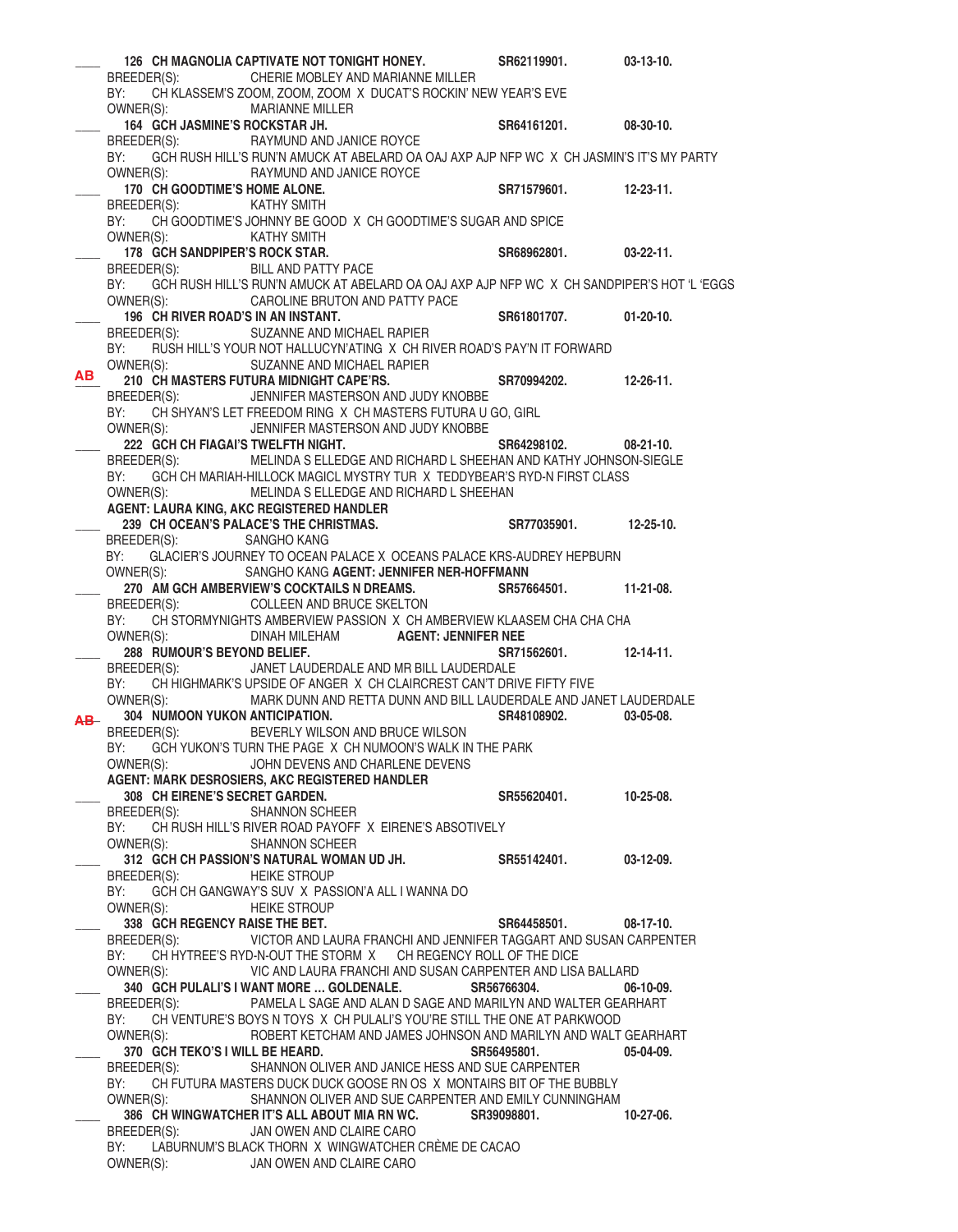\_\_\_\_ **126 CH MAGNOLIA CAPTIVATE NOT TONIGHT HONEY.** **SR62119901.** **03-13-10.**
BREEDER(S): CHERIE MOBLEY AND MARIANNE MILLER
BY: CH KLASSEM'S ZOOM, ZOOM, ZOOM X DUCAT'S ROCKIN' NEW YEAR'S EVE
OWNER(S): MARIANNE MILLER

\_\_\_\_ **164 GCH JASMINE'S ROCKSTAR JH.** **SR64161201.** **08-30-10.**
BREEDER(S): RAYMUND AND JANICE ROYCE
BY: GCH RUSH HILL'S RUN'N AMUCK AT ABELARD OA OAJ AXP AJP NFP WC X CH JASMIN'S IT'S MY PARTY
OWNER(S): RAYMUND AND JANICE ROYCE

\_\_\_\_ **170 CH GOODTIME'S HOME ALONE.** **SR71579601.** **12-23-11.**
BREEDER(S): KATHY SMITH
BY: CH GOODTIME'S JOHNNY BE GOOD X CH GOODTIME'S SUGAR AND SPICE
OWNER(S): KATHY SMITH

\_\_\_\_ **178 GCH SANDPIPER'S ROCK STAR.** **SR68962801.** **03-22-11.**
BREEDER(S): BILL AND PATTY PACE
BY: GCH RUSH HILL'S RUN'N AMUCK AT ABELARD OA OAJ AXP AJP NFP WC X CH SANDPIPER'S HOT 'L 'EGGS
OWNER(S): CAROLINE BRUTON AND PATTY PACE

\_\_\_\_ **196 CH RIVER ROAD'S IN AN INSTANT.** **SR61801707.** **01-20-10.**
BREEDER(S): SUZANNE AND MICHAEL RAPIER
BY: RUSH HILL'S YOUR NOT HALLUCYN'ATING X CH RIVER ROAD'S PAY'N IT FORWARD
OWNER(S): SUZANNE AND MICHAEL RAPIER

AB **210 CH MASTERS FUTURA MIDNIGHT CAPE'RS.** **SR70994202.** **12-26-11.**
BREEDER(S): JENNIFER MASTERSON AND JUDY KNOBBE
BY: CH SHYAN'S LET FREEDOM RING X CH MASTERS FUTURA U GO, GIRL
OWNER(S): JENNIFER MASTERSON AND JUDY KNOBBE

\_\_\_\_ **222 GCH CH FIAGAI'S TWELFTH NIGHT.** **SR64298102.** **08-21-10.**
BREEDER(S): MELINDA S ELLEDGE AND RICHARD L SHEEHAN AND KATHY JOHNSON-SIEGLE
BY: GCH CH MARIAH-HILLOCK MAGICL MYSTRY TUR X TEDDYBEAR'S RYD-N FIRST CLASS
OWNER(S): MELINDA S ELLEDGE AND RICHARD L SHEEHAN
**AGENT: LAURA KING, AKC REGISTERED HANDLER**

\_\_\_\_ **239 CH OCEAN'S PALACE'S THE CHRISTMAS.** **SR77035901.** **12-25-10.**
BREEDER(S): SANGHO KANG
BY: GLACIER'S JOURNEY TO OCEAN PALACE X OCEANS PALACE KRS-AUDREY HEPBURN
OWNER(S): SANGHO KANG **AGENT: JENNIFER NER-HOFFMANN**

\_\_\_\_ **270 AM GCH AMBERVIEW'S COCKTAILS N DREAMS.** **SR57664501.** **11-21-08.**
BREEDER(S): COLLEEN AND BRUCE SKELTON
BY: CH STORMYNIGHTS AMBERVIEW PASSION X CH AMBERVIEW KLAASEM CHA CHA CHA
OWNER(S): DINAH MILEHAM **AGENT: JENNIFER NEE**

\_\_\_\_ **288 RUMOUR'S BEYOND BELIEF.** **SR71562601.** **12-14-11.**
BREEDER(S): JANET LAUDERDALE AND MR BILL LAUDERDALE
BY: CH HIGHMARK'S UPSIDE OF ANGER X CH CLAIRCREST CAN'T DRIVE FIFTY FIVE
OWNER(S): MARK DUNN AND RETTA DUNN AND BILL LAUDERDALE AND JANET LAUDERDALE

~~AB~~ **304 NUMOON YUKON ANTICIPATION.** **SR48108902.** **03-05-08.**
BREEDER(S): BEVERLY WILSON AND BRUCE WILSON
BY: GCH YUKON'S TURN THE PAGE X CH NUMOON'S WALK IN THE PARK
OWNER(S): JOHN DEVENS AND CHARLENE DEVENS
**AGENT: MARK DESROSIERS, AKC REGISTERED HANDLER**

\_\_\_\_ **308 CH EIRENE'S SECRET GARDEN.** **SR55620401.** **10-25-08.**
BREEDER(S): SHANNON SCHEER
BY: CH RUSH HILL'S RIVER ROAD PAYOFF X EIRENE'S ABSOTIVELY
OWNER(S): SHANNON SCHEER

\_\_\_\_ **312 GCH CH PASSION'S NATURAL WOMAN UD JH.** **SR55142401.** **03-12-09.**
BREEDER(S): HEIKE STROUP
BY: GCH CH GANGWAY'S SUV X PASSION'A ALL I WANNA DO
OWNER(S): HEIKE STROUP

\_\_\_\_ **338 GCH REGENCY RAISE THE BET.** **SR64458501.** **08-17-10.**
BREEDER(S): VICTOR AND LAURA FRANCHI AND JENNIFER TAGGART AND SUSAN CARPENTER
BY: CH HYTREE'S RYD-N-OUT THE STORM X CH REGENCY ROLL OF THE DICE
OWNER(S): VIC AND LAURA FRANCHI AND SUSAN CARPENTER AND LISA BALLARD

\_\_\_\_ **340 GCH PULALI'S I WANT MORE … GOLDENALE.** **SR56766304.** **06-10-09.**
BREEDER(S): PAMELA L SAGE AND ALAN D SAGE AND MARILYN AND WALTER GEARHART
BY: CH VENTURE'S BOYS N TOYS X CH PULALI'S YOU'RE STILL THE ONE AT PARKWOOD
OWNER(S): ROBERT KETCHAM AND JAMES JOHNSON AND MARILYN AND WALT GEARHART

\_\_\_\_ **370 GCH TEKO'S I WILL BE HEARD.** **SR56495801.** **05-04-09.**
BREEDER(S): SHANNON OLIVER AND JANICE HESS AND SUE CARPENTER
BY: CH FUTURA MASTERS DUCK DUCK GOOSE RN OS X MONTAIRS BIT OF THE BUBBLY
OWNER(S): SHANNON OLIVER AND SUE CARPENTER AND EMILY CUNNINGHAM

\_\_\_\_ **386 CH WINGWATCHER IT'S ALL ABOUT MIA RN WC.** **SR39098801.** **10-27-06.**
BREEDER(S): JAN OWEN AND CLAIRE CARO
BY: LABURNUM'S BLACK THORN X WINGWATCHER CRÈME DE CACAO
OWNER(S): JAN OWEN AND CLAIRE CARO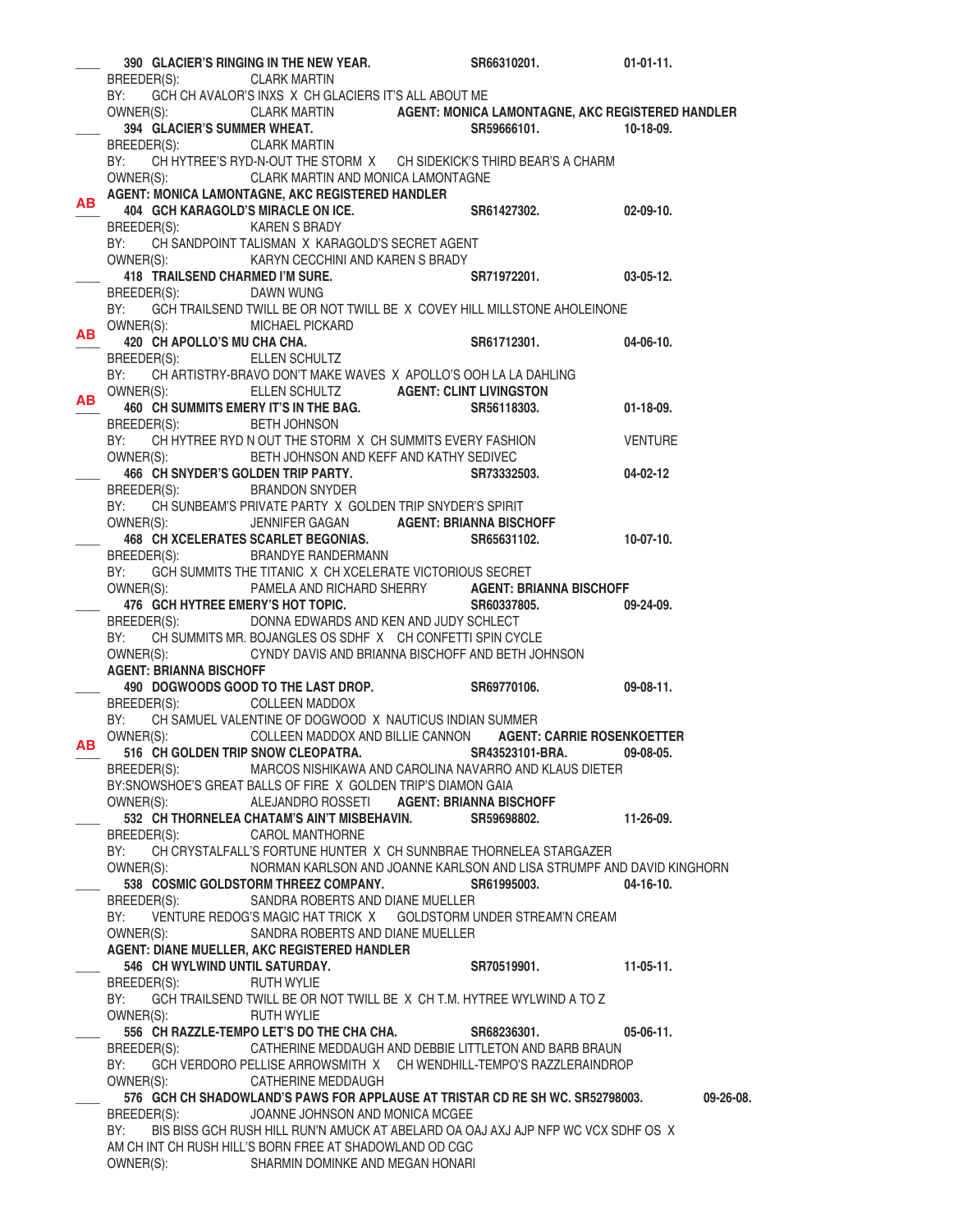____ **390 GLACIER'S RINGING IN THE NEW YEAR.** **SR66310201.** **01-01-11.**
BREEDER(S): CLARK MARTIN
BY: GCH CH AVALOR'S INXS X CH GLACIERS IT'S ALL ABOUT ME
OWNER(S): CLARK MARTIN **AGENT: MONICA LAMONTAGNE, AKC REGISTERED HANDLER**

____ **394 GLACIER'S SUMMER WHEAT.** **SR59666101.** **10-18-09.**
BREEDER(S): CLARK MARTIN
BY: CH HYTREE'S RYD-N-OUT THE STORM X CH SIDEKICK'S THIRD BEAR'S A CHARM
OWNER(S): CLARK MARTIN AND MONICA LAMONTAGNE
**AGENT: MONICA LAMONTAGNE, AKC REGISTERED HANDLER**

**AB** **404 GCH KARAGOLD'S MIRACLE ON ICE.** **SR61427302.** **02-09-10.**
BREEDER(S): KAREN S BRADY
BY: CH SANDPOINT TALISMAN X KARAGOLD'S SECRET AGENT
OWNER(S): KARYN CECCHINI AND KAREN S BRADY

____ **418 TRAILSEND CHARMED I'M SURE.** **SR71972201.** **03-05-12.**
BREEDER(S): DAWN WUNG
BY: GCH TRAILSEND TWILL BE OR NOT TWILL BE X COVEY HILL MILLSTONE AHOLEINONE
OWNER(S): MICHAEL PICKARD

**AB** **420 CH APOLLO'S MU CHA CHA.** **SR61712301.** **04-06-10.**
BREEDER(S): ELLEN SCHULTZ
BY: CH ARTISTRY-BRAVO DON'T MAKE WAVES X APOLLO'S OOH LA LA DAHLING
OWNER(S): ELLEN SCHULTZ **AGENT: CLINT LIVINGSTON**

**AB** **460 CH SUMMITS EMERY IT'S IN THE BAG.** **SR56118303.** **01-18-09.**
BREEDER(S): BETH JOHNSON
BY: CH HYTREE RYD N OUT THE STORM X CH SUMMITS EVERY FASHION VENTURE
OWNER(S): BETH JOHNSON AND KEFF AND KATHY SEDIVEC

____ **466 CH SNYDER'S GOLDEN TRIP PARTY.** **SR73332503.** **04-02-12**
BREEDER(S): BRANDON SNYDER
BY: CH SUNBEAM'S PRIVATE PARTY X GOLDEN TRIP SNYDER'S SPIRIT
OWNER(S): JENNIFER GAGAN **AGENT: BRIANNA BISCHOFF**

____ **468 CH XCELERATES SCARLET BEGONIAS.** **SR65631102.** **10-07-10.**
BREEDER(S): BRANDYE RANDERMANN
BY: GCH SUMMITS THE TITANIC X CH XCELERATE VICTORIOUS SECRET
OWNER(S): PAMELA AND RICHARD SHERRY **AGENT: BRIANNA BISCHOFF**

____ **476 GCH HYTREE EMERY'S HOT TOPIC.** **SR60337805.** **09-24-09.**
BREEDER(S): DONNA EDWARDS AND KEN AND JUDY SCHLECT
BY: CH SUMMITS MR. BOJANGLES OS SDHF X CH CONFETTI SPIN CYCLE
OWNER(S): CYNDY DAVIS AND BRIANNA BISCHOFF AND BETH JOHNSON
**AGENT: BRIANNA BISCHOFF**

____ **490 DOGWOODS GOOD TO THE LAST DROP.** **SR69770106.** **09-08-11.**
BREEDER(S): COLLEEN MADDOX
BY: CH SAMUEL VALENTINE OF DOGWOOD X NAUTICUS INDIAN SUMMER
OWNER(S): COLLEEN MADDOX AND BILLIE CANNON **AGENT: CARRIE ROSENKOETTER**

**AB** **516 CH GOLDEN TRIP SNOW CLEOPATRA.** **SR43523101-BRA.** **09-08-05.**
BREEDER(S): MARCOS NISHIKAWA AND CAROLINA NAVARRO AND KLAUS DIETER
BY:SNOWSHOE'S GREAT BALLS OF FIRE X GOLDEN TRIP'S DIAMON GAIA
OWNER(S): ALEJANDRO ROSSETI **AGENT: BRIANNA BISCHOFF**

____ **532 CH THORNELEA CHATAM'S AIN'T MISBEHAVIN.** **SR59698802.** **11-26-09.**
BREEDER(S): CAROL MANTHORNE
BY: CH CRYSTALFALL'S FORTUNE HUNTER X CH SUNNBRAE THORNELEA STARGAZER
OWNER(S): NORMAN KARLSON AND JOANNE KARLSON AND LISA STRUMPF AND DAVID KINGHORN

____ **538 COSMIC GOLDSTORM THREEZ COMPANY.** **SR61995003.** **04-16-10.**
BREEDER(S): SANDRA ROBERTS AND DIANE MUELLER
BY: VENTURE REDOG'S MAGIC HAT TRICK X GOLDSTORM UNDER STREAM'N CREAM
OWNER(S): SANDRA ROBERTS AND DIANE MUELLER
**AGENT: DIANE MUELLER, AKC REGISTERED HANDLER**

____ **546 CH WYLWIND UNTIL SATURDAY.** **SR70519901.** **11-05-11.**
BREEDER(S): RUTH WYLIE
BY: GCH TRAILSEND TWILL BE OR NOT TWILL BE X CH T.M. HYTREE WYLWIND A TO Z
OWNER(S): RUTH WYLIE

____ **556 CH RAZZLE-TEMPO LET'S DO THE CHA CHA.** **SR68236301.** **05-06-11.**
BREEDER(S): CATHERINE MEDDAUGH AND DEBBIE LITTLETON AND BARB BRAUN
BY: GCH VERDORO PELLISE ARROWSMITH X CH WENDHILL-TEMPO'S RAZZLERAINDROP
OWNER(S): CATHERINE MEDDAUGH

____ **576 GCH CH SHADOWLAND'S PAWS FOR APPLAUSE AT TRISTAR CD RE SH WC. SR52798003.** **09-26-08.**
BREEDER(S): JOANNE JOHNSON AND MONICA MCGEE
BY: BIS BISS GCH RUSH HILL RUN'N AMUCK AT ABELARD OA OAJ AXJ AJP NFP WC VCX SDHF OS X AM CH INT CH RUSH HILL'S BORN FREE AT SHADOWLAND OD CGC
OWNER(S): SHARMIN DOMINKE AND MEGAN HONARI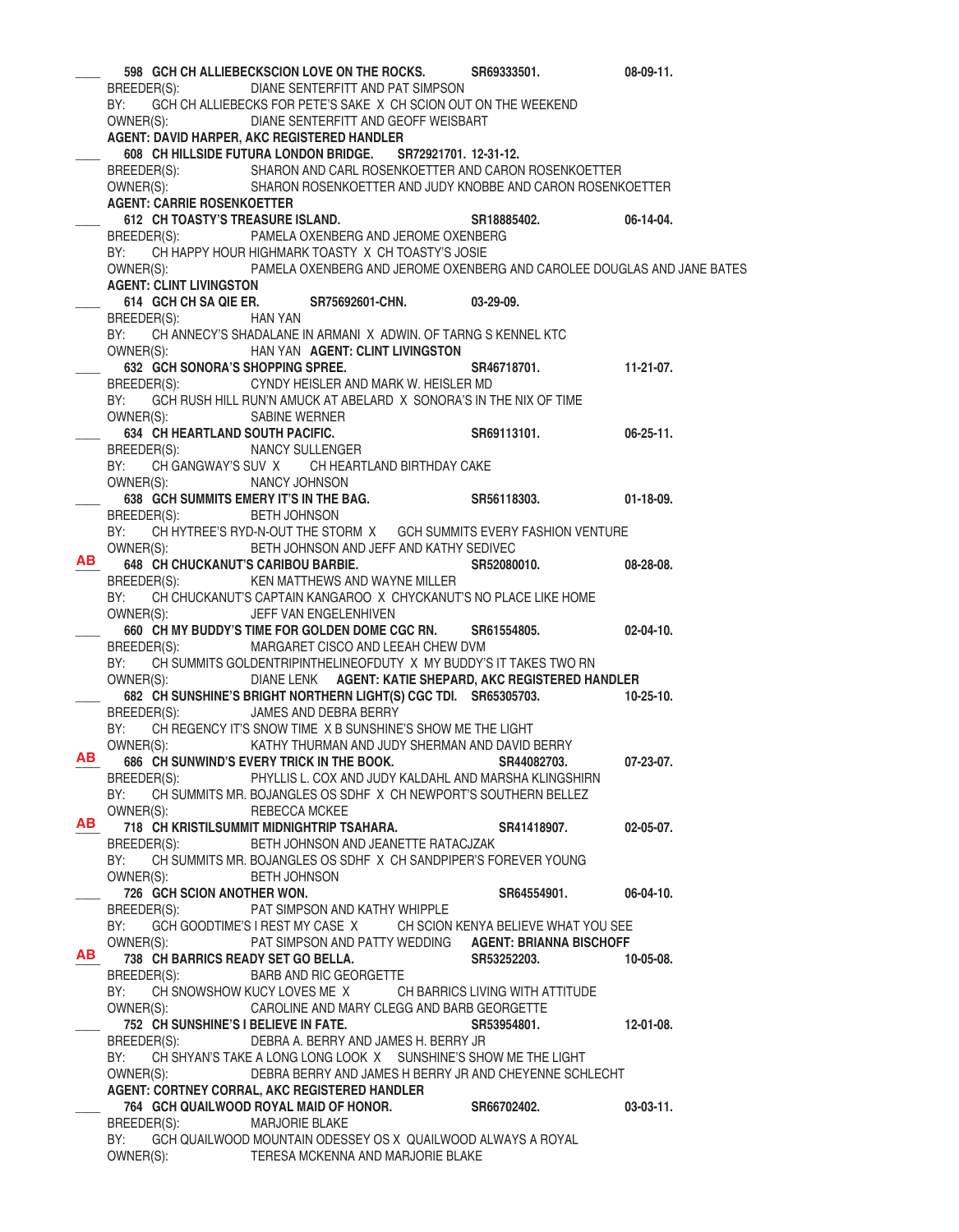\_\_\_\_ **598 GCH CH ALLIEBECKSCION LOVE ON THE ROCKS. SR69333501. 08-09-11.**
BREEDER(S): DIANE SENTERFITT AND PAT SIMPSON
BY: GCH CH ALLIEBECKS FOR PETE'S SAKE X CH SCION OUT ON THE WEEKEND
OWNER(S): DIANE SENTERFITT AND GEOFF WEISBART
**AGENT: DAVID HARPER, AKC REGISTERED HANDLER**

\_\_\_\_ **608 CH HILLSIDE FUTURA LONDON BRIDGE. SR72921701. 12-31-12.**
BREEDER(S): SHARON AND CARL ROSENKOETTER AND CARON ROSENKOETTER
OWNER(S): SHARON ROSENKOETTER AND JUDY KNOBBE AND CARON ROSENKOETTER
**AGENT: CARRIE ROSENKOETTER**

\_\_\_\_ **612 CH TOASTY'S TREASURE ISLAND. SR18885402. 06-14-04.**
BREEDER(S): PAMELA OXENBERG AND JEROME OXENBERG
BY: CH HAPPY HOUR HIGHMARK TOASTY X CH TOASTY'S JOSIE
OWNER(S): PAMELA OXENBERG AND JEROME OXENBERG AND CAROLEE DOUGLAS AND JANE BATES
**AGENT: CLINT LIVINGSTON**

\_\_\_\_ **614 GCH CH SA QIE ER. SR75692601-CHN. 03-29-09.**
BREEDER(S): HAN YAN
BY: CH ANNECY'S SHADALANE IN ARMANI X ADWIN. OF TARNG S KENNEL KTC
OWNER(S): HAN YAN **AGENT: CLINT LIVINGSTON**

\_\_\_\_ **632 GCH SONORA'S SHOPPING SPREE. SR46718701. 11-21-07.**
BREEDER(S): CYNDY HEISLER AND MARK W. HEISLER MD
BY: GCH RUSH HILL RUN'N AMUCK AT ABELARD X SONORA'S IN THE NIX OF TIME
OWNER(S): SABINE WERNER

\_\_\_\_ **634 CH HEARTLAND SOUTH PACIFIC. SR69113101. 06-25-11.**
BREEDER(S): NANCY SULLENGER
BY: CH GANGWAY'S SUV X CH HEARTLAND BIRTHDAY CAKE
OWNER(S): NANCY JOHNSON

\_\_\_\_ **638 GCH SUMMITS EMERY IT'S IN THE BAG. SR56118303. 01-18-09.**
BREEDER(S): BETH JOHNSON
BY: CH HYTREE'S RYD-N-OUT THE STORM X GCH SUMMITS EVERY FASHION VENTURE
OWNER(S): BETH JOHNSON AND JEFF AND KATHY SEDIVEC

AB **648 CH CHUCKANUT'S CARIBOU BARBIE. SR52080010. 08-28-08.**
BREEDER(S): KEN MATTHEWS AND WAYNE MILLER
BY: CH CHUCKANUT'S CAPTAIN KANGAROO X CHYCKANUT'S NO PLACE LIKE HOME
OWNER(S): JEFF VAN ENGELENHIVEN

\_\_\_\_ **660 CH MY BUDDY'S TIME FOR GOLDEN DOME CGC RN. SR61554805. 02-04-10.**
BREEDER(S): MARGARET CISCO AND LEEAH CHEW DVM
BY: CH SUMMITS GOLDENTRIPINTHELINEOFDUTY X MY BUDDY'S IT TAKES TWO RN
OWNER(S): DIANE LENK **AGENT: KATIE SHEPARD, AKC REGISTERED HANDLER**

\_\_\_\_ **682 CH SUNSHINE'S BRIGHT NORTHERN LIGHT(S) CGC TDI. SR65305703. 10-25-10.**
BREEDER(S): JAMES AND DEBRA BERRY
BY: CH REGENCY IT'S SNOW TIME X B SUNSHINE'S SHOW ME THE LIGHT
OWNER(S): KATHY THURMAN AND JUDY SHERMAN AND DAVID BERRY

AB **686 CH SUNWIND'S EVERY TRICK IN THE BOOK. SR44082703. 07-23-07.**
BREEDER(S): PHYLLIS L. COX AND JUDY KALDAHL AND MARSHA KLINGSHIRN
BY: CH SUMMITS MR. BOJANGLES OS SDHF X CH NEWPORT'S SOUTHERN BELLEZ
OWNER(S): REBECCA MCKEE

AB **718 CH KRISTILSUMMIT MIDNIGHTRIP TSAHARA. SR41418907. 02-05-07.**
BREEDER(S): BETH JOHNSON AND JEANETTE RATACJZAK
BY: CH SUMMITS MR. BOJANGLES OS SDHF X CH SANDPIPER'S FOREVER YOUNG
OWNER(S): BETH JOHNSON

\_\_\_\_ **726 GCH SCION ANOTHER WON. SR64554901. 06-04-10.**
BREEDER(S): PAT SIMPSON AND KATHY WHIPPLE
BY: GCH GOODTIME'S I REST MY CASE X CH SCION KENYA BELIEVE WHAT YOU SEE
OWNER(S): PAT SIMPSON AND PATTY WEDDING **AGENT: BRIANNA BISCHOFF**

AB **738 CH BARRICS READY SET GO BELLA. SR53252203. 10-05-08.**
BREEDER(S): BARB AND RIC GEORGETTE
BY: CH SNOWSHOW KUCY LOVES ME X CH BARRICS LIVING WITH ATTITUDE
OWNER(S): CAROLINE AND MARY CLEGG AND BARB GEORGETTE

\_\_\_\_ **752 CH SUNSHINE'S I BELIEVE IN FATE. SR53954801. 12-01-08.**
BREEDER(S): DEBRA A. BERRY AND JAMES H. BERRY JR
BY: CH SHYAN'S TAKE A LONG LONG LOOK X SUNSHINE'S SHOW ME THE LIGHT
OWNER(S): DEBRA BERRY AND JAMES H BERRY JR AND CHEYENNE SCHLECHT
**AGENT: CORTNEY CORRAL, AKC REGISTERED HANDLER**

\_\_\_\_ **764 GCH QUAILWOOD ROYAL MAID OF HONOR. SR66702402. 03-03-11.**
BREEDER(S): MARJORIE BLAKE
BY: GCH QUAILWOOD MOUNTAIN ODESSEY OS X QUAILWOOD ALWAYS A ROYAL
OWNER(S): TERESA MCKENNA AND MARJORIE BLAKE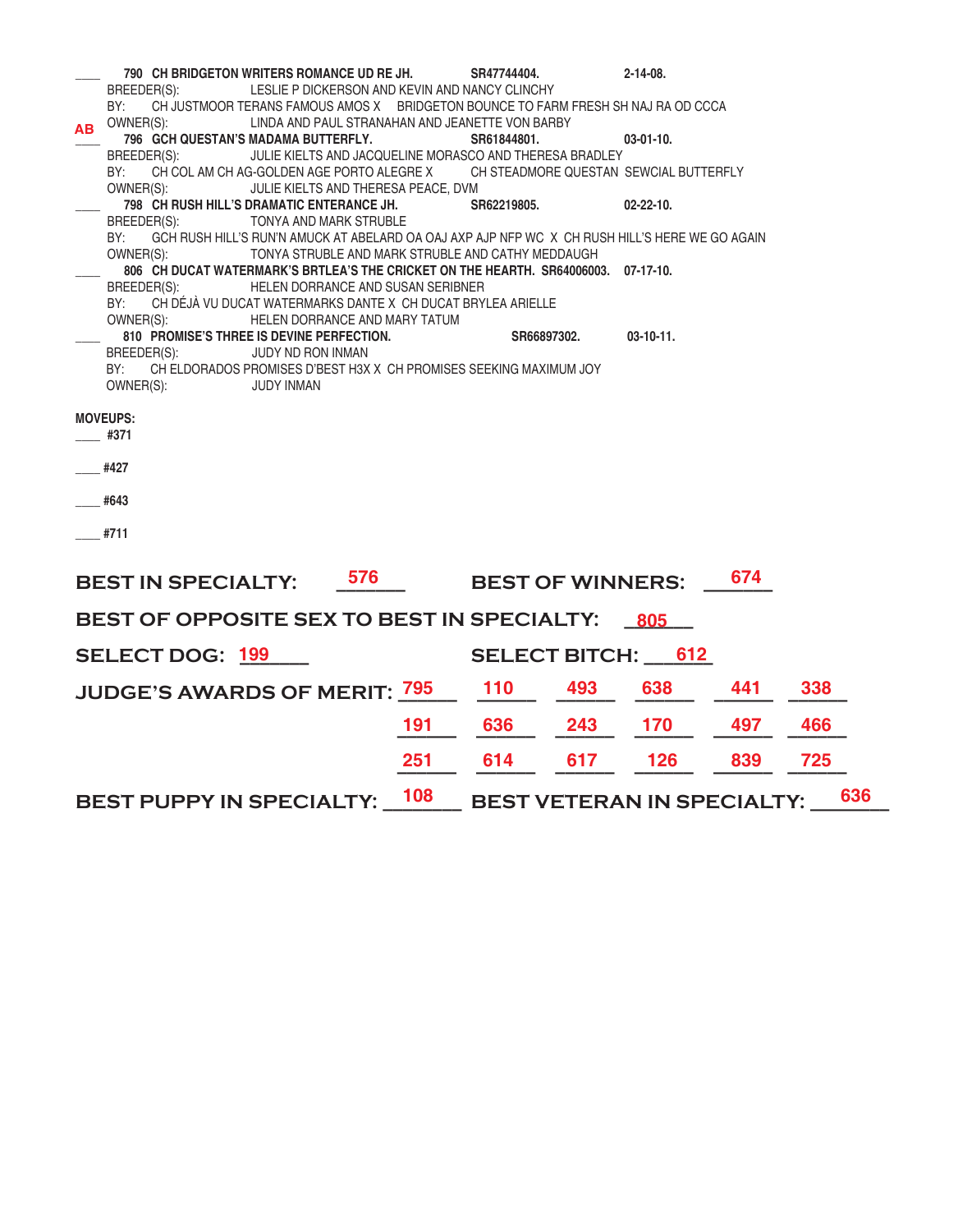\_\_\_\_ **790 CH BRIDGETON WRITERS ROMANCE UD RE JH.** **SR47744404.** **2-14-08.**
BREEDER(S): LESLIE P DICKERSON AND KEVIN AND NANCY CLINCHY
BY: CH JUSTMOOR TERANS FAMOUS AMOS X BRIDGETON BOUNCE TO FARM FRESH SH NAJ RA OD CCCA
OWNER(S): LINDA AND PAUL STRANAHAN AND JEANETTE VON BARBY

AB **796 GCH QUESTAN'S MADAMA BUTTERFLY.** **SR61844801.** **03-01-10.**
BREEDER(S): JULIE KIELTS AND JACQUELINE MORASCO AND THERESA BRADLEY
BY: CH COL AM CH AG-GOLDEN AGE PORTO ALEGRE X CH STEADMORE QUESTAN SEWCIAL BUTTERFLY
OWNER(S): JULIE KIELTS AND THERESA PEACE, DVM

\_\_\_\_ **798 CH RUSH HILL'S DRAMATIC ENTERANCE JH.** **SR62219805.** **02-22-10.**
BREEDER(S): TONYA AND MARK STRUBLE
BY: GCH RUSH HILL'S RUN'N AMUCK AT ABELARD OA OAJ AXP AJP NFP WC X CH RUSH HILL'S HERE WE GO AGAIN
OWNER(S): TONYA STRUBLE AND MARK STRUBLE AND CATHY MEDDAUGH

\_\_\_\_ **806 CH DUCAT WATERMARK'S BRTLEA'S THE CRICKET ON THE HEARTH.** **SR64006003.** **07-17-10.**
BREEDER(S): HELEN DORRANCE AND SUSAN SERIBNER
BY: CH DÉJÀ VU DUCAT WATERMARKS DANTE X CH DUCAT BRYLEA ARIELLE
OWNER(S): HELEN DORRANCE AND MARY TATUM

\_\_\_\_ **810 PROMISE'S THREE IS DEVINE PERFECTION.** **SR66897302.** **03-10-11.**
BREEDER(S): JUDY ND RON INMAN
BY: CH ELDORADOS PROMISES D'BEST H3X X CH PROMISES SEEKING MAXIMUM JOY
OWNER(S): JUDY INMAN

**MOVEUPS:**

\_\_\_\_ **#371**

\_\_\_\_ **#427**

\_\_\_\_ **#643**

\_\_\_\_ **#711**

**BEST IN SPECIALTY:** 576 **BEST OF WINNERS:** 674

**BEST OF OPPOSITE SEX TO BEST IN SPECIALTY:** 805

**SELECT DOG:** 199 **SELECT BITCH:** 612

**JUDGE'S AWARDS OF MERIT:**

| | | | | | |
|---|---|---|---|---|---|
| 795 | 110 | 493 | 638 | 441 | 338 |
| 191 | 636 | 243 | 170 | 497 | 466 |
| 251 | 614 | 617 | 126 | 839 | 725 |

**BEST PUPPY IN SPECIALTY:** 108 **BEST VETERAN IN SPECIALTY:** 636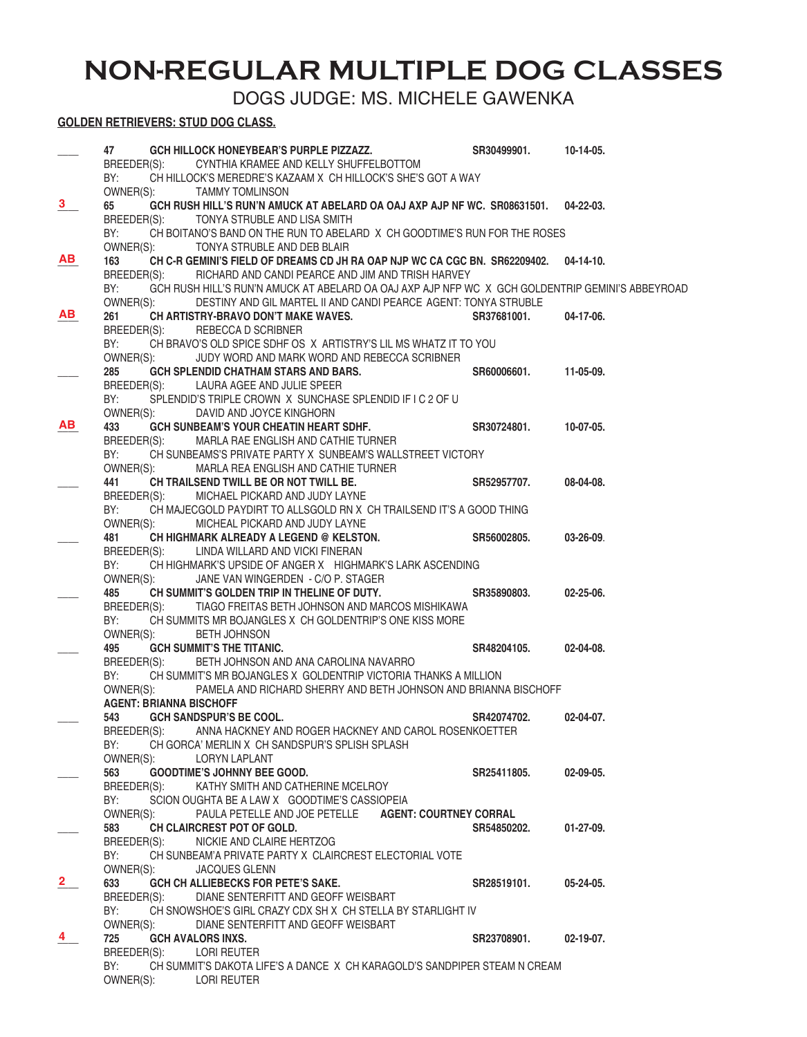# NON-REGULAR MULTIPLE DOG CLASSES

DOGS JUDGE: MS. MICHELE GAWENKA

**GOLDEN RETRIEVERS: STUD DOG CLASS.**

____ **47 GCH HILLOCK HONEYBEAR'S PURPLE PIZZAZZ. SR30499901. 10-14-05.**
BREEDER(S): CYNTHIA KRAMEE AND KELLY SHUFFELBOTTOM
BY: CH HILLOCK'S MEREDRE'S KAZAAM X CH HILLOCK'S SHE'S GOT A WAY
OWNER(S): TAMMY TOMLINSON

3 **65 GCH RUSH HILL'S RUN'N AMUCK AT ABELARD OA OAJ AXP AJP NF WC. SR08631501. 04-22-03.**
BREEDER(S): TONYA STRUBLE AND LISA SMITH
BY: CH BOITANO'S BAND ON THE RUN TO ABELARD X CH GOODTIME'S RUN FOR THE ROSES
OWNER(S): TONYA STRUBLE AND DEB BLAIR

AB **163 CH C-R GEMINI'S FIELD OF DREAMS CD JH RA OAP NJP WC CA CGC BN. SR62209402. 04-14-10.**
BREEDER(S): RICHARD AND CANDI PEARCE AND JIM AND TRISH HARVEY
BY: GCH RUSH HILL'S RUN'N AMUCK AT ABELARD OA OAJ AXP AJP NFP WC X GCH GOLDENTRIP GEMINI'S ABBEYROAD
OWNER(S): DESTINY AND GIL MARTEL II AND CANDI PEARCE AGENT: TONYA STRUBLE

AB **261 CH ARTISTRY-BRAVO DON'T MAKE WAVES. SR37681001. 04-17-06.**
BREEDER(S): REBECCA D SCRIBNER
BY: CH BRAVO'S OLD SPICE SDHF OS X ARTISTRY'S LIL MS WHATZ IT TO YOU
OWNER(S): JUDY WORD AND MARK WORD AND REBECCA SCRIBNER

____ **285 GCH SPLENDID CHATHAM STARS AND BARS. SR60006601. 11-05-09.**
BREEDER(S): LAURA AGEE AND JULIE SPEER
BY: SPLENDID'S TRIPLE CROWN X SUNCHASE SPLENDID IF I C 2 OF U
OWNER(S): DAVID AND JOYCE KINGHORN

AB **433 GCH SUNBEAM'S YOUR CHEATIN HEART SDHF. SR30724801. 10-07-05.**
BREEDER(S): MARLA RAE ENGLISH AND CATHIE TURNER
BY: CH SUNBEAMS'S PRIVATE PARTY X SUNBEAM'S WALLSTREET VICTORY
OWNER(S): MARLA REA ENGLISH AND CATHIE TURNER

____ **441 CH TRAILSEND TWILL BE OR NOT TWILL BE. SR52957707. 08-04-08.**
BREEDER(S): MICHAEL PICKARD AND JUDY LAYNE
BY: CH MAJECGOLD PAYDIRT TO ALLSGOLD RN X CH TRAILSEND IT'S A GOOD THING
OWNER(S): MICHEAL PICKARD AND JUDY LAYNE

____ **481 CH HIGHMARK ALREADY A LEGEND @ KELSTON. SR56002805. 03-26-09.**
BREEDER(S): LINDA WILLARD AND VICKI FINERAN
BY: CH HIGHMARK'S UPSIDE OF ANGER X HIGHMARK'S LARK ASCENDING
OWNER(S): JANE VAN WINGERDEN - C/O P. STAGER

____ **485 CH SUMMIT'S GOLDEN TRIP IN THELINE OF DUTY. SR35890803. 02-25-06.**
BREEDER(S): TIAGO FREITAS BETH JOHNSON AND MARCOS MISHIKAWA
BY: CH SUMMITS MR BOJANGLES X CH GOLDENTRIP'S ONE KISS MORE
OWNER(S): BETH JOHNSON

____ **495 GCH SUMMIT'S THE TITANIC. SR48204105. 02-04-08.**
BREEDER(S): BETH JOHNSON AND ANA CAROLINA NAVARRO
BY: CH SUMMIT'S MR BOJANGLES X GOLDENTRIP VICTORIA THANKS A MILLION
OWNER(S): PAMELA AND RICHARD SHERRY AND BETH JOHNSON AND BRIANNA BISCHOFF
**AGENT: BRIANNA BISCHOFF**

____ **543 GCH SANDSPUR'S BE COOL. SR42074702. 02-04-07.**
BREEDER(S): ANNA HACKNEY AND ROGER HACKNEY AND CAROL ROSENKOETTER
BY: CH GORCA' MERLIN X CH SANDSPUR'S SPLISH SPLASH
OWNER(S): LORYN LAPLANT

____ **563 GOODTIME'S JOHNNY BEE GOOD. SR25411805. 02-09-05.**
BREEDER(S): KATHY SMITH AND CATHERINE MCELROY
BY: SCION OUGHTA BE A LAW X GOODTIME'S CASSIOPEIA
OWNER(S): PAULA PETELLE AND JOE PETELLE **AGENT: COURTNEY CORRAL**

____ **583 CH CLAIRCREST POT OF GOLD. SR54850202. 01-27-09.**
BREEDER(S): NICKIE AND CLAIRE HERTZOG
BY: CH SUNBEAM'A PRIVATE PARTY X CLAIRCREST ELECTORIAL VOTE
OWNER(S): JACQUES GLENN

2 **633 GCH CH ALLIEBECKS FOR PETE'S SAKE. SR28519101. 05-24-05.**
BREEDER(S): DIANE SENTERFITT AND GEOFF WEISBART
BY: CH SNOWSHOE'S GIRL CRAZY CDX SH X CH STELLA BY STARLIGHT IV
OWNER(S): DIANE SENTERFITT AND GEOFF WEISBART

4 **725 GCH AVALORS INXS. SR23708901. 02-19-07.**
BREEDER(S): LORI REUTER
BY: CH SUMMIT'S DAKOTA LIFE'S A DANCE X CH KARAGOLD'S SANDPIPER STEAM N CREAM
OWNER(S): LORI REUTER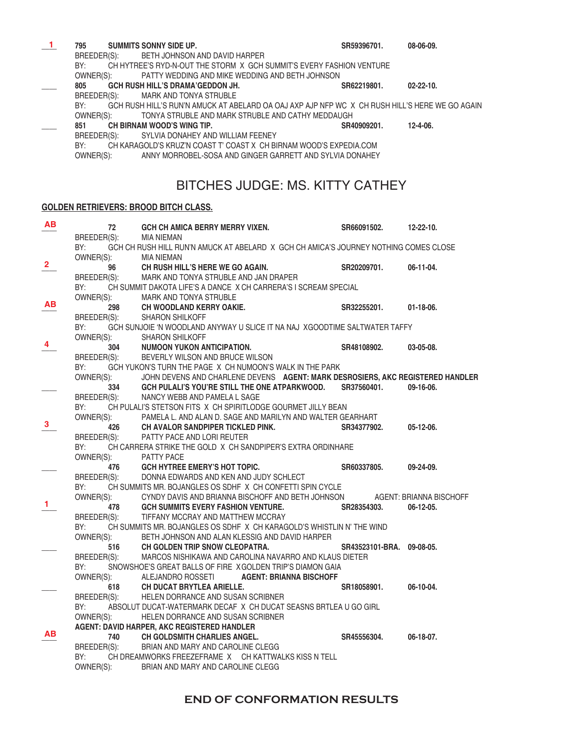**1** **795 SUMMITS SONNY SIDE UP.** **SR59396701.** **08-06-09.**
BREEDER(S): BETH JOHNSON AND DAVID HARPER
BY: CH HYTREE'S RYD-N-OUT THE STORM X GCH SUMMIT'S EVERY FASHION VENTURE
OWNER(S): PATTY WEDDING AND MIKE WEDDING AND BETH JOHNSON

____ **805 GCH RUSH HILL'S DRAMA'GEDDON JH.** **SR62219801.** **02-22-10.**
BREEDER(S): MARK AND TONYA STRUBLE
BY: GCH RUSH HILL'S RUN'N AMUCK AT ABELARD OA OAJ AXP AJP NFP WC X CH RUSH HILL'S HERE WE GO AGAIN
OWNER(S): TONYA STRUBLE AND MARK STRUBLE AND CATHY MEDDAUGH

____ **851 CH BIRNAM WOOD'S WING TIP.** **SR40909201.** **12-4-06.**
BREEDER(S): SYLVIA DONAHEY AND WILLIAM FEENEY
BY: CH KARAGOLD'S KRUZ'N COAST T' COAST X CH BIRNAM WOOD'S EXPEDIA.COM
OWNER(S): ANNY MORROBEL-SOSA AND GINGER GARRETT AND SYLVIA DONAHEY

## BITCHES JUDGE: MS. KITTY CATHEY

### GOLDEN RETRIEVERS: BROOD BITCH CLASS.

**AB** **72 GCH CH AMICA BERRY MERRY VIXEN.** **SR66091502.** **12-22-10.**
BREEDER(S): MIA NIEMAN
BY: GCH CH RUSH HILL RUN'N AMUCK AT ABELARD X GCH CH AMICA'S JOURNEY NOTHING COMES CLOSE
OWNER(S): MIA NIEMAN

**2** **96 CH RUSH HILL'S HERE WE GO AGAIN.** **SR20209701.** **06-11-04.**
BREEDER(S): MARK AND TONYA STRUBLE AND JAN DRAPER
BY: CH SUMMIT DAKOTA LIFE'S A DANCE X CH CARRERA'S I SCREAM SPECIAL
OWNER(S): MARK AND TONYA STRUBLE

**AB** **298 CH WOODLAND KERRY OAKIE.** **SR32255201.** **01-18-06.**
BREEDER(S): SHARON SHILKOFF
BY: GCH SUNJOIE 'N WOODLAND ANYWAY U SLICE IT NA NAJ XGOODTIME SALTWATER TAFFY
OWNER(S): SHARON SHILKOFF

**4** **304 NUMOON YUKON ANTICIPATION.** **SR48108902.** **03-05-08.**
BREEDER(S): BEVERLY WILSON AND BRUCE WILSON
BY: GCH YUKON'S TURN THE PAGE X CH NUMOON'S WALK IN THE PARK
OWNER(S): JOHN DEVENS AND CHARLENE DEVENS **AGENT: MARK DESROSIERS, AKC REGISTERED HANDLER**

____ **334 GCH PULALI'S YOU'RE STILL THE ONE ATPARKWOOD.** **SR37560401.** **09-16-06.**
BREEDER(S): NANCY WEBB AND PAMELA L SAGE
BY: CH PULALI'S STETSON FITS X CH SPIRITLODGE GOURMET JILLY BEAN
OWNER(S): PAMELA L. AND ALAN D. SAGE AND MARILYN AND WALTER GEARHART

**3** **426 CH AVALOR SANDPIPER TICKLED PINK.** **SR34377902.** **05-12-06.**
BREEDER(S): PATTY PACE AND LORI REUTER
BY: CH CARRERA STRIKE THE GOLD X CH SANDPIPER'S EXTRA ORDINHARE
OWNER(S): PATTY PACE

____ **476 GCH HYTREE EMERY'S HOT TOPIC.** **SR60337805.** **09-24-09.**
BREEDER(S): DONNA EDWARDS AND KEN AND JUDY SCHLECT
BY: CH SUMMITS MR. BOJANGLES OS SDHF X CH CONFETTI SPIN CYCLE
OWNER(S): CYNDY DAVIS AND BRIANNA BISCHOFF AND BETH JOHNSON AGENT: BRIANNA BISCHOFF

**1** **478 GCH SUMMITS EVERY FASHION VENTURE.** **SR28354303.** **06-12-05.**
BREEDER(S): TIFFANY MCCRAY AND MATTHEW MCCRAY
BY: CH SUMMITS MR. BOJANGLES OS SDHF X CH KARAGOLD'S WHISTLIN N' THE WIND
OWNER(S): BETH JOHNSON AND ALAN KLESSIG AND DAVID HARPER

____ **516 CH GOLDEN TRIP SNOW CLEOPATRA.** **SR43523101-BRA.** **09-08-05.**
BREEDER(S): MARCOS NISHIKAWA AND CAROLINA NAVARRO AND KLAUS DIETER
BY: SNOWSHOE'S GREAT BALLS OF FIRE XGOLDEN TRIP'S DIAMON GAIA
OWNER(S): ALEJANDRO ROSSETI **AGENT: BRIANNA BISCHOFF**

____ **618 CH DUCAT BRYTLEA ARIELLE.** **SR18058901.** **06-10-04.**
BREEDER(S): HELEN DORRANCE AND SUSAN SCRIBNER
BY: ABSOLUT DUCAT-WATERMARK DECAF X CH DUCAT SEASNS BRTLEA U GO GIRL
OWNER(S): HELEN DORRANCE AND SUSAN SCRIBNER
**AGENT: DAVID HARPER, AKC REGISTERED HANDLER**

**AB** **740 CH GOLDSMITH CHARLIES ANGEL.** **SR45556304.** **06-18-07.**
BREEDER(S): BRIAN AND MARY AND CAROLINE CLEGG
BY: CH DREAMWORKS FREEZEFRAME X CH KATTWALKS KISS N TELL
OWNER(S): BRIAN AND MARY AND CAROLINE CLEGG

**END OF CONFORMATION RESULTS**